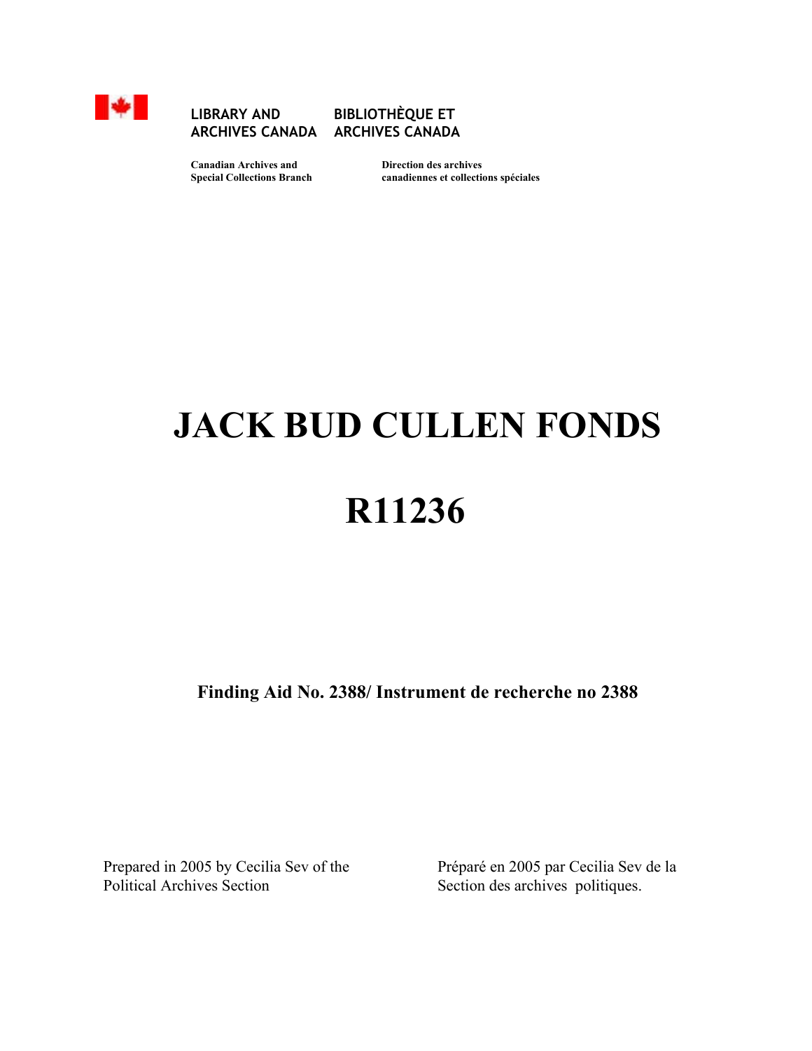LIBRARY AND ARCHIVES CANADA

BIBLIOTHÈQUE ET ARCHIVES CANADA

**Canadian Archives and Special Collections Branch**

**Direction des archives canadiennes et collections spéciales**

# JACK BUD CULLEN FONDS

# R11236

**Finding Aid No. 2388/ Instrument de recherche no 2388**

Prepared in 2005 by Cecilia Sev of the Political Archives Section

Préparé en 2005 par Cecilia Sev de la Section des archives politiques.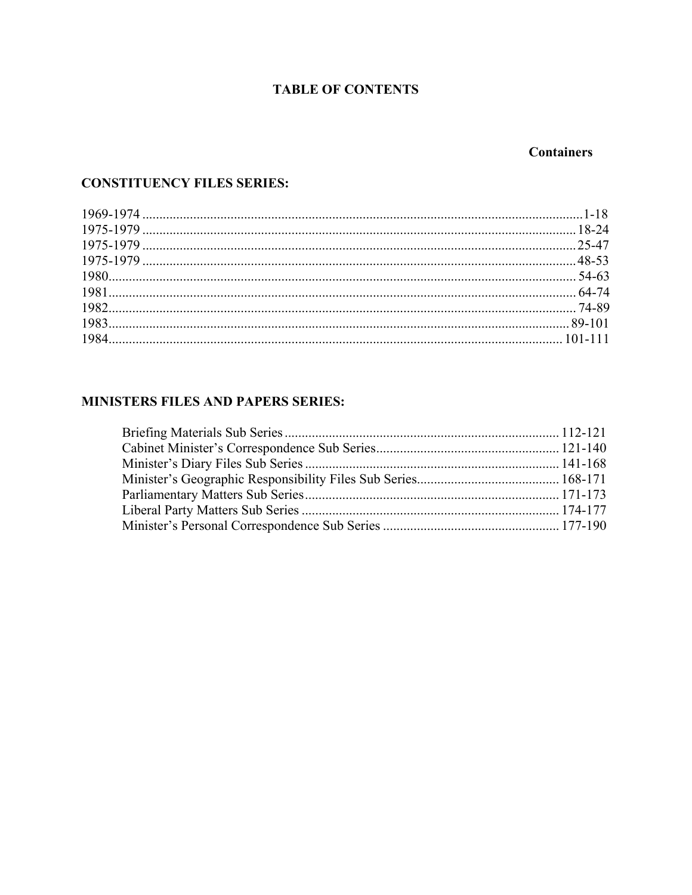# TABLE OF CONTENTS

| | Containers |
|---|---|
| **CONSTITUENCY FILES SERIES:** | |
| 1969-1974 | 1-18 |
| 1975-1979 | 18-24 |
| 1975-1979 | 25-47 |
| 1975-1979 | 48-53 |
| 1980 | 54-63 |
| 1981 | 64-74 |
| 1982 | 74-89 |
| 1983 | 89-101 |
| 1984 | 101-111 |
| **MINISTERS FILES AND PAPERS SERIES:** | |
| Briefing Materials Sub Series | 112-121 |
| Cabinet Minister's Correspondence Sub Series | 121-140 |
| Minister's Diary Files Sub Series | 141-168 |
| Minister's Geographic Responsibility Files Sub Series | 168-171 |
| Parliamentary Matters Sub Series | 171-173 |
| Liberal Party Matters Sub Series | 174-177 |
| Minister's Personal Correspondence Sub Series | 177-190 |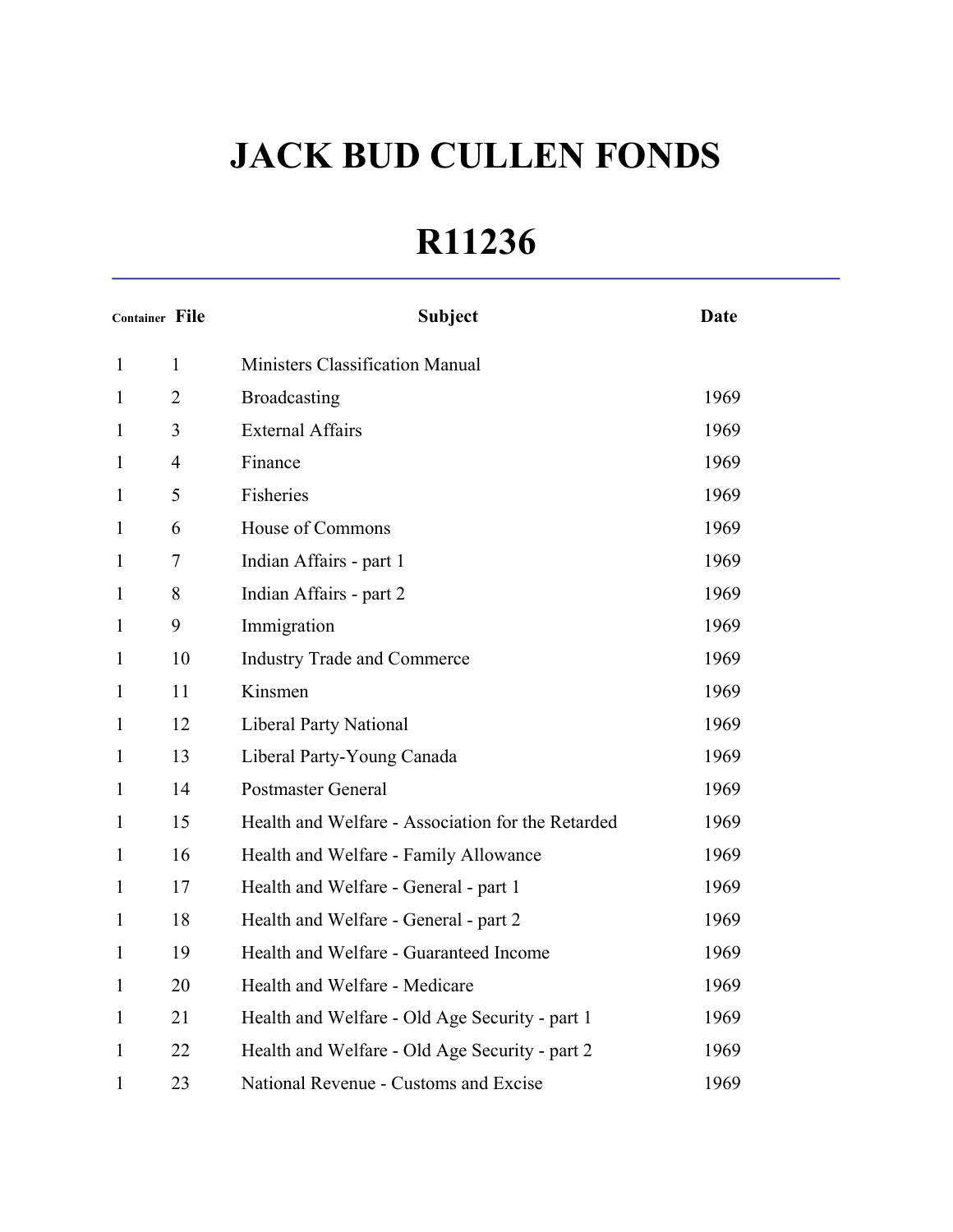# JACK BUD CULLEN FONDS

# R11236

| Container | File | Subject | Date |
| --- | --- | --- | --- |
| 1 | 1 | Ministers Classification Manual | |
| 1 | 2 | Broadcasting | 1969 |
| 1 | 3 | External Affairs | 1969 |
| 1 | 4 | Finance | 1969 |
| 1 | 5 | Fisheries | 1969 |
| 1 | 6 | House of Commons | 1969 |
| 1 | 7 | Indian Affairs - part 1 | 1969 |
| 1 | 8 | Indian Affairs - part 2 | 1969 |
| 1 | 9 | Immigration | 1969 |
| 1 | 10 | Industry Trade and Commerce | 1969 |
| 1 | 11 | Kinsmen | 1969 |
| 1 | 12 | Liberal Party National | 1969 |
| 1 | 13 | Liberal Party-Young Canada | 1969 |
| 1 | 14 | Postmaster General | 1969 |
| 1 | 15 | Health and Welfare - Association for the Retarded | 1969 |
| 1 | 16 | Health and Welfare - Family Allowance | 1969 |
| 1 | 17 | Health and Welfare - General - part 1 | 1969 |
| 1 | 18 | Health and Welfare - General - part 2 | 1969 |
| 1 | 19 | Health and Welfare - Guaranteed Income | 1969 |
| 1 | 20 | Health and Welfare - Medicare | 1969 |
| 1 | 21 | Health and Welfare - Old Age Security - part 1 | 1969 |
| 1 | 22 | Health and Welfare - Old Age Security - part 2 | 1969 |
| 1 | 23 | National Revenue - Customs and Excise | 1969 |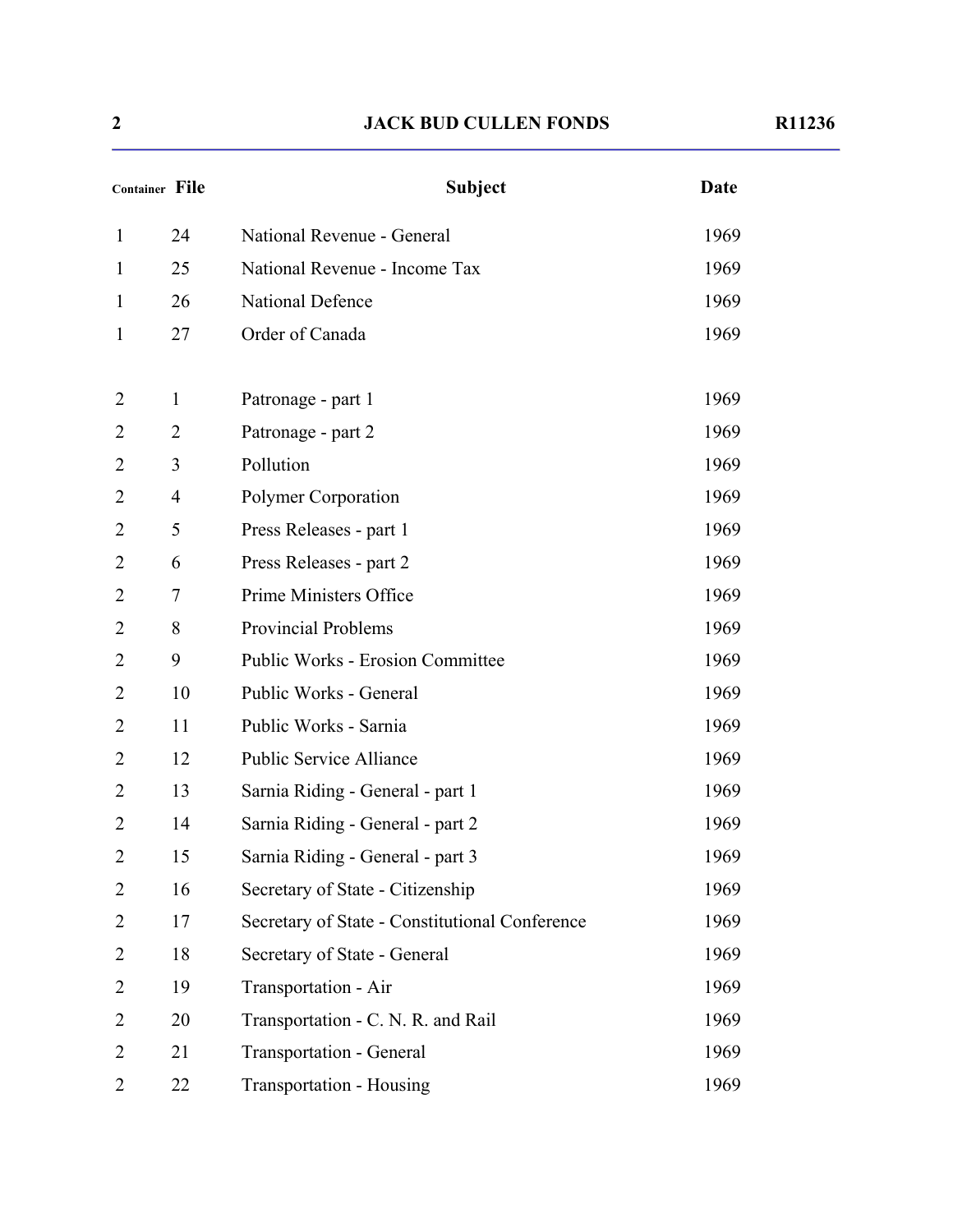| Container | File | Subject | Date |
|---|---|---|---|
| 1 | 24 | National Revenue - General | 1969 |
| 1 | 25 | National Revenue - Income Tax | 1969 |
| 1 | 26 | National Defence | 1969 |
| 1 | 27 | Order of Canada | 1969 |
| 2 | 1 | Patronage - part 1 | 1969 |
| 2 | 2 | Patronage - part 2 | 1969 |
| 2 | 3 | Pollution | 1969 |
| 2 | 4 | Polymer Corporation | 1969 |
| 2 | 5 | Press Releases - part 1 | 1969 |
| 2 | 6 | Press Releases - part 2 | 1969 |
| 2 | 7 | Prime Ministers Office | 1969 |
| 2 | 8 | Provincial Problems | 1969 |
| 2 | 9 | Public Works - Erosion Committee | 1969 |
| 2 | 10 | Public Works - General | 1969 |
| 2 | 11 | Public Works - Sarnia | 1969 |
| 2 | 12 | Public Service Alliance | 1969 |
| 2 | 13 | Sarnia Riding - General - part 1 | 1969 |
| 2 | 14 | Sarnia Riding - General - part 2 | 1969 |
| 2 | 15 | Sarnia Riding - General - part 3 | 1969 |
| 2 | 16 | Secretary of State - Citizenship | 1969 |
| 2 | 17 | Secretary of State - Constitutional Conference | 1969 |
| 2 | 18 | Secretary of State - General | 1969 |
| 2 | 19 | Transportation - Air | 1969 |
| 2 | 20 | Transportation - C. N. R. and Rail | 1969 |
| 2 | 21 | Transportation - General | 1969 |
| 2 | 22 | Transportation - Housing | 1969 |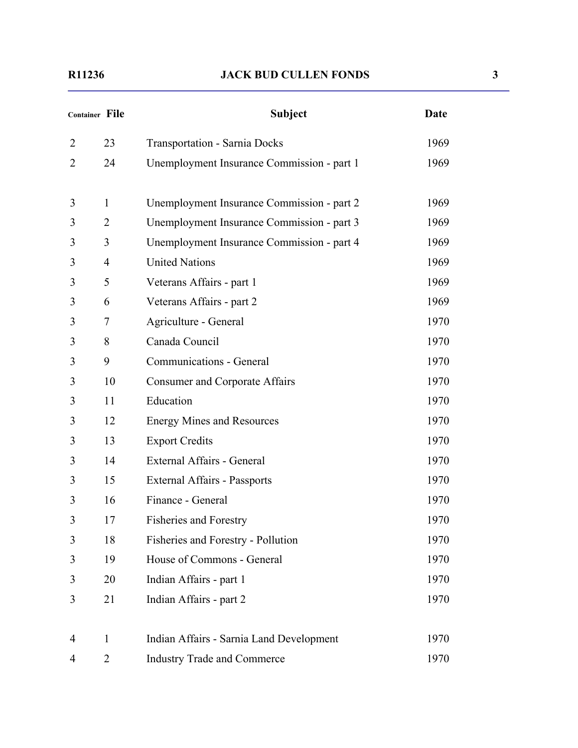| Container | File | Subject | Date |
|---|---|---|---|
| 2 | 23 | Transportation - Sarnia Docks | 1969 |
| 2 | 24 | Unemployment Insurance Commission - part 1 | 1969 |
| 3 | 1 | Unemployment Insurance Commission - part 2 | 1969 |
| 3 | 2 | Unemployment Insurance Commission - part 3 | 1969 |
| 3 | 3 | Unemployment Insurance Commission - part 4 | 1969 |
| 3 | 4 | United Nations | 1969 |
| 3 | 5 | Veterans Affairs - part 1 | 1969 |
| 3 | 6 | Veterans Affairs - part 2 | 1969 |
| 3 | 7 | Agriculture - General | 1970 |
| 3 | 8 | Canada Council | 1970 |
| 3 | 9 | Communications - General | 1970 |
| 3 | 10 | Consumer and Corporate Affairs | 1970 |
| 3 | 11 | Education | 1970 |
| 3 | 12 | Energy Mines and Resources | 1970 |
| 3 | 13 | Export Credits | 1970 |
| 3 | 14 | External Affairs - General | 1970 |
| 3 | 15 | External Affairs - Passports | 1970 |
| 3 | 16 | Finance - General | 1970 |
| 3 | 17 | Fisheries and Forestry | 1970 |
| 3 | 18 | Fisheries and Forestry - Pollution | 1970 |
| 3 | 19 | House of Commons - General | 1970 |
| 3 | 20 | Indian Affairs - part 1 | 1970 |
| 3 | 21 | Indian Affairs - part 2 | 1970 |
| 4 | 1 | Indian Affairs - Sarnia Land Development | 1970 |
| 4 | 2 | Industry Trade and Commerce | 1970 |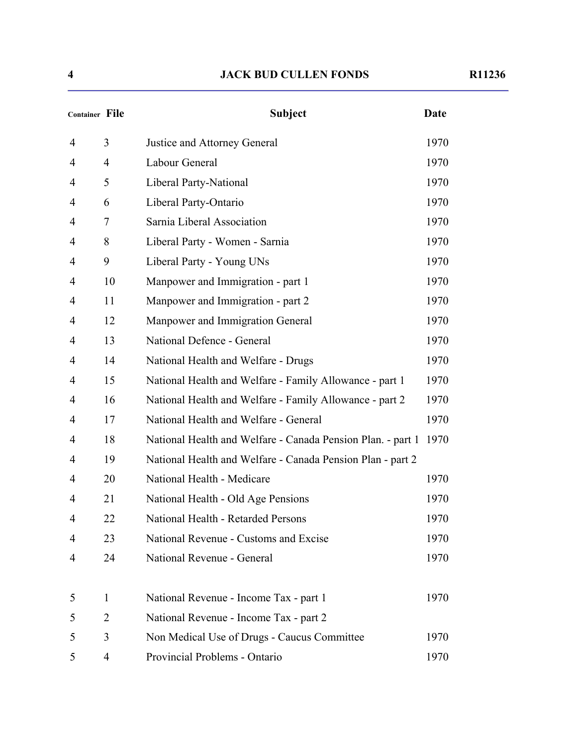| Container | File | Subject | Date |
|---|---|---|---|
| 4 | 3 | Justice and Attorney General | 1970 |
| 4 | 4 | Labour General | 1970 |
| 4 | 5 | Liberal Party-National | 1970 |
| 4 | 6 | Liberal Party-Ontario | 1970 |
| 4 | 7 | Sarnia Liberal Association | 1970 |
| 4 | 8 | Liberal Party - Women - Sarnia | 1970 |
| 4 | 9 | Liberal Party - Young UNs | 1970 |
| 4 | 10 | Manpower and Immigration - part 1 | 1970 |
| 4 | 11 | Manpower and Immigration - part 2 | 1970 |
| 4 | 12 | Manpower and Immigration General | 1970 |
| 4 | 13 | National Defence - General | 1970 |
| 4 | 14 | National Health and Welfare - Drugs | 1970 |
| 4 | 15 | National Health and Welfare - Family Allowance - part 1 | 1970 |
| 4 | 16 | National Health and Welfare - Family Allowance - part 2 | 1970 |
| 4 | 17 | National Health and Welfare - General | 1970 |
| 4 | 18 | National Health and Welfare - Canada Pension Plan. - part 1 | 1970 |
| 4 | 19 | National Health and Welfare - Canada Pension Plan - part 2 | |
| 4 | 20 | National Health - Medicare | 1970 |
| 4 | 21 | National Health - Old Age Pensions | 1970 |
| 4 | 22 | National Health - Retarded Persons | 1970 |
| 4 | 23 | National Revenue - Customs and Excise | 1970 |
| 4 | 24 | National Revenue - General | 1970 |
| 5 | 1 | National Revenue - Income Tax - part 1 | 1970 |
| 5 | 2 | National Revenue - Income Tax - part 2 | |
| 5 | 3 | Non Medical Use of Drugs - Caucus Committee | 1970 |
| 5 | 4 | Provincial Problems - Ontario | 1970 |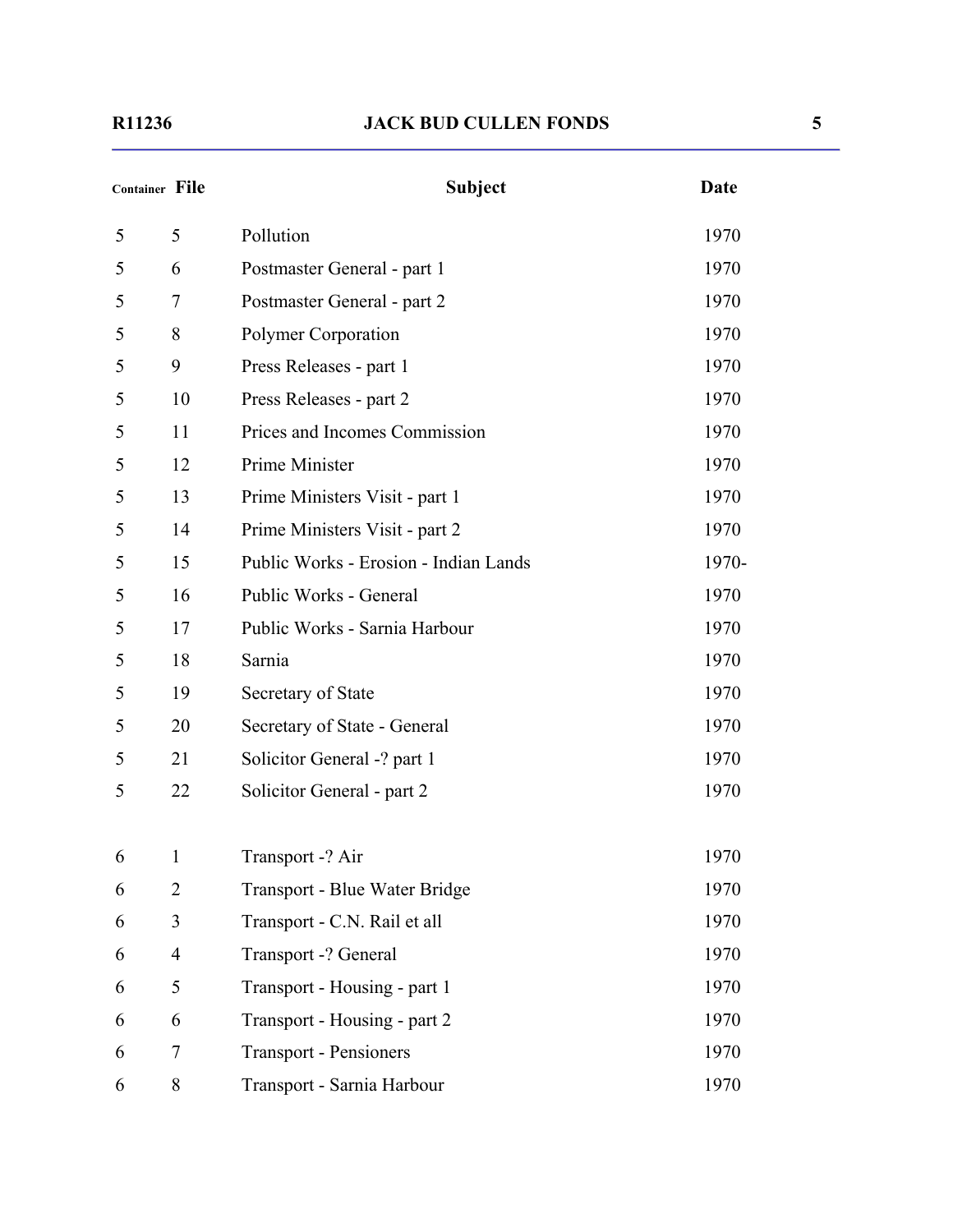| Container | File | Subject | Date |
|---|---|---|---|
| 5 | 5 | Pollution | 1970 |
| 5 | 6 | Postmaster General - part 1 | 1970 |
| 5 | 7 | Postmaster General - part 2 | 1970 |
| 5 | 8 | Polymer Corporation | 1970 |
| 5 | 9 | Press Releases - part 1 | 1970 |
| 5 | 10 | Press Releases - part 2 | 1970 |
| 5 | 11 | Prices and Incomes Commission | 1970 |
| 5 | 12 | Prime Minister | 1970 |
| 5 | 13 | Prime Ministers Visit - part 1 | 1970 |
| 5 | 14 | Prime Ministers Visit - part 2 | 1970 |
| 5 | 15 | Public Works - Erosion - Indian Lands | 1970- |
| 5 | 16 | Public Works - General | 1970 |
| 5 | 17 | Public Works - Sarnia Harbour | 1970 |
| 5 | 18 | Sarnia | 1970 |
| 5 | 19 | Secretary of State | 1970 |
| 5 | 20 | Secretary of State - General | 1970 |
| 5 | 21 | Solicitor General -? part 1 | 1970 |
| 5 | 22 | Solicitor General - part 2 | 1970 |
| 6 | 1 | Transport -? Air | 1970 |
| 6 | 2 | Transport - Blue Water Bridge | 1970 |
| 6 | 3 | Transport - C.N. Rail et all | 1970 |
| 6 | 4 | Transport -? General | 1970 |
| 6 | 5 | Transport - Housing - part 1 | 1970 |
| 6 | 6 | Transport - Housing - part 2 | 1970 |
| 6 | 7 | Transport - Pensioners | 1970 |
| 6 | 8 | Transport - Sarnia Harbour | 1970 |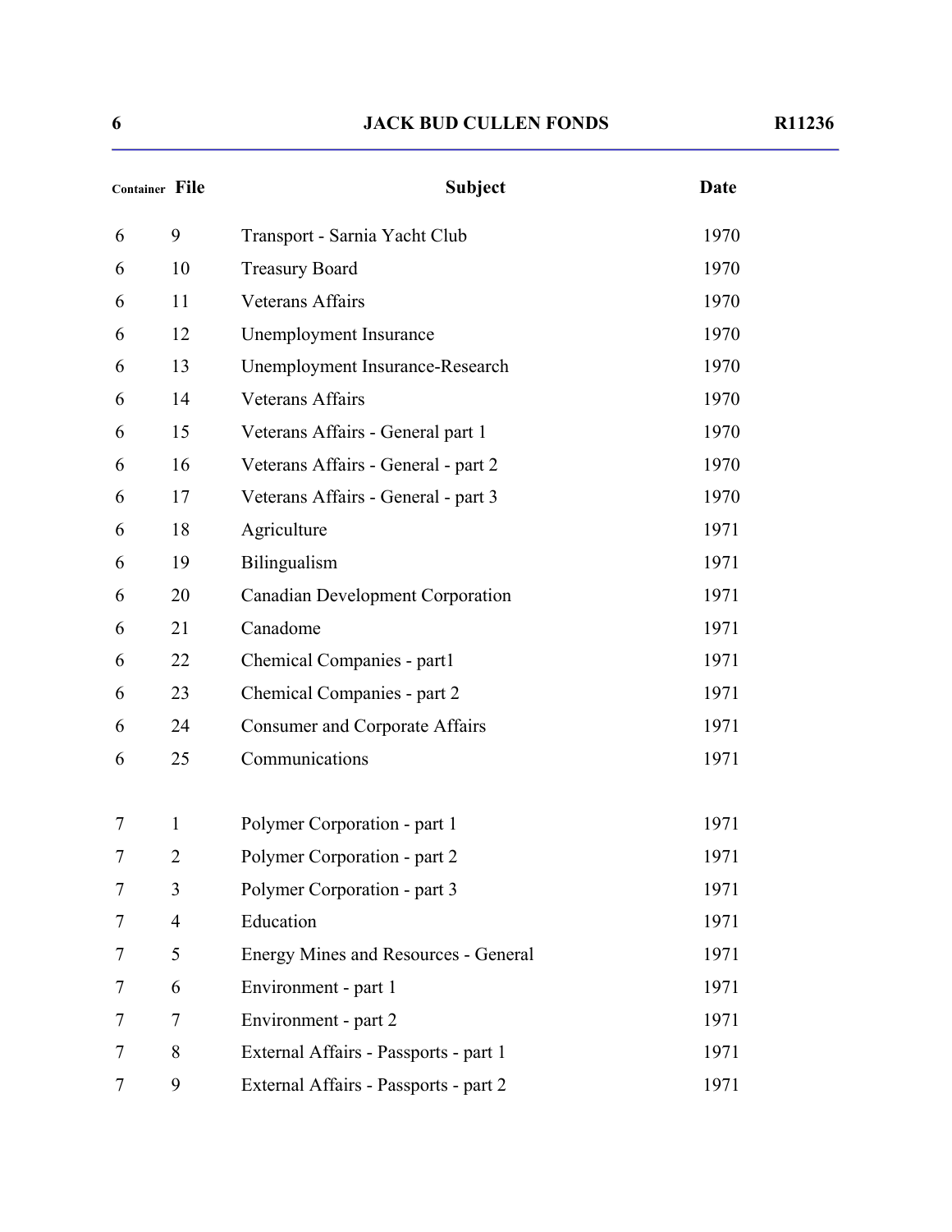| Container | File | Subject | Date |
| --- | --- | --- | --- |
| 6 | 9 | Transport - Sarnia Yacht Club | 1970 |
| 6 | 10 | Treasury Board | 1970 |
| 6 | 11 | Veterans Affairs | 1970 |
| 6 | 12 | Unemployment Insurance | 1970 |
| 6 | 13 | Unemployment Insurance-Research | 1970 |
| 6 | 14 | Veterans Affairs | 1970 |
| 6 | 15 | Veterans Affairs - General part 1 | 1970 |
| 6 | 16 | Veterans Affairs - General - part 2 | 1970 |
| 6 | 17 | Veterans Affairs - General - part 3 | 1970 |
| 6 | 18 | Agriculture | 1971 |
| 6 | 19 | Bilingualism | 1971 |
| 6 | 20 | Canadian Development Corporation | 1971 |
| 6 | 21 | Canadome | 1971 |
| 6 | 22 | Chemical Companies - part1 | 1971 |
| 6 | 23 | Chemical Companies - part 2 | 1971 |
| 6 | 24 | Consumer and Corporate Affairs | 1971 |
| 6 | 25 | Communications | 1971 |
| 7 | 1 | Polymer Corporation - part 1 | 1971 |
| 7 | 2 | Polymer Corporation - part 2 | 1971 |
| 7 | 3 | Polymer Corporation - part 3 | 1971 |
| 7 | 4 | Education | 1971 |
| 7 | 5 | Energy Mines and Resources - General | 1971 |
| 7 | 6 | Environment - part 1 | 1971 |
| 7 | 7 | Environment - part 2 | 1971 |
| 7 | 8 | External Affairs - Passports - part 1 | 1971 |
| 7 | 9 | External Affairs - Passports - part 2 | 1971 |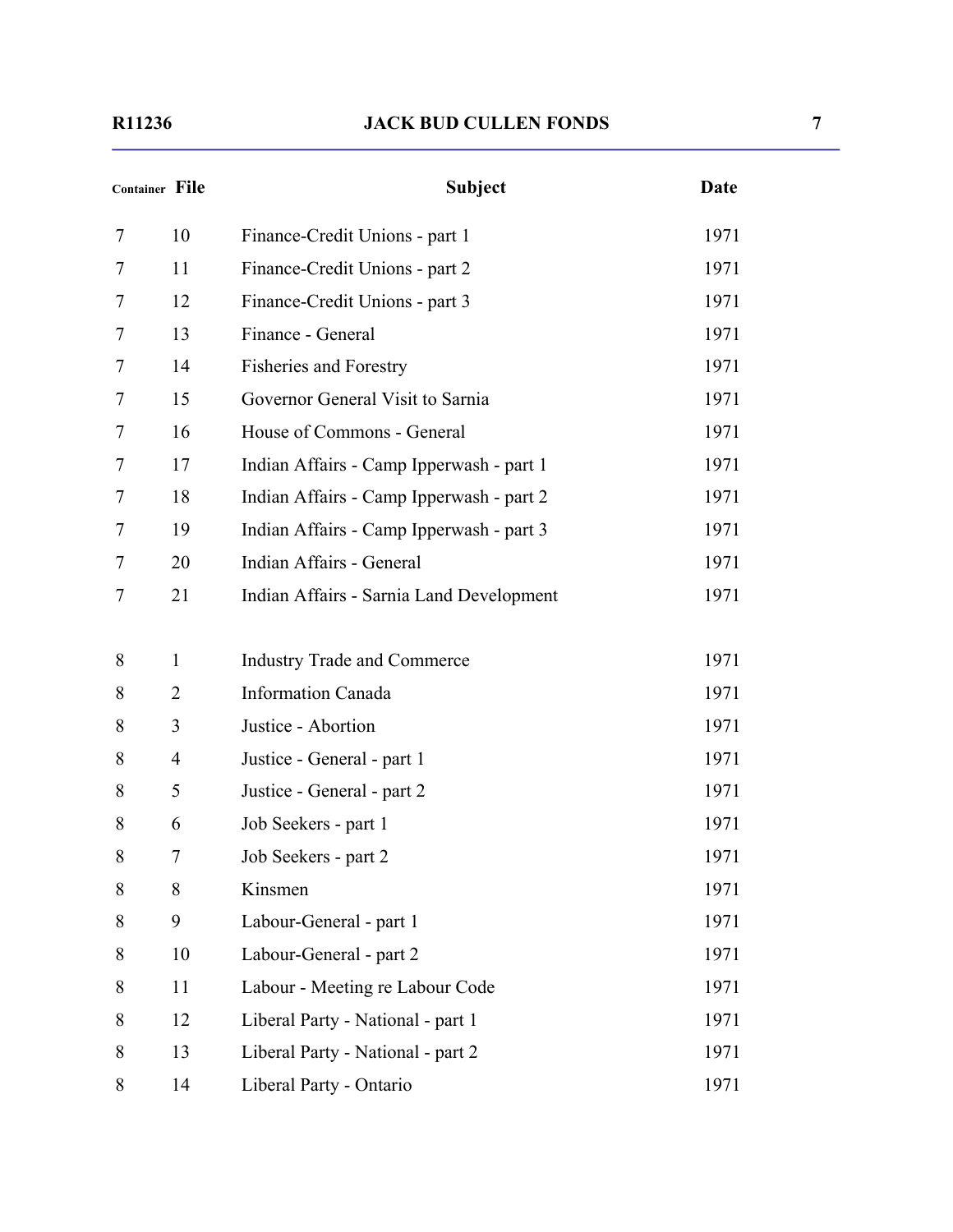| Container | File | Subject | Date |
|---|---|---|---|
| 7 | 10 | Finance-Credit Unions - part 1 | 1971 |
| 7 | 11 | Finance-Credit Unions - part 2 | 1971 |
| 7 | 12 | Finance-Credit Unions - part 3 | 1971 |
| 7 | 13 | Finance - General | 1971 |
| 7 | 14 | Fisheries and Forestry | 1971 |
| 7 | 15 | Governor General Visit to Sarnia | 1971 |
| 7 | 16 | House of Commons - General | 1971 |
| 7 | 17 | Indian Affairs - Camp Ipperwash - part 1 | 1971 |
| 7 | 18 | Indian Affairs - Camp Ipperwash - part 2 | 1971 |
| 7 | 19 | Indian Affairs - Camp Ipperwash - part 3 | 1971 |
| 7 | 20 | Indian Affairs - General | 1971 |
| 7 | 21 | Indian Affairs - Sarnia Land Development | 1971 |
| 8 | 1 | Industry Trade and Commerce | 1971 |
| 8 | 2 | Information Canada | 1971 |
| 8 | 3 | Justice - Abortion | 1971 |
| 8 | 4 | Justice - General - part 1 | 1971 |
| 8 | 5 | Justice - General - part 2 | 1971 |
| 8 | 6 | Job Seekers - part 1 | 1971 |
| 8 | 7 | Job Seekers - part 2 | 1971 |
| 8 | 8 | Kinsmen | 1971 |
| 8 | 9 | Labour-General - part 1 | 1971 |
| 8 | 10 | Labour-General - part 2 | 1971 |
| 8 | 11 | Labour - Meeting re Labour Code | 1971 |
| 8 | 12 | Liberal Party - National - part 1 | 1971 |
| 8 | 13 | Liberal Party - National - part 2 | 1971 |
| 8 | 14 | Liberal Party - Ontario | 1971 |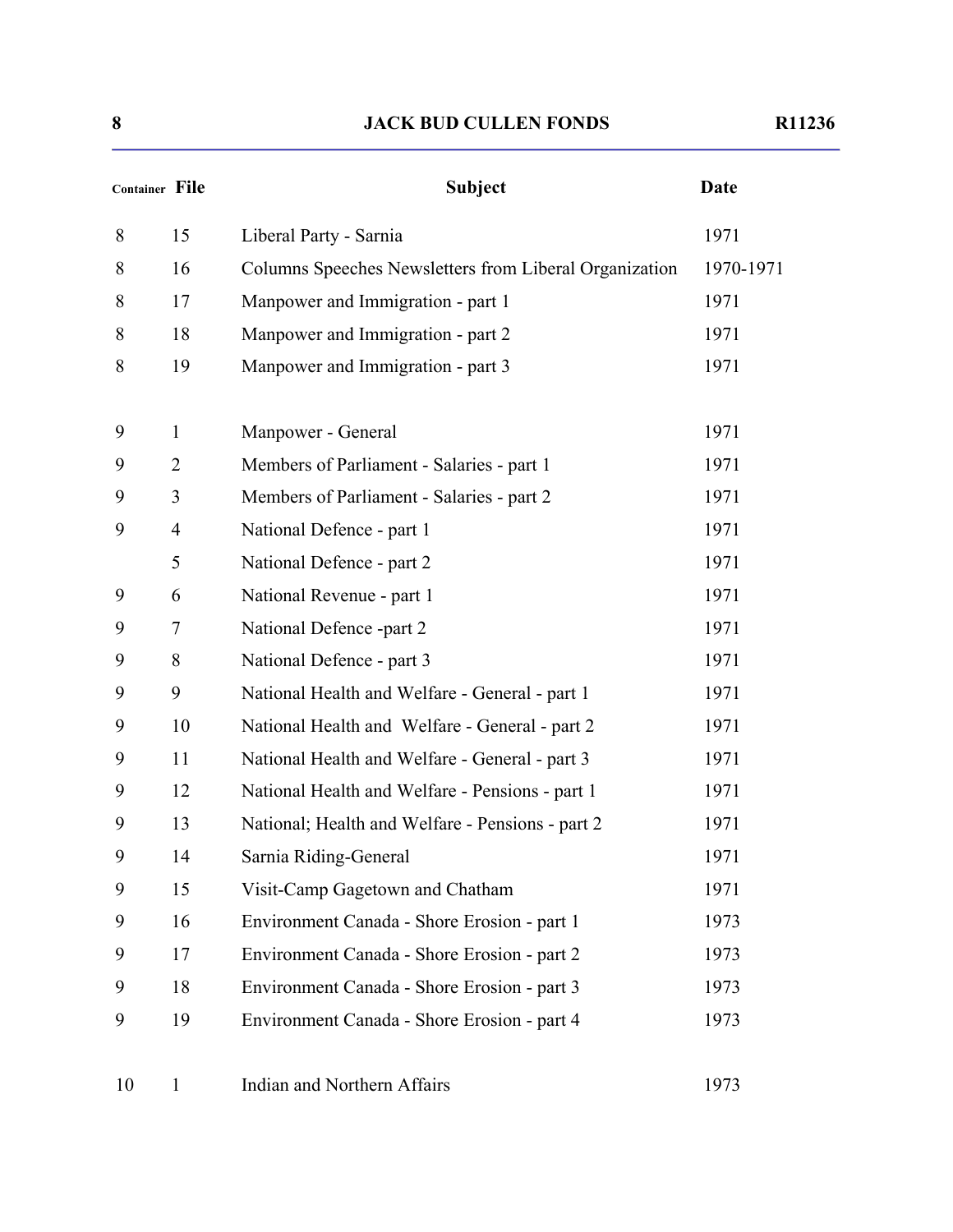| Container | File | Subject | Date |
|---|---|---|---|
| 8 | 15 | Liberal Party - Sarnia | 1971 |
| 8 | 16 | Columns Speeches Newsletters from Liberal Organization | 1970-1971 |
| 8 | 17 | Manpower and Immigration - part 1 | 1971 |
| 8 | 18 | Manpower and Immigration - part 2 | 1971 |
| 8 | 19 | Manpower and Immigration - part 3 | 1971 |
| 9 | 1 | Manpower - General | 1971 |
| 9 | 2 | Members of Parliament - Salaries - part 1 | 1971 |
| 9 | 3 | Members of Parliament - Salaries - part 2 | 1971 |
| 9 | 4 | National Defence - part 1 | 1971 |
| | 5 | National Defence - part 2 | 1971 |
| 9 | 6 | National Revenue - part 1 | 1971 |
| 9 | 7 | National Defence -part 2 | 1971 |
| 9 | 8 | National Defence - part 3 | 1971 |
| 9 | 9 | National Health and Welfare - General - part 1 | 1971 |
| 9 | 10 | National Health and Welfare - General - part 2 | 1971 |
| 9 | 11 | National Health and Welfare - General - part 3 | 1971 |
| 9 | 12 | National Health and Welfare - Pensions - part 1 | 1971 |
| 9 | 13 | National; Health and Welfare - Pensions - part 2 | 1971 |
| 9 | 14 | Sarnia Riding-General | 1971 |
| 9 | 15 | Visit-Camp Gagetown and Chatham | 1971 |
| 9 | 16 | Environment Canada - Shore Erosion - part 1 | 1973 |
| 9 | 17 | Environment Canada - Shore Erosion - part 2 | 1973 |
| 9 | 18 | Environment Canada - Shore Erosion - part 3 | 1973 |
| 9 | 19 | Environment Canada - Shore Erosion - part 4 | 1973 |
| 10 | 1 | Indian and Northern Affairs | 1973 |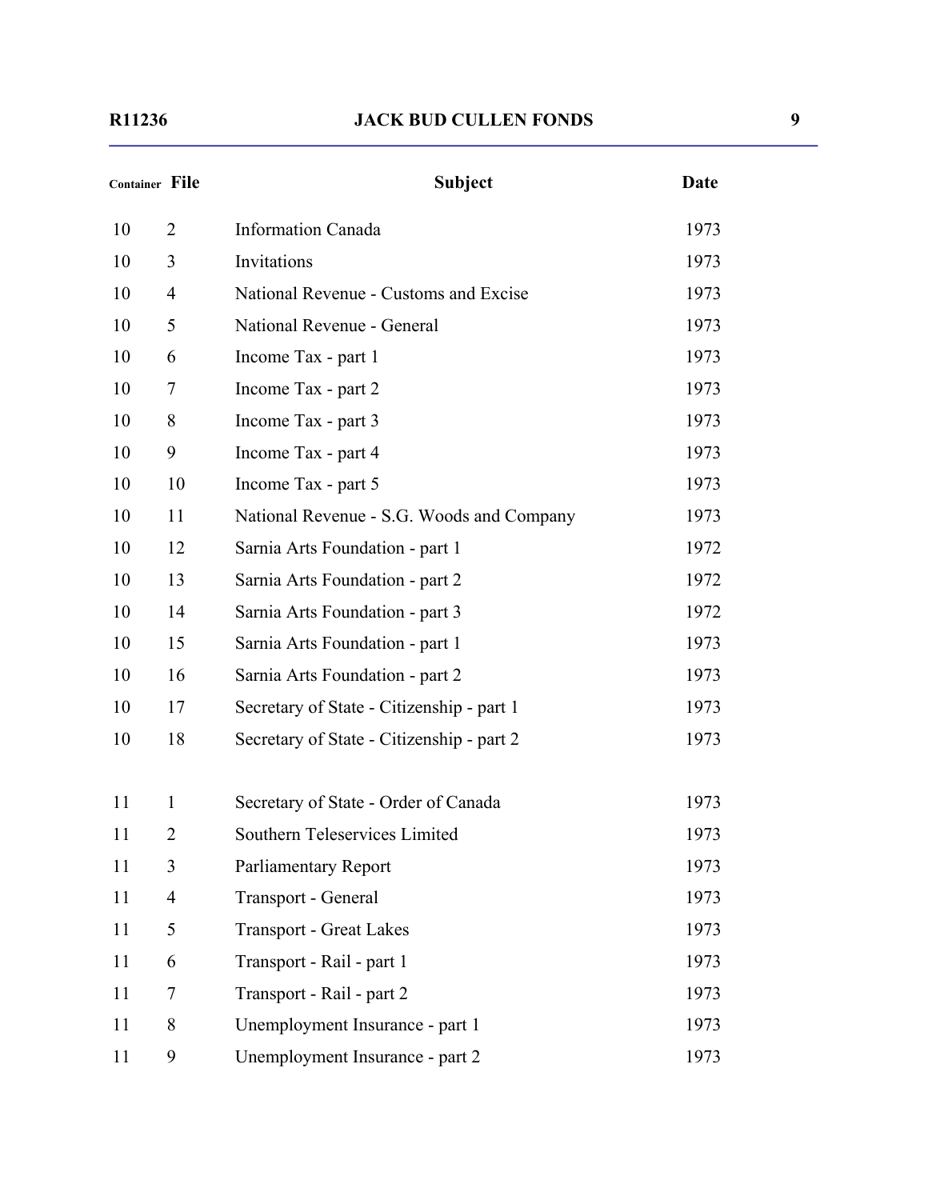| Container | File | Subject | Date |
|---|---|---|---|
| 10 | 2 | Information Canada | 1973 |
| 10 | 3 | Invitations | 1973 |
| 10 | 4 | National Revenue - Customs and Excise | 1973 |
| 10 | 5 | National Revenue - General | 1973 |
| 10 | 6 | Income Tax - part 1 | 1973 |
| 10 | 7 | Income Tax - part 2 | 1973 |
| 10 | 8 | Income Tax - part 3 | 1973 |
| 10 | 9 | Income Tax - part 4 | 1973 |
| 10 | 10 | Income Tax - part 5 | 1973 |
| 10 | 11 | National Revenue - S.G. Woods and Company | 1973 |
| 10 | 12 | Sarnia Arts Foundation - part 1 | 1972 |
| 10 | 13 | Sarnia Arts Foundation - part 2 | 1972 |
| 10 | 14 | Sarnia Arts Foundation - part 3 | 1972 |
| 10 | 15 | Sarnia Arts Foundation - part 1 | 1973 |
| 10 | 16 | Sarnia Arts Foundation - part 2 | 1973 |
| 10 | 17 | Secretary of State - Citizenship - part 1 | 1973 |
| 10 | 18 | Secretary of State - Citizenship - part 2 | 1973 |
| 11 | 1 | Secretary of State - Order of Canada | 1973 |
| 11 | 2 | Southern Teleservices Limited | 1973 |
| 11 | 3 | Parliamentary Report | 1973 |
| 11 | 4 | Transport - General | 1973 |
| 11 | 5 | Transport - Great Lakes | 1973 |
| 11 | 6 | Transport - Rail - part 1 | 1973 |
| 11 | 7 | Transport - Rail - part 2 | 1973 |
| 11 | 8 | Unemployment Insurance - part 1 | 1973 |
| 11 | 9 | Unemployment Insurance - part 2 | 1973 |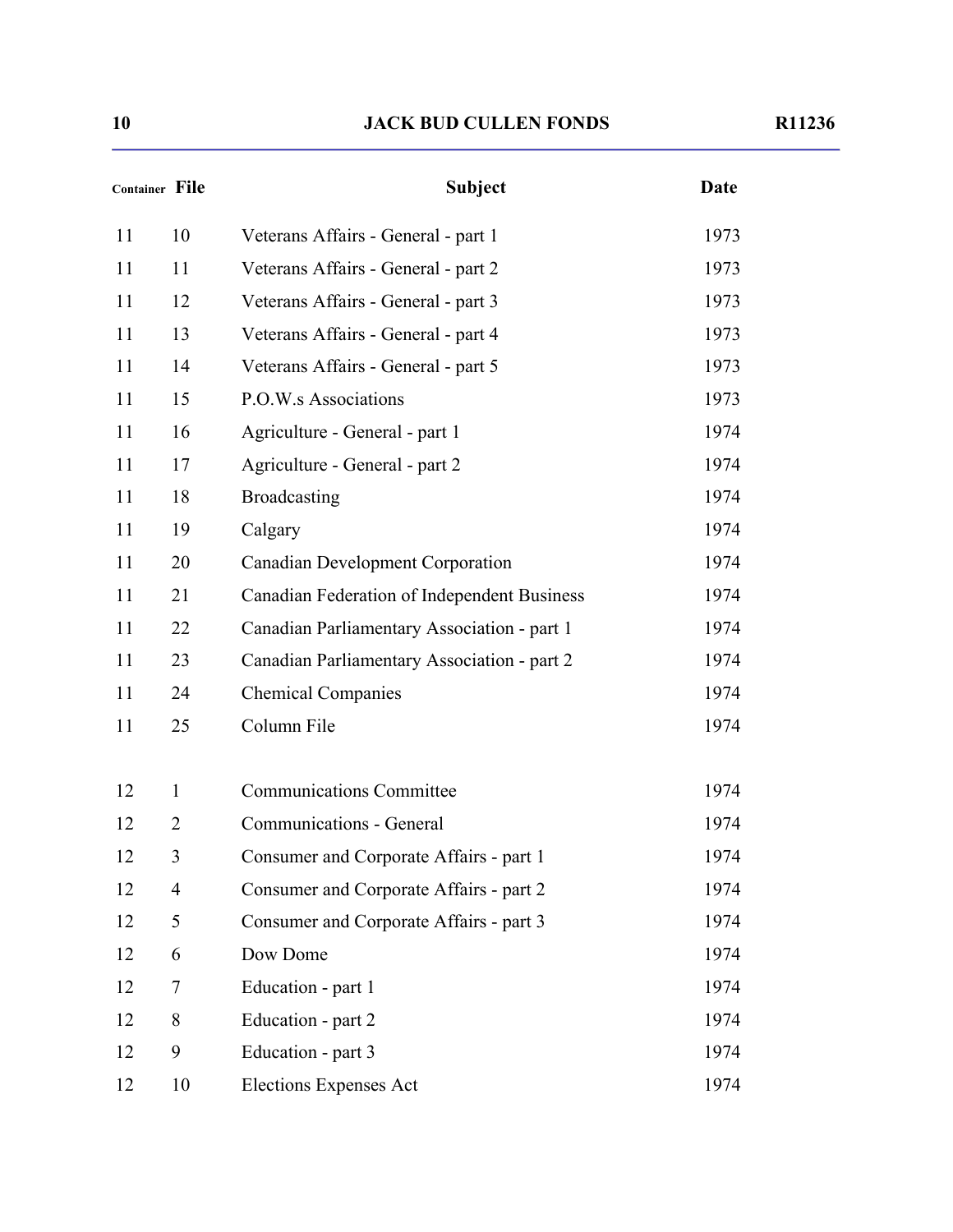| Container | File | Subject | Date |
|---|---|---|---|
| 11 | 10 | Veterans Affairs - General - part 1 | 1973 |
| 11 | 11 | Veterans Affairs - General - part 2 | 1973 |
| 11 | 12 | Veterans Affairs - General - part 3 | 1973 |
| 11 | 13 | Veterans Affairs - General - part 4 | 1973 |
| 11 | 14 | Veterans Affairs - General - part 5 | 1973 |
| 11 | 15 | P.O.W.s Associations | 1973 |
| 11 | 16 | Agriculture - General - part 1 | 1974 |
| 11 | 17 | Agriculture - General - part 2 | 1974 |
| 11 | 18 | Broadcasting | 1974 |
| 11 | 19 | Calgary | 1974 |
| 11 | 20 | Canadian Development Corporation | 1974 |
| 11 | 21 | Canadian Federation of Independent Business | 1974 |
| 11 | 22 | Canadian Parliamentary Association - part 1 | 1974 |
| 11 | 23 | Canadian Parliamentary Association - part 2 | 1974 |
| 11 | 24 | Chemical Companies | 1974 |
| 11 | 25 | Column File | 1974 |
| 12 | 1 | Communications Committee | 1974 |
| 12 | 2 | Communications - General | 1974 |
| 12 | 3 | Consumer and Corporate Affairs - part 1 | 1974 |
| 12 | 4 | Consumer and Corporate Affairs - part 2 | 1974 |
| 12 | 5 | Consumer and Corporate Affairs - part 3 | 1974 |
| 12 | 6 | Dow Dome | 1974 |
| 12 | 7 | Education - part 1 | 1974 |
| 12 | 8 | Education - part 2 | 1974 |
| 12 | 9 | Education - part 3 | 1974 |
| 12 | 10 | Elections Expenses Act | 1974 |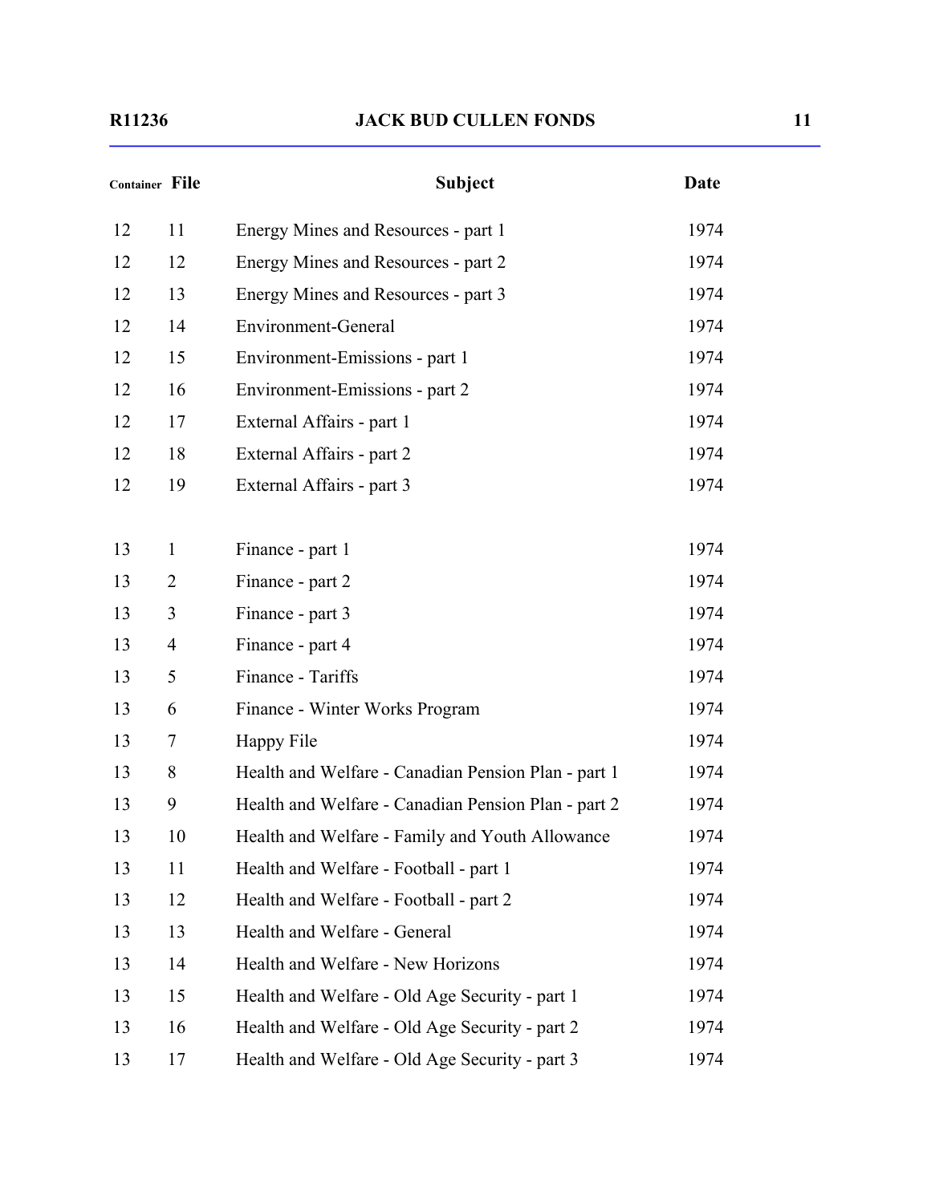| Container | File | Subject | Date |
|---|---|---|---|
| 12 | 11 | Energy Mines and Resources - part 1 | 1974 |
| 12 | 12 | Energy Mines and Resources - part 2 | 1974 |
| 12 | 13 | Energy Mines and Resources - part 3 | 1974 |
| 12 | 14 | Environment-General | 1974 |
| 12 | 15 | Environment-Emissions - part 1 | 1974 |
| 12 | 16 | Environment-Emissions - part 2 | 1974 |
| 12 | 17 | External Affairs - part 1 | 1974 |
| 12 | 18 | External Affairs - part 2 | 1974 |
| 12 | 19 | External Affairs - part 3 | 1974 |
| 13 | 1 | Finance - part 1 | 1974 |
| 13 | 2 | Finance - part 2 | 1974 |
| 13 | 3 | Finance - part 3 | 1974 |
| 13 | 4 | Finance - part 4 | 1974 |
| 13 | 5 | Finance - Tariffs | 1974 |
| 13 | 6 | Finance - Winter Works Program | 1974 |
| 13 | 7 | Happy File | 1974 |
| 13 | 8 | Health and Welfare - Canadian Pension Plan - part 1 | 1974 |
| 13 | 9 | Health and Welfare - Canadian Pension Plan - part 2 | 1974 |
| 13 | 10 | Health and Welfare - Family and Youth Allowance | 1974 |
| 13 | 11 | Health and Welfare - Football - part 1 | 1974 |
| 13 | 12 | Health and Welfare - Football - part 2 | 1974 |
| 13 | 13 | Health and Welfare - General | 1974 |
| 13 | 14 | Health and Welfare - New Horizons | 1974 |
| 13 | 15 | Health and Welfare - Old Age Security - part 1 | 1974 |
| 13 | 16 | Health and Welfare - Old Age Security - part 2 | 1974 |
| 13 | 17 | Health and Welfare - Old Age Security - part 3 | 1974 |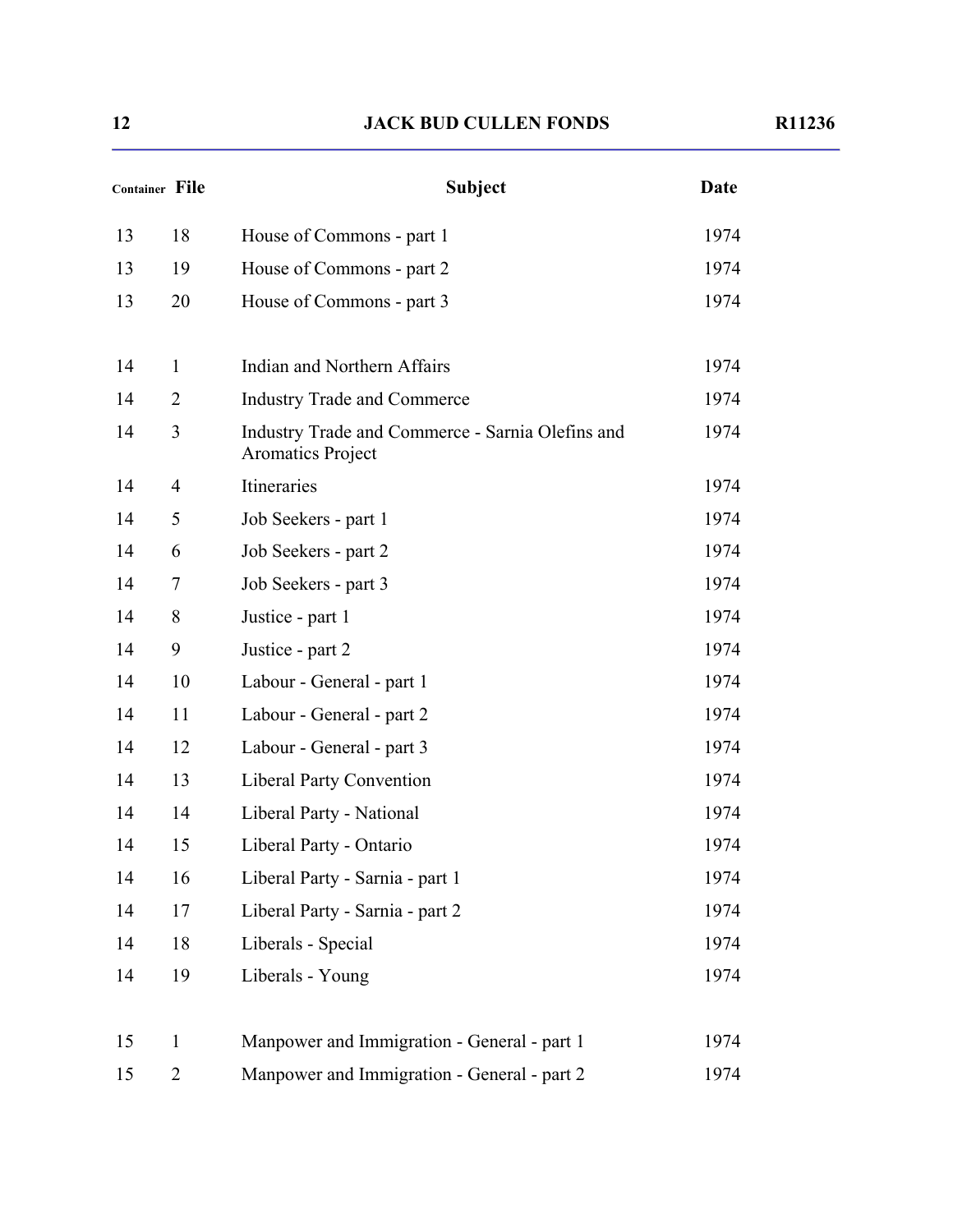| Container | File | Subject | Date |
|---|---|---|---|
| 13 | 18 | House of Commons - part 1 | 1974 |
| 13 | 19 | House of Commons - part 2 | 1974 |
| 13 | 20 | House of Commons - part 3 | 1974 |
| 14 | 1 | Indian and Northern Affairs | 1974 |
| 14 | 2 | Industry Trade and Commerce | 1974 |
| 14 | 3 | Industry Trade and Commerce - Sarnia Olefins and Aromatics Project | 1974 |
| 14 | 4 | Itineraries | 1974 |
| 14 | 5 | Job Seekers - part 1 | 1974 |
| 14 | 6 | Job Seekers - part 2 | 1974 |
| 14 | 7 | Job Seekers - part 3 | 1974 |
| 14 | 8 | Justice - part 1 | 1974 |
| 14 | 9 | Justice - part 2 | 1974 |
| 14 | 10 | Labour - General - part 1 | 1974 |
| 14 | 11 | Labour - General - part 2 | 1974 |
| 14 | 12 | Labour - General - part 3 | 1974 |
| 14 | 13 | Liberal Party Convention | 1974 |
| 14 | 14 | Liberal Party - National | 1974 |
| 14 | 15 | Liberal Party - Ontario | 1974 |
| 14 | 16 | Liberal Party - Sarnia - part 1 | 1974 |
| 14 | 17 | Liberal Party - Sarnia - part 2 | 1974 |
| 14 | 18 | Liberals - Special | 1974 |
| 14 | 19 | Liberals - Young | 1974 |
| 15 | 1 | Manpower and Immigration - General - part 1 | 1974 |
| 15 | 2 | Manpower and Immigration - General - part 2 | 1974 |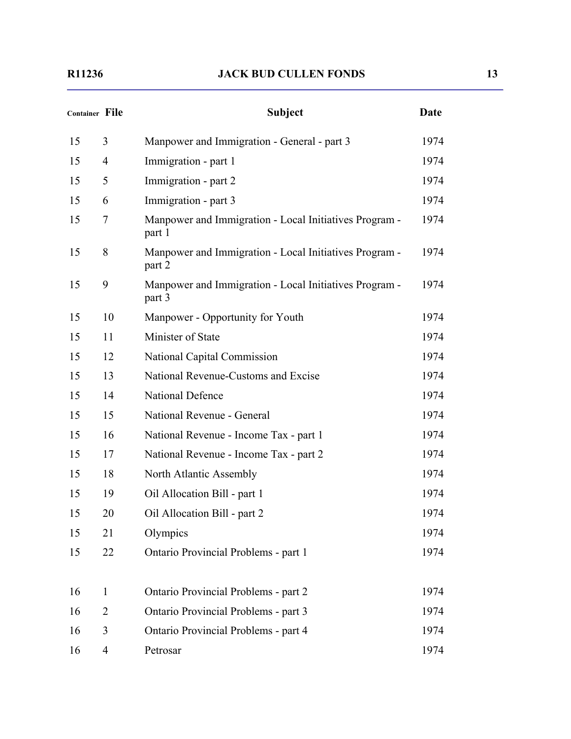| Container | File | Subject | Date |
|---|---|---|---|
| 15 | 3 | Manpower and Immigration - General - part 3 | 1974 |
| 15 | 4 | Immigration - part 1 | 1974 |
| 15 | 5 | Immigration - part 2 | 1974 |
| 15 | 6 | Immigration - part 3 | 1974 |
| 15 | 7 | Manpower and Immigration - Local Initiatives Program - part 1 | 1974 |
| 15 | 8 | Manpower and Immigration - Local Initiatives Program - part 2 | 1974 |
| 15 | 9 | Manpower and Immigration - Local Initiatives Program - part 3 | 1974 |
| 15 | 10 | Manpower - Opportunity for Youth | 1974 |
| 15 | 11 | Minister of State | 1974 |
| 15 | 12 | National Capital Commission | 1974 |
| 15 | 13 | National Revenue-Customs and Excise | 1974 |
| 15 | 14 | National Defence | 1974 |
| 15 | 15 | National Revenue - General | 1974 |
| 15 | 16 | National Revenue - Income Tax - part 1 | 1974 |
| 15 | 17 | National Revenue - Income Tax - part 2 | 1974 |
| 15 | 18 | North Atlantic Assembly | 1974 |
| 15 | 19 | Oil Allocation Bill - part 1 | 1974 |
| 15 | 20 | Oil Allocation Bill - part 2 | 1974 |
| 15 | 21 | Olympics | 1974 |
| 15 | 22 | Ontario Provincial Problems - part 1 | 1974 |
| 16 | 1 | Ontario Provincial Problems - part 2 | 1974 |
| 16 | 2 | Ontario Provincial Problems - part 3 | 1974 |
| 16 | 3 | Ontario Provincial Problems - part 4 | 1974 |
| 16 | 4 | Petrosar | 1974 |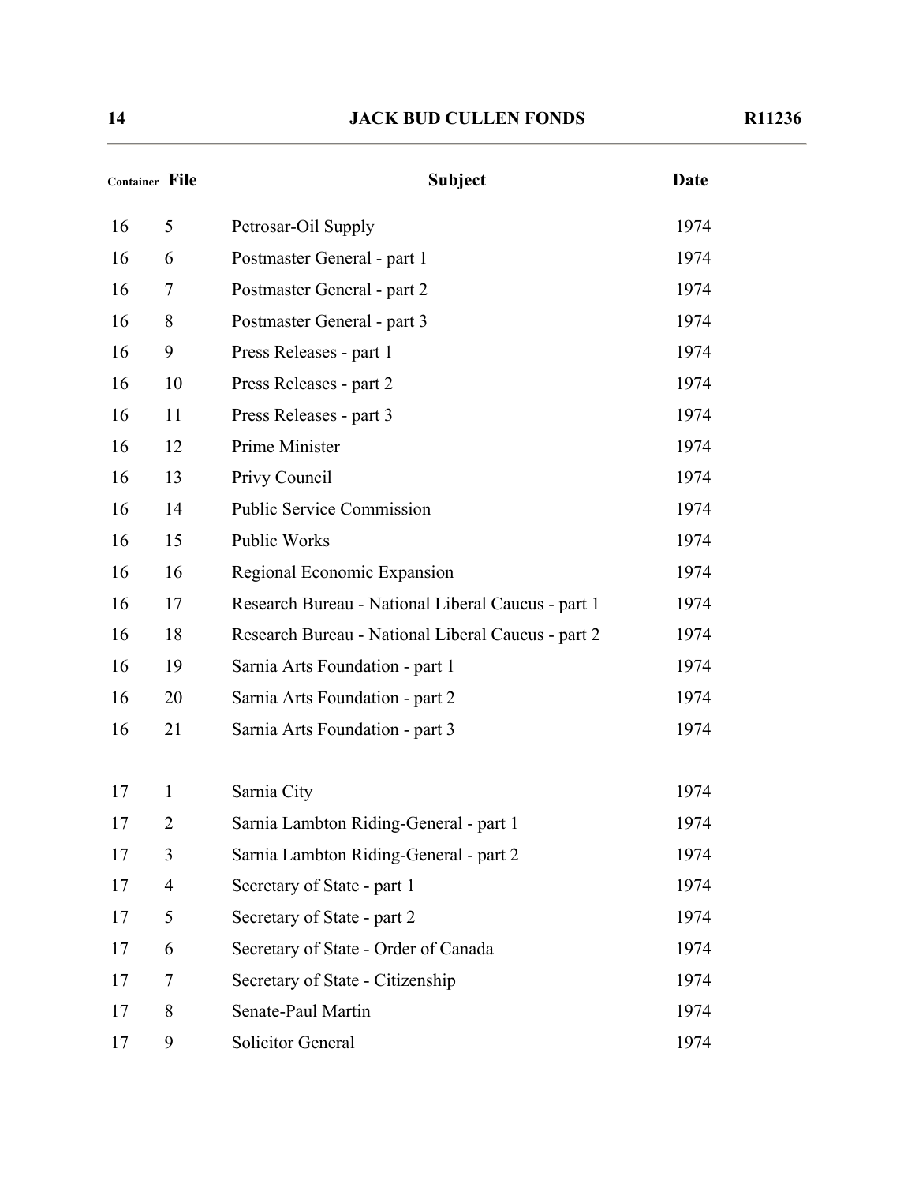| Container | File | Subject | Date |
|---|---|---|---|
| 16 | 5 | Petrosar-Oil Supply | 1974 |
| 16 | 6 | Postmaster General - part 1 | 1974 |
| 16 | 7 | Postmaster General - part 2 | 1974 |
| 16 | 8 | Postmaster General - part 3 | 1974 |
| 16 | 9 | Press Releases - part 1 | 1974 |
| 16 | 10 | Press Releases - part 2 | 1974 |
| 16 | 11 | Press Releases - part 3 | 1974 |
| 16 | 12 | Prime Minister | 1974 |
| 16 | 13 | Privy Council | 1974 |
| 16 | 14 | Public Service Commission | 1974 |
| 16 | 15 | Public Works | 1974 |
| 16 | 16 | Regional Economic Expansion | 1974 |
| 16 | 17 | Research Bureau - National Liberal Caucus - part 1 | 1974 |
| 16 | 18 | Research Bureau - National Liberal Caucus - part 2 | 1974 |
| 16 | 19 | Sarnia Arts Foundation - part 1 | 1974 |
| 16 | 20 | Sarnia Arts Foundation - part 2 | 1974 |
| 16 | 21 | Sarnia Arts Foundation - part 3 | 1974 |
| 17 | 1 | Sarnia City | 1974 |
| 17 | 2 | Sarnia Lambton Riding-General - part 1 | 1974 |
| 17 | 3 | Sarnia Lambton Riding-General - part 2 | 1974 |
| 17 | 4 | Secretary of State - part 1 | 1974 |
| 17 | 5 | Secretary of State - part 2 | 1974 |
| 17 | 6 | Secretary of State - Order of Canada | 1974 |
| 17 | 7 | Secretary of State - Citizenship | 1974 |
| 17 | 8 | Senate-Paul Martin | 1974 |
| 17 | 9 | Solicitor General | 1974 |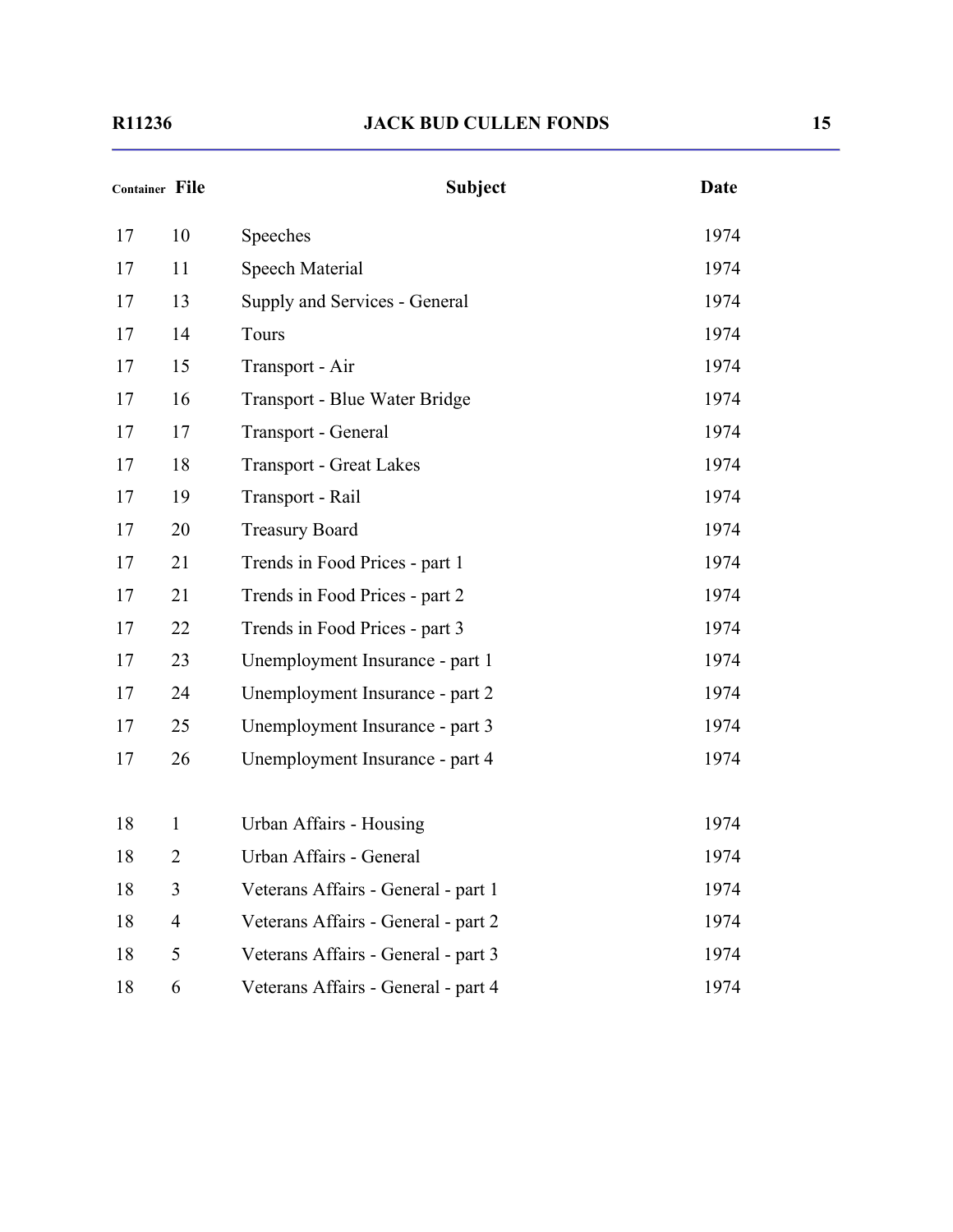| Container | File | Subject | Date |
|---|---|---|---|
| 17 | 10 | Speeches | 1974 |
| 17 | 11 | Speech Material | 1974 |
| 17 | 13 | Supply and Services - General | 1974 |
| 17 | 14 | Tours | 1974 |
| 17 | 15 | Transport - Air | 1974 |
| 17 | 16 | Transport - Blue Water Bridge | 1974 |
| 17 | 17 | Transport - General | 1974 |
| 17 | 18 | Transport - Great Lakes | 1974 |
| 17 | 19 | Transport - Rail | 1974 |
| 17 | 20 | Treasury Board | 1974 |
| 17 | 21 | Trends in Food Prices - part 1 | 1974 |
| 17 | 21 | Trends in Food Prices - part 2 | 1974 |
| 17 | 22 | Trends in Food Prices - part 3 | 1974 |
| 17 | 23 | Unemployment Insurance - part 1 | 1974 |
| 17 | 24 | Unemployment Insurance - part 2 | 1974 |
| 17 | 25 | Unemployment Insurance - part 3 | 1974 |
| 17 | 26 | Unemployment Insurance - part 4 | 1974 |
| 18 | 1 | Urban Affairs - Housing | 1974 |
| 18 | 2 | Urban Affairs - General | 1974 |
| 18 | 3 | Veterans Affairs - General - part 1 | 1974 |
| 18 | 4 | Veterans Affairs - General - part 2 | 1974 |
| 18 | 5 | Veterans Affairs - General - part 3 | 1974 |
| 18 | 6 | Veterans Affairs - General - part 4 | 1974 |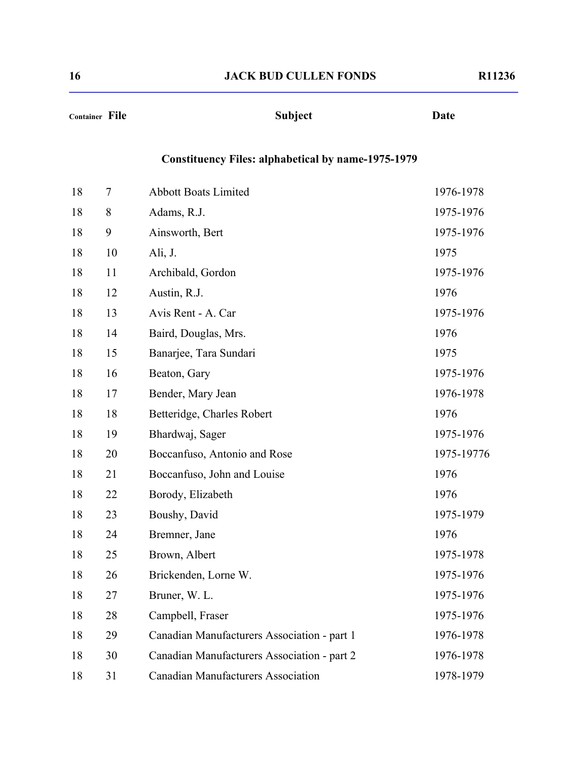| Container | File | Subject | Date |
| --- | --- | --- | --- |

## Constituency Files: alphabetical by name-1975-1979

| Container | File | Subject | Date |
| --- | --- | --- | --- |
| 18 | 7 | Abbott Boats Limited | 1976-1978 |
| 18 | 8 | Adams, R.J. | 1975-1976 |
| 18 | 9 | Ainsworth, Bert | 1975-1976 |
| 18 | 10 | Ali, J. | 1975 |
| 18 | 11 | Archibald, Gordon | 1975-1976 |
| 18 | 12 | Austin, R.J. | 1976 |
| 18 | 13 | Avis Rent - A. Car | 1975-1976 |
| 18 | 14 | Baird, Douglas, Mrs. | 1976 |
| 18 | 15 | Banarjee, Tara Sundari | 1975 |
| 18 | 16 | Beaton, Gary | 1975-1976 |
| 18 | 17 | Bender, Mary Jean | 1976-1978 |
| 18 | 18 | Betteridge, Charles Robert | 1976 |
| 18 | 19 | Bhardwaj, Sager | 1975-1976 |
| 18 | 20 | Boccanfuso, Antonio and Rose | 1975-19776 |
| 18 | 21 | Boccanfuso, John and Louise | 1976 |
| 18 | 22 | Borody, Elizabeth | 1976 |
| 18 | 23 | Boushy, David | 1975-1979 |
| 18 | 24 | Bremner, Jane | 1976 |
| 18 | 25 | Brown, Albert | 1975-1978 |
| 18 | 26 | Brickenden, Lorne W. | 1975-1976 |
| 18 | 27 | Bruner, W. L. | 1975-1976 |
| 18 | 28 | Campbell, Fraser | 1975-1976 |
| 18 | 29 | Canadian Manufacturers Association - part 1 | 1976-1978 |
| 18 | 30 | Canadian Manufacturers Association - part 2 | 1976-1978 |
| 18 | 31 | Canadian Manufacturers Association | 1978-1979 |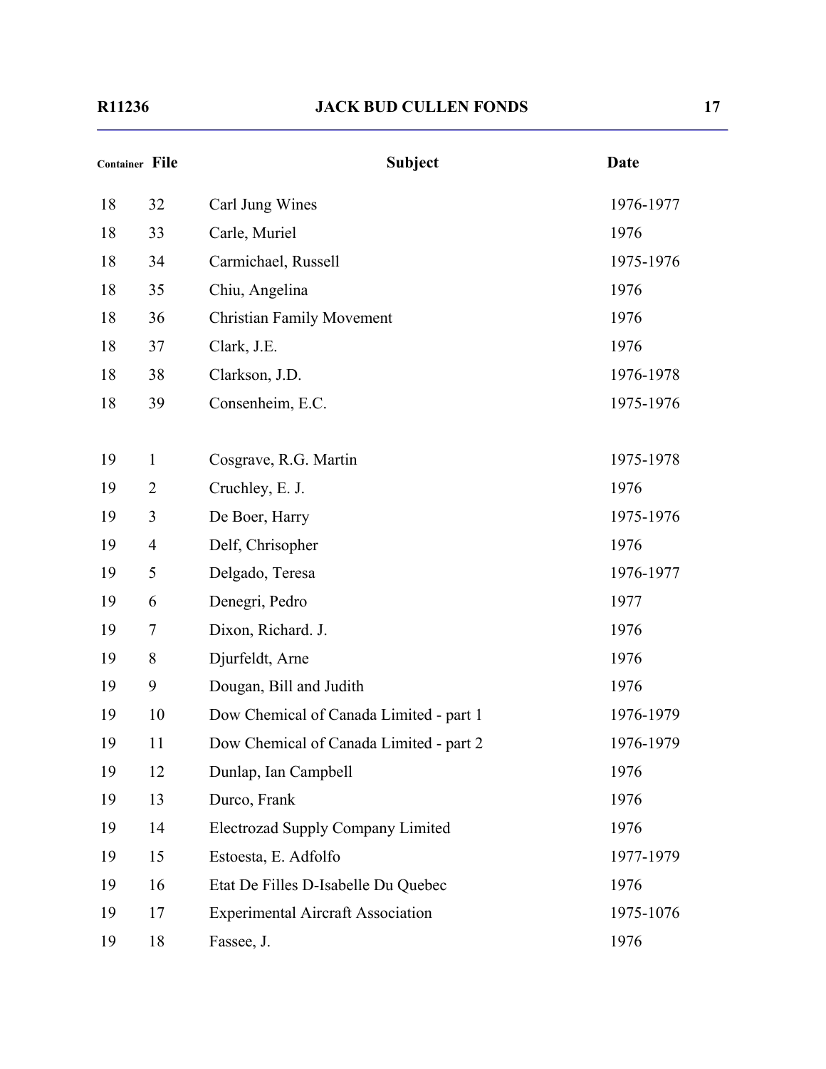| Container | File | Subject | Date |
|---|---|---|---|
| 18 | 32 | Carl Jung Wines | 1976-1977 |
| 18 | 33 | Carle, Muriel | 1976 |
| 18 | 34 | Carmichael, Russell | 1975-1976 |
| 18 | 35 | Chiu, Angelina | 1976 |
| 18 | 36 | Christian Family Movement | 1976 |
| 18 | 37 | Clark, J.E. | 1976 |
| 18 | 38 | Clarkson, J.D. | 1976-1978 |
| 18 | 39 | Consenheim, E.C. | 1975-1976 |
| 19 | 1 | Cosgrave, R.G. Martin | 1975-1978 |
| 19 | 2 | Cruchley, E. J. | 1976 |
| 19 | 3 | De Boer, Harry | 1975-1976 |
| 19 | 4 | Delf, Chrisopher | 1976 |
| 19 | 5 | Delgado, Teresa | 1976-1977 |
| 19 | 6 | Denegri, Pedro | 1977 |
| 19 | 7 | Dixon, Richard. J. | 1976 |
| 19 | 8 | Djurfeldt, Arne | 1976 |
| 19 | 9 | Dougan, Bill and Judith | 1976 |
| 19 | 10 | Dow Chemical of Canada Limited - part 1 | 1976-1979 |
| 19 | 11 | Dow Chemical of Canada Limited - part 2 | 1976-1979 |
| 19 | 12 | Dunlap, Ian Campbell | 1976 |
| 19 | 13 | Durco, Frank | 1976 |
| 19 | 14 | Electrozad Supply Company Limited | 1976 |
| 19 | 15 | Estoesta, E. Adfolfo | 1977-1979 |
| 19 | 16 | Etat De Filles D-Isabelle Du Quebec | 1976 |
| 19 | 17 | Experimental Aircraft Association | 1975-1076 |
| 19 | 18 | Fassee, J. | 1976 |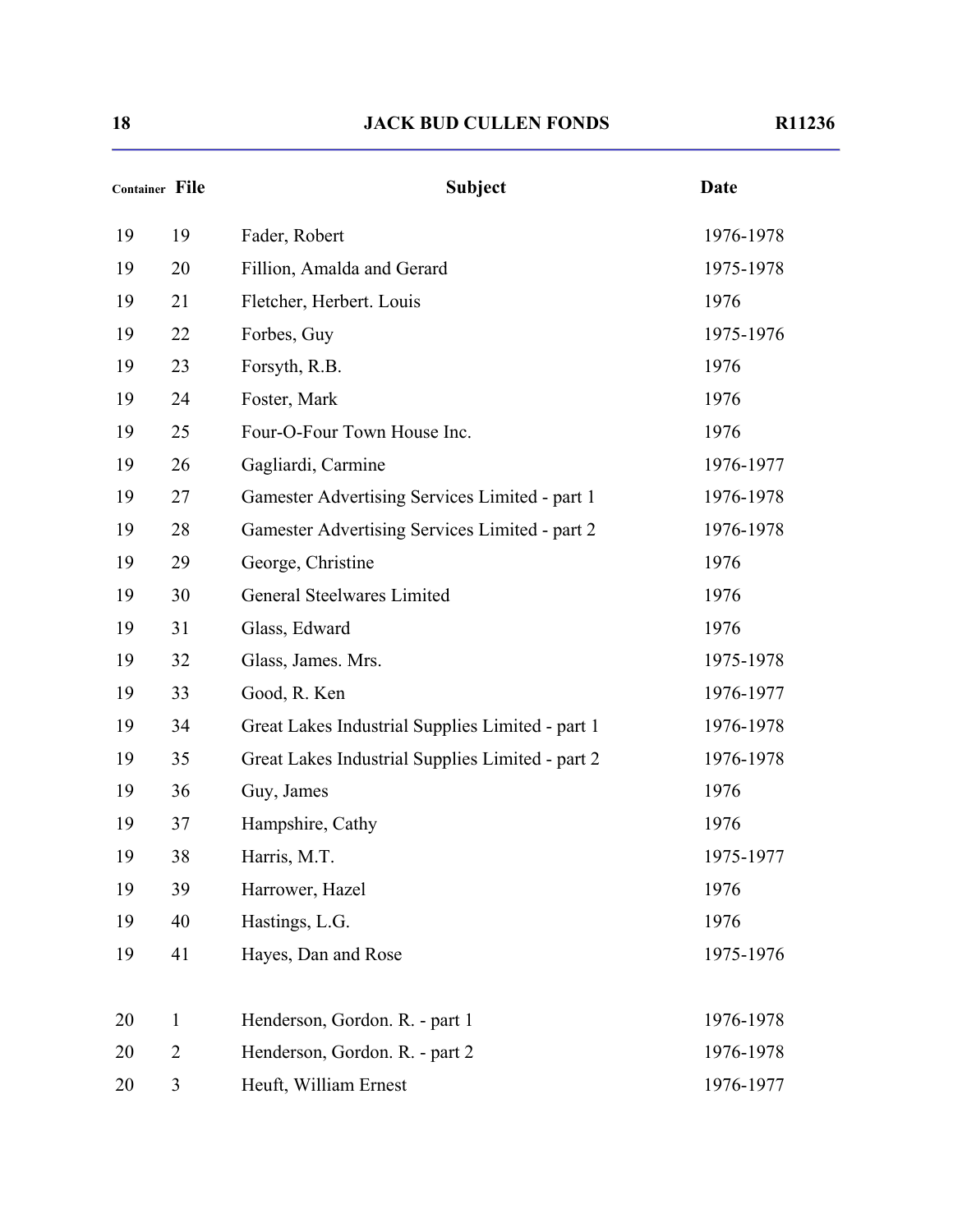| Container | File | Subject | Date |
| --- | --- | --- | --- |
| 19 | 19 | Fader, Robert | 1976-1978 |
| 19 | 20 | Fillion, Amalda and Gerard | 1975-1978 |
| 19 | 21 | Fletcher, Herbert. Louis | 1976 |
| 19 | 22 | Forbes, Guy | 1975-1976 |
| 19 | 23 | Forsyth, R.B. | 1976 |
| 19 | 24 | Foster, Mark | 1976 |
| 19 | 25 | Four-O-Four Town House Inc. | 1976 |
| 19 | 26 | Gagliardi, Carmine | 1976-1977 |
| 19 | 27 | Gamester Advertising Services Limited - part 1 | 1976-1978 |
| 19 | 28 | Gamester Advertising Services Limited - part 2 | 1976-1978 |
| 19 | 29 | George, Christine | 1976 |
| 19 | 30 | General Steelwares Limited | 1976 |
| 19 | 31 | Glass, Edward | 1976 |
| 19 | 32 | Glass, James. Mrs. | 1975-1978 |
| 19 | 33 | Good, R. Ken | 1976-1977 |
| 19 | 34 | Great Lakes Industrial Supplies Limited - part 1 | 1976-1978 |
| 19 | 35 | Great Lakes Industrial Supplies Limited - part 2 | 1976-1978 |
| 19 | 36 | Guy, James | 1976 |
| 19 | 37 | Hampshire, Cathy | 1976 |
| 19 | 38 | Harris, M.T. | 1975-1977 |
| 19 | 39 | Harrower, Hazel | 1976 |
| 19 | 40 | Hastings, L.G. | 1976 |
| 19 | 41 | Hayes, Dan and Rose | 1975-1976 |
| 20 | 1 | Henderson, Gordon. R. - part 1 | 1976-1978 |
| 20 | 2 | Henderson, Gordon. R. - part 2 | 1976-1978 |
| 20 | 3 | Heuft, William Ernest | 1976-1977 |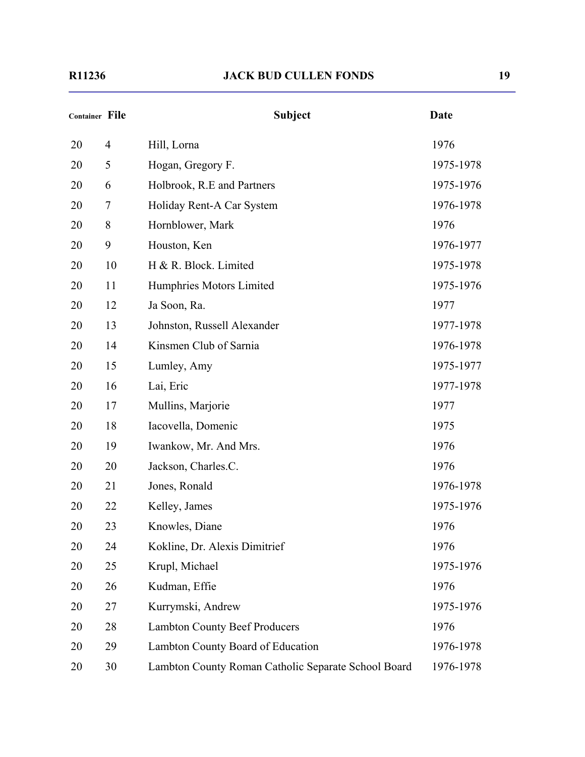| Container | File | Subject | Date |
|---|---|---|---|
| 20 | 4 | Hill, Lorna | 1976 |
| 20 | 5 | Hogan, Gregory F. | 1975-1978 |
| 20 | 6 | Holbrook, R.E and Partners | 1975-1976 |
| 20 | 7 | Holiday Rent-A Car System | 1976-1978 |
| 20 | 8 | Hornblower, Mark | 1976 |
| 20 | 9 | Houston, Ken | 1976-1977 |
| 20 | 10 | H & R. Block. Limited | 1975-1978 |
| 20 | 11 | Humphries Motors Limited | 1975-1976 |
| 20 | 12 | Ja Soon, Ra. | 1977 |
| 20 | 13 | Johnston, Russell Alexander | 1977-1978 |
| 20 | 14 | Kinsmen Club of Sarnia | 1976-1978 |
| 20 | 15 | Lumley, Amy | 1975-1977 |
| 20 | 16 | Lai, Eric | 1977-1978 |
| 20 | 17 | Mullins, Marjorie | 1977 |
| 20 | 18 | Iacovella, Domenic | 1975 |
| 20 | 19 | Iwankow, Mr. And Mrs. | 1976 |
| 20 | 20 | Jackson, Charles.C. | 1976 |
| 20 | 21 | Jones, Ronald | 1976-1978 |
| 20 | 22 | Kelley, James | 1975-1976 |
| 20 | 23 | Knowles, Diane | 1976 |
| 20 | 24 | Kokline, Dr. Alexis Dimitrief | 1976 |
| 20 | 25 | Krupl, Michael | 1975-1976 |
| 20 | 26 | Kudman, Effie | 1976 |
| 20 | 27 | Kurrymski, Andrew | 1975-1976 |
| 20 | 28 | Lambton County Beef Producers | 1976 |
| 20 | 29 | Lambton County Board of Education | 1976-1978 |
| 20 | 30 | Lambton County Roman Catholic Separate School Board | 1976-1978 |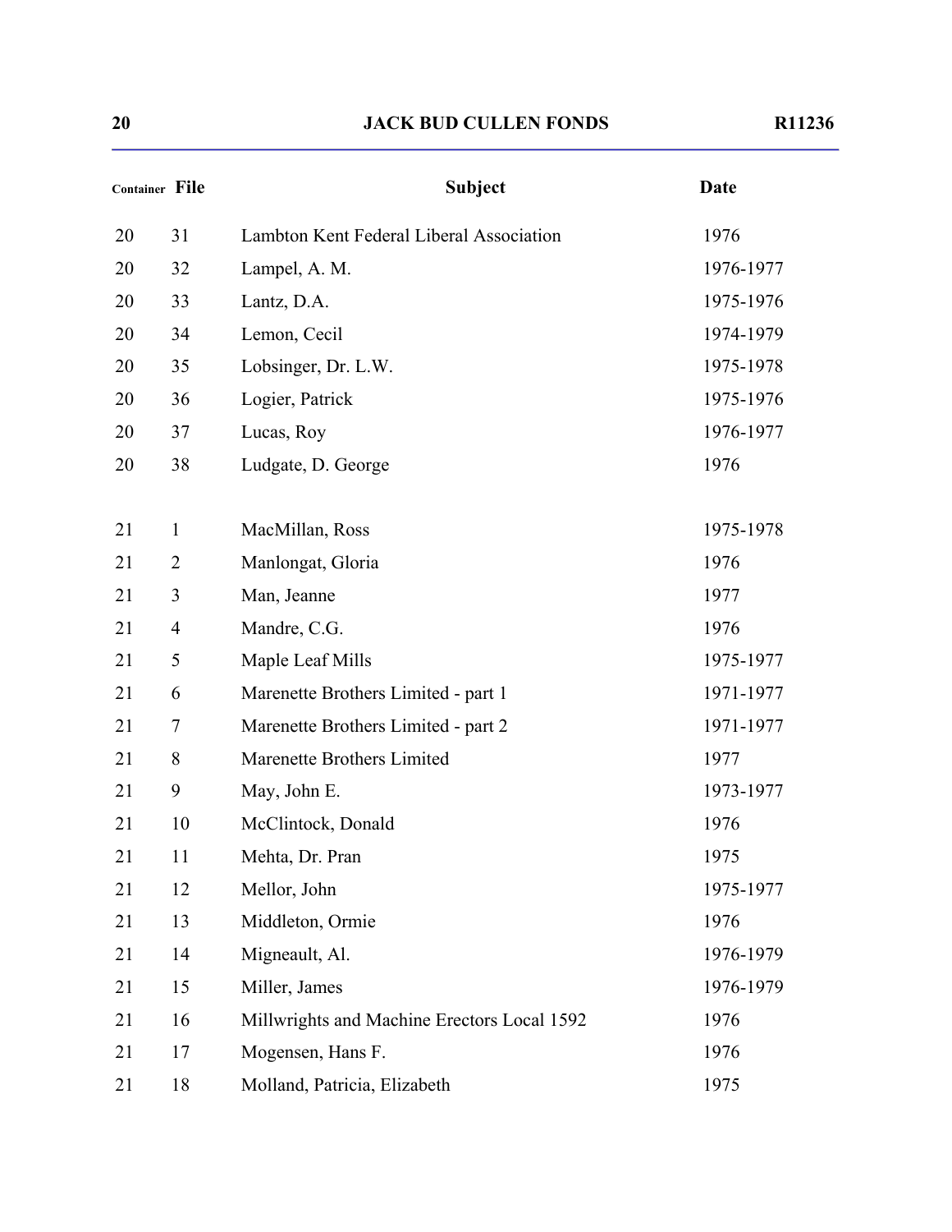| Container | File | Subject | Date |
|---|---|---|---|
| 20 | 31 | Lambton Kent Federal Liberal Association | 1976 |
| 20 | 32 | Lampel, A. M. | 1976-1977 |
| 20 | 33 | Lantz, D.A. | 1975-1976 |
| 20 | 34 | Lemon, Cecil | 1974-1979 |
| 20 | 35 | Lobsinger, Dr. L.W. | 1975-1978 |
| 20 | 36 | Logier, Patrick | 1975-1976 |
| 20 | 37 | Lucas, Roy | 1976-1977 |
| 20 | 38 | Ludgate, D. George | 1976 |
| 21 | 1 | MacMillan, Ross | 1975-1978 |
| 21 | 2 | Manlongat, Gloria | 1976 |
| 21 | 3 | Man, Jeanne | 1977 |
| 21 | 4 | Mandre, C.G. | 1976 |
| 21 | 5 | Maple Leaf Mills | 1975-1977 |
| 21 | 6 | Marenette Brothers Limited - part 1 | 1971-1977 |
| 21 | 7 | Marenette Brothers Limited - part 2 | 1971-1977 |
| 21 | 8 | Marenette Brothers Limited | 1977 |
| 21 | 9 | May, John E. | 1973-1977 |
| 21 | 10 | McClintock, Donald | 1976 |
| 21 | 11 | Mehta, Dr. Pran | 1975 |
| 21 | 12 | Mellor, John | 1975-1977 |
| 21 | 13 | Middleton, Ormie | 1976 |
| 21 | 14 | Migneault, Al. | 1976-1979 |
| 21 | 15 | Miller, James | 1976-1979 |
| 21 | 16 | Millwrights and Machine Erectors Local 1592 | 1976 |
| 21 | 17 | Mogensen, Hans F. | 1976 |
| 21 | 18 | Molland, Patricia, Elizabeth | 1975 |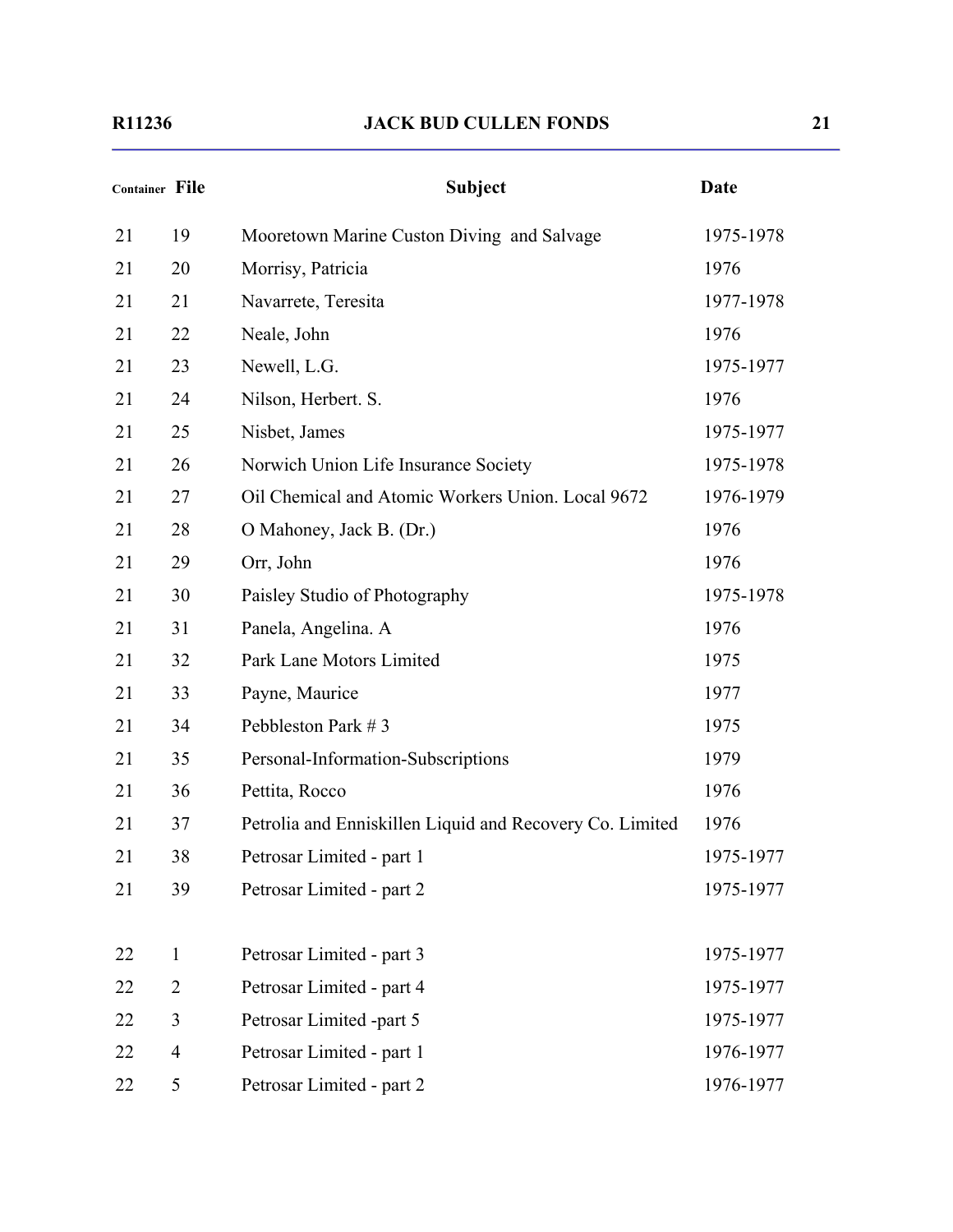| Container | File | Subject | Date |
|---|---|---|---|
| 21 | 19 | Mooretown Marine Custon Diving and Salvage | 1975-1978 |
| 21 | 20 | Morrisy, Patricia | 1976 |
| 21 | 21 | Navarrete, Teresita | 1977-1978 |
| 21 | 22 | Neale, John | 1976 |
| 21 | 23 | Newell, L.G. | 1975-1977 |
| 21 | 24 | Nilson, Herbert. S. | 1976 |
| 21 | 25 | Nisbet, James | 1975-1977 |
| 21 | 26 | Norwich Union Life Insurance Society | 1975-1978 |
| 21 | 27 | Oil Chemical and Atomic Workers Union. Local 9672 | 1976-1979 |
| 21 | 28 | O Mahoney, Jack B. (Dr.) | 1976 |
| 21 | 29 | Orr, John | 1976 |
| 21 | 30 | Paisley Studio of Photography | 1975-1978 |
| 21 | 31 | Panela, Angelina. A | 1976 |
| 21 | 32 | Park Lane Motors Limited | 1975 |
| 21 | 33 | Payne, Maurice | 1977 |
| 21 | 34 | Pebbleston Park # 3 | 1975 |
| 21 | 35 | Personal-Information-Subscriptions | 1979 |
| 21 | 36 | Pettita, Rocco | 1976 |
| 21 | 37 | Petrolia and Enniskillen Liquid and Recovery Co. Limited | 1976 |
| 21 | 38 | Petrosar Limited - part 1 | 1975-1977 |
| 21 | 39 | Petrosar Limited - part 2 | 1975-1977 |
| 22 | 1 | Petrosar Limited - part 3 | 1975-1977 |
| 22 | 2 | Petrosar Limited - part 4 | 1975-1977 |
| 22 | 3 | Petrosar Limited -part 5 | 1975-1977 |
| 22 | 4 | Petrosar Limited - part 1 | 1976-1977 |
| 22 | 5 | Petrosar Limited - part 2 | 1976-1977 |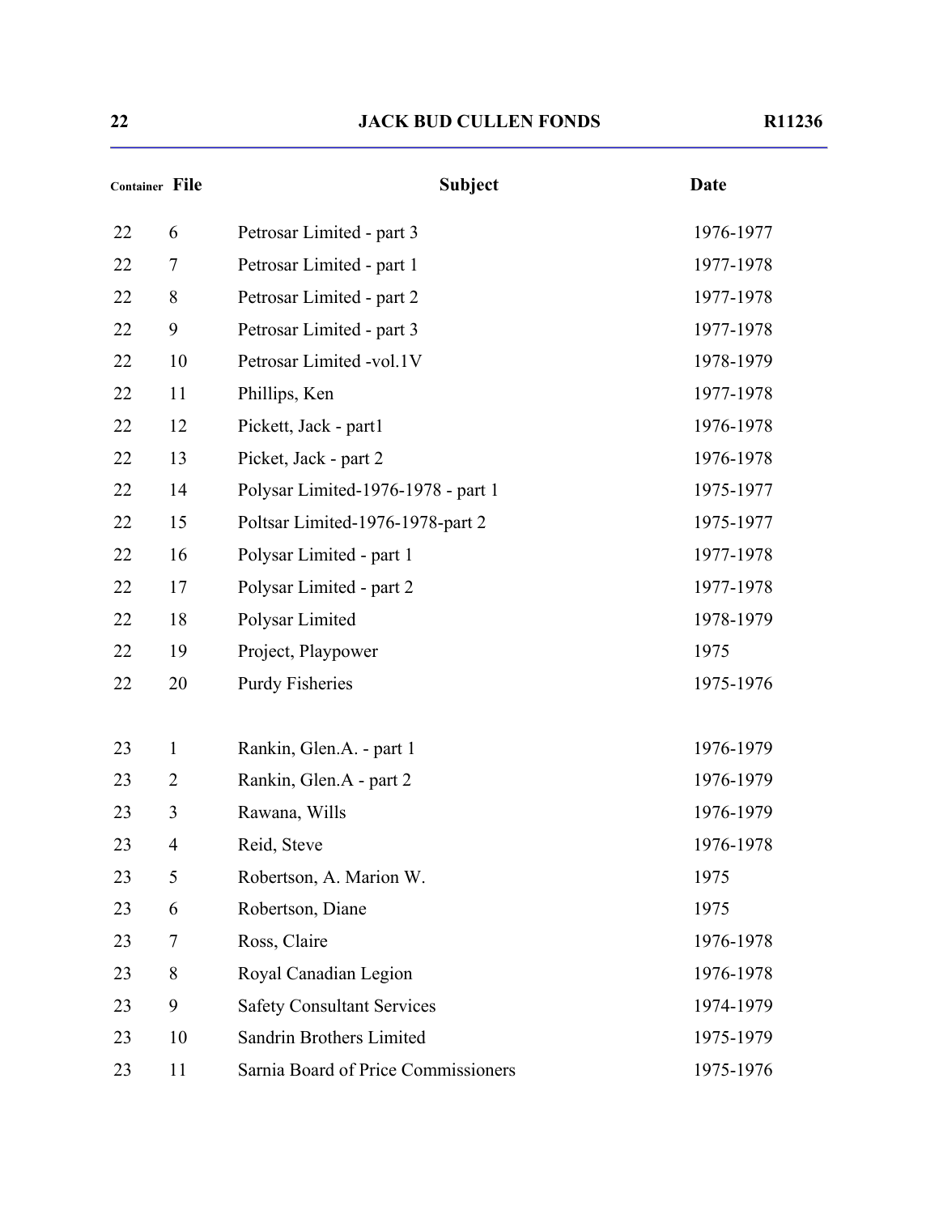| Container | File | Subject | Date |
|---|---|---|---|
| 22 | 6 | Petrosar Limited - part 3 | 1976-1977 |
| 22 | 7 | Petrosar Limited - part 1 | 1977-1978 |
| 22 | 8 | Petrosar Limited - part 2 | 1977-1978 |
| 22 | 9 | Petrosar Limited - part 3 | 1977-1978 |
| 22 | 10 | Petrosar Limited -vol.1V | 1978-1979 |
| 22 | 11 | Phillips, Ken | 1977-1978 |
| 22 | 12 | Pickett, Jack - part1 | 1976-1978 |
| 22 | 13 | Picket, Jack - part 2 | 1976-1978 |
| 22 | 14 | Polysar Limited-1976-1978 - part 1 | 1975-1977 |
| 22 | 15 | Poltsar Limited-1976-1978-part 2 | 1975-1977 |
| 22 | 16 | Polysar Limited - part 1 | 1977-1978 |
| 22 | 17 | Polysar Limited - part 2 | 1977-1978 |
| 22 | 18 | Polysar Limited | 1978-1979 |
| 22 | 19 | Project, Playpower | 1975 |
| 22 | 20 | Purdy Fisheries | 1975-1976 |
| 23 | 1 | Rankin, Glen.A. - part 1 | 1976-1979 |
| 23 | 2 | Rankin, Glen.A - part 2 | 1976-1979 |
| 23 | 3 | Rawana, Wills | 1976-1979 |
| 23 | 4 | Reid, Steve | 1976-1978 |
| 23 | 5 | Robertson, A. Marion W. | 1975 |
| 23 | 6 | Robertson, Diane | 1975 |
| 23 | 7 | Ross, Claire | 1976-1978 |
| 23 | 8 | Royal Canadian Legion | 1976-1978 |
| 23 | 9 | Safety Consultant Services | 1974-1979 |
| 23 | 10 | Sandrin Brothers Limited | 1975-1979 |
| 23 | 11 | Sarnia Board of Price Commissioners | 1975-1976 |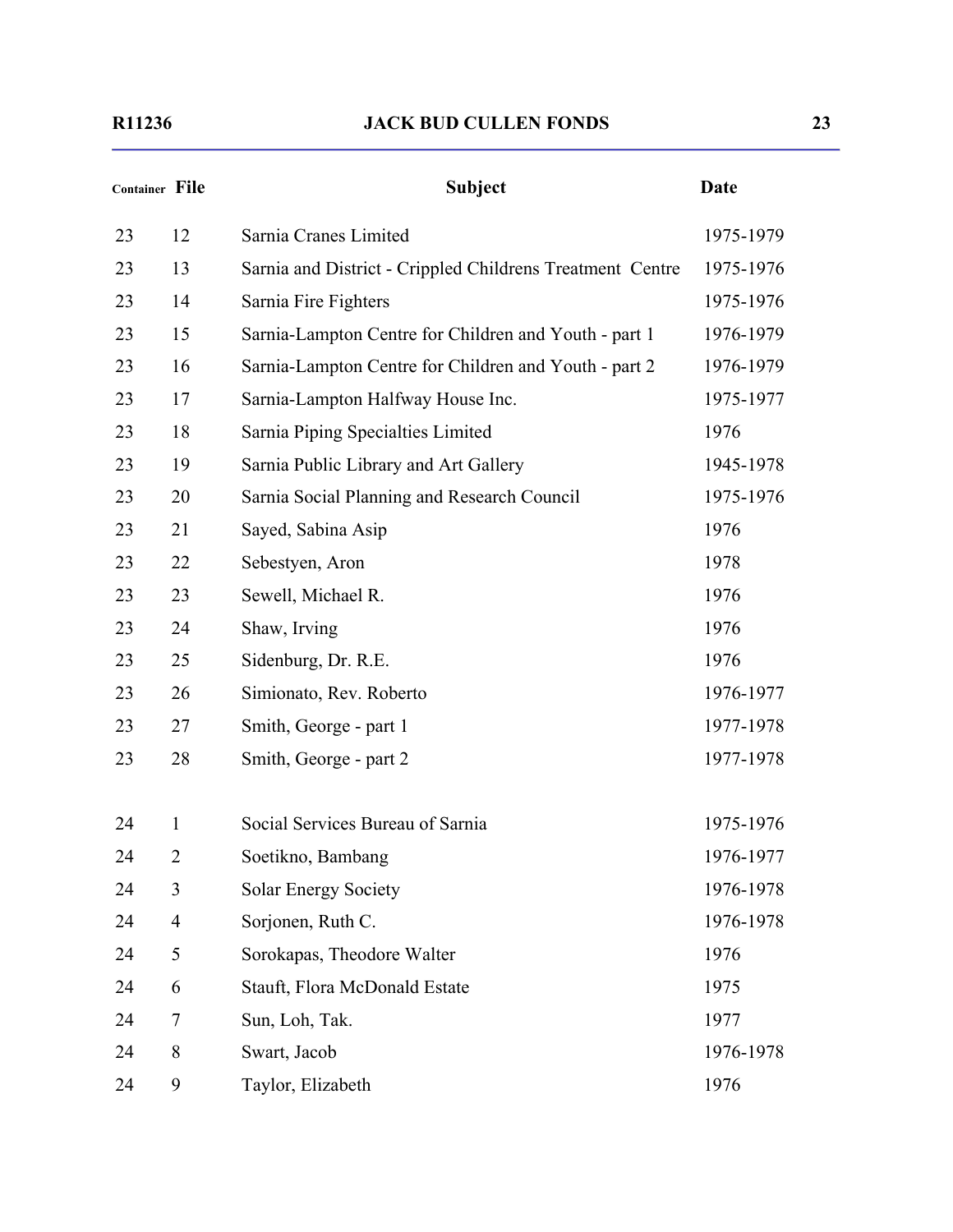| Container | File | Subject | Date |
|---|---|---|---|
| 23 | 12 | Sarnia Cranes Limited | 1975-1979 |
| 23 | 13 | Sarnia and District - Crippled Childrens Treatment Centre | 1975-1976 |
| 23 | 14 | Sarnia Fire Fighters | 1975-1976 |
| 23 | 15 | Sarnia-Lampton Centre for Children and Youth - part 1 | 1976-1979 |
| 23 | 16 | Sarnia-Lampton Centre for Children and Youth - part 2 | 1976-1979 |
| 23 | 17 | Sarnia-Lampton Halfway House Inc. | 1975-1977 |
| 23 | 18 | Sarnia Piping Specialties Limited | 1976 |
| 23 | 19 | Sarnia Public Library and Art Gallery | 1945-1978 |
| 23 | 20 | Sarnia Social Planning and Research Council | 1975-1976 |
| 23 | 21 | Sayed, Sabina Asip | 1976 |
| 23 | 22 | Sebestyen, Aron | 1978 |
| 23 | 23 | Sewell, Michael R. | 1976 |
| 23 | 24 | Shaw, Irving | 1976 |
| 23 | 25 | Sidenburg, Dr. R.E. | 1976 |
| 23 | 26 | Simionato, Rev. Roberto | 1976-1977 |
| 23 | 27 | Smith, George - part 1 | 1977-1978 |
| 23 | 28 | Smith, George - part 2 | 1977-1978 |
| 24 | 1 | Social Services Bureau of Sarnia | 1975-1976 |
| 24 | 2 | Soetikno, Bambang | 1976-1977 |
| 24 | 3 | Solar Energy Society | 1976-1978 |
| 24 | 4 | Sorjonen, Ruth C. | 1976-1978 |
| 24 | 5 | Sorokapas, Theodore Walter | 1976 |
| 24 | 6 | Stauft, Flora McDonald Estate | 1975 |
| 24 | 7 | Sun, Loh, Tak. | 1977 |
| 24 | 8 | Swart, Jacob | 1976-1978 |
| 24 | 9 | Taylor, Elizabeth | 1976 |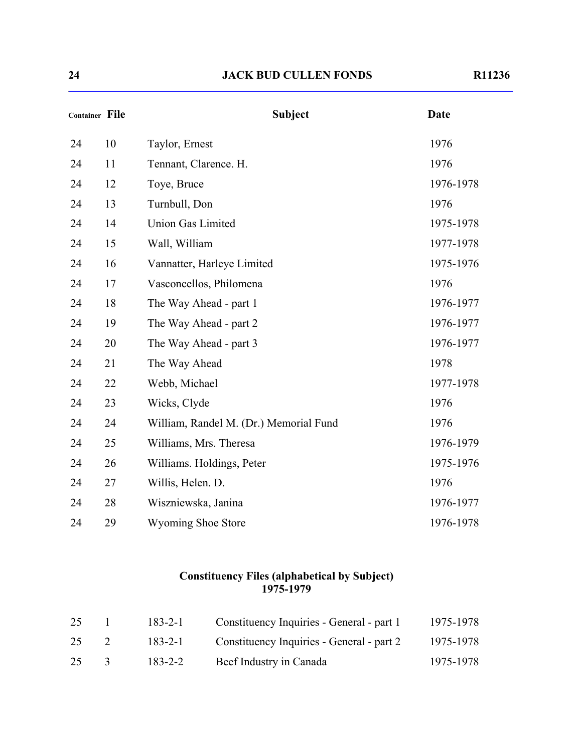| Container | File | Subject | Date |
|---|---|---|---|
| 24 | 10 | Taylor, Ernest | 1976 |
| 24 | 11 | Tennant, Clarence. H. | 1976 |
| 24 | 12 | Toye, Bruce | 1976-1978 |
| 24 | 13 | Turnbull, Don | 1976 |
| 24 | 14 | Union Gas Limited | 1975-1978 |
| 24 | 15 | Wall, William | 1977-1978 |
| 24 | 16 | Vannatter, Harleye Limited | 1975-1976 |
| 24 | 17 | Vasconcellos, Philomena | 1976 |
| 24 | 18 | The Way Ahead - part 1 | 1976-1977 |
| 24 | 19 | The Way Ahead - part 2 | 1976-1977 |
| 24 | 20 | The Way Ahead - part 3 | 1976-1977 |
| 24 | 21 | The Way Ahead | 1978 |
| 24 | 22 | Webb, Michael | 1977-1978 |
| 24 | 23 | Wicks, Clyde | 1976 |
| 24 | 24 | William, Randel M. (Dr.) Memorial Fund | 1976 |
| 24 | 25 | Williams, Mrs. Theresa | 1976-1979 |
| 24 | 26 | Williams. Holdings, Peter | 1975-1976 |
| 24 | 27 | Willis, Helen. D. | 1976 |
| 24 | 28 | Wiszniewska, Janina | 1976-1977 |
| 24 | 29 | Wyoming Shoe Store | 1976-1978 |

## Constituency Files (alphabetical by Subject) 1975-1979

| Container | File | File No. | Subject | Date |
|---|---|---|---|---|
| 25 | 1 | 183-2-1 | Constituency Inquiries - General - part 1 | 1975-1978 |
| 25 | 2 | 183-2-1 | Constituency Inquiries - General - part 2 | 1975-1978 |
| 25 | 3 | 183-2-2 | Beef Industry in Canada | 1975-1978 |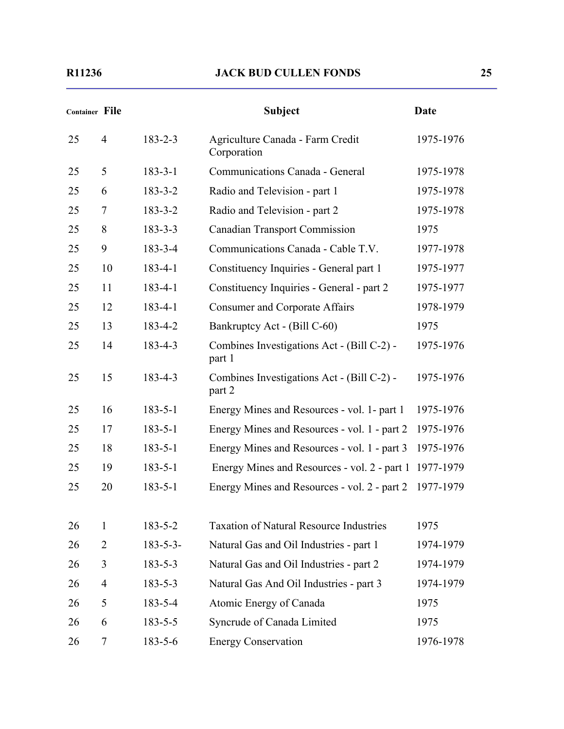| Container | File | | Subject | Date |
|---|---|---|---|---|
| 25 | 4 | 183-2-3 | Agriculture Canada - Farm Credit Corporation | 1975-1976 |
| 25 | 5 | 183-3-1 | Communications Canada - General | 1975-1978 |
| 25 | 6 | 183-3-2 | Radio and Television - part 1 | 1975-1978 |
| 25 | 7 | 183-3-2 | Radio and Television - part 2 | 1975-1978 |
| 25 | 8 | 183-3-3 | Canadian Transport Commission | 1975 |
| 25 | 9 | 183-3-4 | Communications Canada - Cable T.V. | 1977-1978 |
| 25 | 10 | 183-4-1 | Constituency Inquiries - General part 1 | 1975-1977 |
| 25 | 11 | 183-4-1 | Constituency Inquiries - General - part 2 | 1975-1977 |
| 25 | 12 | 183-4-1 | Consumer and Corporate Affairs | 1978-1979 |
| 25 | 13 | 183-4-2 | Bankruptcy Act - (Bill C-60) | 1975 |
| 25 | 14 | 183-4-3 | Combines Investigations Act - (Bill C-2) - part 1 | 1975-1976 |
| 25 | 15 | 183-4-3 | Combines Investigations Act - (Bill C-2) - part 2 | 1975-1976 |
| 25 | 16 | 183-5-1 | Energy Mines and Resources - vol. 1- part 1 | 1975-1976 |
| 25 | 17 | 183-5-1 | Energy Mines and Resources - vol. 1 - part 2 | 1975-1976 |
| 25 | 18 | 183-5-1 | Energy Mines and Resources - vol. 1 - part 3 | 1975-1976 |
| 25 | 19 | 183-5-1 | Energy Mines and Resources - vol. 2 - part 1 | 1977-1979 |
| 25 | 20 | 183-5-1 | Energy Mines and Resources - vol. 2 - part 2 | 1977-1979 |
| 26 | 1 | 183-5-2 | Taxation of Natural Resource Industries | 1975 |
| 26 | 2 | 183-5-3- | Natural Gas and Oil Industries - part 1 | 1974-1979 |
| 26 | 3 | 183-5-3 | Natural Gas and Oil Industries - part 2 | 1974-1979 |
| 26 | 4 | 183-5-3 | Natural Gas And Oil Industries - part 3 | 1974-1979 |
| 26 | 5 | 183-5-4 | Atomic Energy of Canada | 1975 |
| 26 | 6 | 183-5-5 | Syncrude of Canada Limited | 1975 |
| 26 | 7 | 183-5-6 | Energy Conservation | 1976-1978 |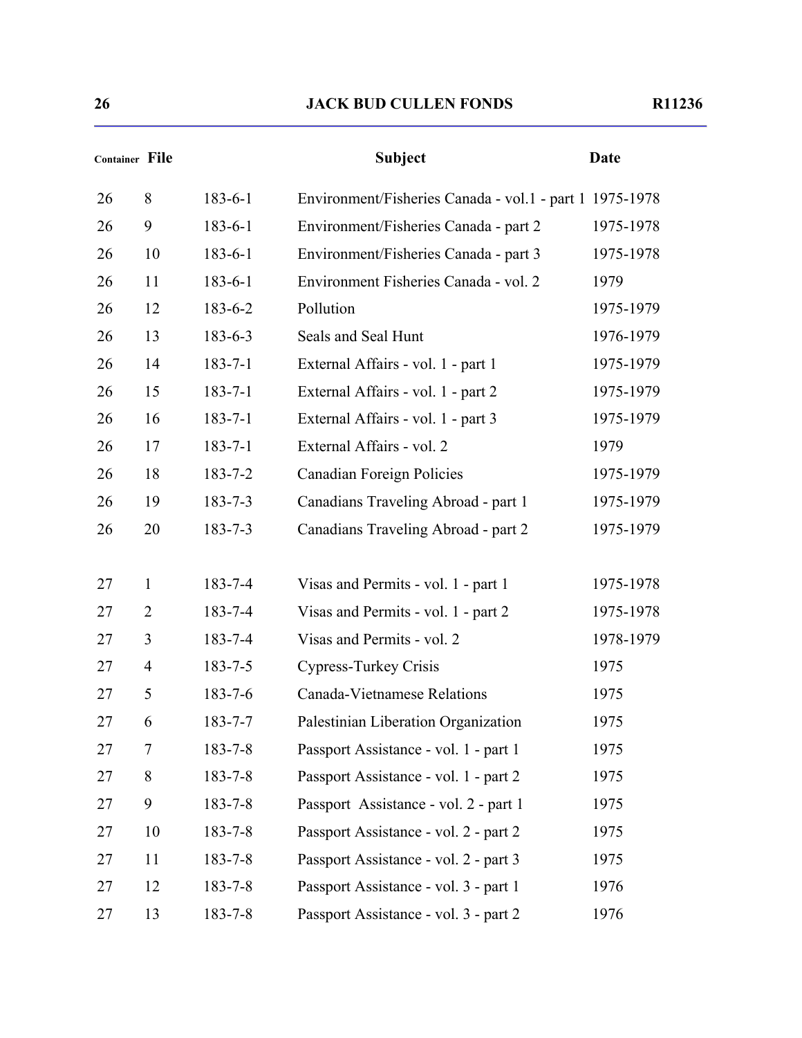| Container | File | | Subject | Date |
|---|---|---|---|---|
| 26 | 8 | 183-6-1 | Environment/Fisheries Canada - vol.1 - part 1 | 1975-1978 |
| 26 | 9 | 183-6-1 | Environment/Fisheries Canada - part 2 | 1975-1978 |
| 26 | 10 | 183-6-1 | Environment/Fisheries Canada - part 3 | 1975-1978 |
| 26 | 11 | 183-6-1 | Environment Fisheries Canada - vol. 2 | 1979 |
| 26 | 12 | 183-6-2 | Pollution | 1975-1979 |
| 26 | 13 | 183-6-3 | Seals and Seal Hunt | 1976-1979 |
| 26 | 14 | 183-7-1 | External Affairs - vol. 1 - part 1 | 1975-1979 |
| 26 | 15 | 183-7-1 | External Affairs - vol. 1 - part 2 | 1975-1979 |
| 26 | 16 | 183-7-1 | External Affairs - vol. 1 - part 3 | 1975-1979 |
| 26 | 17 | 183-7-1 | External Affairs - vol. 2 | 1979 |
| 26 | 18 | 183-7-2 | Canadian Foreign Policies | 1975-1979 |
| 26 | 19 | 183-7-3 | Canadians Traveling Abroad - part 1 | 1975-1979 |
| 26 | 20 | 183-7-3 | Canadians Traveling Abroad - part 2 | 1975-1979 |
| 27 | 1 | 183-7-4 | Visas and Permits - vol. 1 - part 1 | 1975-1978 |
| 27 | 2 | 183-7-4 | Visas and Permits - vol. 1 - part 2 | 1975-1978 |
| 27 | 3 | 183-7-4 | Visas and Permits - vol. 2 | 1978-1979 |
| 27 | 4 | 183-7-5 | Cypress-Turkey Crisis | 1975 |
| 27 | 5 | 183-7-6 | Canada-Vietnamese Relations | 1975 |
| 27 | 6 | 183-7-7 | Palestinian Liberation Organization | 1975 |
| 27 | 7 | 183-7-8 | Passport Assistance - vol. 1 - part 1 | 1975 |
| 27 | 8 | 183-7-8 | Passport Assistance - vol. 1 - part 2 | 1975 |
| 27 | 9 | 183-7-8 | Passport Assistance - vol. 2 - part 1 | 1975 |
| 27 | 10 | 183-7-8 | Passport Assistance - vol. 2 - part 2 | 1975 |
| 27 | 11 | 183-7-8 | Passport Assistance - vol. 2 - part 3 | 1975 |
| 27 | 12 | 183-7-8 | Passport Assistance - vol. 3 - part 1 | 1976 |
| 27 | 13 | 183-7-8 | Passport Assistance - vol. 3 - part 2 | 1976 |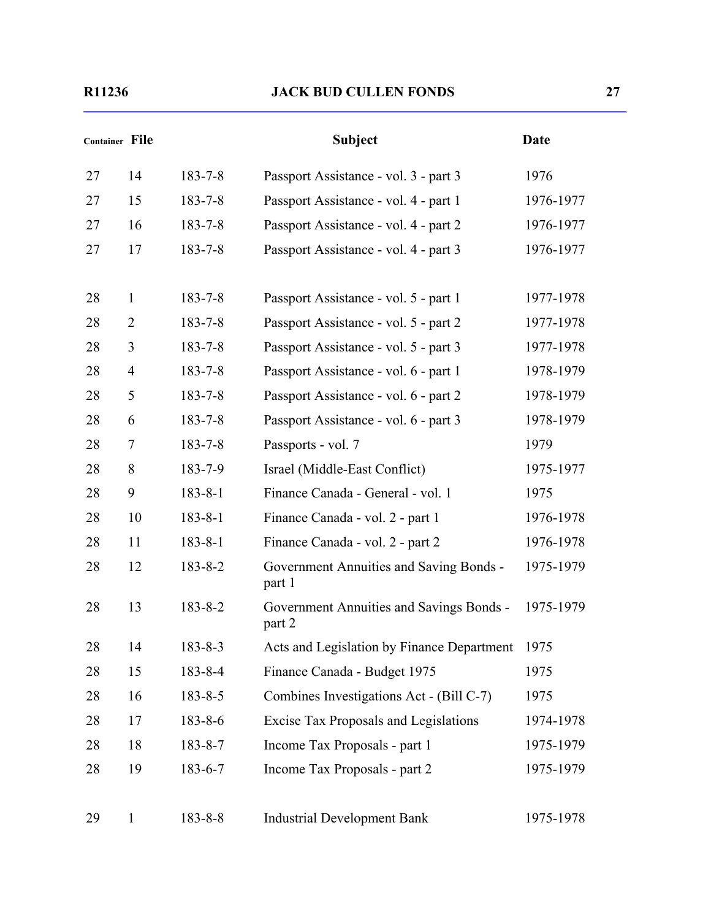| Container | File | | Subject | Date |
|---|---|---|---|---|
| 27 | 14 | 183-7-8 | Passport Assistance - vol. 3 - part 3 | 1976 |
| 27 | 15 | 183-7-8 | Passport Assistance - vol. 4 - part 1 | 1976-1977 |
| 27 | 16 | 183-7-8 | Passport Assistance - vol. 4 - part 2 | 1976-1977 |
| 27 | 17 | 183-7-8 | Passport Assistance - vol. 4 - part 3 | 1976-1977 |
| 28 | 1 | 183-7-8 | Passport Assistance - vol. 5 - part 1 | 1977-1978 |
| 28 | 2 | 183-7-8 | Passport Assistance - vol. 5 - part 2 | 1977-1978 |
| 28 | 3 | 183-7-8 | Passport Assistance - vol. 5 - part 3 | 1977-1978 |
| 28 | 4 | 183-7-8 | Passport Assistance - vol. 6 - part 1 | 1978-1979 |
| 28 | 5 | 183-7-8 | Passport Assistance - vol. 6 - part 2 | 1978-1979 |
| 28 | 6 | 183-7-8 | Passport Assistance - vol. 6 - part 3 | 1978-1979 |
| 28 | 7 | 183-7-8 | Passports - vol. 7 | 1979 |
| 28 | 8 | 183-7-9 | Israel (Middle-East Conflict) | 1975-1977 |
| 28 | 9 | 183-8-1 | Finance Canada - General - vol. 1 | 1975 |
| 28 | 10 | 183-8-1 | Finance Canada - vol. 2 - part 1 | 1976-1978 |
| 28 | 11 | 183-8-1 | Finance Canada - vol. 2 - part 2 | 1976-1978 |
| 28 | 12 | 183-8-2 | Government Annuities and Saving Bonds - part 1 | 1975-1979 |
| 28 | 13 | 183-8-2 | Government Annuities and Savings Bonds - part 2 | 1975-1979 |
| 28 | 14 | 183-8-3 | Acts and Legislation by Finance Department | 1975 |
| 28 | 15 | 183-8-4 | Finance Canada - Budget 1975 | 1975 |
| 28 | 16 | 183-8-5 | Combines Investigations Act - (Bill C-7) | 1975 |
| 28 | 17 | 183-8-6 | Excise Tax Proposals and Legislations | 1974-1978 |
| 28 | 18 | 183-8-7 | Income Tax Proposals - part 1 | 1975-1979 |
| 28 | 19 | 183-6-7 | Income Tax Proposals - part 2 | 1975-1979 |
| 29 | 1 | 183-8-8 | Industrial Development Bank | 1975-1978 |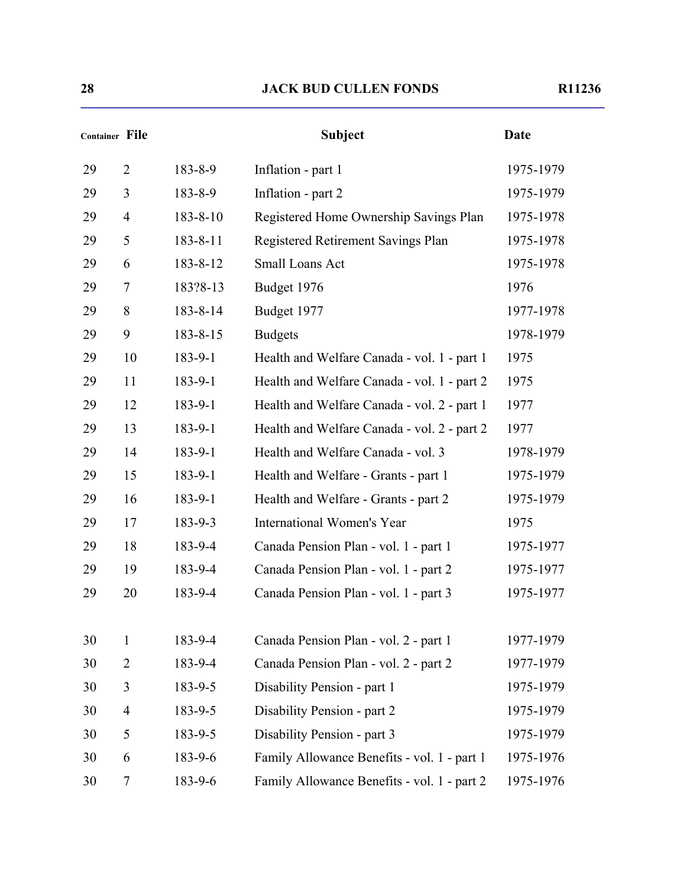| Container | File | | Subject | Date |
|---|---|---|---|---|
| 29 | 2 | 183-8-9 | Inflation - part 1 | 1975-1979 |
| 29 | 3 | 183-8-9 | Inflation - part 2 | 1975-1979 |
| 29 | 4 | 183-8-10 | Registered Home Ownership Savings Plan | 1975-1978 |
| 29 | 5 | 183-8-11 | Registered Retirement Savings Plan | 1975-1978 |
| 29 | 6 | 183-8-12 | Small Loans Act | 1975-1978 |
| 29 | 7 | 183?8-13 | Budget 1976 | 1976 |
| 29 | 8 | 183-8-14 | Budget 1977 | 1977-1978 |
| 29 | 9 | 183-8-15 | Budgets | 1978-1979 |
| 29 | 10 | 183-9-1 | Health and Welfare Canada - vol. 1 - part 1 | 1975 |
| 29 | 11 | 183-9-1 | Health and Welfare Canada - vol. 1 - part 2 | 1975 |
| 29 | 12 | 183-9-1 | Health and Welfare Canada - vol. 2 - part 1 | 1977 |
| 29 | 13 | 183-9-1 | Health and Welfare Canada - vol. 2 - part 2 | 1977 |
| 29 | 14 | 183-9-1 | Health and Welfare Canada - vol. 3 | 1978-1979 |
| 29 | 15 | 183-9-1 | Health and Welfare - Grants - part 1 | 1975-1979 |
| 29 | 16 | 183-9-1 | Health and Welfare - Grants - part 2 | 1975-1979 |
| 29 | 17 | 183-9-3 | International Women's Year | 1975 |
| 29 | 18 | 183-9-4 | Canada Pension Plan - vol. 1 - part 1 | 1975-1977 |
| 29 | 19 | 183-9-4 | Canada Pension Plan - vol. 1 - part 2 | 1975-1977 |
| 29 | 20 | 183-9-4 | Canada Pension Plan - vol. 1 - part 3 | 1975-1977 |
| 30 | 1 | 183-9-4 | Canada Pension Plan - vol. 2 - part 1 | 1977-1979 |
| 30 | 2 | 183-9-4 | Canada Pension Plan - vol. 2 - part 2 | 1977-1979 |
| 30 | 3 | 183-9-5 | Disability Pension - part 1 | 1975-1979 |
| 30 | 4 | 183-9-5 | Disability Pension - part 2 | 1975-1979 |
| 30 | 5 | 183-9-5 | Disability Pension - part 3 | 1975-1979 |
| 30 | 6 | 183-9-6 | Family Allowance Benefits - vol. 1 - part 1 | 1975-1976 |
| 30 | 7 | 183-9-6 | Family Allowance Benefits - vol. 1 - part 2 | 1975-1976 |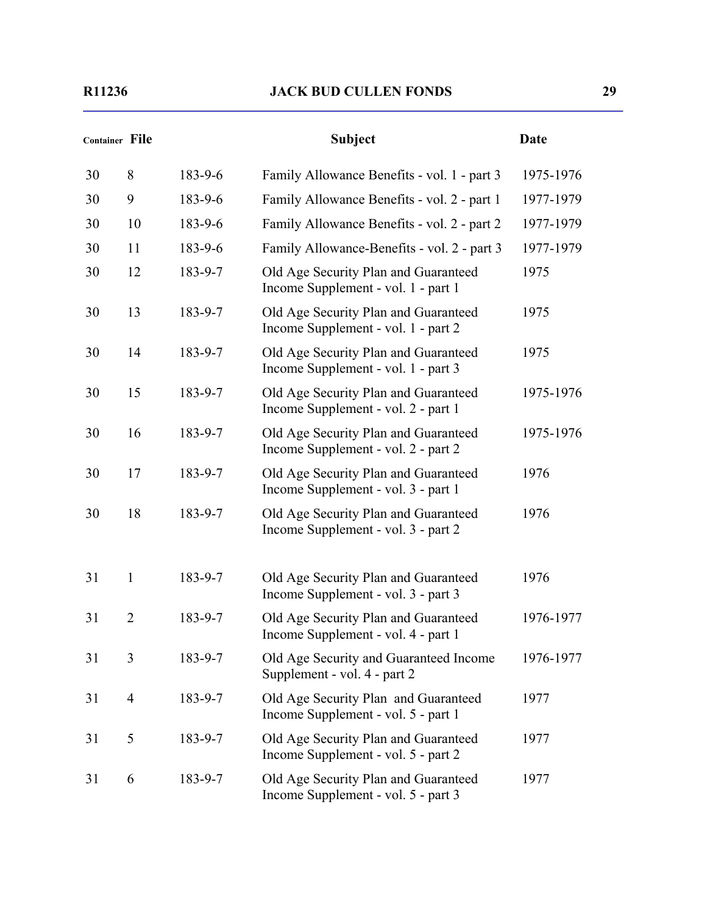| Container | File | | Subject | Date |
|---|---|---|---|---|
| 30 | 8 | 183-9-6 | Family Allowance Benefits - vol. 1 - part 3 | 1975-1976 |
| 30 | 9 | 183-9-6 | Family Allowance Benefits - vol. 2 - part 1 | 1977-1979 |
| 30 | 10 | 183-9-6 | Family Allowance Benefits - vol. 2 - part 2 | 1977-1979 |
| 30 | 11 | 183-9-6 | Family Allowance-Benefits - vol. 2 - part 3 | 1977-1979 |
| 30 | 12 | 183-9-7 | Old Age Security Plan and Guaranteed Income Supplement - vol. 1 - part 1 | 1975 |
| 30 | 13 | 183-9-7 | Old Age Security Plan and Guaranteed Income Supplement - vol. 1 - part 2 | 1975 |
| 30 | 14 | 183-9-7 | Old Age Security Plan and Guaranteed Income Supplement - vol. 1 - part 3 | 1975 |
| 30 | 15 | 183-9-7 | Old Age Security Plan and Guaranteed Income Supplement - vol. 2 - part 1 | 1975-1976 |
| 30 | 16 | 183-9-7 | Old Age Security Plan and Guaranteed Income Supplement - vol. 2 - part 2 | 1975-1976 |
| 30 | 17 | 183-9-7 | Old Age Security Plan and Guaranteed Income Supplement - vol. 3 - part 1 | 1976 |
| 30 | 18 | 183-9-7 | Old Age Security Plan and Guaranteed Income Supplement - vol. 3 - part 2 | 1976 |
| 31 | 1 | 183-9-7 | Old Age Security Plan and Guaranteed Income Supplement - vol. 3 - part 3 | 1976 |
| 31 | 2 | 183-9-7 | Old Age Security Plan and Guaranteed Income Supplement - vol. 4 - part 1 | 1976-1977 |
| 31 | 3 | 183-9-7 | Old Age Security and Guaranteed Income Supplement - vol. 4 - part 2 | 1976-1977 |
| 31 | 4 | 183-9-7 | Old Age Security Plan and Guaranteed Income Supplement - vol. 5 - part 1 | 1977 |
| 31 | 5 | 183-9-7 | Old Age Security Plan and Guaranteed Income Supplement - vol. 5 - part 2 | 1977 |
| 31 | 6 | 183-9-7 | Old Age Security Plan and Guaranteed Income Supplement - vol. 5 - part 3 | 1977 |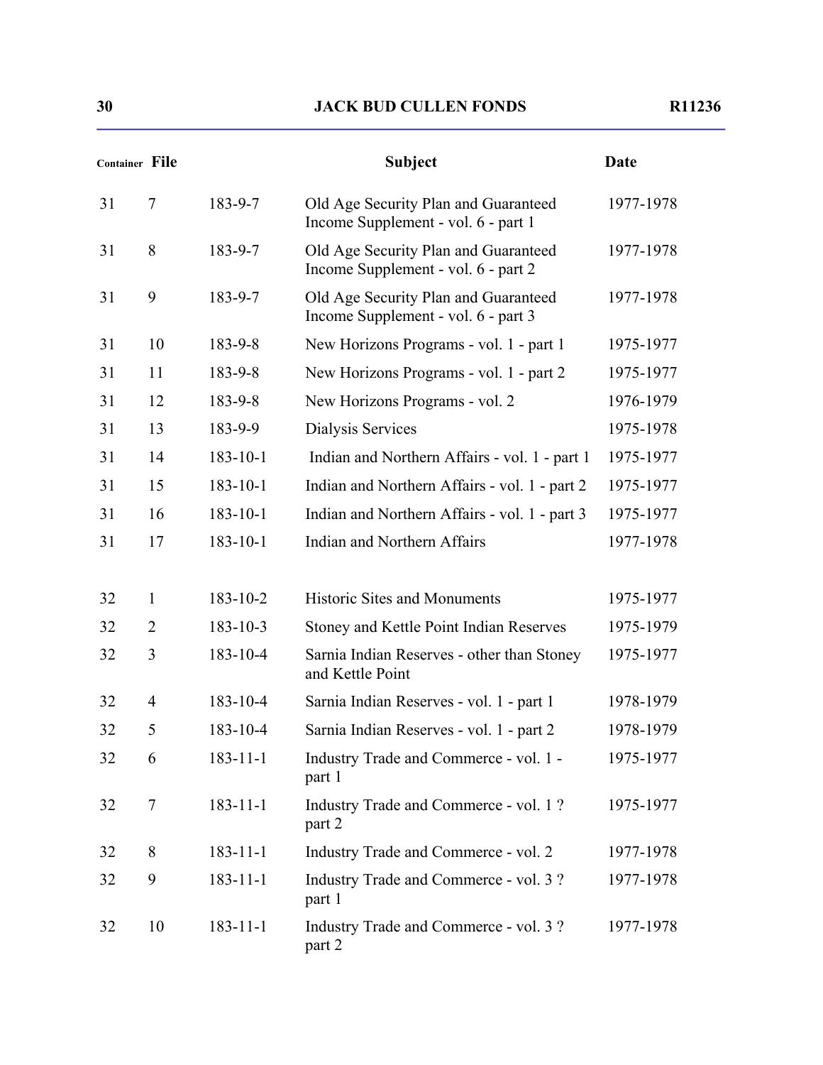| Container | File | | Subject | Date |
|---|---|---|---|---|
| 31 | 7 | 183-9-7 | Old Age Security Plan and Guaranteed Income Supplement - vol. 6 - part 1 | 1977-1978 |
| 31 | 8 | 183-9-7 | Old Age Security Plan and Guaranteed Income Supplement - vol. 6 - part 2 | 1977-1978 |
| 31 | 9 | 183-9-7 | Old Age Security Plan and Guaranteed Income Supplement - vol. 6 - part 3 | 1977-1978 |
| 31 | 10 | 183-9-8 | New Horizons Programs - vol. 1 - part 1 | 1975-1977 |
| 31 | 11 | 183-9-8 | New Horizons Programs - vol. 1 - part 2 | 1975-1977 |
| 31 | 12 | 183-9-8 | New Horizons Programs - vol. 2 | 1976-1979 |
| 31 | 13 | 183-9-9 | Dialysis Services | 1975-1978 |
| 31 | 14 | 183-10-1 | Indian and Northern Affairs - vol. 1 - part 1 | 1975-1977 |
| 31 | 15 | 183-10-1 | Indian and Northern Affairs - vol. 1 - part 2 | 1975-1977 |
| 31 | 16 | 183-10-1 | Indian and Northern Affairs - vol. 1 - part 3 | 1975-1977 |
| 31 | 17 | 183-10-1 | Indian and Northern Affairs | 1977-1978 |
| 32 | 1 | 183-10-2 | Historic Sites and Monuments | 1975-1977 |
| 32 | 2 | 183-10-3 | Stoney and Kettle Point Indian Reserves | 1975-1979 |
| 32 | 3 | 183-10-4 | Sarnia Indian Reserves - other than Stoney and Kettle Point | 1975-1977 |
| 32 | 4 | 183-10-4 | Sarnia Indian Reserves - vol. 1 - part 1 | 1978-1979 |
| 32 | 5 | 183-10-4 | Sarnia Indian Reserves - vol. 1 - part 2 | 1978-1979 |
| 32 | 6 | 183-11-1 | Industry Trade and Commerce - vol. 1 - part 1 | 1975-1977 |
| 32 | 7 | 183-11-1 | Industry Trade and Commerce - vol. 1 ? part 2 | 1975-1977 |
| 32 | 8 | 183-11-1 | Industry Trade and Commerce - vol. 2 | 1977-1978 |
| 32 | 9 | 183-11-1 | Industry Trade and Commerce - vol. 3 ? part 1 | 1977-1978 |
| 32 | 10 | 183-11-1 | Industry Trade and Commerce - vol. 3 ? part 2 | 1977-1978 |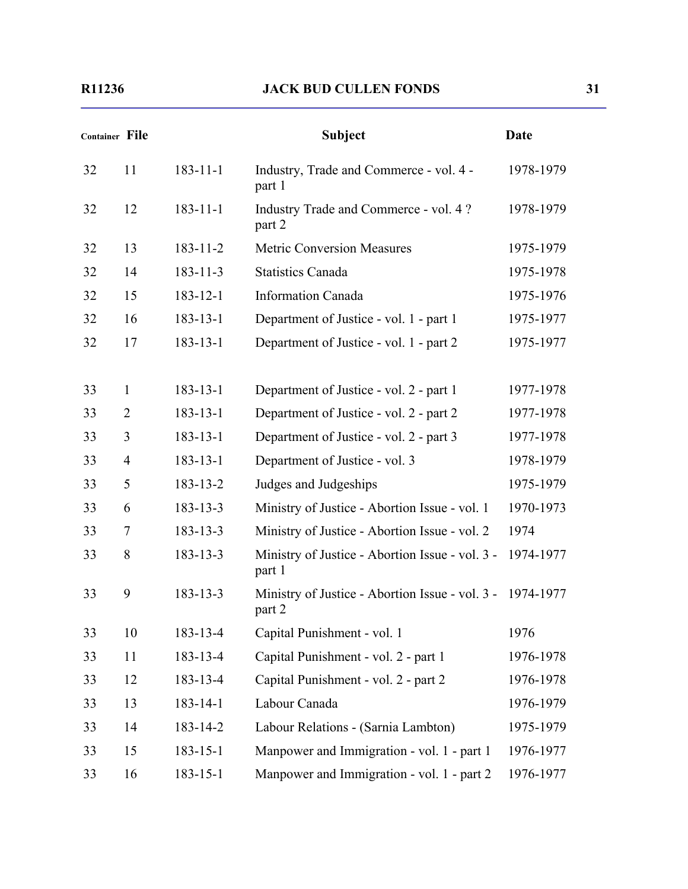| Container | File | | Subject | Date |
|---|---|---|---|---|
| 32 | 11 | 183-11-1 | Industry, Trade and Commerce - vol. 4 - part 1 | 1978-1979 |
| 32 | 12 | 183-11-1 | Industry Trade and Commerce - vol. 4 ? part 2 | 1978-1979 |
| 32 | 13 | 183-11-2 | Metric Conversion Measures | 1975-1979 |
| 32 | 14 | 183-11-3 | Statistics Canada | 1975-1978 |
| 32 | 15 | 183-12-1 | Information Canada | 1975-1976 |
| 32 | 16 | 183-13-1 | Department of Justice - vol. 1 - part 1 | 1975-1977 |
| 32 | 17 | 183-13-1 | Department of Justice - vol. 1 - part 2 | 1975-1977 |
| 33 | 1 | 183-13-1 | Department of Justice - vol. 2 - part 1 | 1977-1978 |
| 33 | 2 | 183-13-1 | Department of Justice - vol. 2 - part 2 | 1977-1978 |
| 33 | 3 | 183-13-1 | Department of Justice - vol. 2 - part 3 | 1977-1978 |
| 33 | 4 | 183-13-1 | Department of Justice - vol. 3 | 1978-1979 |
| 33 | 5 | 183-13-2 | Judges and Judgeships | 1975-1979 |
| 33 | 6 | 183-13-3 | Ministry of Justice - Abortion Issue - vol. 1 | 1970-1973 |
| 33 | 7 | 183-13-3 | Ministry of Justice - Abortion Issue - vol. 2 | 1974 |
| 33 | 8 | 183-13-3 | Ministry of Justice - Abortion Issue - vol. 3 - part 1 | 1974-1977 |
| 33 | 9 | 183-13-3 | Ministry of Justice - Abortion Issue - vol. 3 - part 2 | 1974-1977 |
| 33 | 10 | 183-13-4 | Capital Punishment - vol. 1 | 1976 |
| 33 | 11 | 183-13-4 | Capital Punishment - vol. 2 - part 1 | 1976-1978 |
| 33 | 12 | 183-13-4 | Capital Punishment - vol. 2 - part 2 | 1976-1978 |
| 33 | 13 | 183-14-1 | Labour Canada | 1976-1979 |
| 33 | 14 | 183-14-2 | Labour Relations - (Sarnia Lambton) | 1975-1979 |
| 33 | 15 | 183-15-1 | Manpower and Immigration - vol. 1 - part 1 | 1976-1977 |
| 33 | 16 | 183-15-1 | Manpower and Immigration - vol. 1 - part 2 | 1976-1977 |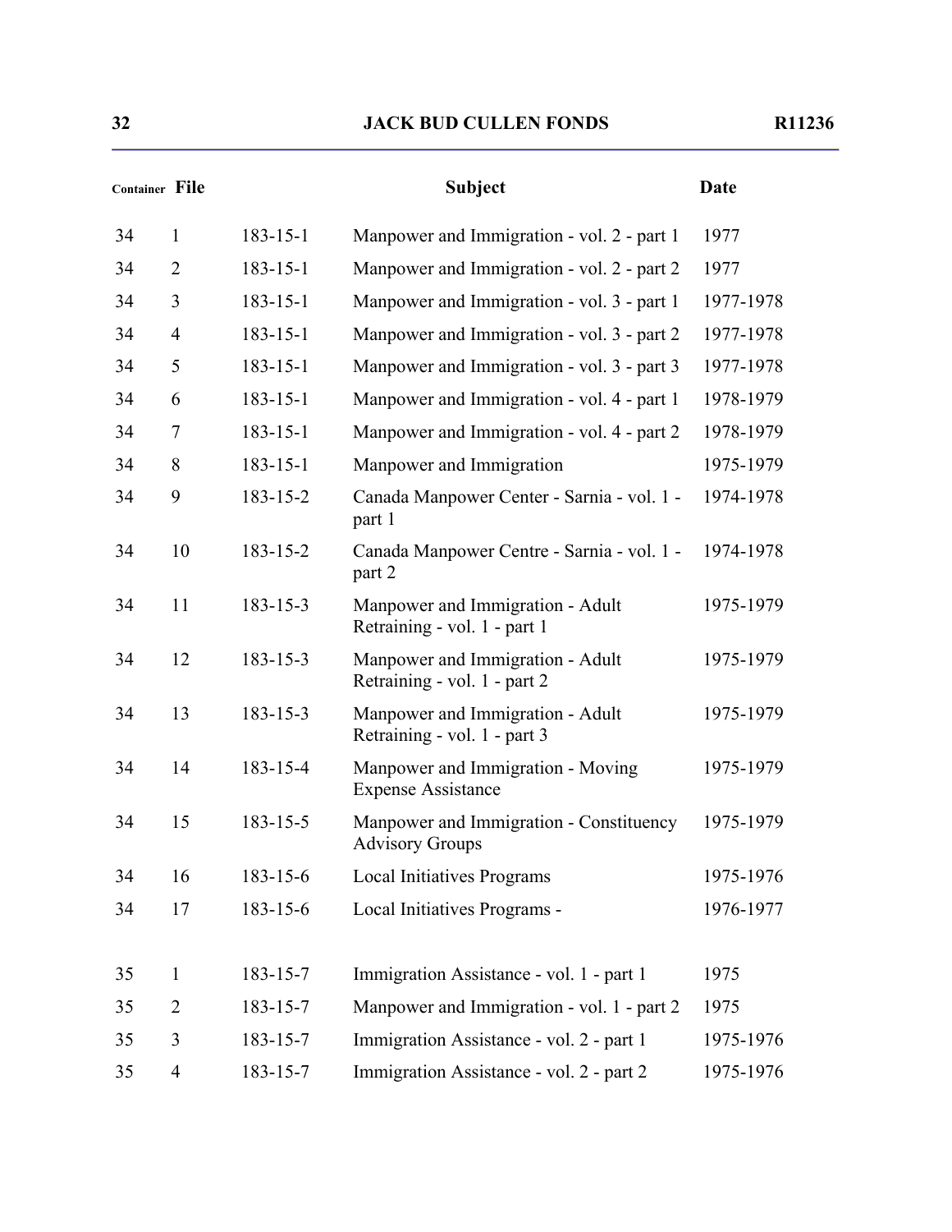| Container | File | | Subject | Date |
|---|---|---|---|---|
| 34 | 1 | 183-15-1 | Manpower and Immigration - vol. 2 - part 1 | 1977 |
| 34 | 2 | 183-15-1 | Manpower and Immigration - vol. 2 - part 2 | 1977 |
| 34 | 3 | 183-15-1 | Manpower and Immigration - vol. 3 - part 1 | 1977-1978 |
| 34 | 4 | 183-15-1 | Manpower and Immigration - vol. 3 - part 2 | 1977-1978 |
| 34 | 5 | 183-15-1 | Manpower and Immigration - vol. 3 - part 3 | 1977-1978 |
| 34 | 6 | 183-15-1 | Manpower and Immigration - vol. 4 - part 1 | 1978-1979 |
| 34 | 7 | 183-15-1 | Manpower and Immigration - vol. 4 - part 2 | 1978-1979 |
| 34 | 8 | 183-15-1 | Manpower and Immigration | 1975-1979 |
| 34 | 9 | 183-15-2 | Canada Manpower Center - Sarnia - vol. 1 - part 1 | 1974-1978 |
| 34 | 10 | 183-15-2 | Canada Manpower Centre - Sarnia - vol. 1 - part 2 | 1974-1978 |
| 34 | 11 | 183-15-3 | Manpower and Immigration - Adult Retraining - vol. 1 - part 1 | 1975-1979 |
| 34 | 12 | 183-15-3 | Manpower and Immigration - Adult Retraining - vol. 1 - part 2 | 1975-1979 |
| 34 | 13 | 183-15-3 | Manpower and Immigration - Adult Retraining - vol. 1 - part 3 | 1975-1979 |
| 34 | 14 | 183-15-4 | Manpower and Immigration - Moving Expense Assistance | 1975-1979 |
| 34 | 15 | 183-15-5 | Manpower and Immigration - Constituency Advisory Groups | 1975-1979 |
| 34 | 16 | 183-15-6 | Local Initiatives Programs | 1975-1976 |
| 34 | 17 | 183-15-6 | Local Initiatives Programs - | 1976-1977 |
| 35 | 1 | 183-15-7 | Immigration Assistance - vol. 1 - part 1 | 1975 |
| 35 | 2 | 183-15-7 | Manpower and Immigration - vol. 1 - part 2 | 1975 |
| 35 | 3 | 183-15-7 | Immigration Assistance - vol. 2 - part 1 | 1975-1976 |
| 35 | 4 | 183-15-7 | Immigration Assistance - vol. 2 - part 2 | 1975-1976 |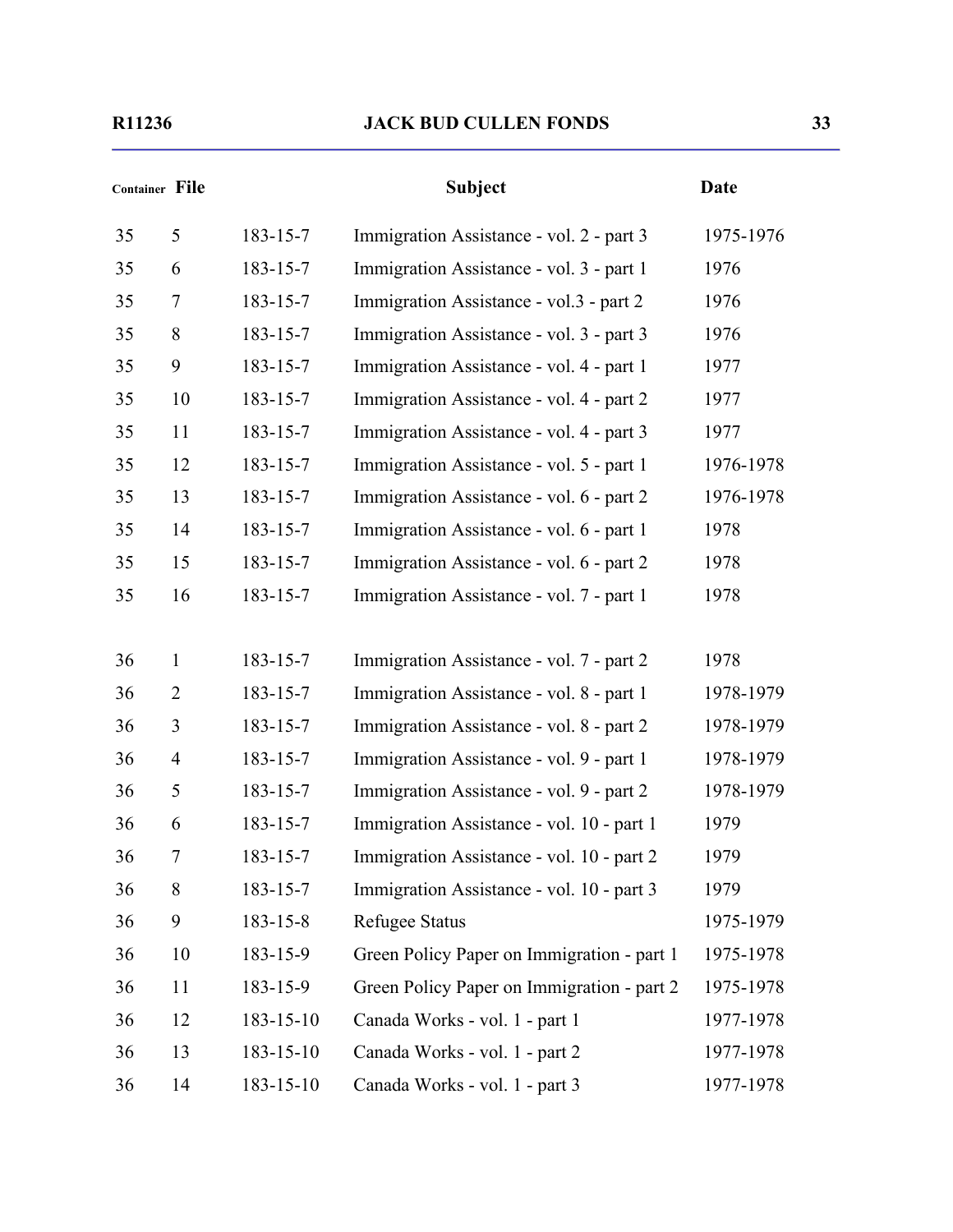| Container | File | | Subject | Date |
|---|---|---|---|---|
| 35 | 5 | 183-15-7 | Immigration Assistance - vol. 2 - part 3 | 1975-1976 |
| 35 | 6 | 183-15-7 | Immigration Assistance - vol. 3 - part 1 | 1976 |
| 35 | 7 | 183-15-7 | Immigration Assistance - vol.3 - part 2 | 1976 |
| 35 | 8 | 183-15-7 | Immigration Assistance - vol. 3 - part 3 | 1976 |
| 35 | 9 | 183-15-7 | Immigration Assistance - vol. 4 - part 1 | 1977 |
| 35 | 10 | 183-15-7 | Immigration Assistance - vol. 4 - part 2 | 1977 |
| 35 | 11 | 183-15-7 | Immigration Assistance - vol. 4 - part 3 | 1977 |
| 35 | 12 | 183-15-7 | Immigration Assistance - vol. 5 - part 1 | 1976-1978 |
| 35 | 13 | 183-15-7 | Immigration Assistance - vol. 6 - part 2 | 1976-1978 |
| 35 | 14 | 183-15-7 | Immigration Assistance - vol. 6 - part 1 | 1978 |
| 35 | 15 | 183-15-7 | Immigration Assistance - vol. 6 - part 2 | 1978 |
| 35 | 16 | 183-15-7 | Immigration Assistance - vol. 7 - part 1 | 1978 |
| 36 | 1 | 183-15-7 | Immigration Assistance - vol. 7 - part 2 | 1978 |
| 36 | 2 | 183-15-7 | Immigration Assistance - vol. 8 - part 1 | 1978-1979 |
| 36 | 3 | 183-15-7 | Immigration Assistance - vol. 8 - part 2 | 1978-1979 |
| 36 | 4 | 183-15-7 | Immigration Assistance - vol. 9 - part 1 | 1978-1979 |
| 36 | 5 | 183-15-7 | Immigration Assistance - vol. 9 - part 2 | 1978-1979 |
| 36 | 6 | 183-15-7 | Immigration Assistance - vol. 10 - part 1 | 1979 |
| 36 | 7 | 183-15-7 | Immigration Assistance - vol. 10 - part 2 | 1979 |
| 36 | 8 | 183-15-7 | Immigration Assistance - vol. 10 - part 3 | 1979 |
| 36 | 9 | 183-15-8 | Refugee Status | 1975-1979 |
| 36 | 10 | 183-15-9 | Green Policy Paper on Immigration - part 1 | 1975-1978 |
| 36 | 11 | 183-15-9 | Green Policy Paper on Immigration - part 2 | 1975-1978 |
| 36 | 12 | 183-15-10 | Canada Works - vol. 1 - part 1 | 1977-1978 |
| 36 | 13 | 183-15-10 | Canada Works - vol. 1 - part 2 | 1977-1978 |
| 36 | 14 | 183-15-10 | Canada Works - vol. 1 - part 3 | 1977-1978 |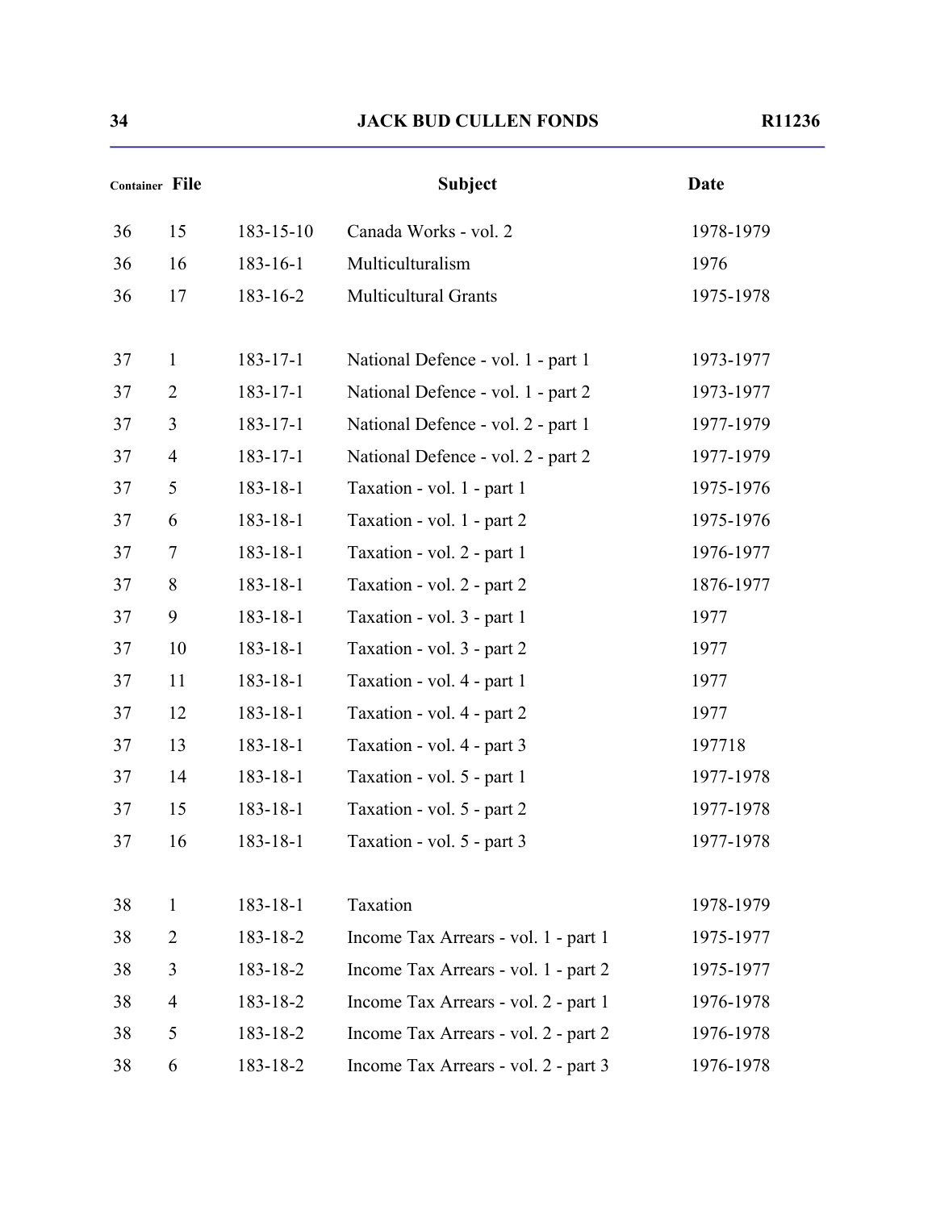| Container | File | | Subject | Date |
|---|---|---|---|---|
| 36 | 15 | 183-15-10 | Canada Works - vol. 2 | 1978-1979 |
| 36 | 16 | 183-16-1 | Multiculturalism | 1976 |
| 36 | 17 | 183-16-2 | Multicultural Grants | 1975-1978 |
| 37 | 1 | 183-17-1 | National Defence - vol. 1 - part 1 | 1973-1977 |
| 37 | 2 | 183-17-1 | National Defence - vol. 1 - part 2 | 1973-1977 |
| 37 | 3 | 183-17-1 | National Defence - vol. 2 - part 1 | 1977-1979 |
| 37 | 4 | 183-17-1 | National Defence - vol. 2 - part 2 | 1977-1979 |
| 37 | 5 | 183-18-1 | Taxation - vol. 1 - part 1 | 1975-1976 |
| 37 | 6 | 183-18-1 | Taxation - vol. 1 - part 2 | 1975-1976 |
| 37 | 7 | 183-18-1 | Taxation - vol. 2 - part 1 | 1976-1977 |
| 37 | 8 | 183-18-1 | Taxation - vol. 2 - part 2 | 1876-1977 |
| 37 | 9 | 183-18-1 | Taxation - vol. 3 - part 1 | 1977 |
| 37 | 10 | 183-18-1 | Taxation - vol. 3 - part 2 | 1977 |
| 37 | 11 | 183-18-1 | Taxation - vol. 4 - part 1 | 1977 |
| 37 | 12 | 183-18-1 | Taxation - vol. 4 - part 2 | 1977 |
| 37 | 13 | 183-18-1 | Taxation - vol. 4 - part 3 | 197718 |
| 37 | 14 | 183-18-1 | Taxation - vol. 5 - part 1 | 1977-1978 |
| 37 | 15 | 183-18-1 | Taxation - vol. 5 - part 2 | 1977-1978 |
| 37 | 16 | 183-18-1 | Taxation - vol. 5 - part 3 | 1977-1978 |
| 38 | 1 | 183-18-1 | Taxation | 1978-1979 |
| 38 | 2 | 183-18-2 | Income Tax Arrears - vol. 1 - part 1 | 1975-1977 |
| 38 | 3 | 183-18-2 | Income Tax Arrears - vol. 1 - part 2 | 1975-1977 |
| 38 | 4 | 183-18-2 | Income Tax Arrears - vol. 2 - part 1 | 1976-1978 |
| 38 | 5 | 183-18-2 | Income Tax Arrears - vol. 2 - part 2 | 1976-1978 |
| 38 | 6 | 183-18-2 | Income Tax Arrears - vol. 2 - part 3 | 1976-1978 |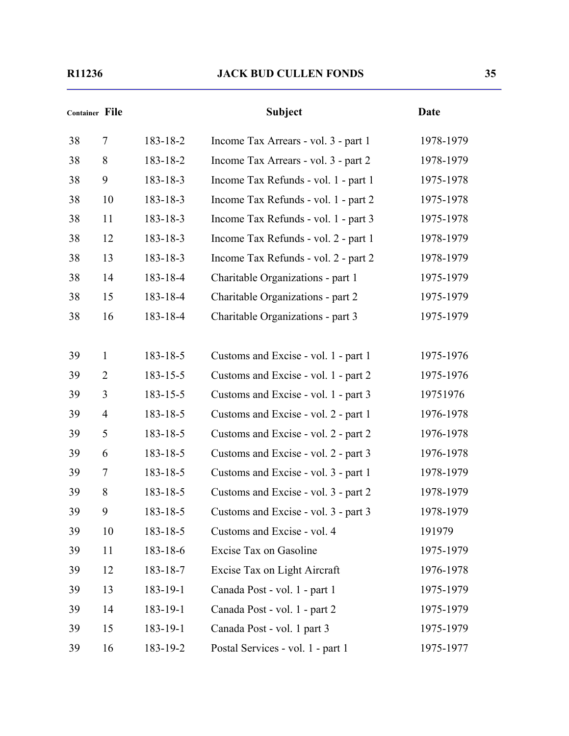| Container | File | | Subject | Date |
|---|---|---|---|---|
| 38 | 7 | 183-18-2 | Income Tax Arrears - vol. 3 - part 1 | 1978-1979 |
| 38 | 8 | 183-18-2 | Income Tax Arrears - vol. 3 - part 2 | 1978-1979 |
| 38 | 9 | 183-18-3 | Income Tax Refunds - vol. 1 - part 1 | 1975-1978 |
| 38 | 10 | 183-18-3 | Income Tax Refunds - vol. 1 - part 2 | 1975-1978 |
| 38 | 11 | 183-18-3 | Income Tax Refunds - vol. 1 - part 3 | 1975-1978 |
| 38 | 12 | 183-18-3 | Income Tax Refunds - vol. 2 - part 1 | 1978-1979 |
| 38 | 13 | 183-18-3 | Income Tax Refunds - vol. 2 - part 2 | 1978-1979 |
| 38 | 14 | 183-18-4 | Charitable Organizations - part 1 | 1975-1979 |
| 38 | 15 | 183-18-4 | Charitable Organizations - part 2 | 1975-1979 |
| 38 | 16 | 183-18-4 | Charitable Organizations - part 3 | 1975-1979 |
| 39 | 1 | 183-18-5 | Customs and Excise - vol. 1 - part 1 | 1975-1976 |
| 39 | 2 | 183-15-5 | Customs and Excise - vol. 1 - part 2 | 1975-1976 |
| 39 | 3 | 183-15-5 | Customs and Excise - vol. 1 - part 3 | 19751976 |
| 39 | 4 | 183-18-5 | Customs and Excise - vol. 2 - part 1 | 1976-1978 |
| 39 | 5 | 183-18-5 | Customs and Excise - vol. 2 - part 2 | 1976-1978 |
| 39 | 6 | 183-18-5 | Customs and Excise - vol. 2 - part 3 | 1976-1978 |
| 39 | 7 | 183-18-5 | Customs and Excise - vol. 3 - part 1 | 1978-1979 |
| 39 | 8 | 183-18-5 | Customs and Excise - vol. 3 - part 2 | 1978-1979 |
| 39 | 9 | 183-18-5 | Customs and Excise - vol. 3 - part 3 | 1978-1979 |
| 39 | 10 | 183-18-5 | Customs and Excise - vol. 4 | 191979 |
| 39 | 11 | 183-18-6 | Excise Tax on Gasoline | 1975-1979 |
| 39 | 12 | 183-18-7 | Excise Tax on Light Aircraft | 1976-1978 |
| 39 | 13 | 183-19-1 | Canada Post - vol. 1 - part 1 | 1975-1979 |
| 39 | 14 | 183-19-1 | Canada Post - vol. 1 - part 2 | 1975-1979 |
| 39 | 15 | 183-19-1 | Canada Post - vol. 1 part 3 | 1975-1979 |
| 39 | 16 | 183-19-2 | Postal Services - vol. 1 - part 1 | 1975-1977 |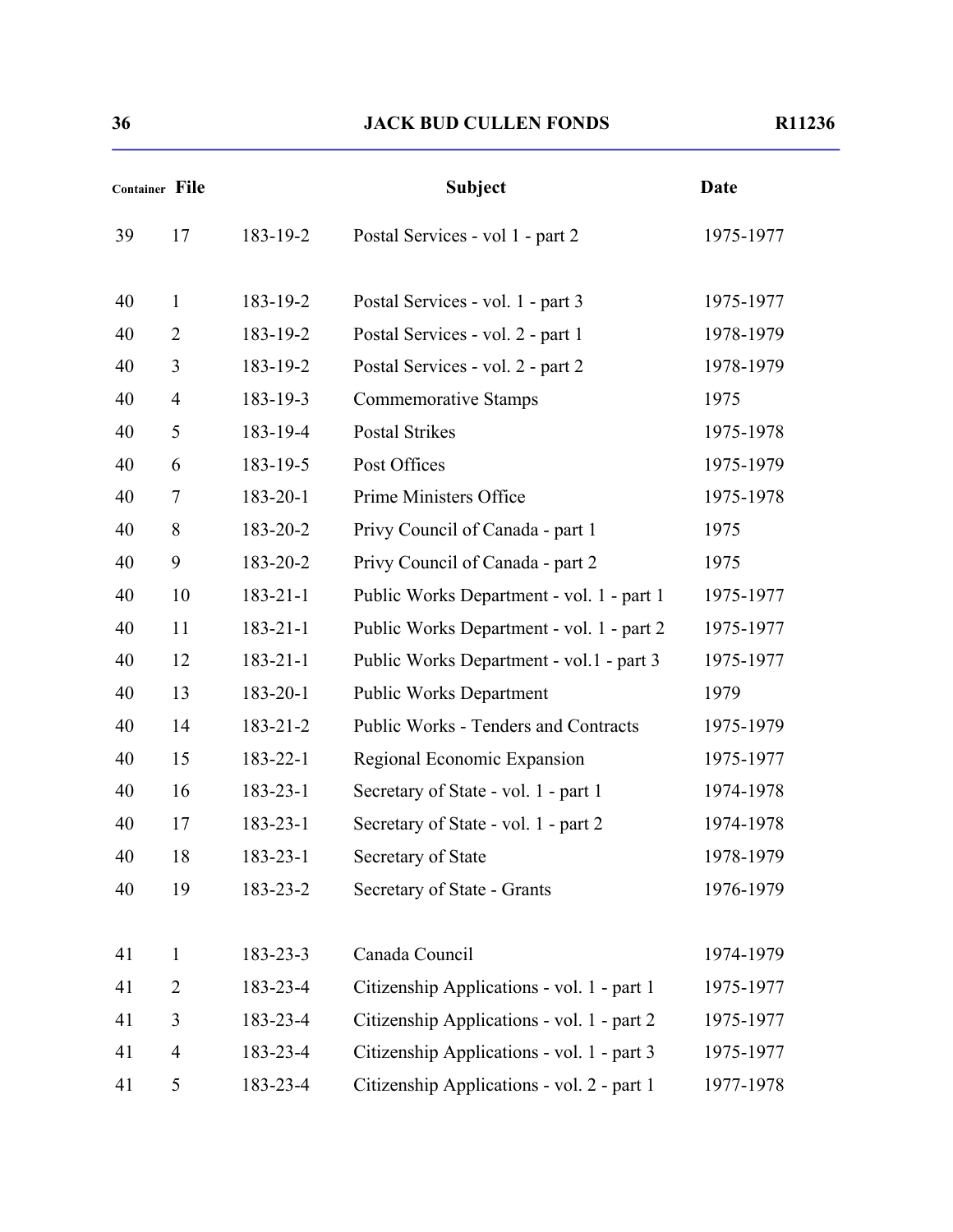| Container | File | | Subject | Date |
|---|---|---|---|---|
| 39 | 17 | 183-19-2 | Postal Services - vol 1 - part 2 | 1975-1977 |
| 40 | 1 | 183-19-2 | Postal Services - vol. 1 - part 3 | 1975-1977 |
| 40 | 2 | 183-19-2 | Postal Services - vol. 2 - part 1 | 1978-1979 |
| 40 | 3 | 183-19-2 | Postal Services - vol. 2 - part 2 | 1978-1979 |
| 40 | 4 | 183-19-3 | Commemorative Stamps | 1975 |
| 40 | 5 | 183-19-4 | Postal Strikes | 1975-1978 |
| 40 | 6 | 183-19-5 | Post Offices | 1975-1979 |
| 40 | 7 | 183-20-1 | Prime Ministers Office | 1975-1978 |
| 40 | 8 | 183-20-2 | Privy Council of Canada - part 1 | 1975 |
| 40 | 9 | 183-20-2 | Privy Council of Canada - part 2 | 1975 |
| 40 | 10 | 183-21-1 | Public Works Department - vol. 1 - part 1 | 1975-1977 |
| 40 | 11 | 183-21-1 | Public Works Department - vol. 1 - part 2 | 1975-1977 |
| 40 | 12 | 183-21-1 | Public Works Department - vol.1 - part 3 | 1975-1977 |
| 40 | 13 | 183-20-1 | Public Works Department | 1979 |
| 40 | 14 | 183-21-2 | Public Works - Tenders and Contracts | 1975-1979 |
| 40 | 15 | 183-22-1 | Regional Economic Expansion | 1975-1977 |
| 40 | 16 | 183-23-1 | Secretary of State - vol. 1 - part 1 | 1974-1978 |
| 40 | 17 | 183-23-1 | Secretary of State - vol. 1 - part 2 | 1974-1978 |
| 40 | 18 | 183-23-1 | Secretary of State | 1978-1979 |
| 40 | 19 | 183-23-2 | Secretary of State - Grants | 1976-1979 |
| 41 | 1 | 183-23-3 | Canada Council | 1974-1979 |
| 41 | 2 | 183-23-4 | Citizenship Applications - vol. 1 - part 1 | 1975-1977 |
| 41 | 3 | 183-23-4 | Citizenship Applications - vol. 1 - part 2 | 1975-1977 |
| 41 | 4 | 183-23-4 | Citizenship Applications - vol. 1 - part 3 | 1975-1977 |
| 41 | 5 | 183-23-4 | Citizenship Applications - vol. 2 - part 1 | 1977-1978 |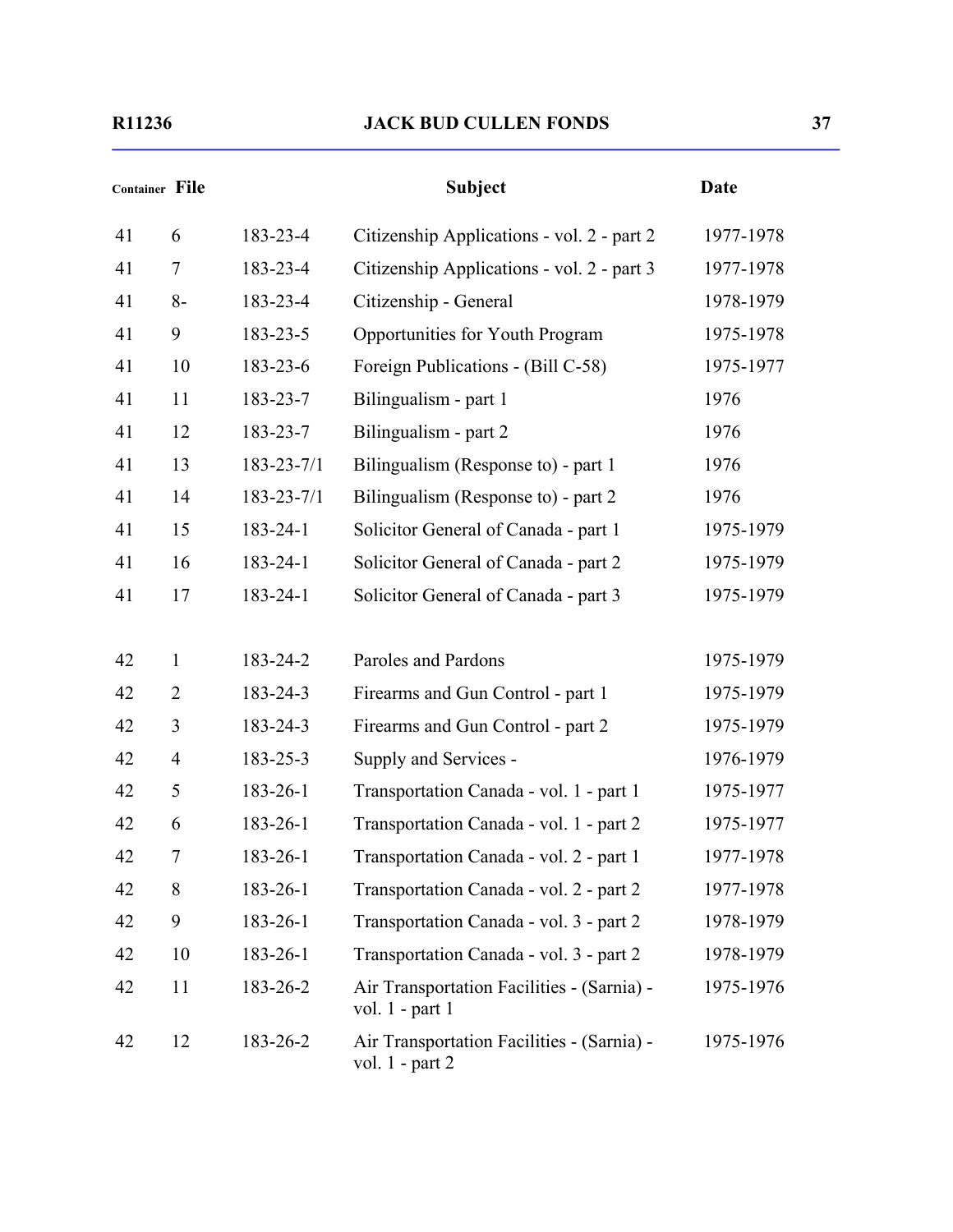| Container | File | | Subject | Date |
|---|---|---|---|---|
| 41 | 6 | 183-23-4 | Citizenship Applications - vol. 2 - part 2 | 1977-1978 |
| 41 | 7 | 183-23-4 | Citizenship Applications - vol. 2 - part 3 | 1977-1978 |
| 41 | 8- | 183-23-4 | Citizenship - General | 1978-1979 |
| 41 | 9 | 183-23-5 | Opportunities for Youth Program | 1975-1978 |
| 41 | 10 | 183-23-6 | Foreign Publications - (Bill C-58) | 1975-1977 |
| 41 | 11 | 183-23-7 | Bilingualism - part 1 | 1976 |
| 41 | 12 | 183-23-7 | Bilingualism - part 2 | 1976 |
| 41 | 13 | 183-23-7/1 | Bilingualism (Response to) - part 1 | 1976 |
| 41 | 14 | 183-23-7/1 | Bilingualism (Response to) - part 2 | 1976 |
| 41 | 15 | 183-24-1 | Solicitor General of Canada - part 1 | 1975-1979 |
| 41 | 16 | 183-24-1 | Solicitor General of Canada - part 2 | 1975-1979 |
| 41 | 17 | 183-24-1 | Solicitor General of Canada - part 3 | 1975-1979 |
| 42 | 1 | 183-24-2 | Paroles and Pardons | 1975-1979 |
| 42 | 2 | 183-24-3 | Firearms and Gun Control - part 1 | 1975-1979 |
| 42 | 3 | 183-24-3 | Firearms and Gun Control - part 2 | 1975-1979 |
| 42 | 4 | 183-25-3 | Supply and Services - | 1976-1979 |
| 42 | 5 | 183-26-1 | Transportation Canada - vol. 1 - part 1 | 1975-1977 |
| 42 | 6 | 183-26-1 | Transportation Canada - vol. 1 - part 2 | 1975-1977 |
| 42 | 7 | 183-26-1 | Transportation Canada - vol. 2 - part 1 | 1977-1978 |
| 42 | 8 | 183-26-1 | Transportation Canada - vol. 2 - part 2 | 1977-1978 |
| 42 | 9 | 183-26-1 | Transportation Canada - vol. 3 - part 2 | 1978-1979 |
| 42 | 10 | 183-26-1 | Transportation Canada - vol. 3 - part 2 | 1978-1979 |
| 42 | 11 | 183-26-2 | Air Transportation Facilities - (Sarnia) - vol. 1 - part 1 | 1975-1976 |
| 42 | 12 | 183-26-2 | Air Transportation Facilities - (Sarnia) - vol. 1 - part 2 | 1975-1976 |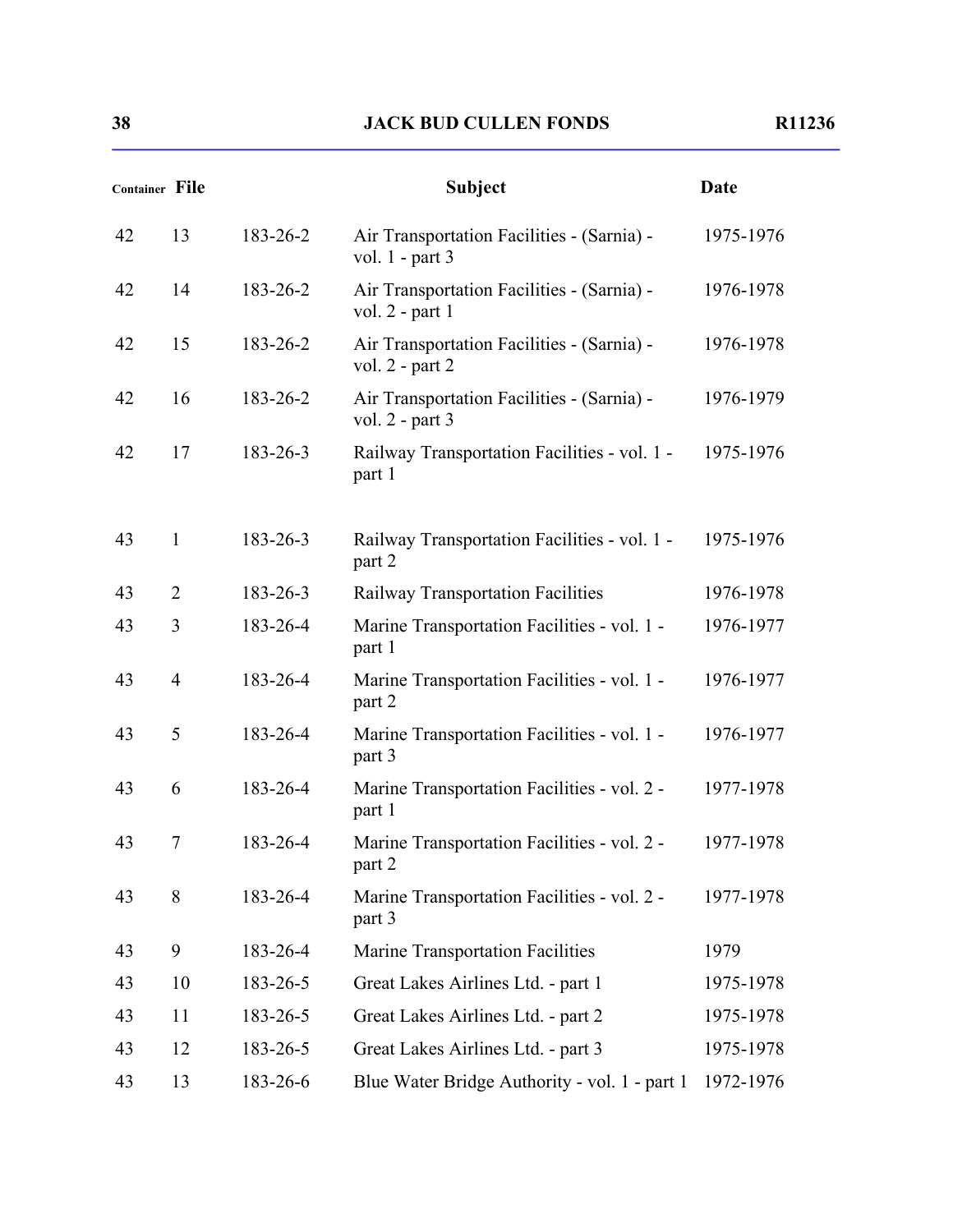| Container | File | | Subject | Date |
|---|---|---|---|---|
| 42 | 13 | 183-26-2 | Air Transportation Facilities - (Sarnia) - vol. 1 - part 3 | 1975-1976 |
| 42 | 14 | 183-26-2 | Air Transportation Facilities - (Sarnia) - vol. 2 - part 1 | 1976-1978 |
| 42 | 15 | 183-26-2 | Air Transportation Facilities - (Sarnia) - vol. 2 - part 2 | 1976-1978 |
| 42 | 16 | 183-26-2 | Air Transportation Facilities - (Sarnia) - vol. 2 - part 3 | 1976-1979 |
| 42 | 17 | 183-26-3 | Railway Transportation Facilities - vol. 1 - part 1 | 1975-1976 |
| 43 | 1 | 183-26-3 | Railway Transportation Facilities - vol. 1 - part 2 | 1975-1976 |
| 43 | 2 | 183-26-3 | Railway Transportation Facilities | 1976-1978 |
| 43 | 3 | 183-26-4 | Marine Transportation Facilities - vol. 1 - part 1 | 1976-1977 |
| 43 | 4 | 183-26-4 | Marine Transportation Facilities - vol. 1 - part 2 | 1976-1977 |
| 43 | 5 | 183-26-4 | Marine Transportation Facilities - vol. 1 - part 3 | 1976-1977 |
| 43 | 6 | 183-26-4 | Marine Transportation Facilities - vol. 2 - part 1 | 1977-1978 |
| 43 | 7 | 183-26-4 | Marine Transportation Facilities - vol. 2 - part 2 | 1977-1978 |
| 43 | 8 | 183-26-4 | Marine Transportation Facilities - vol. 2 - part 3 | 1977-1978 |
| 43 | 9 | 183-26-4 | Marine Transportation Facilities | 1979 |
| 43 | 10 | 183-26-5 | Great Lakes Airlines Ltd. - part 1 | 1975-1978 |
| 43 | 11 | 183-26-5 | Great Lakes Airlines Ltd. - part 2 | 1975-1978 |
| 43 | 12 | 183-26-5 | Great Lakes Airlines Ltd. - part 3 | 1975-1978 |
| 43 | 13 | 183-26-6 | Blue Water Bridge Authority - vol. 1 - part 1 | 1972-1976 |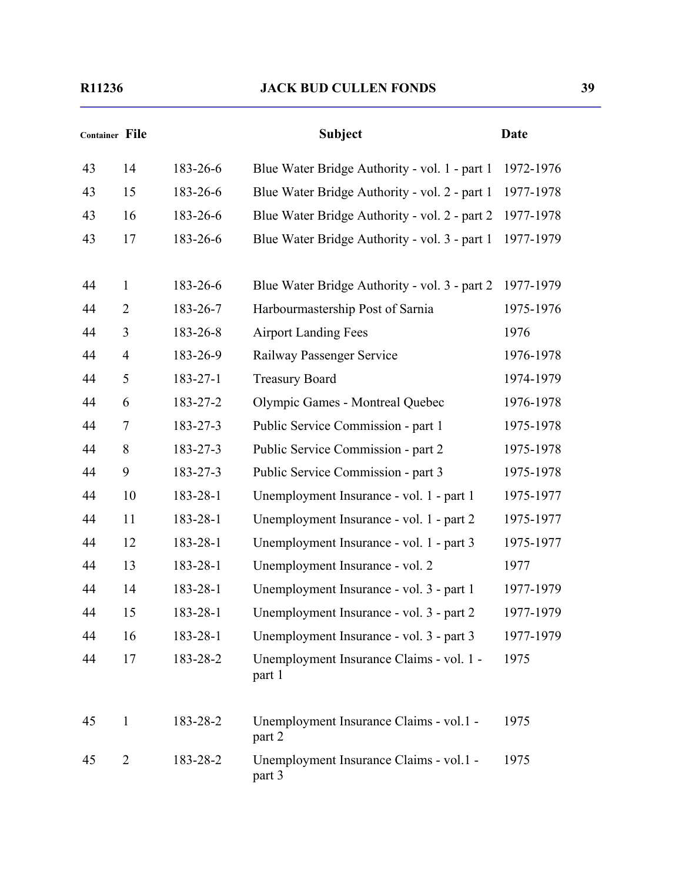| Container | File | | Subject | Date |
|---|---|---|---|---|
| 43 | 14 | 183-26-6 | Blue Water Bridge Authority - vol. 1 - part 1 | 1972-1976 |
| 43 | 15 | 183-26-6 | Blue Water Bridge Authority - vol. 2 - part 1 | 1977-1978 |
| 43 | 16 | 183-26-6 | Blue Water Bridge Authority - vol. 2 - part 2 | 1977-1978 |
| 43 | 17 | 183-26-6 | Blue Water Bridge Authority - vol. 3 - part 1 | 1977-1979 |
| 44 | 1 | 183-26-6 | Blue Water Bridge Authority - vol. 3 - part 2 | 1977-1979 |
| 44 | 2 | 183-26-7 | Harbourmastership Post of Sarnia | 1975-1976 |
| 44 | 3 | 183-26-8 | Airport Landing Fees | 1976 |
| 44 | 4 | 183-26-9 | Railway Passenger Service | 1976-1978 |
| 44 | 5 | 183-27-1 | Treasury Board | 1974-1979 |
| 44 | 6 | 183-27-2 | Olympic Games - Montreal Quebec | 1976-1978 |
| 44 | 7 | 183-27-3 | Public Service Commission - part 1 | 1975-1978 |
| 44 | 8 | 183-27-3 | Public Service Commission - part 2 | 1975-1978 |
| 44 | 9 | 183-27-3 | Public Service Commission - part 3 | 1975-1978 |
| 44 | 10 | 183-28-1 | Unemployment Insurance - vol. 1 - part 1 | 1975-1977 |
| 44 | 11 | 183-28-1 | Unemployment Insurance - vol. 1 - part 2 | 1975-1977 |
| 44 | 12 | 183-28-1 | Unemployment Insurance - vol. 1 - part 3 | 1975-1977 |
| 44 | 13 | 183-28-1 | Unemployment Insurance - vol. 2 | 1977 |
| 44 | 14 | 183-28-1 | Unemployment Insurance - vol. 3 - part 1 | 1977-1979 |
| 44 | 15 | 183-28-1 | Unemployment Insurance - vol. 3 - part 2 | 1977-1979 |
| 44 | 16 | 183-28-1 | Unemployment Insurance - vol. 3 - part 3 | 1977-1979 |
| 44 | 17 | 183-28-2 | Unemployment Insurance Claims - vol. 1 - part 1 | 1975 |
| 45 | 1 | 183-28-2 | Unemployment Insurance Claims - vol.1 - part 2 | 1975 |
| 45 | 2 | 183-28-2 | Unemployment Insurance Claims - vol.1 - part 3 | 1975 |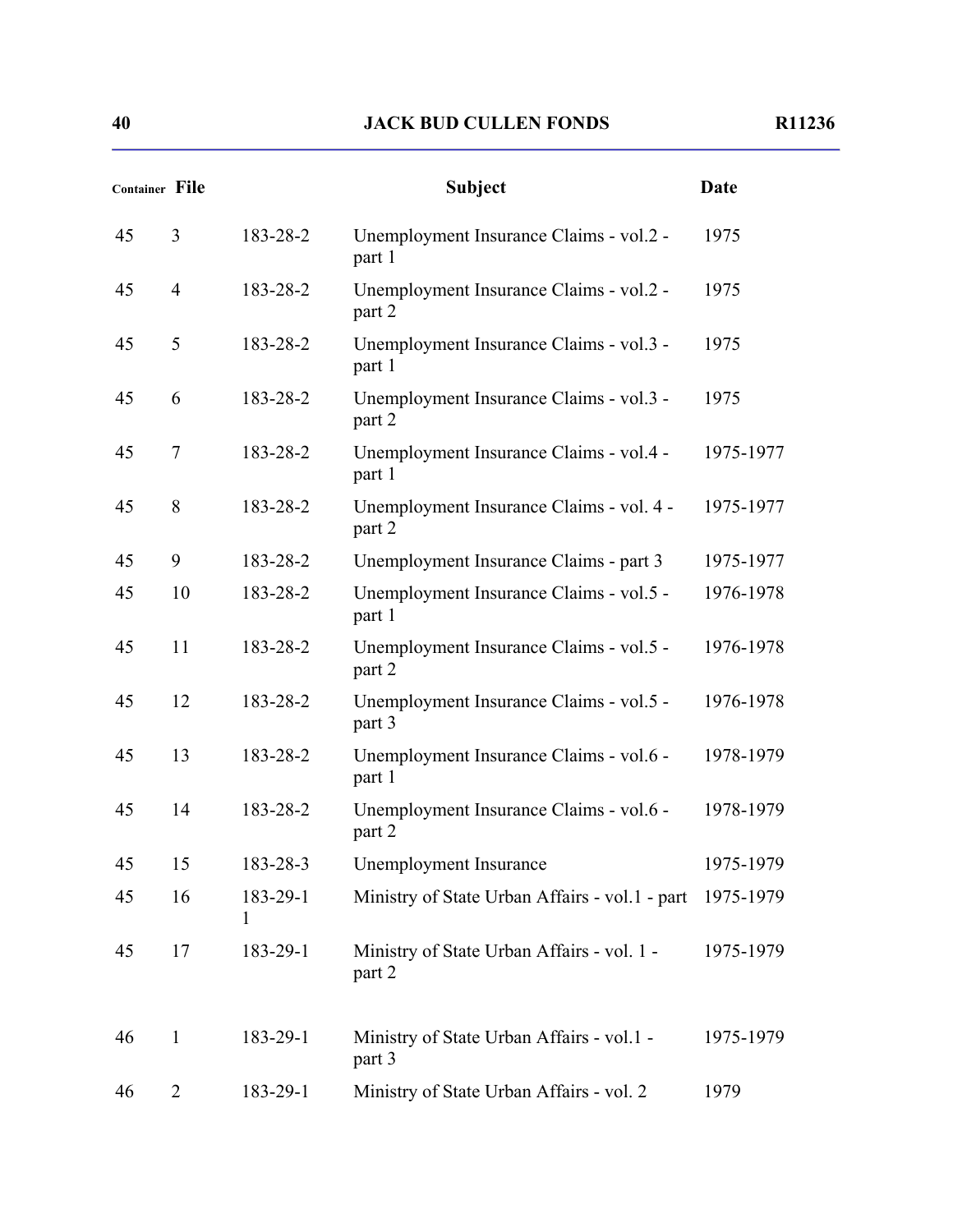| Container | File | | Subject | Date |
|---|---|---|---|---|
| 45 | 3 | 183-28-2 | Unemployment Insurance Claims - vol.2 - part 1 | 1975 |
| 45 | 4 | 183-28-2 | Unemployment Insurance Claims - vol.2 - part 2 | 1975 |
| 45 | 5 | 183-28-2 | Unemployment Insurance Claims - vol.3 - part 1 | 1975 |
| 45 | 6 | 183-28-2 | Unemployment Insurance Claims - vol.3 - part 2 | 1975 |
| 45 | 7 | 183-28-2 | Unemployment Insurance Claims - vol.4 - part 1 | 1975-1977 |
| 45 | 8 | 183-28-2 | Unemployment Insurance Claims - vol. 4 - part 2 | 1975-1977 |
| 45 | 9 | 183-28-2 | Unemployment Insurance Claims - part 3 | 1975-1977 |
| 45 | 10 | 183-28-2 | Unemployment Insurance Claims - vol.5 - part 1 | 1976-1978 |
| 45 | 11 | 183-28-2 | Unemployment Insurance Claims - vol.5 - part 2 | 1976-1978 |
| 45 | 12 | 183-28-2 | Unemployment Insurance Claims - vol.5 - part 3 | 1976-1978 |
| 45 | 13 | 183-28-2 | Unemployment Insurance Claims - vol.6 - part 1 | 1978-1979 |
| 45 | 14 | 183-28-2 | Unemployment Insurance Claims - vol.6 - part 2 | 1978-1979 |
| 45 | 15 | 183-28-3 | Unemployment Insurance | 1975-1979 |
| 45 | 16 | 183-29-1 1 | Ministry of State Urban Affairs - vol.1 - part | 1975-1979 |
| 45 | 17 | 183-29-1 | Ministry of State Urban Affairs - vol. 1 - part 2 | 1975-1979 |
| 46 | 1 | 183-29-1 | Ministry of State Urban Affairs - vol.1 - part 3 | 1975-1979 |
| 46 | 2 | 183-29-1 | Ministry of State Urban Affairs - vol. 2 | 1979 |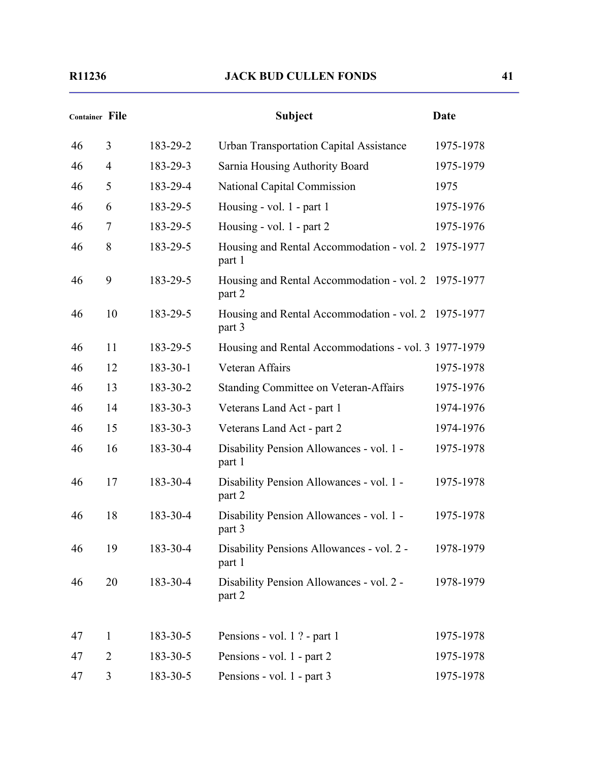| Container | File | | Subject | Date |
|---|---|---|---|---|
| 46 | 3 | 183-29-2 | Urban Transportation Capital Assistance | 1975-1978 |
| 46 | 4 | 183-29-3 | Sarnia Housing Authority Board | 1975-1979 |
| 46 | 5 | 183-29-4 | National Capital Commission | 1975 |
| 46 | 6 | 183-29-5 | Housing - vol. 1 - part 1 | 1975-1976 |
| 46 | 7 | 183-29-5 | Housing - vol. 1 - part 2 | 1975-1976 |
| 46 | 8 | 183-29-5 | Housing and Rental Accommodation - vol. 2 part 1 | 1975-1977 |
| 46 | 9 | 183-29-5 | Housing and Rental Accommodation - vol. 2 part 2 | 1975-1977 |
| 46 | 10 | 183-29-5 | Housing and Rental Accommodation - vol. 2 part 3 | 1975-1977 |
| 46 | 11 | 183-29-5 | Housing and Rental Accommodations - vol. 3 | 1977-1979 |
| 46 | 12 | 183-30-1 | Veteran Affairs | 1975-1978 |
| 46 | 13 | 183-30-2 | Standing Committee on Veteran-Affairs | 1975-1976 |
| 46 | 14 | 183-30-3 | Veterans Land Act - part 1 | 1974-1976 |
| 46 | 15 | 183-30-3 | Veterans Land Act - part 2 | 1974-1976 |
| 46 | 16 | 183-30-4 | Disability Pension Allowances - vol. 1 - part 1 | 1975-1978 |
| 46 | 17 | 183-30-4 | Disability Pension Allowances - vol. 1 - part 2 | 1975-1978 |
| 46 | 18 | 183-30-4 | Disability Pension Allowances - vol. 1 - part 3 | 1975-1978 |
| 46 | 19 | 183-30-4 | Disability Pensions Allowances - vol. 2 - part 1 | 1978-1979 |
| 46 | 20 | 183-30-4 | Disability Pension Allowances - vol. 2 - part 2 | 1978-1979 |
| 47 | 1 | 183-30-5 | Pensions - vol. 1 ? - part 1 | 1975-1978 |
| 47 | 2 | 183-30-5 | Pensions - vol. 1 - part 2 | 1975-1978 |
| 47 | 3 | 183-30-5 | Pensions - vol. 1 - part 3 | 1975-1978 |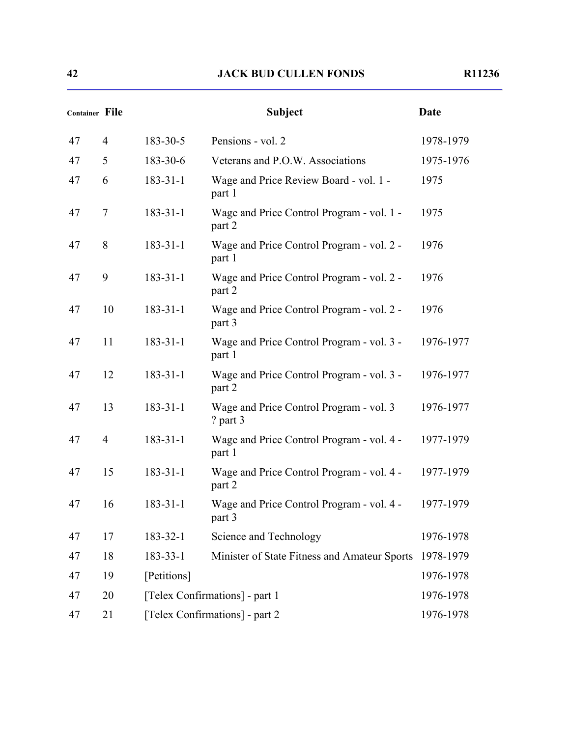| Container | File | | Subject | Date |
|---|---|---|---|---|
| 47 | 4 | 183-30-5 | Pensions - vol. 2 | 1978-1979 |
| 47 | 5 | 183-30-6 | Veterans and P.O.W. Associations | 1975-1976 |
| 47 | 6 | 183-31-1 | Wage and Price Review Board - vol. 1 - part 1 | 1975 |
| 47 | 7 | 183-31-1 | Wage and Price Control Program - vol. 1 - part 2 | 1975 |
| 47 | 8 | 183-31-1 | Wage and Price Control Program - vol. 2 - part 1 | 1976 |
| 47 | 9 | 183-31-1 | Wage and Price Control Program - vol. 2 - part 2 | 1976 |
| 47 | 10 | 183-31-1 | Wage and Price Control Program - vol. 2 - part 3 | 1976 |
| 47 | 11 | 183-31-1 | Wage and Price Control Program - vol. 3 - part 1 | 1976-1977 |
| 47 | 12 | 183-31-1 | Wage and Price Control Program - vol. 3 - part 2 | 1976-1977 |
| 47 | 13 | 183-31-1 | Wage and Price Control Program - vol. 3 ? part 3 | 1976-1977 |
| 47 | 4 | 183-31-1 | Wage and Price Control Program - vol. 4 - part 1 | 1977-1979 |
| 47 | 15 | 183-31-1 | Wage and Price Control Program - vol. 4 - part 2 | 1977-1979 |
| 47 | 16 | 183-31-1 | Wage and Price Control Program - vol. 4 - part 3 | 1977-1979 |
| 47 | 17 | 183-32-1 | Science and Technology | 1976-1978 |
| 47 | 18 | 183-33-1 | Minister of State Fitness and Amateur Sports | 1978-1979 |
| 47 | 19 | [Petitions] | | 1976-1978 |
| 47 | 20 | [Telex Confirmations] - part 1 | | 1976-1978 |
| 47 | 21 | [Telex Confirmations] - part 2 | | 1976-1978 |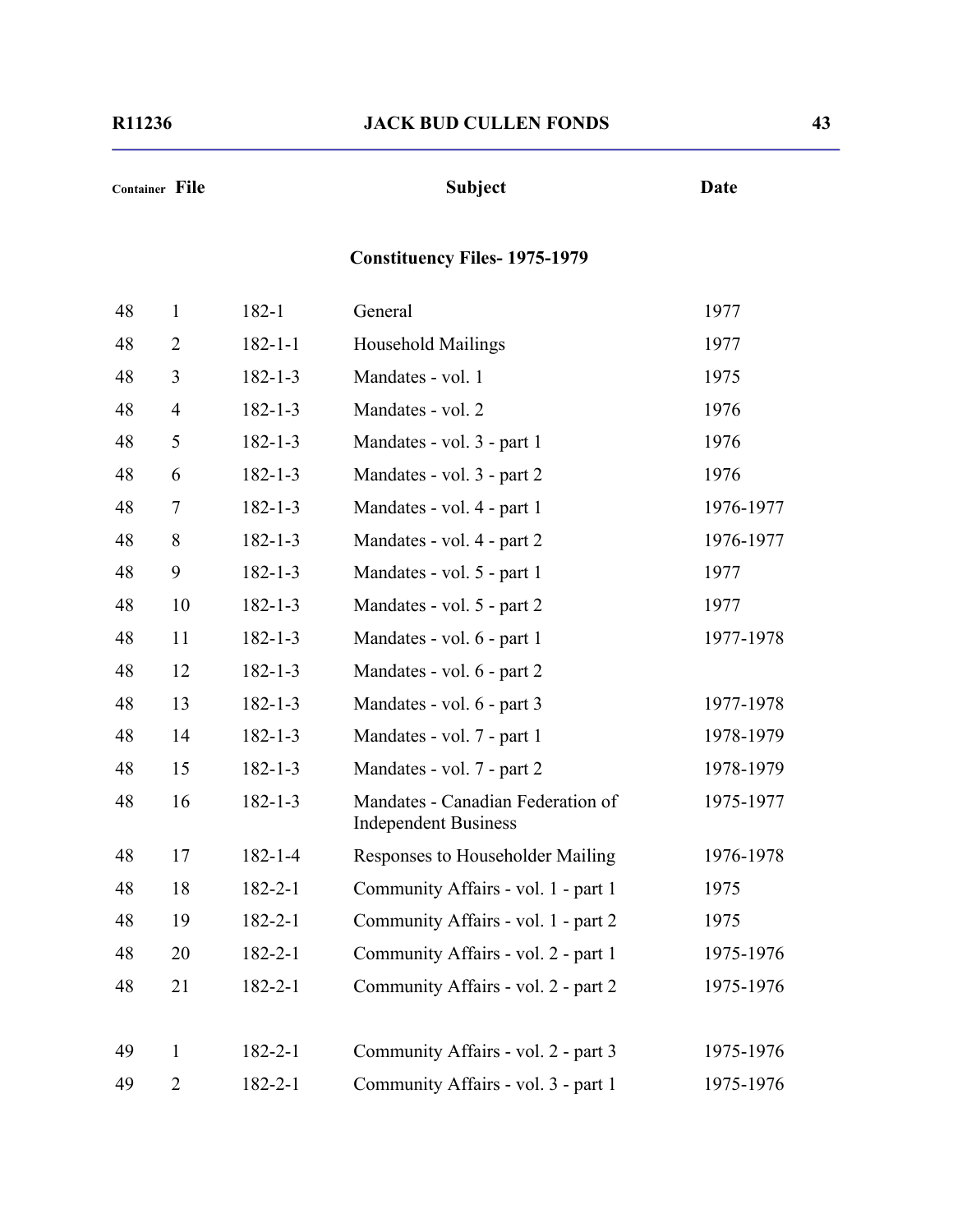| Container | File | | Subject | Date |
|---|---|---|---|---|

## Constituency Files- 1975-1979

| Container | File | | Subject | Date |
|---|---|---|---|---|
| 48 | 1 | 182-1 | General | 1977 |
| 48 | 2 | 182-1-1 | Household Mailings | 1977 |
| 48 | 3 | 182-1-3 | Mandates - vol. 1 | 1975 |
| 48 | 4 | 182-1-3 | Mandates - vol. 2 | 1976 |
| 48 | 5 | 182-1-3 | Mandates - vol. 3 - part 1 | 1976 |
| 48 | 6 | 182-1-3 | Mandates - vol. 3 - part 2 | 1976 |
| 48 | 7 | 182-1-3 | Mandates - vol. 4 - part 1 | 1976-1977 |
| 48 | 8 | 182-1-3 | Mandates - vol. 4 - part 2 | 1976-1977 |
| 48 | 9 | 182-1-3 | Mandates - vol. 5 - part 1 | 1977 |
| 48 | 10 | 182-1-3 | Mandates - vol. 5 - part 2 | 1977 |
| 48 | 11 | 182-1-3 | Mandates - vol. 6 - part 1 | 1977-1978 |
| 48 | 12 | 182-1-3 | Mandates - vol. 6 - part 2 | |
| 48 | 13 | 182-1-3 | Mandates - vol. 6 - part 3 | 1977-1978 |
| 48 | 14 | 182-1-3 | Mandates - vol. 7 - part 1 | 1978-1979 |
| 48 | 15 | 182-1-3 | Mandates - vol. 7 - part 2 | 1978-1979 |
| 48 | 16 | 182-1-3 | Mandates - Canadian Federation of Independent Business | 1975-1977 |
| 48 | 17 | 182-1-4 | Responses to Householder Mailing | 1976-1978 |
| 48 | 18 | 182-2-1 | Community Affairs - vol. 1 - part 1 | 1975 |
| 48 | 19 | 182-2-1 | Community Affairs - vol. 1 - part 2 | 1975 |
| 48 | 20 | 182-2-1 | Community Affairs - vol. 2 - part 1 | 1975-1976 |
| 48 | 21 | 182-2-1 | Community Affairs - vol. 2 - part 2 | 1975-1976 |
| 49 | 1 | 182-2-1 | Community Affairs - vol. 2 - part 3 | 1975-1976 |
| 49 | 2 | 182-2-1 | Community Affairs - vol. 3 - part 1 | 1975-1976 |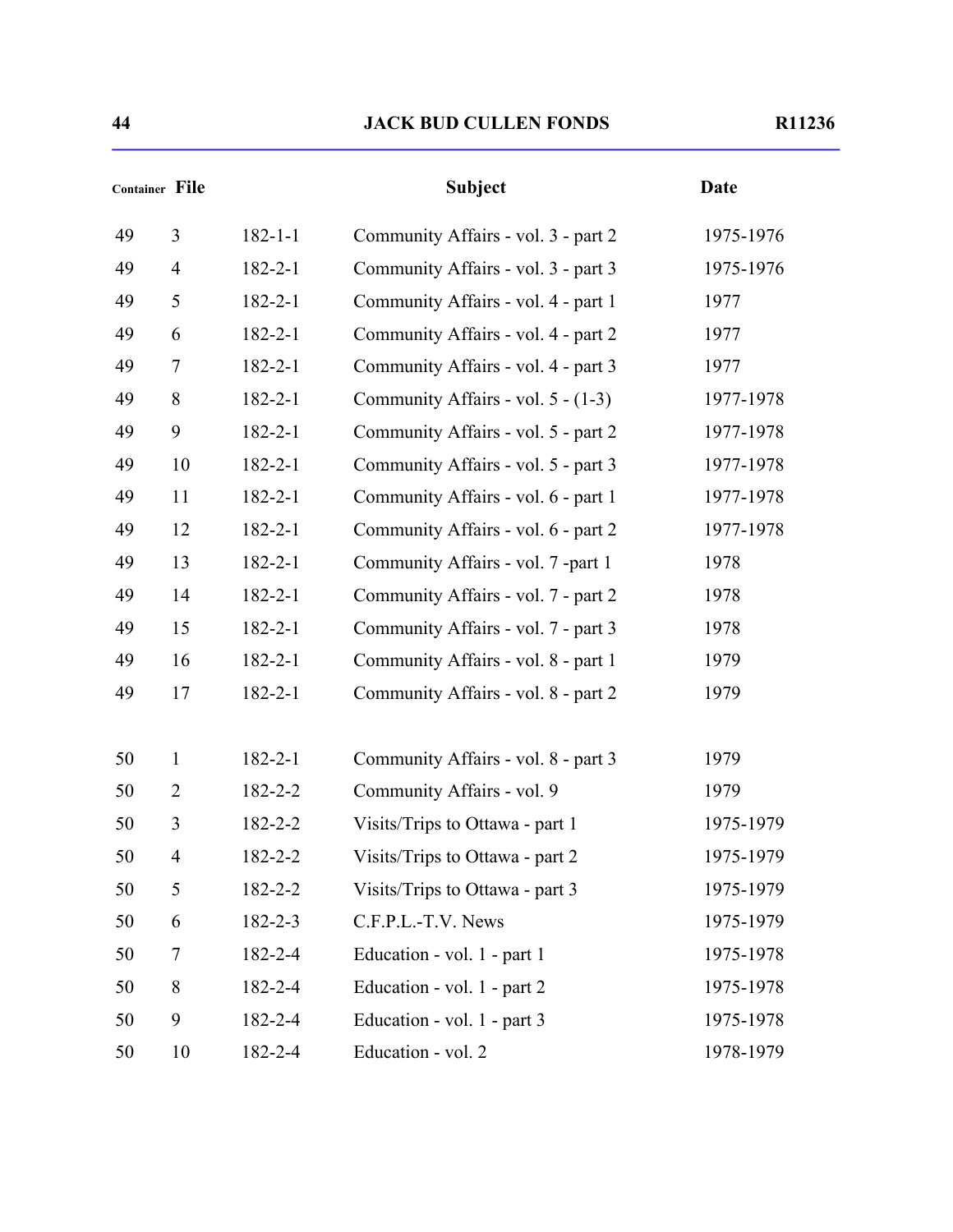| Container | File | | Subject | Date |
|---|---|---|---|---|
| 49 | 3 | 182-1-1 | Community Affairs - vol. 3 - part 2 | 1975-1976 |
| 49 | 4 | 182-2-1 | Community Affairs - vol. 3 - part 3 | 1975-1976 |
| 49 | 5 | 182-2-1 | Community Affairs - vol. 4 - part 1 | 1977 |
| 49 | 6 | 182-2-1 | Community Affairs - vol. 4 - part 2 | 1977 |
| 49 | 7 | 182-2-1 | Community Affairs - vol. 4 - part 3 | 1977 |
| 49 | 8 | 182-2-1 | Community Affairs - vol. 5 - (1-3) | 1977-1978 |
| 49 | 9 | 182-2-1 | Community Affairs - vol. 5 - part 2 | 1977-1978 |
| 49 | 10 | 182-2-1 | Community Affairs - vol. 5 - part 3 | 1977-1978 |
| 49 | 11 | 182-2-1 | Community Affairs - vol. 6 - part 1 | 1977-1978 |
| 49 | 12 | 182-2-1 | Community Affairs - vol. 6 - part 2 | 1977-1978 |
| 49 | 13 | 182-2-1 | Community Affairs - vol. 7 -part 1 | 1978 |
| 49 | 14 | 182-2-1 | Community Affairs - vol. 7 - part 2 | 1978 |
| 49 | 15 | 182-2-1 | Community Affairs - vol. 7 - part 3 | 1978 |
| 49 | 16 | 182-2-1 | Community Affairs - vol. 8 - part 1 | 1979 |
| 49 | 17 | 182-2-1 | Community Affairs - vol. 8 - part 2 | 1979 |
| 50 | 1 | 182-2-1 | Community Affairs - vol. 8 - part 3 | 1979 |
| 50 | 2 | 182-2-2 | Community Affairs - vol. 9 | 1979 |
| 50 | 3 | 182-2-2 | Visits/Trips to Ottawa - part 1 | 1975-1979 |
| 50 | 4 | 182-2-2 | Visits/Trips to Ottawa - part 2 | 1975-1979 |
| 50 | 5 | 182-2-2 | Visits/Trips to Ottawa - part 3 | 1975-1979 |
| 50 | 6 | 182-2-3 | C.F.P.L.-T.V. News | 1975-1979 |
| 50 | 7 | 182-2-4 | Education - vol. 1 - part 1 | 1975-1978 |
| 50 | 8 | 182-2-4 | Education - vol. 1 - part 2 | 1975-1978 |
| 50 | 9 | 182-2-4 | Education - vol. 1 - part 3 | 1975-1978 |
| 50 | 10 | 182-2-4 | Education - vol. 2 | 1978-1979 |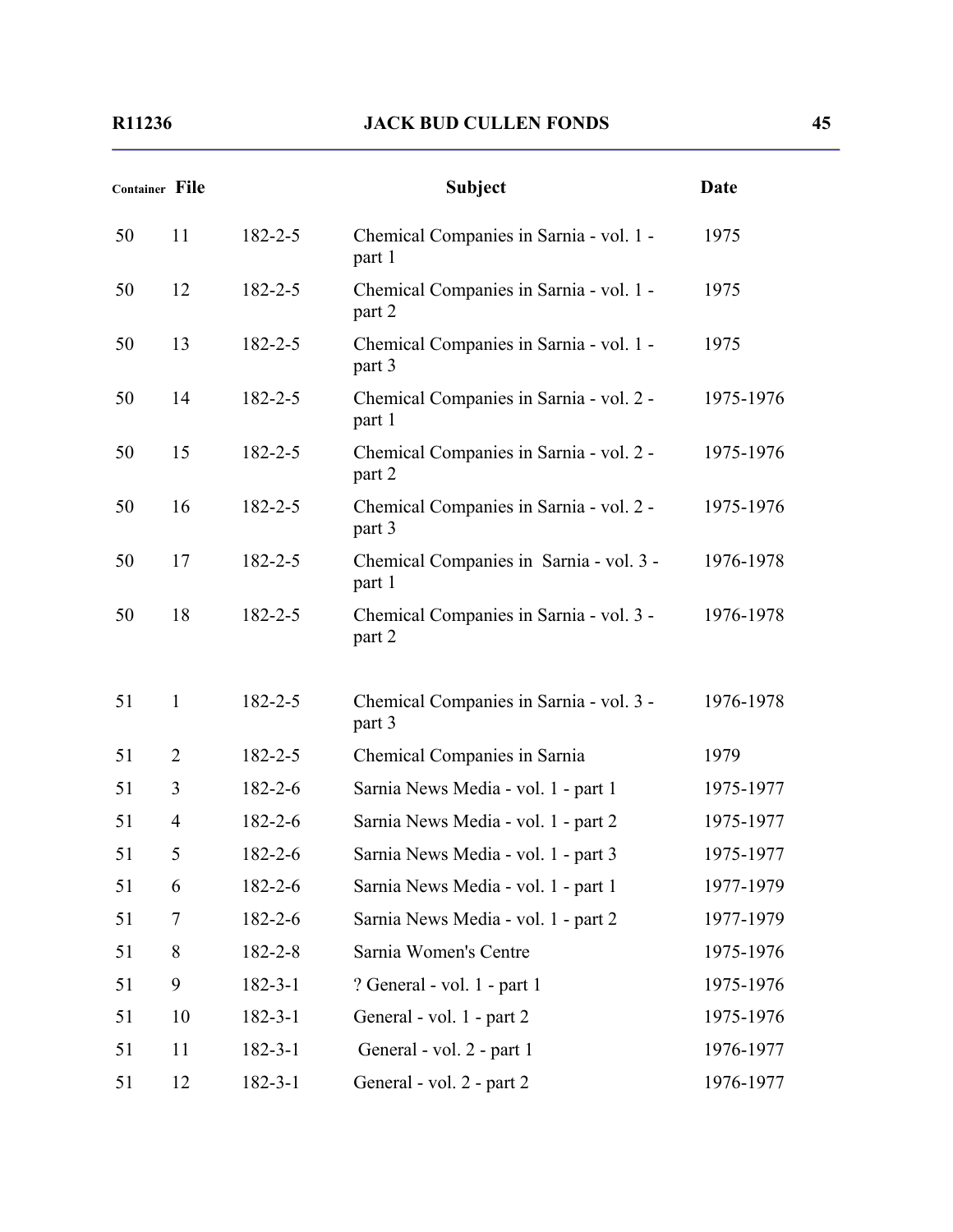| Container | File | | Subject | Date |
|---|---|---|---|---|
| 50 | 11 | 182-2-5 | Chemical Companies in Sarnia - vol. 1 - part 1 | 1975 |
| 50 | 12 | 182-2-5 | Chemical Companies in Sarnia - vol. 1 - part 2 | 1975 |
| 50 | 13 | 182-2-5 | Chemical Companies in Sarnia - vol. 1 - part 3 | 1975 |
| 50 | 14 | 182-2-5 | Chemical Companies in Sarnia - vol. 2 - part 1 | 1975-1976 |
| 50 | 15 | 182-2-5 | Chemical Companies in Sarnia - vol. 2 - part 2 | 1975-1976 |
| 50 | 16 | 182-2-5 | Chemical Companies in Sarnia - vol. 2 - part 3 | 1975-1976 |
| 50 | 17 | 182-2-5 | Chemical Companies in Sarnia - vol. 3 - part 1 | 1976-1978 |
| 50 | 18 | 182-2-5 | Chemical Companies in Sarnia - vol. 3 - part 2 | 1976-1978 |
| 51 | 1 | 182-2-5 | Chemical Companies in Sarnia - vol. 3 - part 3 | 1976-1978 |
| 51 | 2 | 182-2-5 | Chemical Companies in Sarnia | 1979 |
| 51 | 3 | 182-2-6 | Sarnia News Media - vol. 1 - part 1 | 1975-1977 |
| 51 | 4 | 182-2-6 | Sarnia News Media - vol. 1 - part 2 | 1975-1977 |
| 51 | 5 | 182-2-6 | Sarnia News Media - vol. 1 - part 3 | 1975-1977 |
| 51 | 6 | 182-2-6 | Sarnia News Media - vol. 1 - part 1 | 1977-1979 |
| 51 | 7 | 182-2-6 | Sarnia News Media - vol. 1 - part 2 | 1977-1979 |
| 51 | 8 | 182-2-8 | Sarnia Women's Centre | 1975-1976 |
| 51 | 9 | 182-3-1 | ? General - vol. 1 - part 1 | 1975-1976 |
| 51 | 10 | 182-3-1 | General - vol. 1 - part 2 | 1975-1976 |
| 51 | 11 | 182-3-1 | General - vol. 2 - part 1 | 1976-1977 |
| 51 | 12 | 182-3-1 | General - vol. 2 - part 2 | 1976-1977 |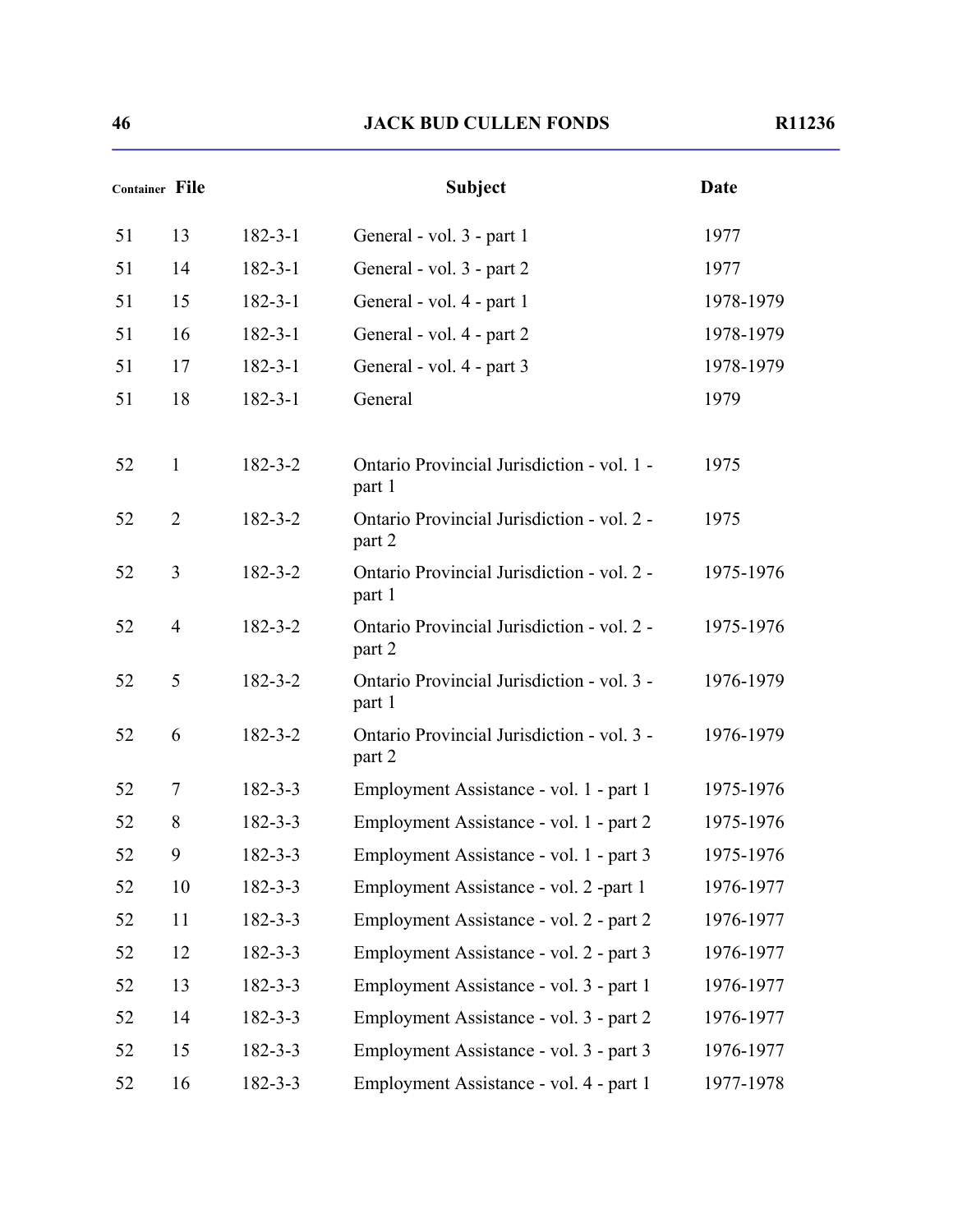| Container | File | | Subject | Date |
|---|---|---|---|---|
| 51 | 13 | 182-3-1 | General - vol. 3 - part 1 | 1977 |
| 51 | 14 | 182-3-1 | General - vol. 3 - part 2 | 1977 |
| 51 | 15 | 182-3-1 | General - vol. 4 - part 1 | 1978-1979 |
| 51 | 16 | 182-3-1 | General - vol. 4 - part 2 | 1978-1979 |
| 51 | 17 | 182-3-1 | General - vol. 4 - part 3 | 1978-1979 |
| 51 | 18 | 182-3-1 | General | 1979 |
| 52 | 1 | 182-3-2 | Ontario Provincial Jurisdiction - vol. 1 - part 1 | 1975 |
| 52 | 2 | 182-3-2 | Ontario Provincial Jurisdiction - vol. 2 - part 2 | 1975 |
| 52 | 3 | 182-3-2 | Ontario Provincial Jurisdiction - vol. 2 - part 1 | 1975-1976 |
| 52 | 4 | 182-3-2 | Ontario Provincial Jurisdiction - vol. 2 - part 2 | 1975-1976 |
| 52 | 5 | 182-3-2 | Ontario Provincial Jurisdiction - vol. 3 - part 1 | 1976-1979 |
| 52 | 6 | 182-3-2 | Ontario Provincial Jurisdiction - vol. 3 - part 2 | 1976-1979 |
| 52 | 7 | 182-3-3 | Employment Assistance - vol. 1 - part 1 | 1975-1976 |
| 52 | 8 | 182-3-3 | Employment Assistance - vol. 1 - part 2 | 1975-1976 |
| 52 | 9 | 182-3-3 | Employment Assistance - vol. 1 - part 3 | 1975-1976 |
| 52 | 10 | 182-3-3 | Employment Assistance - vol. 2 -part 1 | 1976-1977 |
| 52 | 11 | 182-3-3 | Employment Assistance - vol. 2 - part 2 | 1976-1977 |
| 52 | 12 | 182-3-3 | Employment Assistance - vol. 2 - part 3 | 1976-1977 |
| 52 | 13 | 182-3-3 | Employment Assistance - vol. 3 - part 1 | 1976-1977 |
| 52 | 14 | 182-3-3 | Employment Assistance - vol. 3 - part 2 | 1976-1977 |
| 52 | 15 | 182-3-3 | Employment Assistance - vol. 3 - part 3 | 1976-1977 |
| 52 | 16 | 182-3-3 | Employment Assistance - vol. 4 - part 1 | 1977-1978 |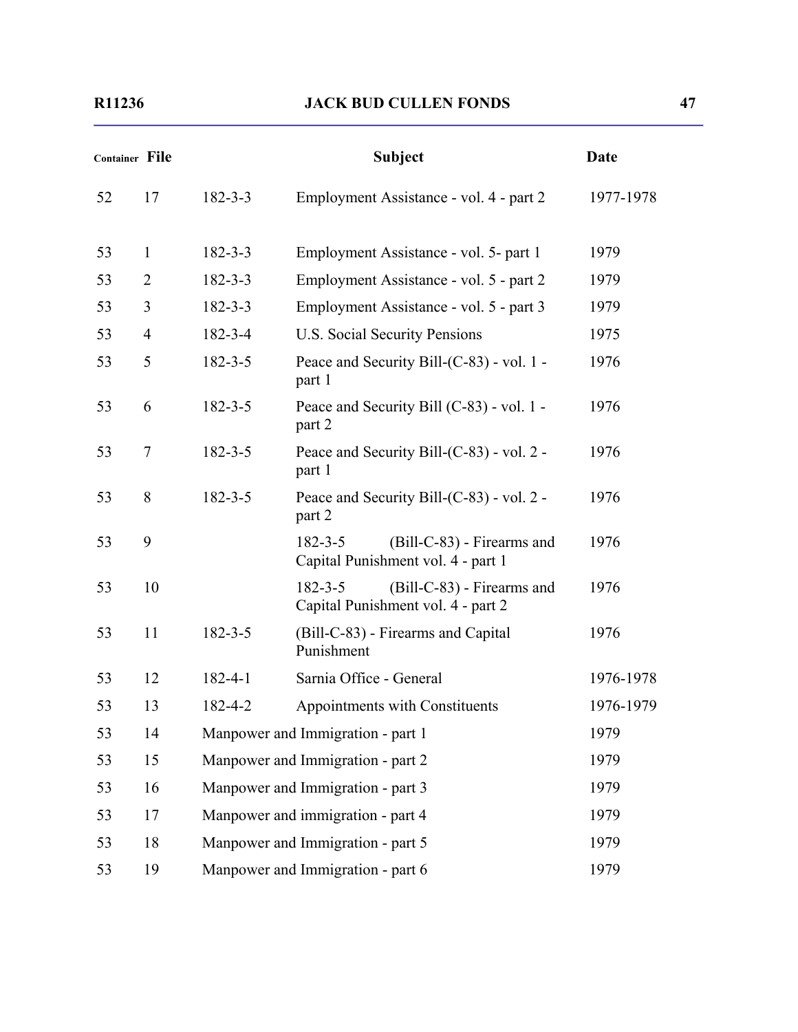| Container | File | | Subject | Date |
|---|---|---|---|---|
| 52 | 17 | 182-3-3 | Employment Assistance - vol. 4 - part 2 | 1977-1978 |
| 53 | 1 | 182-3-3 | Employment Assistance - vol. 5- part 1 | 1979 |
| 53 | 2 | 182-3-3 | Employment Assistance - vol. 5 - part 2 | 1979 |
| 53 | 3 | 182-3-3 | Employment Assistance - vol. 5 - part 3 | 1979 |
| 53 | 4 | 182-3-4 | U.S. Social Security Pensions | 1975 |
| 53 | 5 | 182-3-5 | Peace and Security Bill-(C-83) - vol. 1 - part 1 | 1976 |
| 53 | 6 | 182-3-5 | Peace and Security Bill (C-83) - vol. 1 - part 2 | 1976 |
| 53 | 7 | 182-3-5 | Peace and Security Bill-(C-83) - vol. 2 - part 1 | 1976 |
| 53 | 8 | 182-3-5 | Peace and Security Bill-(C-83) - vol. 2 - part 2 | 1976 |
| 53 | 9 | | 182-3-5 (Bill-C-83) - Firearms and Capital Punishment vol. 4 - part 1 | 1976 |
| 53 | 10 | | 182-3-5 (Bill-C-83) - Firearms and Capital Punishment vol. 4 - part 2 | 1976 |
| 53 | 11 | 182-3-5 | (Bill-C-83) - Firearms and Capital Punishment | 1976 |
| 53 | 12 | 182-4-1 | Sarnia Office - General | 1976-1978 |
| 53 | 13 | 182-4-2 | Appointments with Constituents | 1976-1979 |
| 53 | 14 | Manpower and Immigration - part 1 | | 1979 |
| 53 | 15 | Manpower and Immigration - part 2 | | 1979 |
| 53 | 16 | Manpower and Immigration - part 3 | | 1979 |
| 53 | 17 | Manpower and immigration - part 4 | | 1979 |
| 53 | 18 | Manpower and Immigration - part 5 | | 1979 |
| 53 | 19 | Manpower and Immigration - part 6 | | 1979 |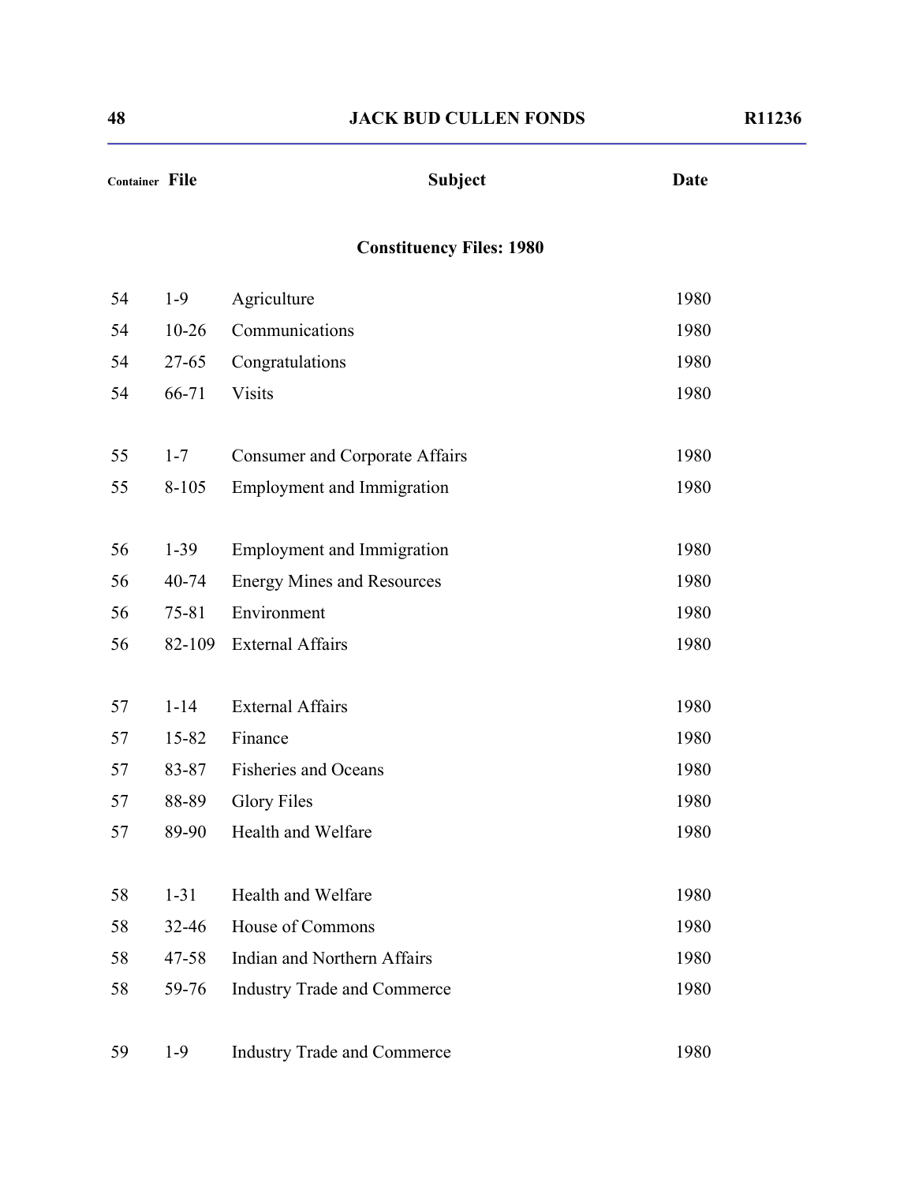| Container | File | Subject | Date |
|---|---|---|---|

## Constituency Files: 1980

| Container | File | Subject | Date |
|---|---|---|---|
| 54 | 1-9 | Agriculture | 1980 |
| 54 | 10-26 | Communications | 1980 |
| 54 | 27-65 | Congratulations | 1980 |
| 54 | 66-71 | Visits | 1980 |
| 55 | 1-7 | Consumer and Corporate Affairs | 1980 |
| 55 | 8-105 | Employment and Immigration | 1980 |
| 56 | 1-39 | Employment and Immigration | 1980 |
| 56 | 40-74 | Energy Mines and Resources | 1980 |
| 56 | 75-81 | Environment | 1980 |
| 56 | 82-109 | External Affairs | 1980 |
| 57 | 1-14 | External Affairs | 1980 |
| 57 | 15-82 | Finance | 1980 |
| 57 | 83-87 | Fisheries and Oceans | 1980 |
| 57 | 88-89 | Glory Files | 1980 |
| 57 | 89-90 | Health and Welfare | 1980 |
| 58 | 1-31 | Health and Welfare | 1980 |
| 58 | 32-46 | House of Commons | 1980 |
| 58 | 47-58 | Indian and Northern Affairs | 1980 |
| 58 | 59-76 | Industry Trade and Commerce | 1980 |
| 59 | 1-9 | Industry Trade and Commerce | 1980 |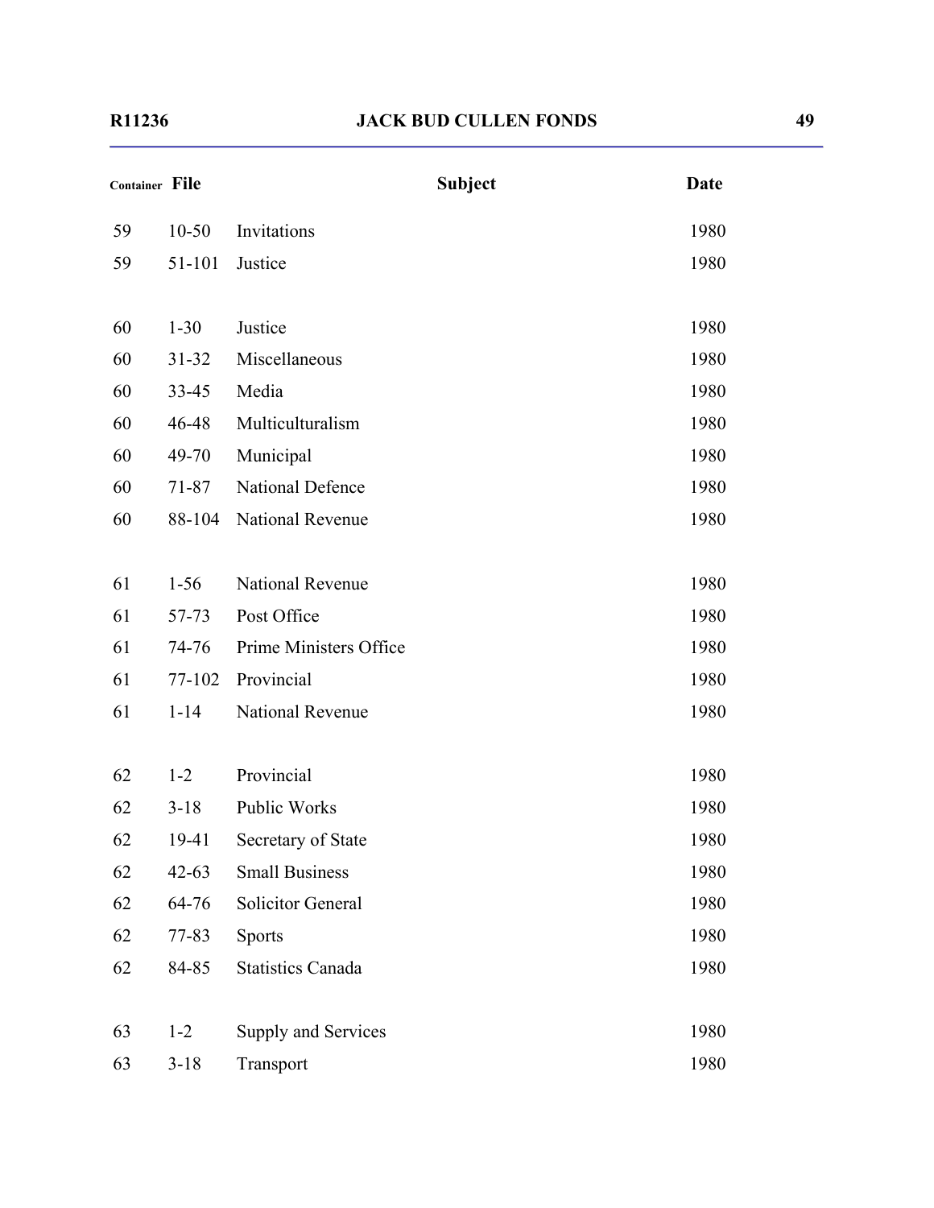| Container | File | Subject | Date |
|---|---|---|---|
| 59 | 10-50 | Invitations | 1980 |
| 59 | 51-101 | Justice | 1980 |
| 60 | 1-30 | Justice | 1980 |
| 60 | 31-32 | Miscellaneous | 1980 |
| 60 | 33-45 | Media | 1980 |
| 60 | 46-48 | Multiculturalism | 1980 |
| 60 | 49-70 | Municipal | 1980 |
| 60 | 71-87 | National Defence | 1980 |
| 60 | 88-104 | National Revenue | 1980 |
| 61 | 1-56 | National Revenue | 1980 |
| 61 | 57-73 | Post Office | 1980 |
| 61 | 74-76 | Prime Ministers Office | 1980 |
| 61 | 77-102 | Provincial | 1980 |
| 61 | 1-14 | National Revenue | 1980 |
| 62 | 1-2 | Provincial | 1980 |
| 62 | 3-18 | Public Works | 1980 |
| 62 | 19-41 | Secretary of State | 1980 |
| 62 | 42-63 | Small Business | 1980 |
| 62 | 64-76 | Solicitor General | 1980 |
| 62 | 77-83 | Sports | 1980 |
| 62 | 84-85 | Statistics Canada | 1980 |
| 63 | 1-2 | Supply and Services | 1980 |
| 63 | 3-18 | Transport | 1980 |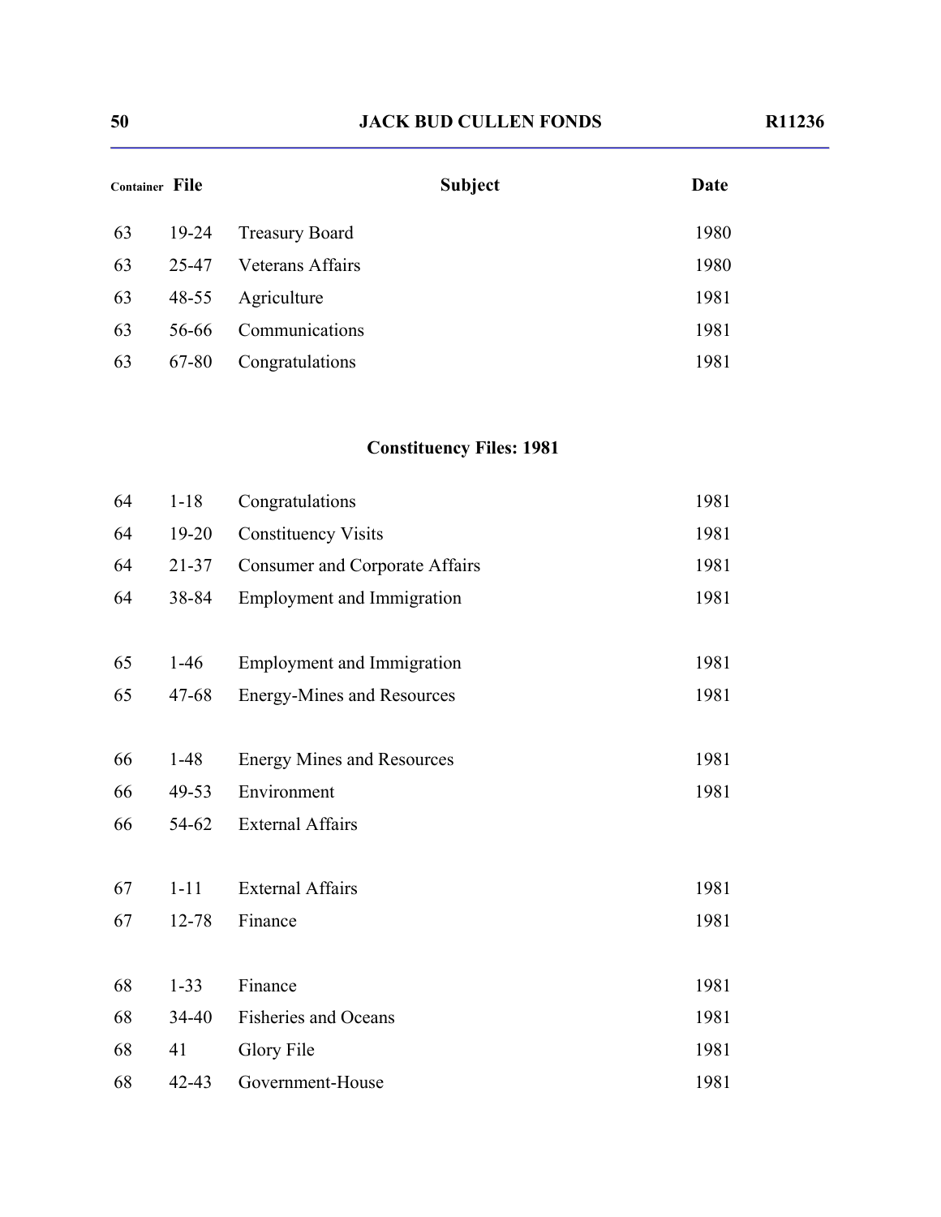| Container | File | Subject | Date |
|---|---|---|---|
| 63 | 19-24 | Treasury Board | 1980 |
| 63 | 25-47 | Veterans Affairs | 1980 |
| 63 | 48-55 | Agriculture | 1981 |
| 63 | 56-66 | Communications | 1981 |
| 63 | 67-80 | Congratulations | 1981 |

### Constituency Files: 1981

| Container | File | Subject | Date |
|---|---|---|---|
| 64 | 1-18 | Congratulations | 1981 |
| 64 | 19-20 | Constituency Visits | 1981 |
| 64 | 21-37 | Consumer and Corporate Affairs | 1981 |
| 64 | 38-84 | Employment and Immigration | 1981 |
| 65 | 1-46 | Employment and Immigration | 1981 |
| 65 | 47-68 | Energy-Mines and Resources | 1981 |
| 66 | 1-48 | Energy Mines and Resources | 1981 |
| 66 | 49-53 | Environment | 1981 |
| 66 | 54-62 | External Affairs | |
| 67 | 1-11 | External Affairs | 1981 |
| 67 | 12-78 | Finance | 1981 |
| 68 | 1-33 | Finance | 1981 |
| 68 | 34-40 | Fisheries and Oceans | 1981 |
| 68 | 41 | Glory File | 1981 |
| 68 | 42-43 | Government-House | 1981 |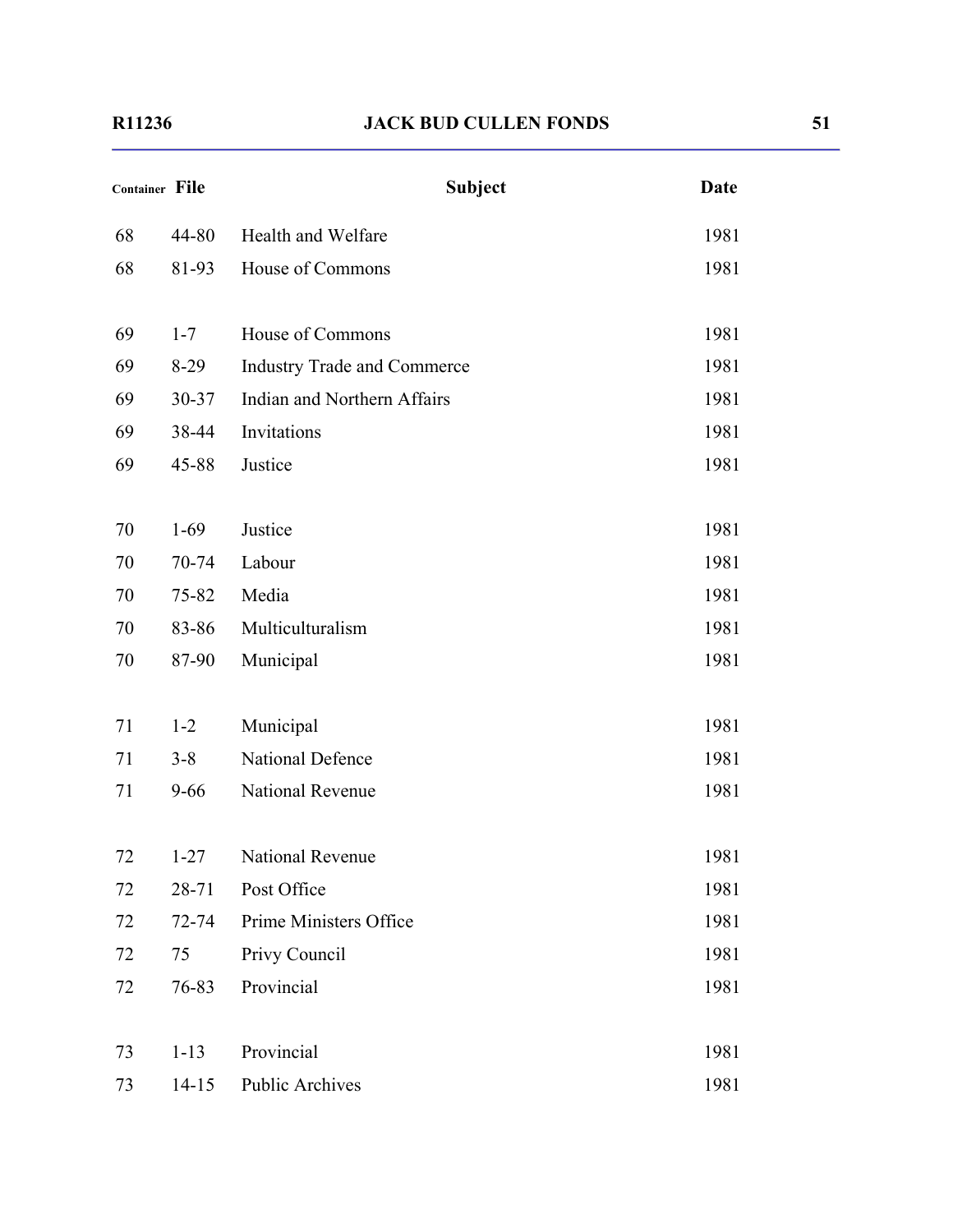| Container | File | Subject | Date |
|---|---|---|---|
| 68 | 44-80 | Health and Welfare | 1981 |
| 68 | 81-93 | House of Commons | 1981 |
| 69 | 1-7 | House of Commons | 1981 |
| 69 | 8-29 | Industry Trade and Commerce | 1981 |
| 69 | 30-37 | Indian and Northern Affairs | 1981 |
| 69 | 38-44 | Invitations | 1981 |
| 69 | 45-88 | Justice | 1981 |
| 70 | 1-69 | Justice | 1981 |
| 70 | 70-74 | Labour | 1981 |
| 70 | 75-82 | Media | 1981 |
| 70 | 83-86 | Multiculturalism | 1981 |
| 70 | 87-90 | Municipal | 1981 |
| 71 | 1-2 | Municipal | 1981 |
| 71 | 3-8 | National Defence | 1981 |
| 71 | 9-66 | National Revenue | 1981 |
| 72 | 1-27 | National Revenue | 1981 |
| 72 | 28-71 | Post Office | 1981 |
| 72 | 72-74 | Prime Ministers Office | 1981 |
| 72 | 75 | Privy Council | 1981 |
| 72 | 76-83 | Provincial | 1981 |
| 73 | 1-13 | Provincial | 1981 |
| 73 | 14-15 | Public Archives | 1981 |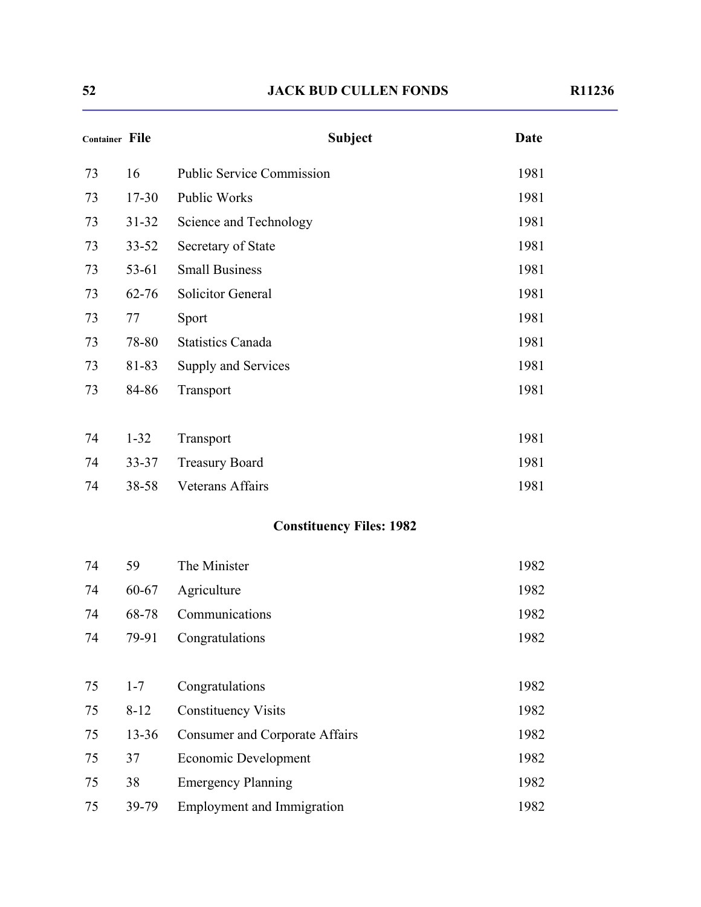| Container | File | Subject | Date |
|---|---|---|---|
| 73 | 16 | Public Service Commission | 1981 |
| 73 | 17-30 | Public Works | 1981 |
| 73 | 31-32 | Science and Technology | 1981 |
| 73 | 33-52 | Secretary of State | 1981 |
| 73 | 53-61 | Small Business | 1981 |
| 73 | 62-76 | Solicitor General | 1981 |
| 73 | 77 | Sport | 1981 |
| 73 | 78-80 | Statistics Canada | 1981 |
| 73 | 81-83 | Supply and Services | 1981 |
| 73 | 84-86 | Transport | 1981 |
| 74 | 1-32 | Transport | 1981 |
| 74 | 33-37 | Treasury Board | 1981 |
| 74 | 38-58 | Veterans Affairs | 1981 |

**Constituency Files: 1982**

| Container | File | Subject | Date |
|---|---|---|---|
| 74 | 59 | The Minister | 1982 |
| 74 | 60-67 | Agriculture | 1982 |
| 74 | 68-78 | Communications | 1982 |
| 74 | 79-91 | Congratulations | 1982 |
| 75 | 1-7 | Congratulations | 1982 |
| 75 | 8-12 | Constituency Visits | 1982 |
| 75 | 13-36 | Consumer and Corporate Affairs | 1982 |
| 75 | 37 | Economic Development | 1982 |
| 75 | 38 | Emergency Planning | 1982 |
| 75 | 39-79 | Employment and Immigration | 1982 |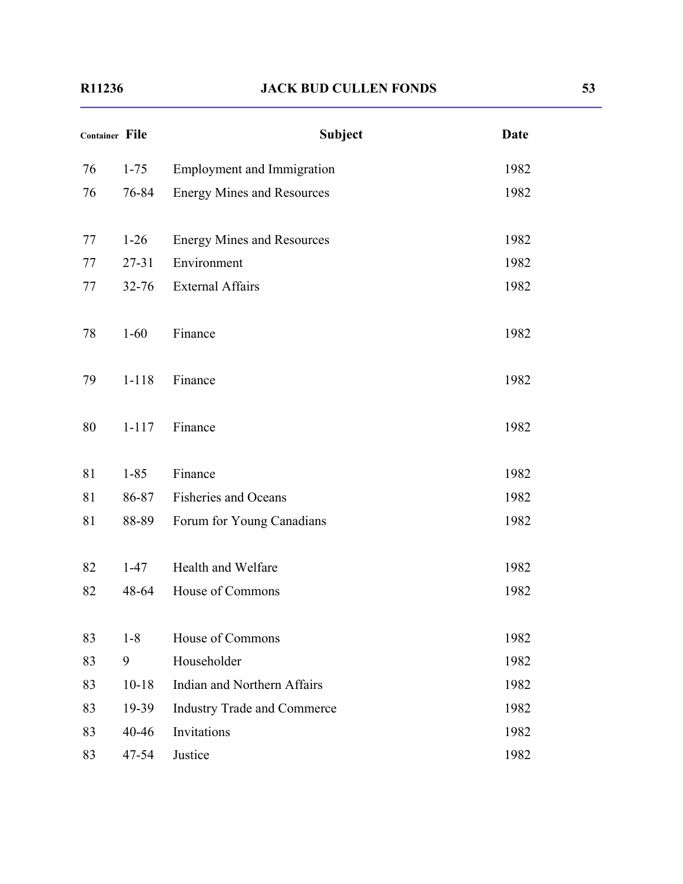| Container | File | Subject | Date |
|---|---|---|---|
| 76 | 1-75 | Employment and Immigration | 1982 |
| 76 | 76-84 | Energy Mines and Resources | 1982 |
| 77 | 1-26 | Energy Mines and Resources | 1982 |
| 77 | 27-31 | Environment | 1982 |
| 77 | 32-76 | External Affairs | 1982 |
| 78 | 1-60 | Finance | 1982 |
| 79 | 1-118 | Finance | 1982 |
| 80 | 1-117 | Finance | 1982 |
| 81 | 1-85 | Finance | 1982 |
| 81 | 86-87 | Fisheries and Oceans | 1982 |
| 81 | 88-89 | Forum for Young Canadians | 1982 |
| 82 | 1-47 | Health and Welfare | 1982 |
| 82 | 48-64 | House of Commons | 1982 |
| 83 | 1-8 | House of Commons | 1982 |
| 83 | 9 | Householder | 1982 |
| 83 | 10-18 | Indian and Northern Affairs | 1982 |
| 83 | 19-39 | Industry Trade and Commerce | 1982 |
| 83 | 40-46 | Invitations | 1982 |
| 83 | 47-54 | Justice | 1982 |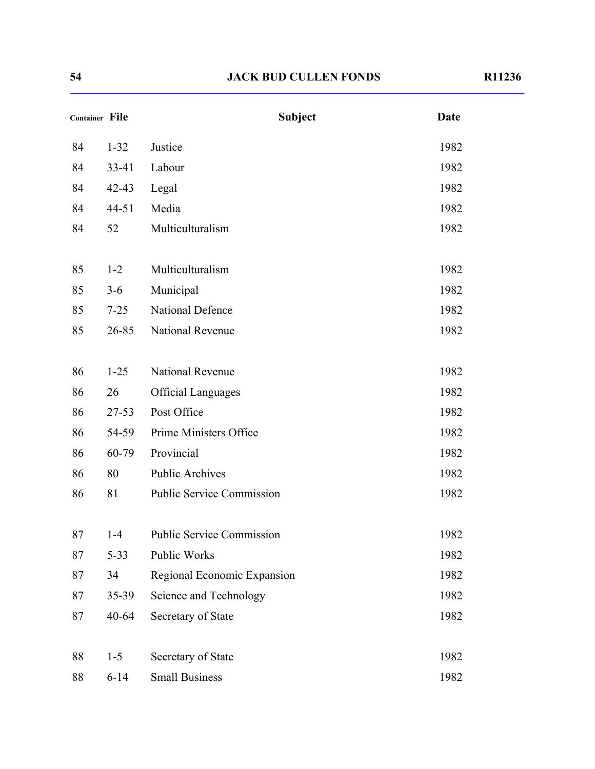| Container | File | Subject | Date |
|---|---|---|---|
| 84 | 1-32 | Justice | 1982 |
| 84 | 33-41 | Labour | 1982 |
| 84 | 42-43 | Legal | 1982 |
| 84 | 44-51 | Media | 1982 |
| 84 | 52 | Multiculturalism | 1982 |
| 85 | 1-2 | Multiculturalism | 1982 |
| 85 | 3-6 | Municipal | 1982 |
| 85 | 7-25 | National Defence | 1982 |
| 85 | 26-85 | National Revenue | 1982 |
| 86 | 1-25 | National Revenue | 1982 |
| 86 | 26 | Official Languages | 1982 |
| 86 | 27-53 | Post Office | 1982 |
| 86 | 54-59 | Prime Ministers Office | 1982 |
| 86 | 60-79 | Provincial | 1982 |
| 86 | 80 | Public Archives | 1982 |
| 86 | 81 | Public Service Commission | 1982 |
| 87 | 1-4 | Public Service Commission | 1982 |
| 87 | 5-33 | Public Works | 1982 |
| 87 | 34 | Regional Economic Expansion | 1982 |
| 87 | 35-39 | Science and Technology | 1982 |
| 87 | 40-64 | Secretary of State | 1982 |
| 88 | 1-5 | Secretary of State | 1982 |
| 88 | 6-14 | Small Business | 1982 |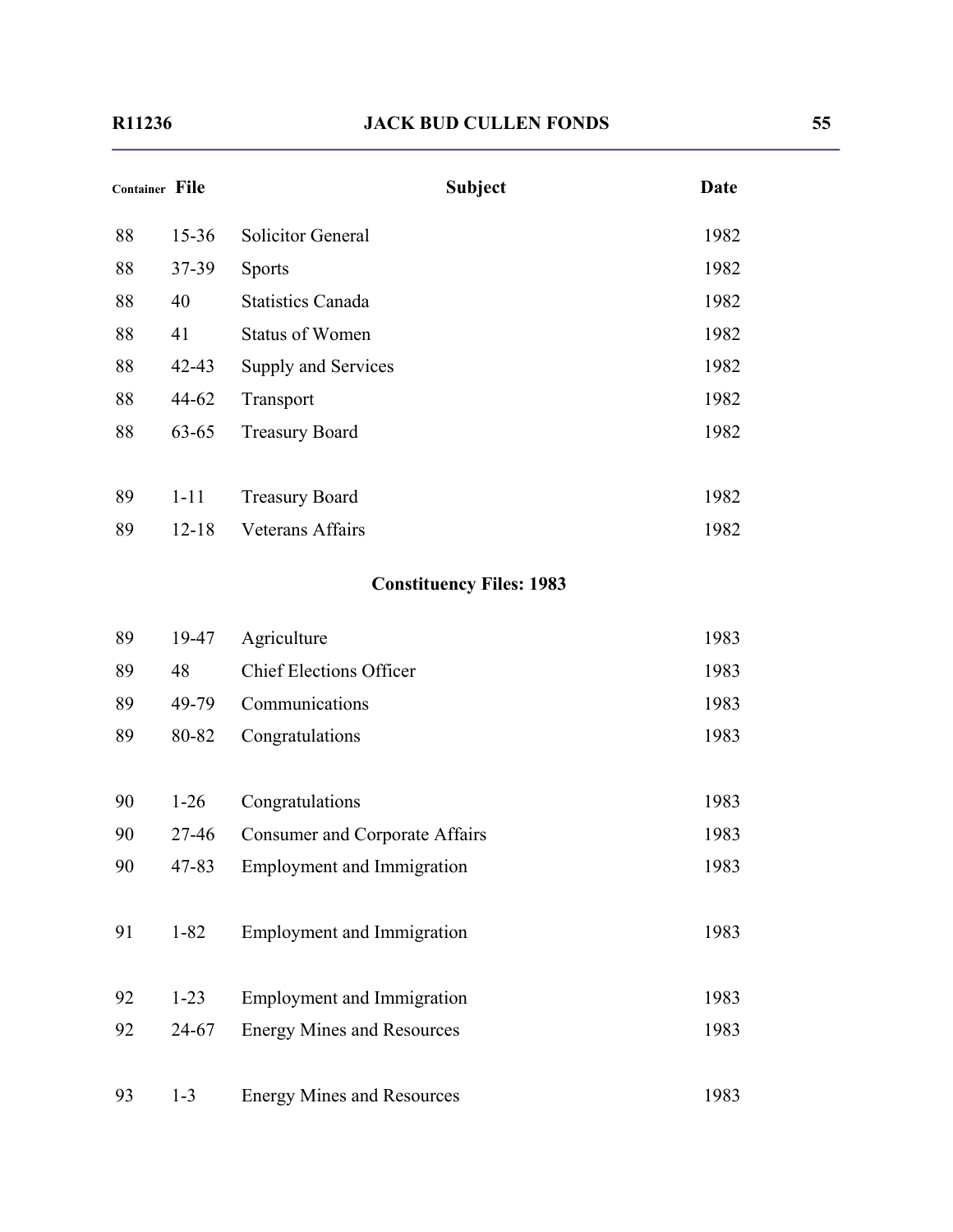| Container | File | Subject | Date |
|---|---|---|---|
| 88 | 15-36 | Solicitor General | 1982 |
| 88 | 37-39 | Sports | 1982 |
| 88 | 40 | Statistics Canada | 1982 |
| 88 | 41 | Status of Women | 1982 |
| 88 | 42-43 | Supply and Services | 1982 |
| 88 | 44-62 | Transport | 1982 |
| 88 | 63-65 | Treasury Board | 1982 |
| 89 | 1-11 | Treasury Board | 1982 |
| 89 | 12-18 | Veterans Affairs | 1982 |

**Constituency Files: 1983**

| Container | File | Subject | Date |
|---|---|---|---|
| 89 | 19-47 | Agriculture | 1983 |
| 89 | 48 | Chief Elections Officer | 1983 |
| 89 | 49-79 | Communications | 1983 |
| 89 | 80-82 | Congratulations | 1983 |
| 90 | 1-26 | Congratulations | 1983 |
| 90 | 27-46 | Consumer and Corporate Affairs | 1983 |
| 90 | 47-83 | Employment and Immigration | 1983 |
| 91 | 1-82 | Employment and Immigration | 1983 |
| 92 | 1-23 | Employment and Immigration | 1983 |
| 92 | 24-67 | Energy Mines and Resources | 1983 |
| 93 | 1-3 | Energy Mines and Resources | 1983 |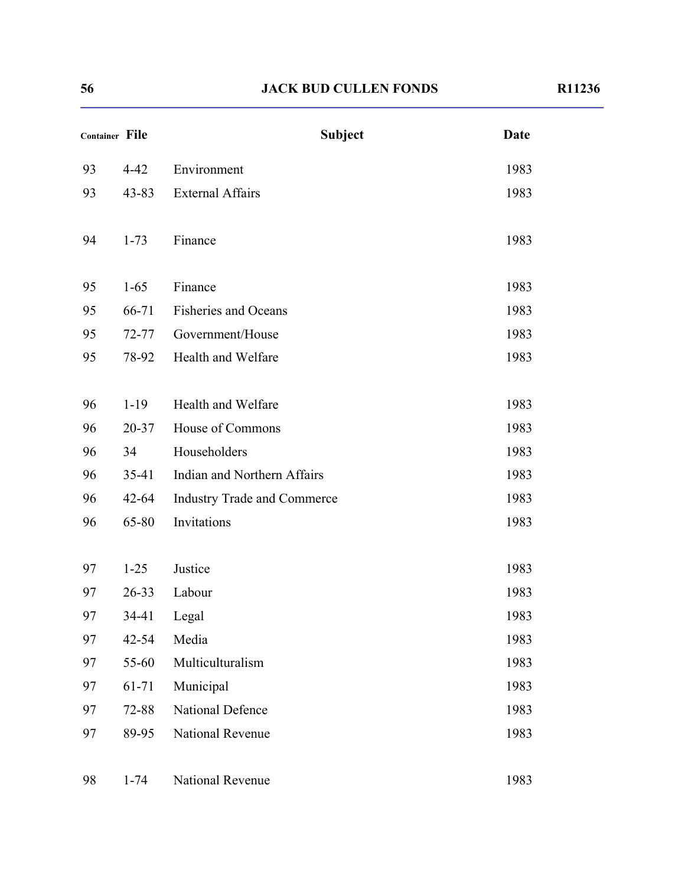| Container | File | Subject | Date |
|---|---|---|---|
| 93 | 4-42 | Environment | 1983 |
| 93 | 43-83 | External Affairs | 1983 |
| 94 | 1-73 | Finance | 1983 |
| 95 | 1-65 | Finance | 1983 |
| 95 | 66-71 | Fisheries and Oceans | 1983 |
| 95 | 72-77 | Government/House | 1983 |
| 95 | 78-92 | Health and Welfare | 1983 |
| 96 | 1-19 | Health and Welfare | 1983 |
| 96 | 20-37 | House of Commons | 1983 |
| 96 | 34 | Householders | 1983 |
| 96 | 35-41 | Indian and Northern Affairs | 1983 |
| 96 | 42-64 | Industry Trade and Commerce | 1983 |
| 96 | 65-80 | Invitations | 1983 |
| 97 | 1-25 | Justice | 1983 |
| 97 | 26-33 | Labour | 1983 |
| 97 | 34-41 | Legal | 1983 |
| 97 | 42-54 | Media | 1983 |
| 97 | 55-60 | Multiculturalism | 1983 |
| 97 | 61-71 | Municipal | 1983 |
| 97 | 72-88 | National Defence | 1983 |
| 97 | 89-95 | National Revenue | 1983 |
| 98 | 1-74 | National Revenue | 1983 |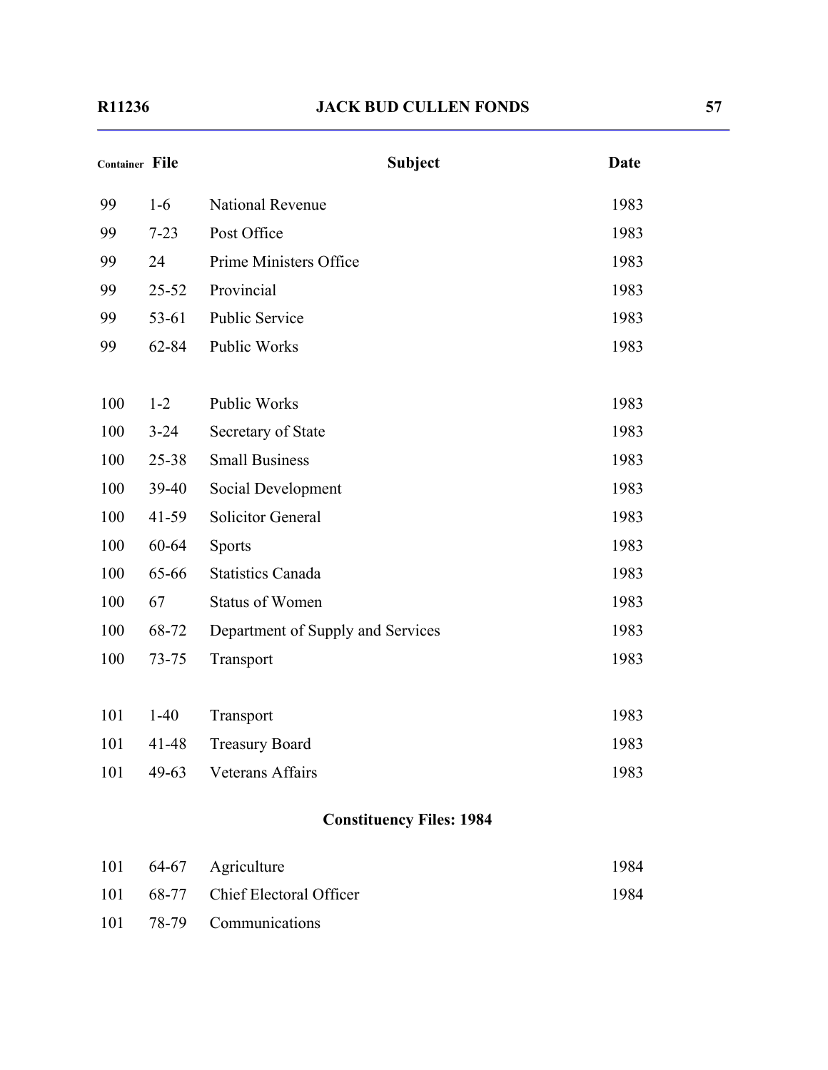| Container | File | Subject | Date |
|---|---|---|---|
| 99 | 1-6 | National Revenue | 1983 |
| 99 | 7-23 | Post Office | 1983 |
| 99 | 24 | Prime Ministers Office | 1983 |
| 99 | 25-52 | Provincial | 1983 |
| 99 | 53-61 | Public Service | 1983 |
| 99 | 62-84 | Public Works | 1983 |
| 100 | 1-2 | Public Works | 1983 |
| 100 | 3-24 | Secretary of State | 1983 |
| 100 | 25-38 | Small Business | 1983 |
| 100 | 39-40 | Social Development | 1983 |
| 100 | 41-59 | Solicitor General | 1983 |
| 100 | 60-64 | Sports | 1983 |
| 100 | 65-66 | Statistics Canada | 1983 |
| 100 | 67 | Status of Women | 1983 |
| 100 | 68-72 | Department of Supply and Services | 1983 |
| 100 | 73-75 | Transport | 1983 |
| 101 | 1-40 | Transport | 1983 |
| 101 | 41-48 | Treasury Board | 1983 |
| 101 | 49-63 | Veterans Affairs | 1983 |

**Constituency Files: 1984**

| Container | File | Subject | Date |
|---|---|---|---|
| 101 | 64-67 | Agriculture | 1984 |
| 101 | 68-77 | Chief Electoral Officer | 1984 |
| 101 | 78-79 | Communications | |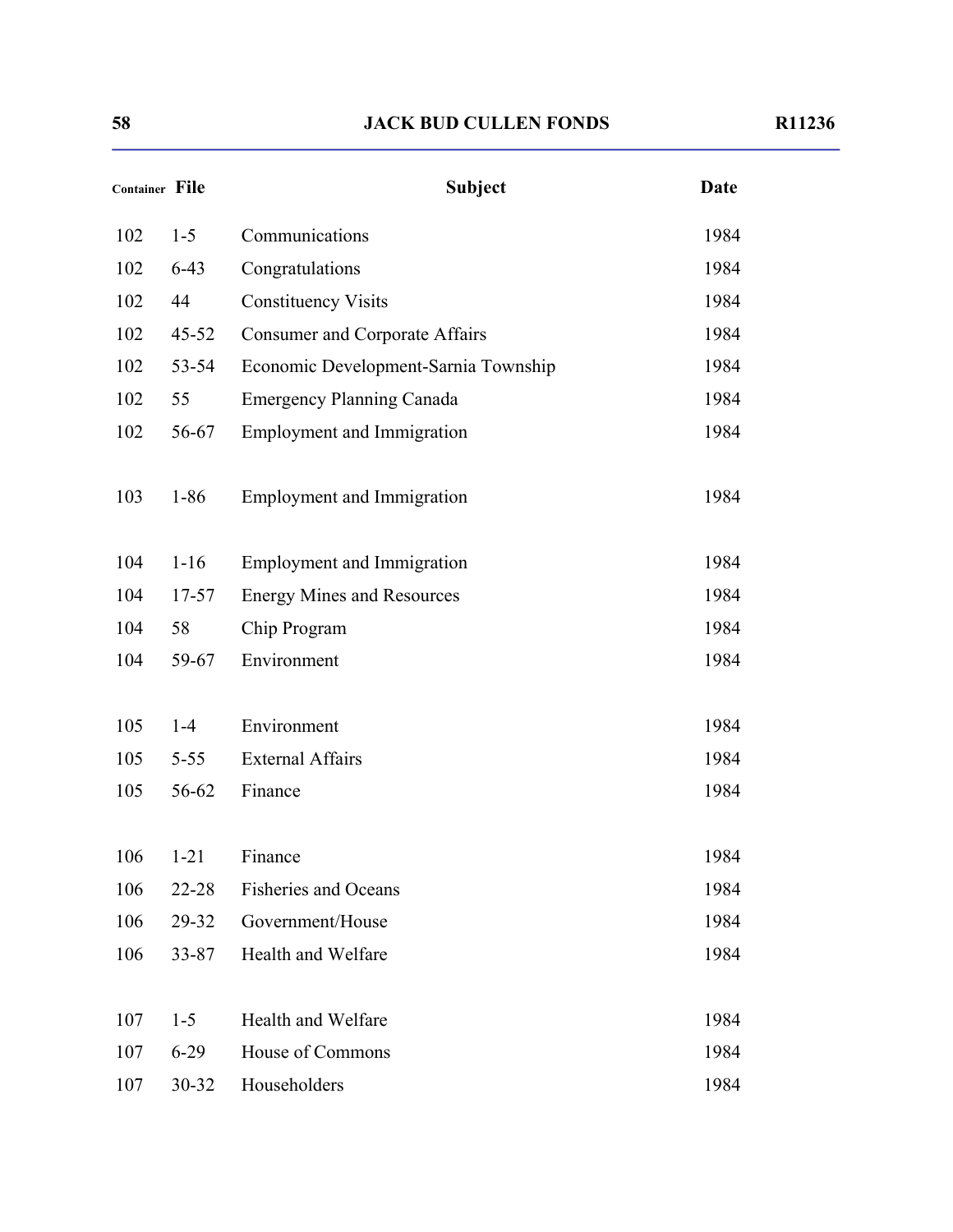| Container | File | Subject | Date |
|---|---|---|---|
| 102 | 1-5 | Communications | 1984 |
| 102 | 6-43 | Congratulations | 1984 |
| 102 | 44 | Constituency Visits | 1984 |
| 102 | 45-52 | Consumer and Corporate Affairs | 1984 |
| 102 | 53-54 | Economic Development-Sarnia Township | 1984 |
| 102 | 55 | Emergency Planning Canada | 1984 |
| 102 | 56-67 | Employment and Immigration | 1984 |
| 103 | 1-86 | Employment and Immigration | 1984 |
| 104 | 1-16 | Employment and Immigration | 1984 |
| 104 | 17-57 | Energy Mines and Resources | 1984 |
| 104 | 58 | Chip Program | 1984 |
| 104 | 59-67 | Environment | 1984 |
| 105 | 1-4 | Environment | 1984 |
| 105 | 5-55 | External Affairs | 1984 |
| 105 | 56-62 | Finance | 1984 |
| 106 | 1-21 | Finance | 1984 |
| 106 | 22-28 | Fisheries and Oceans | 1984 |
| 106 | 29-32 | Government/House | 1984 |
| 106 | 33-87 | Health and Welfare | 1984 |
| 107 | 1-5 | Health and Welfare | 1984 |
| 107 | 6-29 | House of Commons | 1984 |
| 107 | 30-32 | Householders | 1984 |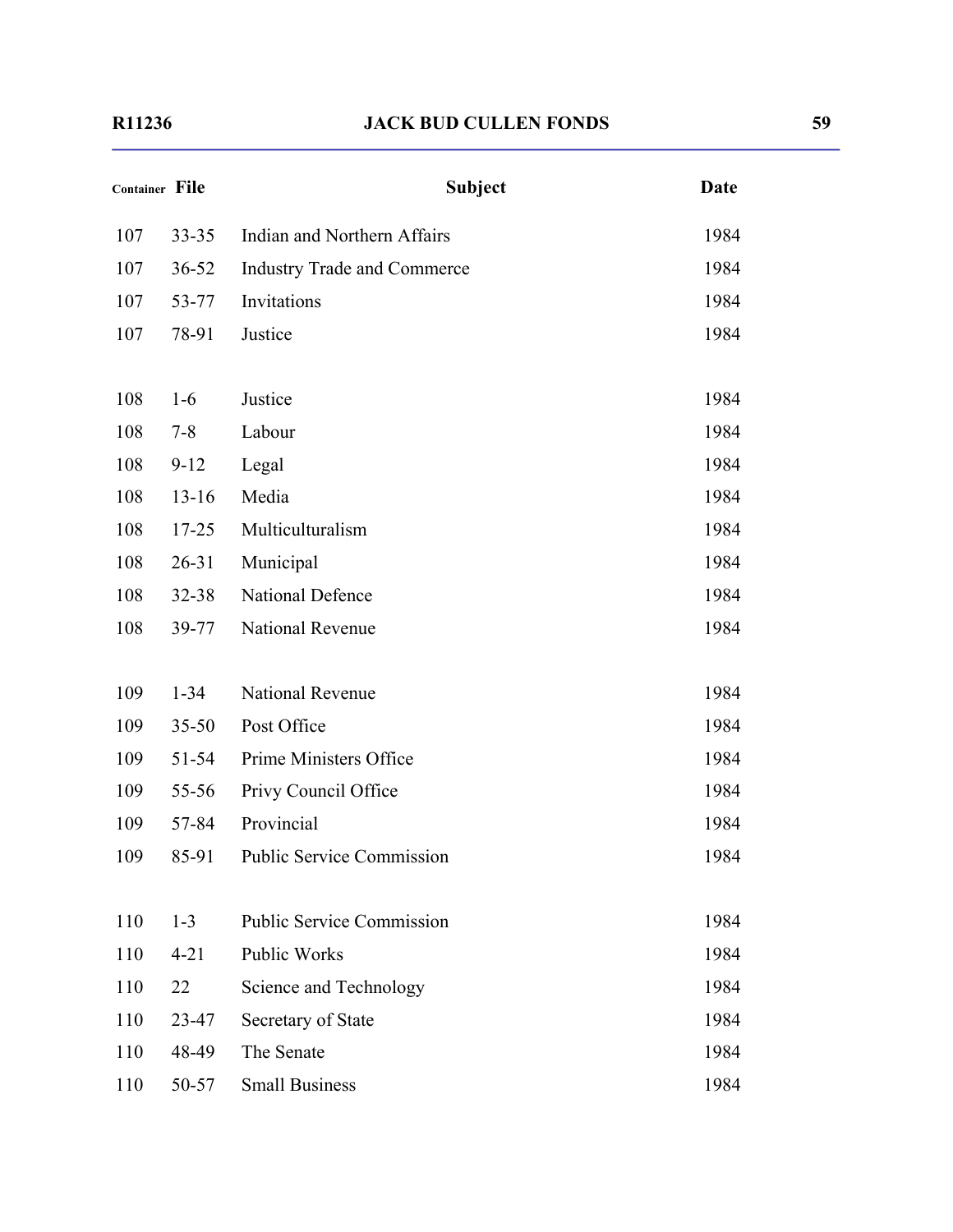| Container | File | Subject | Date |
|---|---|---|---|
| 107 | 33-35 | Indian and Northern Affairs | 1984 |
| 107 | 36-52 | Industry Trade and Commerce | 1984 |
| 107 | 53-77 | Invitations | 1984 |
| 107 | 78-91 | Justice | 1984 |
| 108 | 1-6 | Justice | 1984 |
| 108 | 7-8 | Labour | 1984 |
| 108 | 9-12 | Legal | 1984 |
| 108 | 13-16 | Media | 1984 |
| 108 | 17-25 | Multiculturalism | 1984 |
| 108 | 26-31 | Municipal | 1984 |
| 108 | 32-38 | National Defence | 1984 |
| 108 | 39-77 | National Revenue | 1984 |
| 109 | 1-34 | National Revenue | 1984 |
| 109 | 35-50 | Post Office | 1984 |
| 109 | 51-54 | Prime Ministers Office | 1984 |
| 109 | 55-56 | Privy Council Office | 1984 |
| 109 | 57-84 | Provincial | 1984 |
| 109 | 85-91 | Public Service Commission | 1984 |
| 110 | 1-3 | Public Service Commission | 1984 |
| 110 | 4-21 | Public Works | 1984 |
| 110 | 22 | Science and Technology | 1984 |
| 110 | 23-47 | Secretary of State | 1984 |
| 110 | 48-49 | The Senate | 1984 |
| 110 | 50-57 | Small Business | 1984 |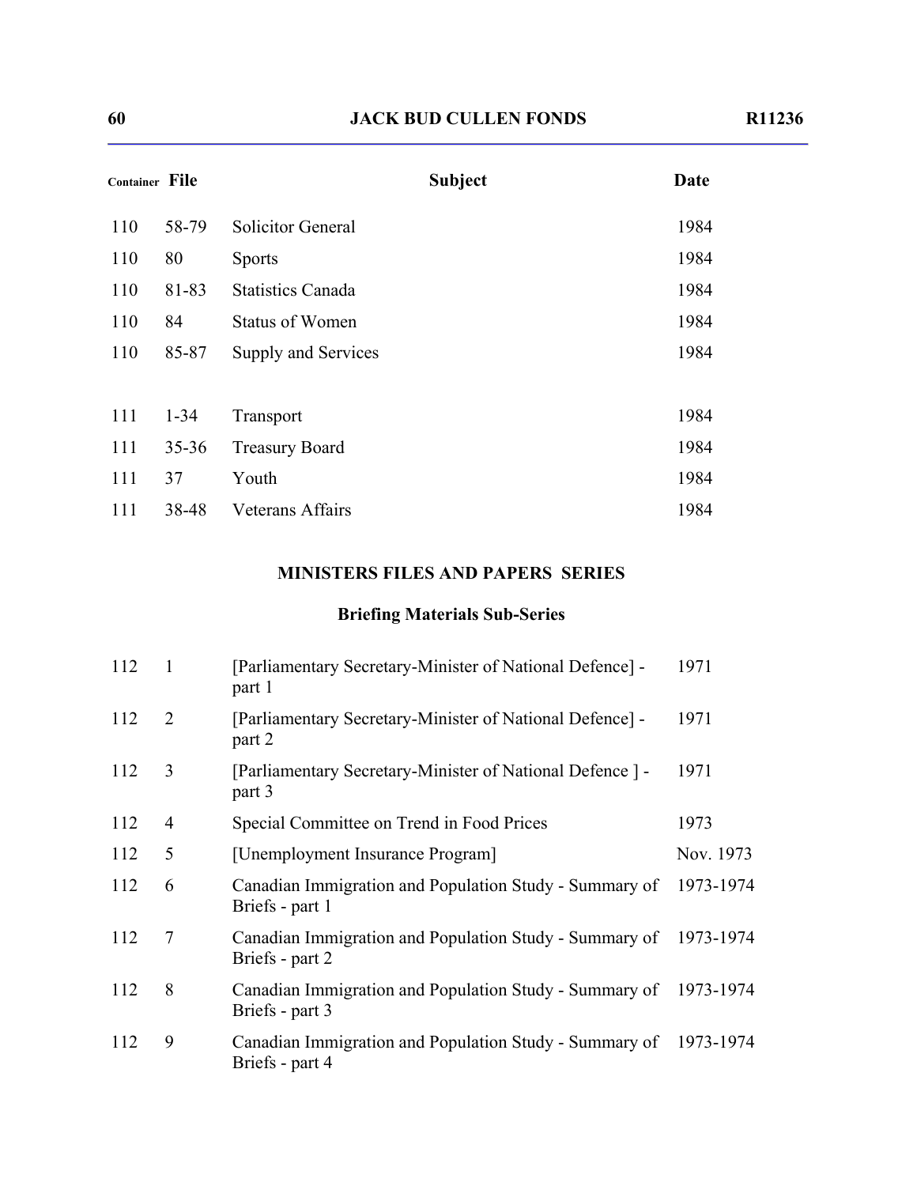| Container | File | Subject | Date |
|---|---|---|---|
| 110 | 58-79 | Solicitor General | 1984 |
| 110 | 80 | Sports | 1984 |
| 110 | 81-83 | Statistics Canada | 1984 |
| 110 | 84 | Status of Women | 1984 |
| 110 | 85-87 | Supply and Services | 1984 |
| 111 | 1-34 | Transport | 1984 |
| 111 | 35-36 | Treasury Board | 1984 |
| 111 | 37 | Youth | 1984 |
| 111 | 38-48 | Veterans Affairs | 1984 |

## MINISTERS FILES AND PAPERS SERIES

### Briefing Materials Sub-Series

| Container | File | Subject | Date |
|---|---|---|---|
| 112 | 1 | [Parliamentary Secretary-Minister of National Defence] - part 1 | 1971 |
| 112 | 2 | [Parliamentary Secretary-Minister of National Defence] - part 2 | 1971 |
| 112 | 3 | [Parliamentary Secretary-Minister of National Defence ] - part 3 | 1971 |
| 112 | 4 | Special Committee on Trend in Food Prices | 1973 |
| 112 | 5 | [Unemployment Insurance Program] | Nov. 1973 |
| 112 | 6 | Canadian Immigration and Population Study - Summary of Briefs - part 1 | 1973-1974 |
| 112 | 7 | Canadian Immigration and Population Study - Summary of Briefs - part 2 | 1973-1974 |
| 112 | 8 | Canadian Immigration and Population Study - Summary of Briefs - part 3 | 1973-1974 |
| 112 | 9 | Canadian Immigration and Population Study - Summary of Briefs - part 4 | 1973-1974 |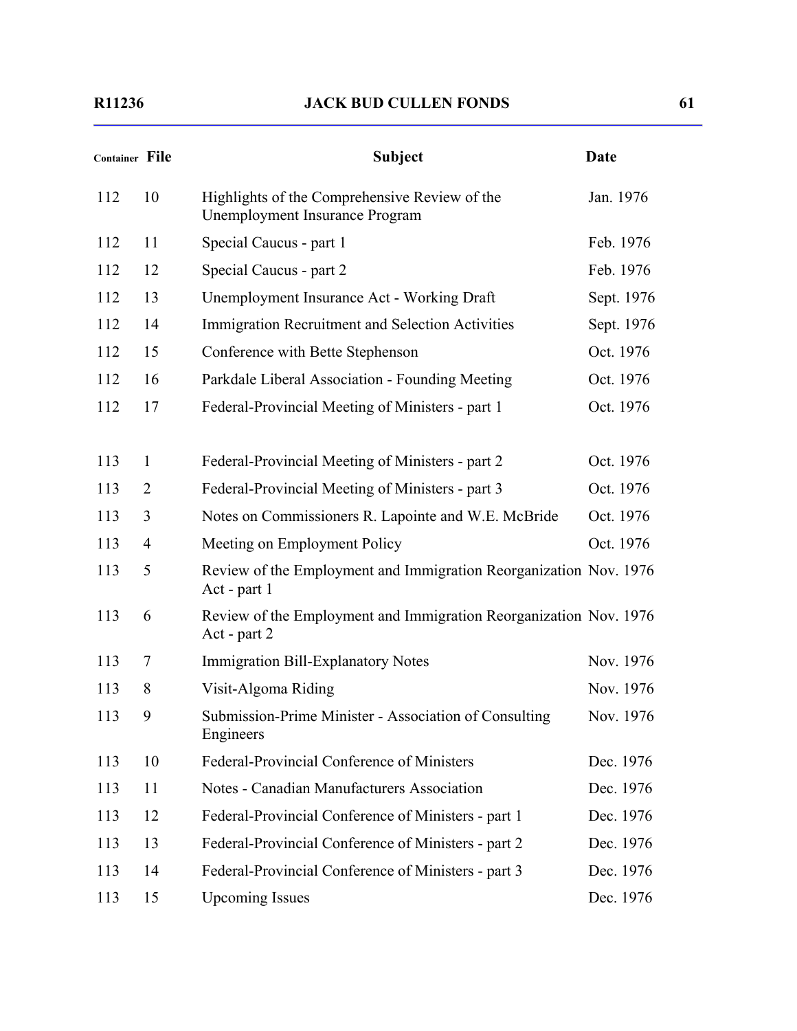| Container | File | Subject | Date |
|---|---|---|---|
| 112 | 10 | Highlights of the Comprehensive Review of the Unemployment Insurance Program | Jan. 1976 |
| 112 | 11 | Special Caucus - part 1 | Feb. 1976 |
| 112 | 12 | Special Caucus - part 2 | Feb. 1976 |
| 112 | 13 | Unemployment Insurance Act - Working Draft | Sept. 1976 |
| 112 | 14 | Immigration Recruitment and Selection Activities | Sept. 1976 |
| 112 | 15 | Conference with Bette Stephenson | Oct. 1976 |
| 112 | 16 | Parkdale Liberal Association - Founding Meeting | Oct. 1976 |
| 112 | 17 | Federal-Provincial Meeting of Ministers - part 1 | Oct. 1976 |
| 113 | 1 | Federal-Provincial Meeting of Ministers - part 2 | Oct. 1976 |
| 113 | 2 | Federal-Provincial Meeting of Ministers - part 3 | Oct. 1976 |
| 113 | 3 | Notes on Commissioners R. Lapointe and W.E. McBride | Oct. 1976 |
| 113 | 4 | Meeting on Employment Policy | Oct. 1976 |
| 113 | 5 | Review of the Employment and Immigration Reorganization Act - part 1 | Nov. 1976 |
| 113 | 6 | Review of the Employment and Immigration Reorganization Act - part 2 | Nov. 1976 |
| 113 | 7 | Immigration Bill-Explanatory Notes | Nov. 1976 |
| 113 | 8 | Visit-Algoma Riding | Nov. 1976 |
| 113 | 9 | Submission-Prime Minister - Association of Consulting Engineers | Nov. 1976 |
| 113 | 10 | Federal-Provincial Conference of Ministers | Dec. 1976 |
| 113 | 11 | Notes - Canadian Manufacturers Association | Dec. 1976 |
| 113 | 12 | Federal-Provincial Conference of Ministers - part 1 | Dec. 1976 |
| 113 | 13 | Federal-Provincial Conference of Ministers - part 2 | Dec. 1976 |
| 113 | 14 | Federal-Provincial Conference of Ministers - part 3 | Dec. 1976 |
| 113 | 15 | Upcoming Issues | Dec. 1976 |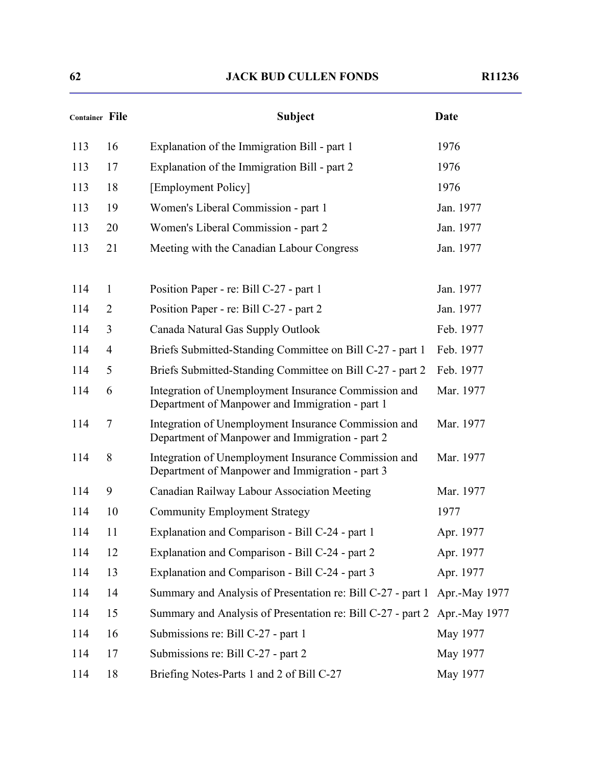| Container | File | Subject | Date |
|---|---|---|---|
| 113 | 16 | Explanation of the Immigration Bill - part 1 | 1976 |
| 113 | 17 | Explanation of the Immigration Bill - part 2 | 1976 |
| 113 | 18 | [Employment Policy] | 1976 |
| 113 | 19 | Women's Liberal Commission - part 1 | Jan. 1977 |
| 113 | 20 | Women's Liberal Commission - part 2 | Jan. 1977 |
| 113 | 21 | Meeting with the Canadian Labour Congress | Jan. 1977 |
| 114 | 1 | Position Paper - re: Bill C-27 - part 1 | Jan. 1977 |
| 114 | 2 | Position Paper - re: Bill C-27 - part 2 | Jan. 1977 |
| 114 | 3 | Canada Natural Gas Supply Outlook | Feb. 1977 |
| 114 | 4 | Briefs Submitted-Standing Committee on Bill C-27 - part 1 | Feb. 1977 |
| 114 | 5 | Briefs Submitted-Standing Committee on Bill C-27 - part 2 | Feb. 1977 |
| 114 | 6 | Integration of Unemployment Insurance Commission and Department of Manpower and Immigration - part 1 | Mar. 1977 |
| 114 | 7 | Integration of Unemployment Insurance Commission and Department of Manpower and Immigration - part 2 | Mar. 1977 |
| 114 | 8 | Integration of Unemployment Insurance Commission and Department of Manpower and Immigration - part 3 | Mar. 1977 |
| 114 | 9 | Canadian Railway Labour Association Meeting | Mar. 1977 |
| 114 | 10 | Community Employment Strategy | 1977 |
| 114 | 11 | Explanation and Comparison - Bill C-24 - part 1 | Apr. 1977 |
| 114 | 12 | Explanation and Comparison - Bill C-24 - part 2 | Apr. 1977 |
| 114 | 13 | Explanation and Comparison - Bill C-24 - part 3 | Apr. 1977 |
| 114 | 14 | Summary and Analysis of Presentation re: Bill C-27 - part 1 | Apr.-May 1977 |
| 114 | 15 | Summary and Analysis of Presentation re: Bill C-27 - part 2 | Apr.-May 1977 |
| 114 | 16 | Submissions re: Bill C-27 - part 1 | May 1977 |
| 114 | 17 | Submissions re: Bill C-27 - part 2 | May 1977 |
| 114 | 18 | Briefing Notes-Parts 1 and 2 of Bill C-27 | May 1977 |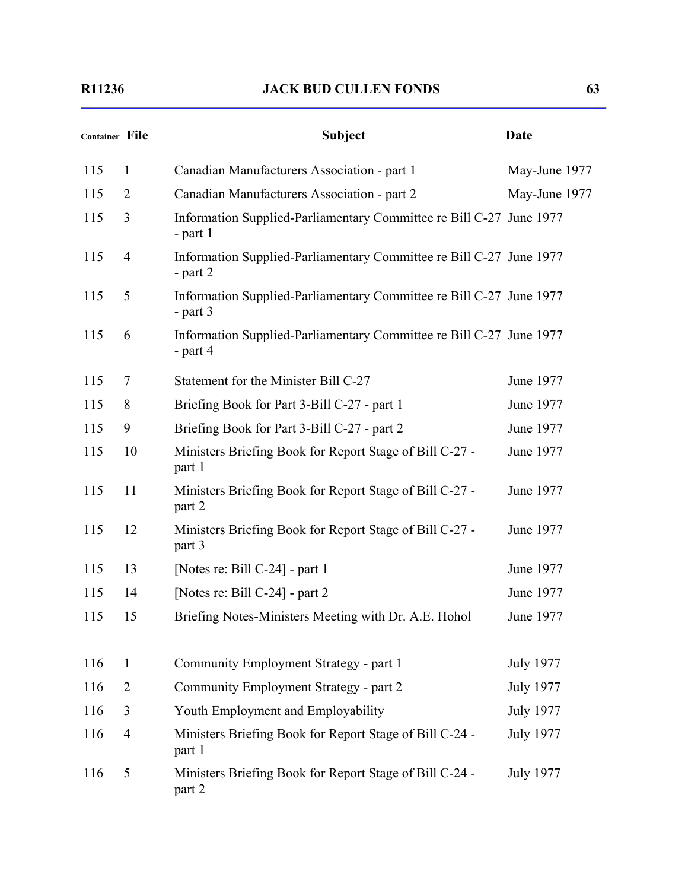| Container | File | Subject | Date |
|---|---|---|---|
| 115 | 1 | Canadian Manufacturers Association - part 1 | May-June 1977 |
| 115 | 2 | Canadian Manufacturers Association - part 2 | May-June 1977 |
| 115 | 3 | Information Supplied-Parliamentary Committee re Bill C-27 - part 1 | June 1977 |
| 115 | 4 | Information Supplied-Parliamentary Committee re Bill C-27 - part 2 | June 1977 |
| 115 | 5 | Information Supplied-Parliamentary Committee re Bill C-27 - part 3 | June 1977 |
| 115 | 6 | Information Supplied-Parliamentary Committee re Bill C-27 - part 4 | June 1977 |
| 115 | 7 | Statement for the Minister Bill C-27 | June 1977 |
| 115 | 8 | Briefing Book for Part 3-Bill C-27 - part 1 | June 1977 |
| 115 | 9 | Briefing Book for Part 3-Bill C-27 - part 2 | June 1977 |
| 115 | 10 | Ministers Briefing Book for Report Stage of Bill C-27 - part 1 | June 1977 |
| 115 | 11 | Ministers Briefing Book for Report Stage of Bill C-27 - part 2 | June 1977 |
| 115 | 12 | Ministers Briefing Book for Report Stage of Bill C-27 - part 3 | June 1977 |
| 115 | 13 | [Notes re: Bill C-24] - part 1 | June 1977 |
| 115 | 14 | [Notes re: Bill C-24] - part 2 | June 1977 |
| 115 | 15 | Briefing Notes-Ministers Meeting with Dr. A.E. Hohol | June 1977 |
| 116 | 1 | Community Employment Strategy - part 1 | July 1977 |
| 116 | 2 | Community Employment Strategy - part 2 | July 1977 |
| 116 | 3 | Youth Employment and Employability | July 1977 |
| 116 | 4 | Ministers Briefing Book for Report Stage of Bill C-24 - part 1 | July 1977 |
| 116 | 5 | Ministers Briefing Book for Report Stage of Bill C-24 - part 2 | July 1977 |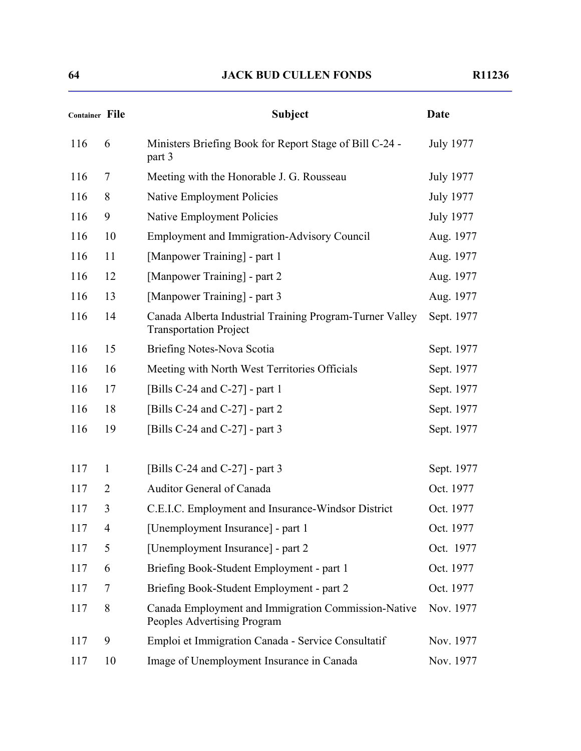| Container | File | Subject | Date |
|---|---|---|---|
| 116 | 6 | Ministers Briefing Book for Report Stage of Bill C-24 - part 3 | July 1977 |
| 116 | 7 | Meeting with the Honorable J. G. Rousseau | July 1977 |
| 116 | 8 | Native Employment Policies | July 1977 |
| 116 | 9 | Native Employment Policies | July 1977 |
| 116 | 10 | Employment and Immigration-Advisory Council | Aug. 1977 |
| 116 | 11 | [Manpower Training] - part 1 | Aug. 1977 |
| 116 | 12 | [Manpower Training] - part 2 | Aug. 1977 |
| 116 | 13 | [Manpower Training] - part 3 | Aug. 1977 |
| 116 | 14 | Canada Alberta Industrial Training Program-Turner Valley Transportation Project | Sept. 1977 |
| 116 | 15 | Briefing Notes-Nova Scotia | Sept. 1977 |
| 116 | 16 | Meeting with North West Territories Officials | Sept. 1977 |
| 116 | 17 | [Bills C-24 and C-27] - part 1 | Sept. 1977 |
| 116 | 18 | [Bills C-24 and C-27] - part 2 | Sept. 1977 |
| 116 | 19 | [Bills C-24 and C-27] - part 3 | Sept. 1977 |
| 117 | 1 | [Bills C-24 and C-27] - part 3 | Sept. 1977 |
| 117 | 2 | Auditor General of Canada | Oct. 1977 |
| 117 | 3 | C.E.I.C. Employment and Insurance-Windsor District | Oct. 1977 |
| 117 | 4 | [Unemployment Insurance] - part 1 | Oct. 1977 |
| 117 | 5 | [Unemployment Insurance] - part 2 | Oct. 1977 |
| 117 | 6 | Briefing Book-Student Employment - part 1 | Oct. 1977 |
| 117 | 7 | Briefing Book-Student Employment - part 2 | Oct. 1977 |
| 117 | 8 | Canada Employment and Immigration Commission-Native Peoples Advertising Program | Nov. 1977 |
| 117 | 9 | Emploi et Immigration Canada - Service Consultatif | Nov. 1977 |
| 117 | 10 | Image of Unemployment Insurance in Canada | Nov. 1977 |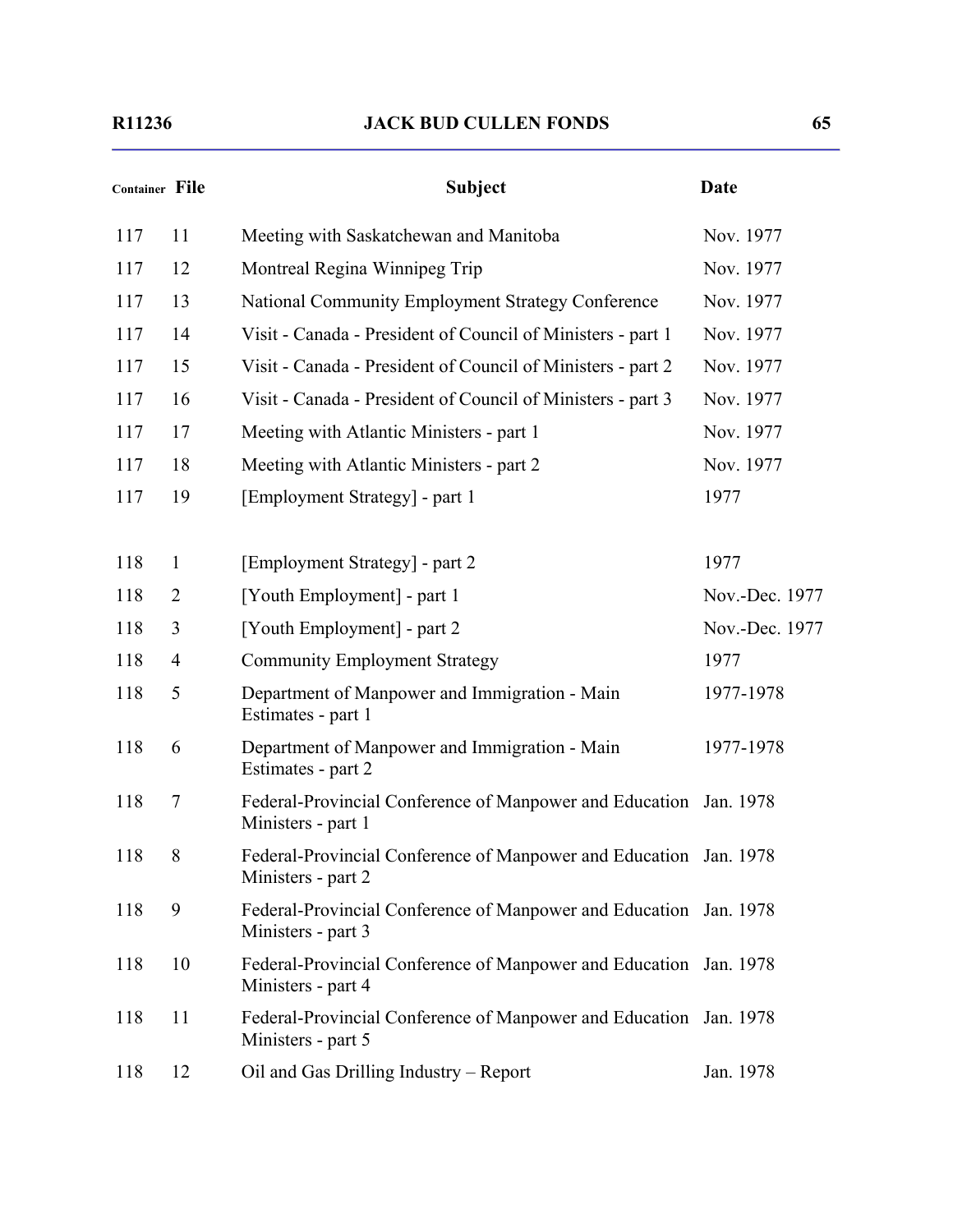| Container | File | Subject | Date |
|---|---|---|---|
| 117 | 11 | Meeting with Saskatchewan and Manitoba | Nov. 1977 |
| 117 | 12 | Montreal Regina Winnipeg Trip | Nov. 1977 |
| 117 | 13 | National Community Employment Strategy Conference | Nov. 1977 |
| 117 | 14 | Visit - Canada - President of Council of Ministers - part 1 | Nov. 1977 |
| 117 | 15 | Visit - Canada - President of Council of Ministers - part 2 | Nov. 1977 |
| 117 | 16 | Visit - Canada - President of Council of Ministers - part 3 | Nov. 1977 |
| 117 | 17 | Meeting with Atlantic Ministers - part 1 | Nov. 1977 |
| 117 | 18 | Meeting with Atlantic Ministers - part 2 | Nov. 1977 |
| 117 | 19 | [Employment Strategy] - part 1 | 1977 |
| 118 | 1 | [Employment Strategy] - part 2 | 1977 |
| 118 | 2 | [Youth Employment] - part 1 | Nov.-Dec. 1977 |
| 118 | 3 | [Youth Employment] - part 2 | Nov.-Dec. 1977 |
| 118 | 4 | Community Employment Strategy | 1977 |
| 118 | 5 | Department of Manpower and Immigration - Main Estimates - part 1 | 1977-1978 |
| 118 | 6 | Department of Manpower and Immigration - Main Estimates - part 2 | 1977-1978 |
| 118 | 7 | Federal-Provincial Conference of Manpower and Education Ministers - part 1 | Jan. 1978 |
| 118 | 8 | Federal-Provincial Conference of Manpower and Education Ministers - part 2 | Jan. 1978 |
| 118 | 9 | Federal-Provincial Conference of Manpower and Education Ministers - part 3 | Jan. 1978 |
| 118 | 10 | Federal-Provincial Conference of Manpower and Education Ministers - part 4 | Jan. 1978 |
| 118 | 11 | Federal-Provincial Conference of Manpower and Education Ministers - part 5 | Jan. 1978 |
| 118 | 12 | Oil and Gas Drilling Industry – Report | Jan. 1978 |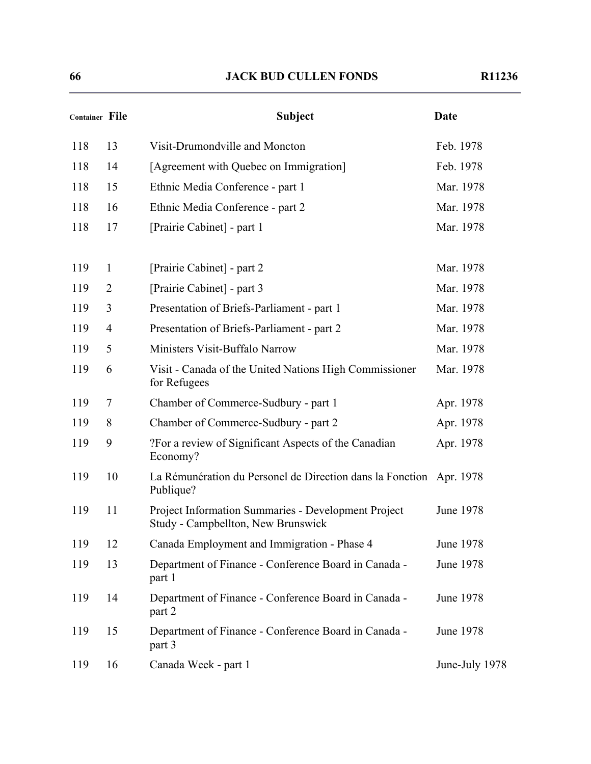| Container | File | Subject | Date |
|---|---|---|---|
| 118 | 13 | Visit-Drumondville and Moncton | Feb. 1978 |
| 118 | 14 | [Agreement with Quebec on Immigration] | Feb. 1978 |
| 118 | 15 | Ethnic Media Conference - part 1 | Mar. 1978 |
| 118 | 16 | Ethnic Media Conference - part 2 | Mar. 1978 |
| 118 | 17 | [Prairie Cabinet] - part 1 | Mar. 1978 |
| 119 | 1 | [Prairie Cabinet] - part 2 | Mar. 1978 |
| 119 | 2 | [Prairie Cabinet] - part 3 | Mar. 1978 |
| 119 | 3 | Presentation of Briefs-Parliament - part 1 | Mar. 1978 |
| 119 | 4 | Presentation of Briefs-Parliament - part 2 | Mar. 1978 |
| 119 | 5 | Ministers Visit-Buffalo Narrow | Mar. 1978 |
| 119 | 6 | Visit - Canada of the United Nations High Commissioner for Refugees | Mar. 1978 |
| 119 | 7 | Chamber of Commerce-Sudbury - part 1 | Apr. 1978 |
| 119 | 8 | Chamber of Commerce-Sudbury - part 2 | Apr. 1978 |
| 119 | 9 | ?For a review of Significant Aspects of the Canadian Economy? | Apr. 1978 |
| 119 | 10 | La Rémunération du Personel de Direction dans la Fonction Publique? | Apr. 1978 |
| 119 | 11 | Project Information Summaries - Development Project Study - Campbellton, New Brunswick | June 1978 |
| 119 | 12 | Canada Employment and Immigration - Phase 4 | June 1978 |
| 119 | 13 | Department of Finance - Conference Board in Canada - part 1 | June 1978 |
| 119 | 14 | Department of Finance - Conference Board in Canada - part 2 | June 1978 |
| 119 | 15 | Department of Finance - Conference Board in Canada - part 3 | June 1978 |
| 119 | 16 | Canada Week - part 1 | June-July 1978 |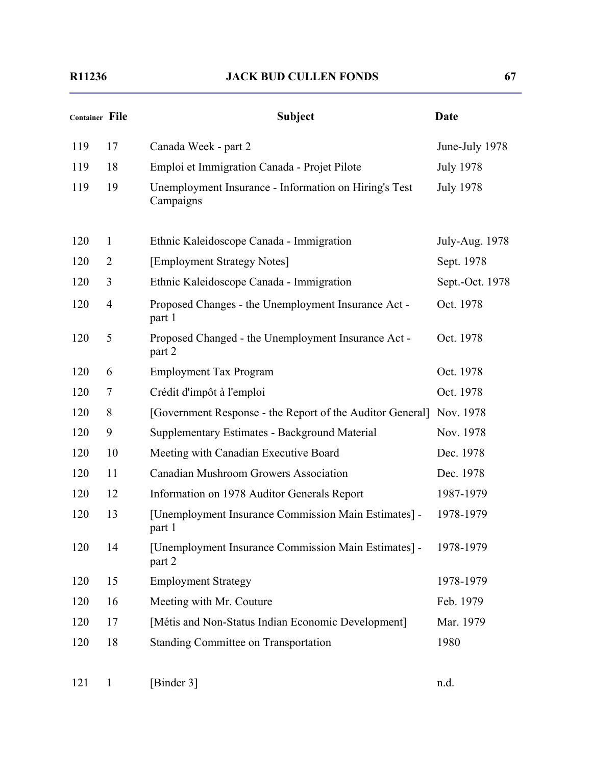| Container | File | Subject | Date |
|---|---|---|---|
| 119 | 17 | Canada Week - part 2 | June-July 1978 |
| 119 | 18 | Emploi et Immigration Canada - Projet Pilote | July 1978 |
| 119 | 19 | Unemployment Insurance - Information on Hiring's Test Campaigns | July 1978 |
| 120 | 1 | Ethnic Kaleidoscope Canada - Immigration | July-Aug. 1978 |
| 120 | 2 | [Employment Strategy Notes] | Sept. 1978 |
| 120 | 3 | Ethnic Kaleidoscope Canada - Immigration | Sept.-Oct. 1978 |
| 120 | 4 | Proposed Changes - the Unemployment Insurance Act - part 1 | Oct. 1978 |
| 120 | 5 | Proposed Changed - the Unemployment Insurance Act - part 2 | Oct. 1978 |
| 120 | 6 | Employment Tax Program | Oct. 1978 |
| 120 | 7 | Crédit d'impôt à l'emploi | Oct. 1978 |
| 120 | 8 | [Government Response - the Report of the Auditor General] | Nov. 1978 |
| 120 | 9 | Supplementary Estimates - Background Material | Nov. 1978 |
| 120 | 10 | Meeting with Canadian Executive Board | Dec. 1978 |
| 120 | 11 | Canadian Mushroom Growers Association | Dec. 1978 |
| 120 | 12 | Information on 1978 Auditor Generals Report | 1987-1979 |
| 120 | 13 | [Unemployment Insurance Commission Main Estimates] - part 1 | 1978-1979 |
| 120 | 14 | [Unemployment Insurance Commission Main Estimates] - part 2 | 1978-1979 |
| 120 | 15 | Employment Strategy | 1978-1979 |
| 120 | 16 | Meeting with Mr. Couture | Feb. 1979 |
| 120 | 17 | [Métis and Non-Status Indian Economic Development] | Mar. 1979 |
| 120 | 18 | Standing Committee on Transportation | 1980 |
| 121 | 1 | [Binder 3] | n.d. |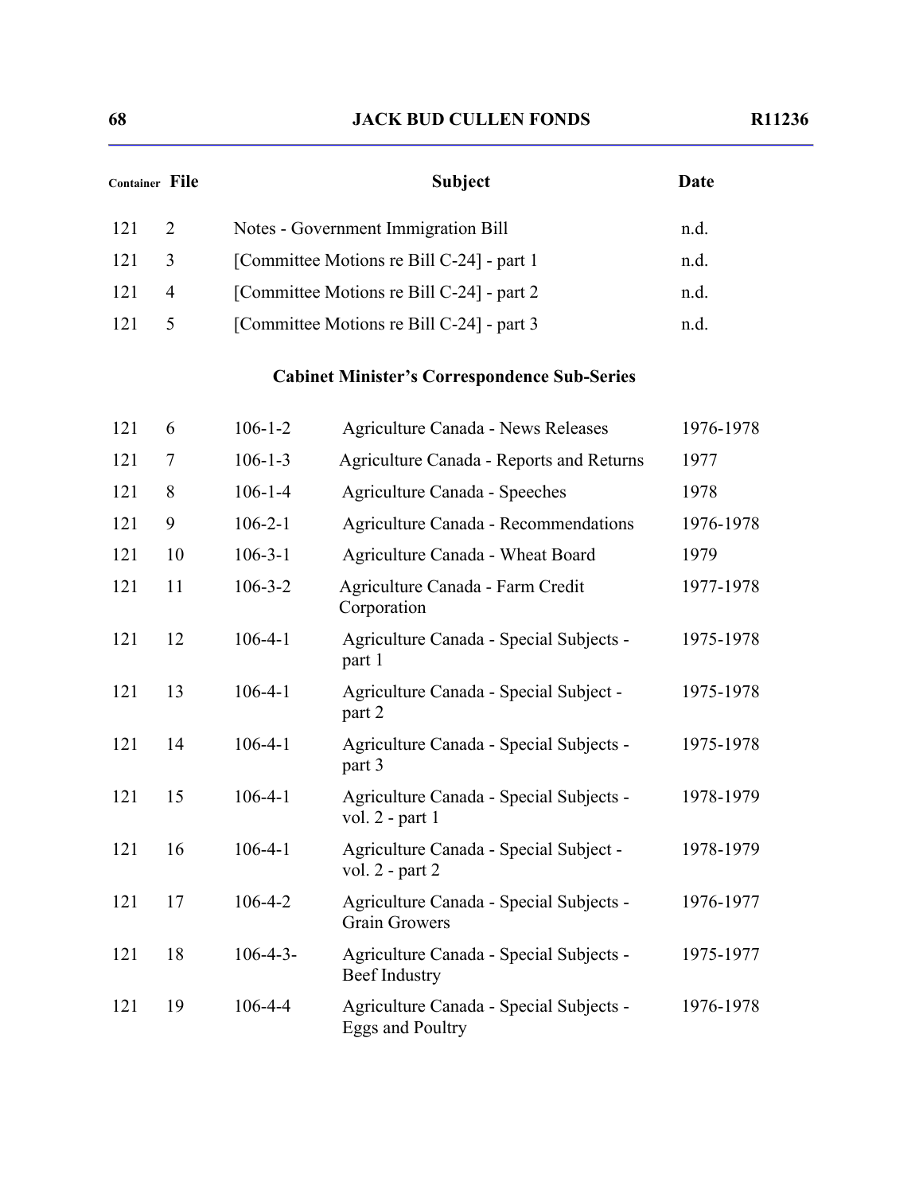| Container | File | Subject | | Date |
|---|---|---|---|---|
| 121 | 2 | Notes - Government Immigration Bill | | n.d. |
| 121 | 3 | [Committee Motions re Bill C-24] - part 1 | | n.d. |
| 121 | 4 | [Committee Motions re Bill C-24] - part 2 | | n.d. |
| 121 | 5 | [Committee Motions re Bill C-24] - part 3 | | n.d. |

### Cabinet Minister's Correspondence Sub-Series

| Container | File | | Subject | Date |
|---|---|---|---|---|
| 121 | 6 | 106-1-2 | Agriculture Canada - News Releases | 1976-1978 |
| 121 | 7 | 106-1-3 | Agriculture Canada - Reports and Returns | 1977 |
| 121 | 8 | 106-1-4 | Agriculture Canada - Speeches | 1978 |
| 121 | 9 | 106-2-1 | Agriculture Canada - Recommendations | 1976-1978 |
| 121 | 10 | 106-3-1 | Agriculture Canada - Wheat Board | 1979 |
| 121 | 11 | 106-3-2 | Agriculture Canada - Farm Credit Corporation | 1977-1978 |
| 121 | 12 | 106-4-1 | Agriculture Canada - Special Subjects - part 1 | 1975-1978 |
| 121 | 13 | 106-4-1 | Agriculture Canada - Special Subject - part 2 | 1975-1978 |
| 121 | 14 | 106-4-1 | Agriculture Canada - Special Subjects - part 3 | 1975-1978 |
| 121 | 15 | 106-4-1 | Agriculture Canada - Special Subjects - vol. 2 - part 1 | 1978-1979 |
| 121 | 16 | 106-4-1 | Agriculture Canada - Special Subject - vol. 2 - part 2 | 1978-1979 |
| 121 | 17 | 106-4-2 | Agriculture Canada - Special Subjects - Grain Growers | 1976-1977 |
| 121 | 18 | 106-4-3- | Agriculture Canada - Special Subjects - Beef Industry | 1975-1977 |
| 121 | 19 | 106-4-4 | Agriculture Canada - Special Subjects - Eggs and Poultry | 1976-1978 |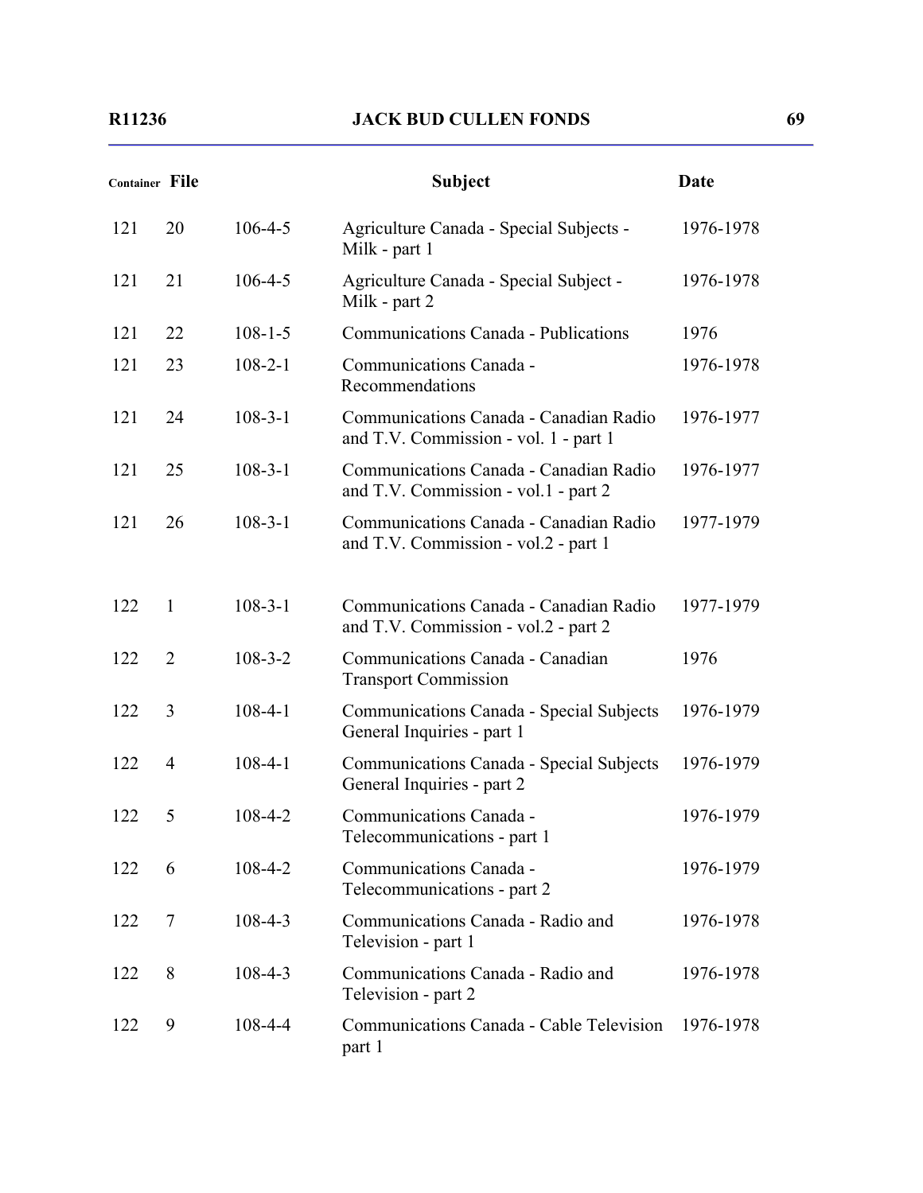| Container | File | | Subject | Date |
|---|---|---|---|---|
| 121 | 20 | 106-4-5 | Agriculture Canada - Special Subjects - Milk - part 1 | 1976-1978 |
| 121 | 21 | 106-4-5 | Agriculture Canada - Special Subject - Milk - part 2 | 1976-1978 |
| 121 | 22 | 108-1-5 | Communications Canada - Publications | 1976 |
| 121 | 23 | 108-2-1 | Communications Canada - Recommendations | 1976-1978 |
| 121 | 24 | 108-3-1 | Communications Canada - Canadian Radio and T.V. Commission - vol. 1 - part 1 | 1976-1977 |
| 121 | 25 | 108-3-1 | Communications Canada - Canadian Radio and T.V. Commission - vol.1 - part 2 | 1976-1977 |
| 121 | 26 | 108-3-1 | Communications Canada - Canadian Radio and T.V. Commission - vol.2 - part 1 | 1977-1979 |
| 122 | 1 | 108-3-1 | Communications Canada - Canadian Radio and T.V. Commission - vol.2 - part 2 | 1977-1979 |
| 122 | 2 | 108-3-2 | Communications Canada - Canadian Transport Commission | 1976 |
| 122 | 3 | 108-4-1 | Communications Canada - Special Subjects General Inquiries - part 1 | 1976-1979 |
| 122 | 4 | 108-4-1 | Communications Canada - Special Subjects General Inquiries - part 2 | 1976-1979 |
| 122 | 5 | 108-4-2 | Communications Canada - Telecommunications - part 1 | 1976-1979 |
| 122 | 6 | 108-4-2 | Communications Canada - Telecommunications - part 2 | 1976-1979 |
| 122 | 7 | 108-4-3 | Communications Canada - Radio and Television - part 1 | 1976-1978 |
| 122 | 8 | 108-4-3 | Communications Canada - Radio and Television - part 2 | 1976-1978 |
| 122 | 9 | 108-4-4 | Communications Canada - Cable Television part 1 | 1976-1978 |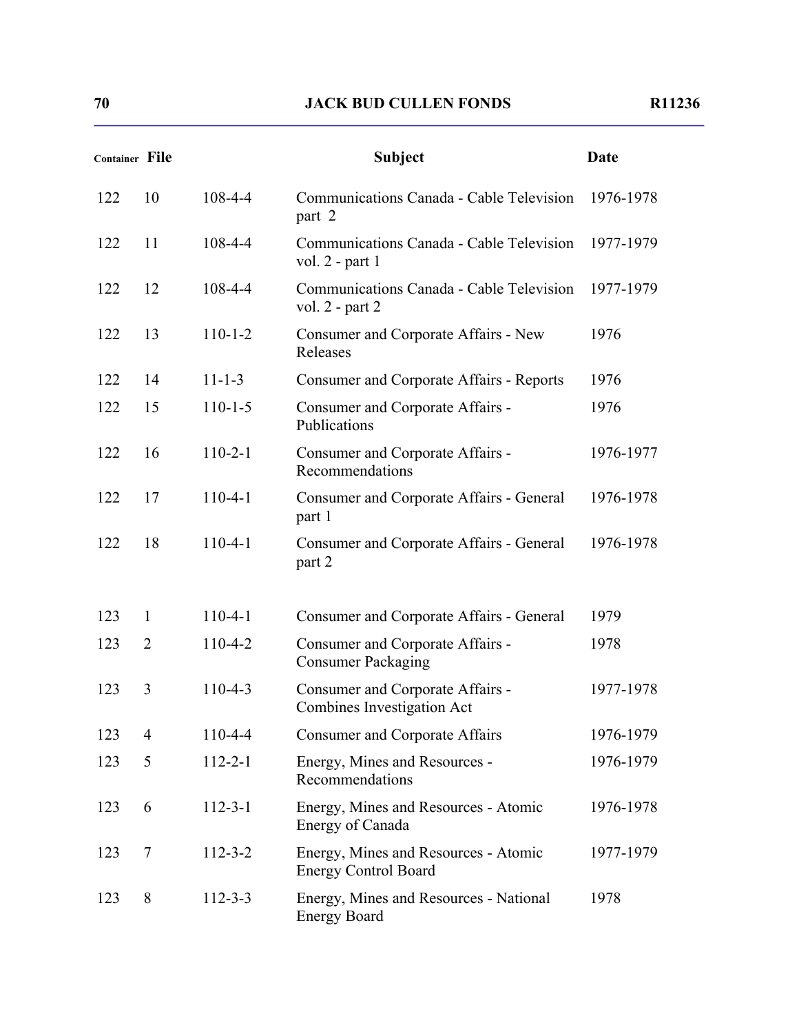| Container | File | | Subject | Date |
|---|---|---|---|---|
| 122 | 10 | 108-4-4 | Communications Canada - Cable Television part 2 | 1976-1978 |
| 122 | 11 | 108-4-4 | Communications Canada - Cable Television vol. 2 - part 1 | 1977-1979 |
| 122 | 12 | 108-4-4 | Communications Canada - Cable Television vol. 2 - part 2 | 1977-1979 |
| 122 | 13 | 110-1-2 | Consumer and Corporate Affairs - New Releases | 1976 |
| 122 | 14 | 11-1-3 | Consumer and Corporate Affairs - Reports | 1976 |
| 122 | 15 | 110-1-5 | Consumer and Corporate Affairs - Publications | 1976 |
| 122 | 16 | 110-2-1 | Consumer and Corporate Affairs - Recommendations | 1976-1977 |
| 122 | 17 | 110-4-1 | Consumer and Corporate Affairs - General part 1 | 1976-1978 |
| 122 | 18 | 110-4-1 | Consumer and Corporate Affairs - General part 2 | 1976-1978 |
| 123 | 1 | 110-4-1 | Consumer and Corporate Affairs - General | 1979 |
| 123 | 2 | 110-4-2 | Consumer and Corporate Affairs - Consumer Packaging | 1978 |
| 123 | 3 | 110-4-3 | Consumer and Corporate Affairs - Combines Investigation Act | 1977-1978 |
| 123 | 4 | 110-4-4 | Consumer and Corporate Affairs | 1976-1979 |
| 123 | 5 | 112-2-1 | Energy, Mines and Resources - Recommendations | 1976-1979 |
| 123 | 6 | 112-3-1 | Energy, Mines and Resources - Atomic Energy of Canada | 1976-1978 |
| 123 | 7 | 112-3-2 | Energy, Mines and Resources - Atomic Energy Control Board | 1977-1979 |
| 123 | 8 | 112-3-3 | Energy, Mines and Resources - National Energy Board | 1978 |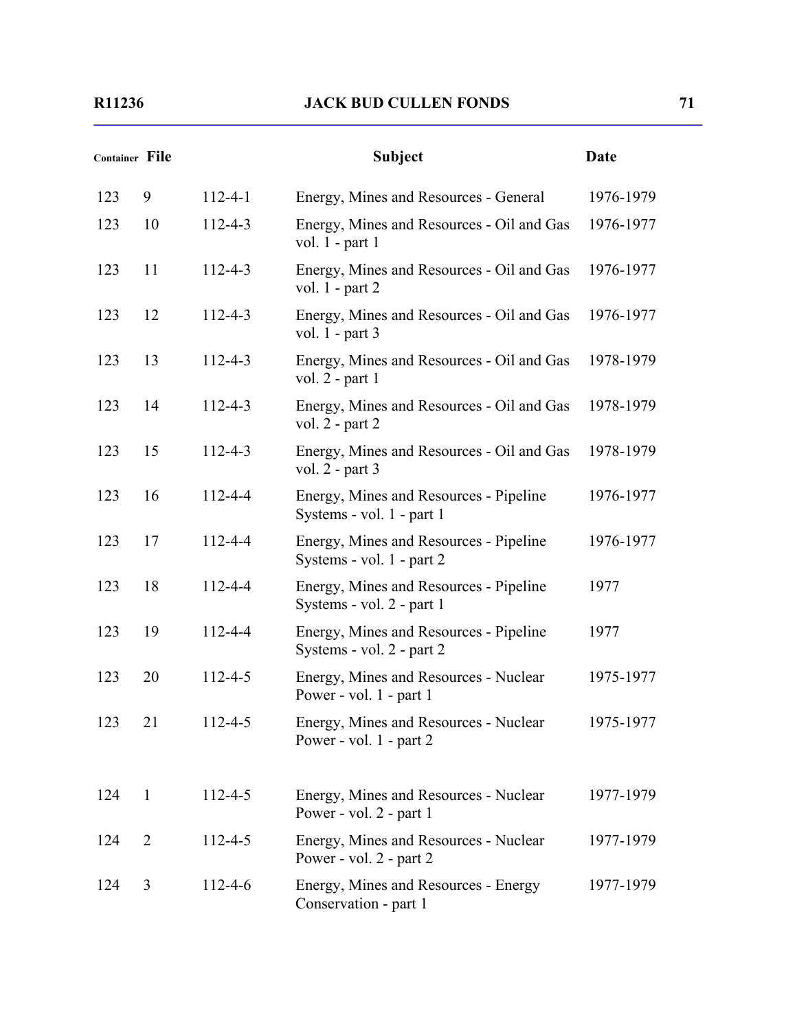| Container | File | | Subject | Date |
|---|---|---|---|---|
| 123 | 9 | 112-4-1 | Energy, Mines and Resources - General | 1976-1979 |
| 123 | 10 | 112-4-3 | Energy, Mines and Resources - Oil and Gas vol. 1 - part 1 | 1976-1977 |
| 123 | 11 | 112-4-3 | Energy, Mines and Resources - Oil and Gas vol. 1 - part 2 | 1976-1977 |
| 123 | 12 | 112-4-3 | Energy, Mines and Resources - Oil and Gas vol. 1 - part 3 | 1976-1977 |
| 123 | 13 | 112-4-3 | Energy, Mines and Resources - Oil and Gas vol. 2 - part 1 | 1978-1979 |
| 123 | 14 | 112-4-3 | Energy, Mines and Resources - Oil and Gas vol. 2 - part 2 | 1978-1979 |
| 123 | 15 | 112-4-3 | Energy, Mines and Resources - Oil and Gas vol. 2 - part 3 | 1978-1979 |
| 123 | 16 | 112-4-4 | Energy, Mines and Resources - Pipeline Systems - vol. 1 - part 1 | 1976-1977 |
| 123 | 17 | 112-4-4 | Energy, Mines and Resources - Pipeline Systems - vol. 1 - part 2 | 1976-1977 |
| 123 | 18 | 112-4-4 | Energy, Mines and Resources - Pipeline Systems - vol. 2 - part 1 | 1977 |
| 123 | 19 | 112-4-4 | Energy, Mines and Resources - Pipeline Systems - vol. 2 - part 2 | 1977 |
| 123 | 20 | 112-4-5 | Energy, Mines and Resources - Nuclear Power - vol. 1 - part 1 | 1975-1977 |
| 123 | 21 | 112-4-5 | Energy, Mines and Resources - Nuclear Power - vol. 1 - part 2 | 1975-1977 |
| 124 | 1 | 112-4-5 | Energy, Mines and Resources - Nuclear Power - vol. 2 - part 1 | 1977-1979 |
| 124 | 2 | 112-4-5 | Energy, Mines and Resources - Nuclear Power - vol. 2 - part 2 | 1977-1979 |
| 124 | 3 | 112-4-6 | Energy, Mines and Resources - Energy Conservation - part 1 | 1977-1979 |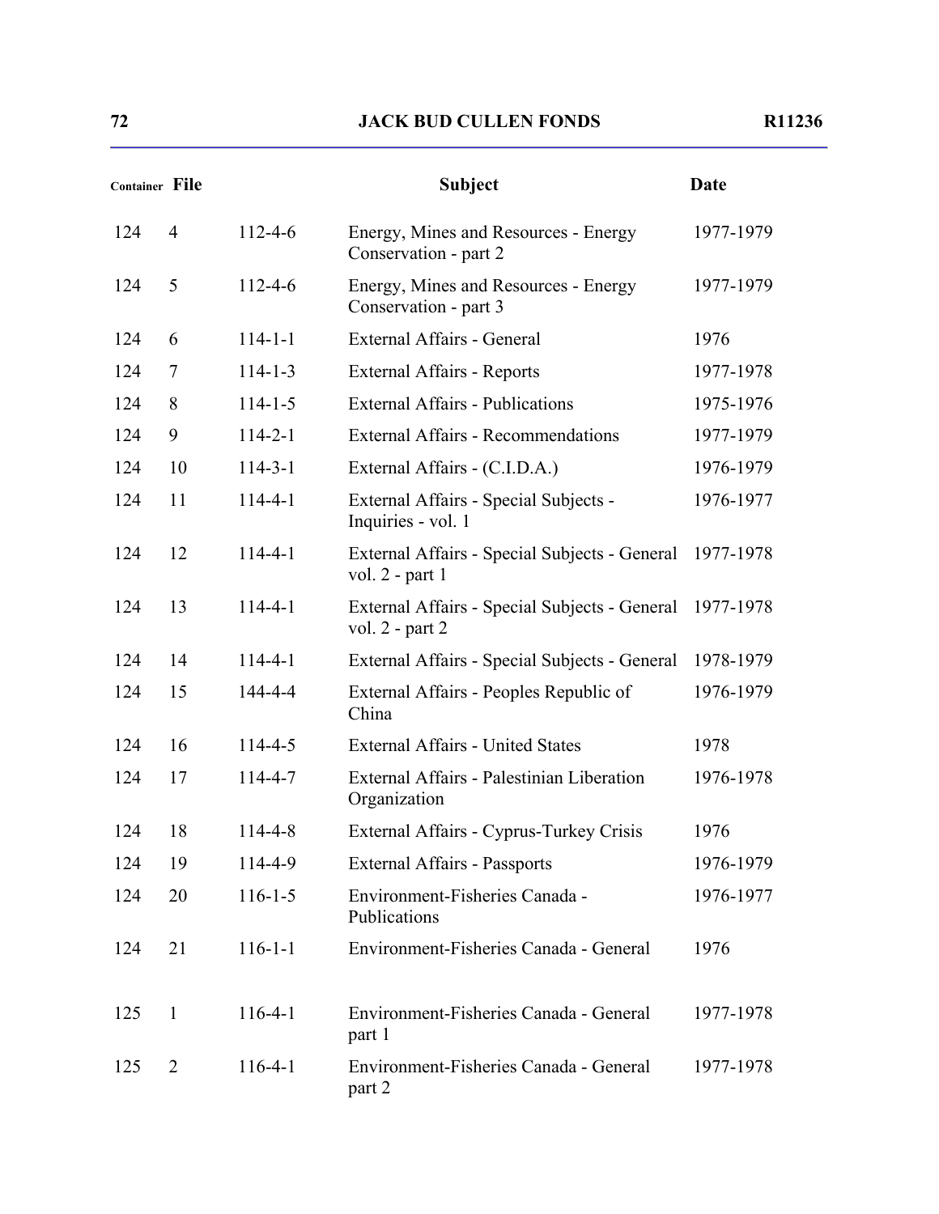| Container | File | | Subject | Date |
|---|---|---|---|---|
| 124 | 4 | 112-4-6 | Energy, Mines and Resources - Energy Conservation - part 2 | 1977-1979 |
| 124 | 5 | 112-4-6 | Energy, Mines and Resources - Energy Conservation - part 3 | 1977-1979 |
| 124 | 6 | 114-1-1 | External Affairs - General | 1976 |
| 124 | 7 | 114-1-3 | External Affairs - Reports | 1977-1978 |
| 124 | 8 | 114-1-5 | External Affairs - Publications | 1975-1976 |
| 124 | 9 | 114-2-1 | External Affairs - Recommendations | 1977-1979 |
| 124 | 10 | 114-3-1 | External Affairs - (C.I.D.A.) | 1976-1979 |
| 124 | 11 | 114-4-1 | External Affairs - Special Subjects - Inquiries - vol. 1 | 1976-1977 |
| 124 | 12 | 114-4-1 | External Affairs - Special Subjects - General vol. 2 - part 1 | 1977-1978 |
| 124 | 13 | 114-4-1 | External Affairs - Special Subjects - General vol. 2 - part 2 | 1977-1978 |
| 124 | 14 | 114-4-1 | External Affairs - Special Subjects - General | 1978-1979 |
| 124 | 15 | 144-4-4 | External Affairs - Peoples Republic of China | 1976-1979 |
| 124 | 16 | 114-4-5 | External Affairs - United States | 1978 |
| 124 | 17 | 114-4-7 | External Affairs - Palestinian Liberation Organization | 1976-1978 |
| 124 | 18 | 114-4-8 | External Affairs - Cyprus-Turkey Crisis | 1976 |
| 124 | 19 | 114-4-9 | External Affairs - Passports | 1976-1979 |
| 124 | 20 | 116-1-5 | Environment-Fisheries Canada - Publications | 1976-1977 |
| 124 | 21 | 116-1-1 | Environment-Fisheries Canada - General | 1976 |
| 125 | 1 | 116-4-1 | Environment-Fisheries Canada - General part 1 | 1977-1978 |
| 125 | 2 | 116-4-1 | Environment-Fisheries Canada - General part 2 | 1977-1978 |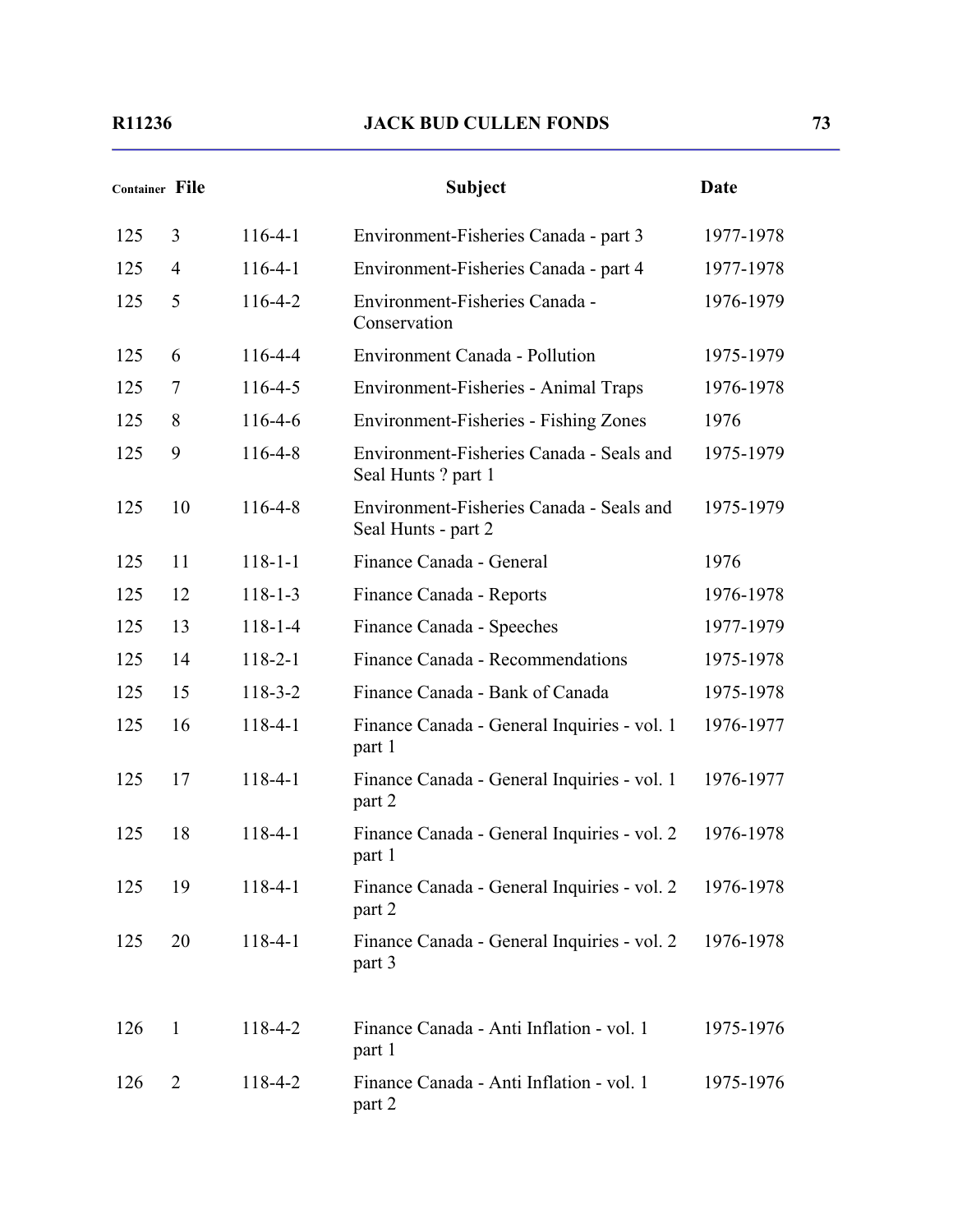| Container | File | | Subject | Date |
|---|---|---|---|---|
| 125 | 3 | 116-4-1 | Environment-Fisheries Canada - part 3 | 1977-1978 |
| 125 | 4 | 116-4-1 | Environment-Fisheries Canada - part 4 | 1977-1978 |
| 125 | 5 | 116-4-2 | Environment-Fisheries Canada - Conservation | 1976-1979 |
| 125 | 6 | 116-4-4 | Environment Canada - Pollution | 1975-1979 |
| 125 | 7 | 116-4-5 | Environment-Fisheries - Animal Traps | 1976-1978 |
| 125 | 8 | 116-4-6 | Environment-Fisheries - Fishing Zones | 1976 |
| 125 | 9 | 116-4-8 | Environment-Fisheries Canada - Seals and Seal Hunts ? part 1 | 1975-1979 |
| 125 | 10 | 116-4-8 | Environment-Fisheries Canada - Seals and Seal Hunts - part 2 | 1975-1979 |
| 125 | 11 | 118-1-1 | Finance Canada - General | 1976 |
| 125 | 12 | 118-1-3 | Finance Canada - Reports | 1976-1978 |
| 125 | 13 | 118-1-4 | Finance Canada - Speeches | 1977-1979 |
| 125 | 14 | 118-2-1 | Finance Canada - Recommendations | 1975-1978 |
| 125 | 15 | 118-3-2 | Finance Canada - Bank of Canada | 1975-1978 |
| 125 | 16 | 118-4-1 | Finance Canada - General Inquiries - vol. 1 part 1 | 1976-1977 |
| 125 | 17 | 118-4-1 | Finance Canada - General Inquiries - vol. 1 part 2 | 1976-1977 |
| 125 | 18 | 118-4-1 | Finance Canada - General Inquiries - vol. 2 part 1 | 1976-1978 |
| 125 | 19 | 118-4-1 | Finance Canada - General Inquiries - vol. 2 part 2 | 1976-1978 |
| 125 | 20 | 118-4-1 | Finance Canada - General Inquiries - vol. 2 part 3 | 1976-1978 |
| 126 | 1 | 118-4-2 | Finance Canada - Anti Inflation - vol. 1 part 1 | 1975-1976 |
| 126 | 2 | 118-4-2 | Finance Canada - Anti Inflation - vol. 1 part 2 | 1975-1976 |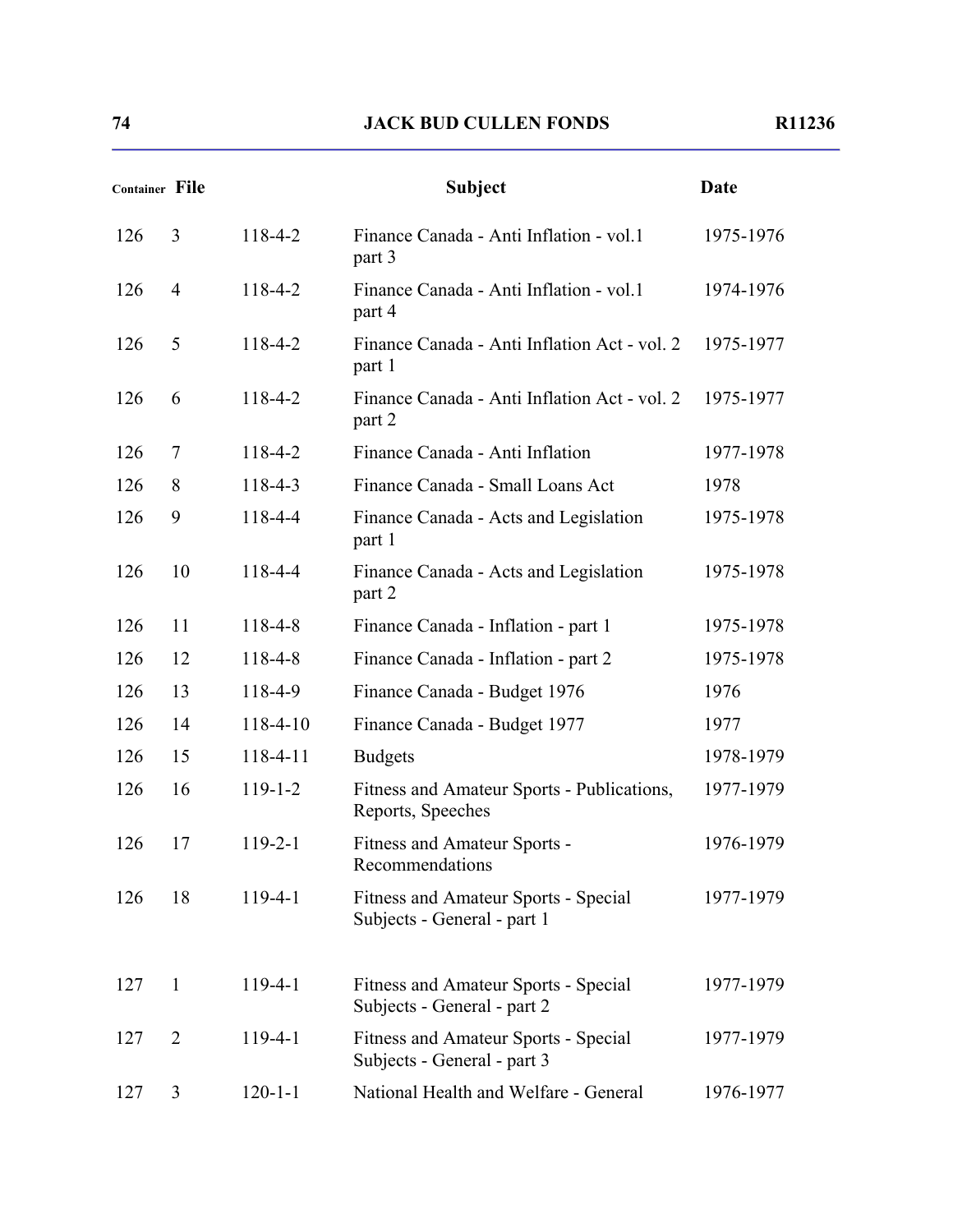| Container | File | | Subject | Date |
|---|---|---|---|---|
| 126 | 3 | 118-4-2 | Finance Canada - Anti Inflation - vol.1 part 3 | 1975-1976 |
| 126 | 4 | 118-4-2 | Finance Canada - Anti Inflation - vol.1 part 4 | 1974-1976 |
| 126 | 5 | 118-4-2 | Finance Canada - Anti Inflation Act - vol. 2 part 1 | 1975-1977 |
| 126 | 6 | 118-4-2 | Finance Canada - Anti Inflation Act - vol. 2 part 2 | 1975-1977 |
| 126 | 7 | 118-4-2 | Finance Canada - Anti Inflation | 1977-1978 |
| 126 | 8 | 118-4-3 | Finance Canada - Small Loans Act | 1978 |
| 126 | 9 | 118-4-4 | Finance Canada - Acts and Legislation part 1 | 1975-1978 |
| 126 | 10 | 118-4-4 | Finance Canada - Acts and Legislation part 2 | 1975-1978 |
| 126 | 11 | 118-4-8 | Finance Canada - Inflation - part 1 | 1975-1978 |
| 126 | 12 | 118-4-8 | Finance Canada - Inflation - part 2 | 1975-1978 |
| 126 | 13 | 118-4-9 | Finance Canada - Budget 1976 | 1976 |
| 126 | 14 | 118-4-10 | Finance Canada - Budget 1977 | 1977 |
| 126 | 15 | 118-4-11 | Budgets | 1978-1979 |
| 126 | 16 | 119-1-2 | Fitness and Amateur Sports - Publications, Reports, Speeches | 1977-1979 |
| 126 | 17 | 119-2-1 | Fitness and Amateur Sports - Recommendations | 1976-1979 |
| 126 | 18 | 119-4-1 | Fitness and Amateur Sports - Special Subjects - General - part 1 | 1977-1979 |
| 127 | 1 | 119-4-1 | Fitness and Amateur Sports - Special Subjects - General - part 2 | 1977-1979 |
| 127 | 2 | 119-4-1 | Fitness and Amateur Sports - Special Subjects - General - part 3 | 1977-1979 |
| 127 | 3 | 120-1-1 | National Health and Welfare - General | 1976-1977 |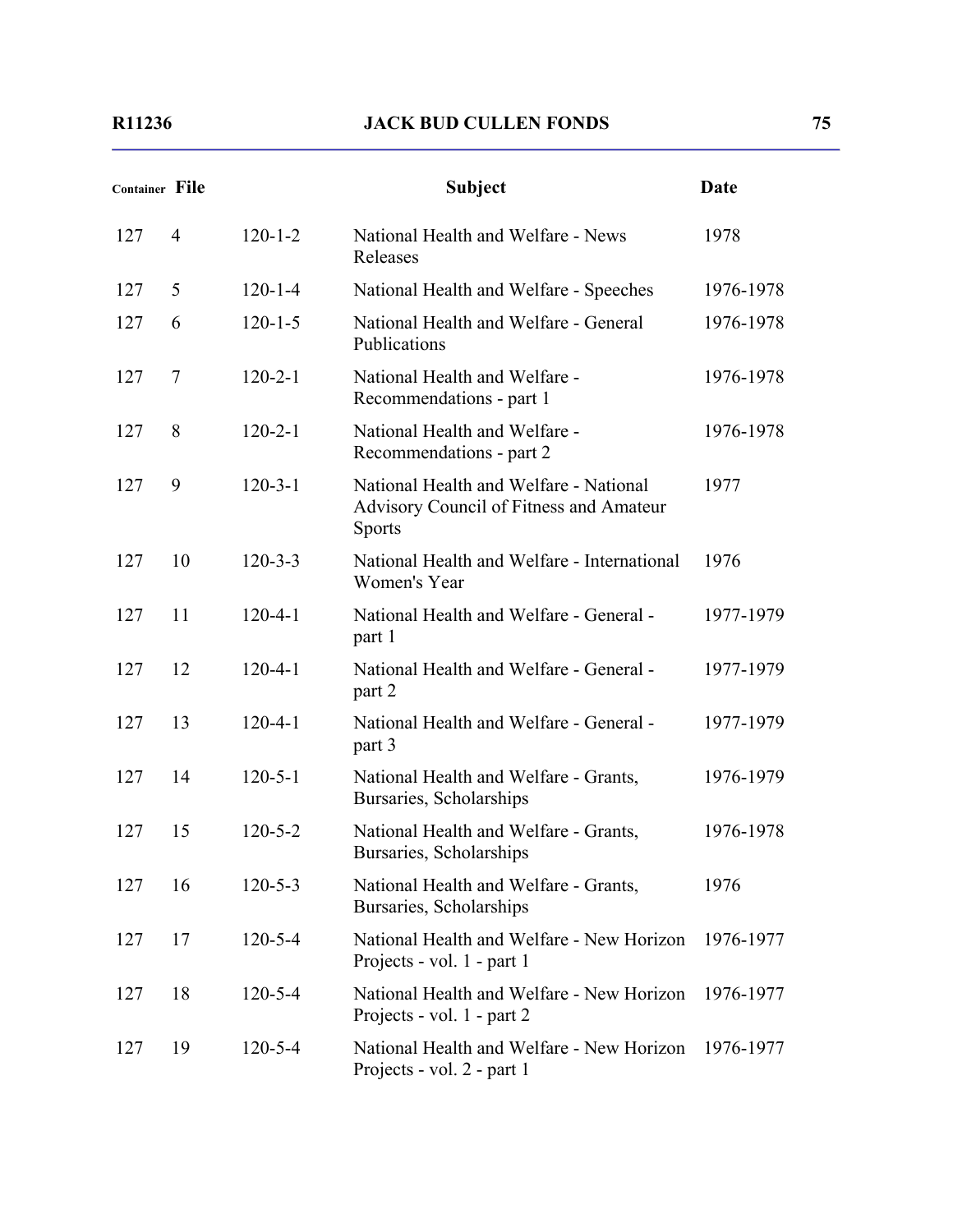| Container | File | | Subject | Date |
|---|---|---|---|---|
| 127 | 4 | 120-1-2 | National Health and Welfare - News Releases | 1978 |
| 127 | 5 | 120-1-4 | National Health and Welfare - Speeches | 1976-1978 |
| 127 | 6 | 120-1-5 | National Health and Welfare - General Publications | 1976-1978 |
| 127 | 7 | 120-2-1 | National Health and Welfare - Recommendations - part 1 | 1976-1978 |
| 127 | 8 | 120-2-1 | National Health and Welfare - Recommendations - part 2 | 1976-1978 |
| 127 | 9 | 120-3-1 | National Health and Welfare - National Advisory Council of Fitness and Amateur Sports | 1977 |
| 127 | 10 | 120-3-3 | National Health and Welfare - International Women's Year | 1976 |
| 127 | 11 | 120-4-1 | National Health and Welfare - General - part 1 | 1977-1979 |
| 127 | 12 | 120-4-1 | National Health and Welfare - General - part 2 | 1977-1979 |
| 127 | 13 | 120-4-1 | National Health and Welfare - General - part 3 | 1977-1979 |
| 127 | 14 | 120-5-1 | National Health and Welfare - Grants, Bursaries, Scholarships | 1976-1979 |
| 127 | 15 | 120-5-2 | National Health and Welfare - Grants, Bursaries, Scholarships | 1976-1978 |
| 127 | 16 | 120-5-3 | National Health and Welfare - Grants, Bursaries, Scholarships | 1976 |
| 127 | 17 | 120-5-4 | National Health and Welfare - New Horizon Projects - vol. 1 - part 1 | 1976-1977 |
| 127 | 18 | 120-5-4 | National Health and Welfare - New Horizon Projects - vol. 1 - part 2 | 1976-1977 |
| 127 | 19 | 120-5-4 | National Health and Welfare - New Horizon Projects - vol. 2 - part 1 | 1976-1977 |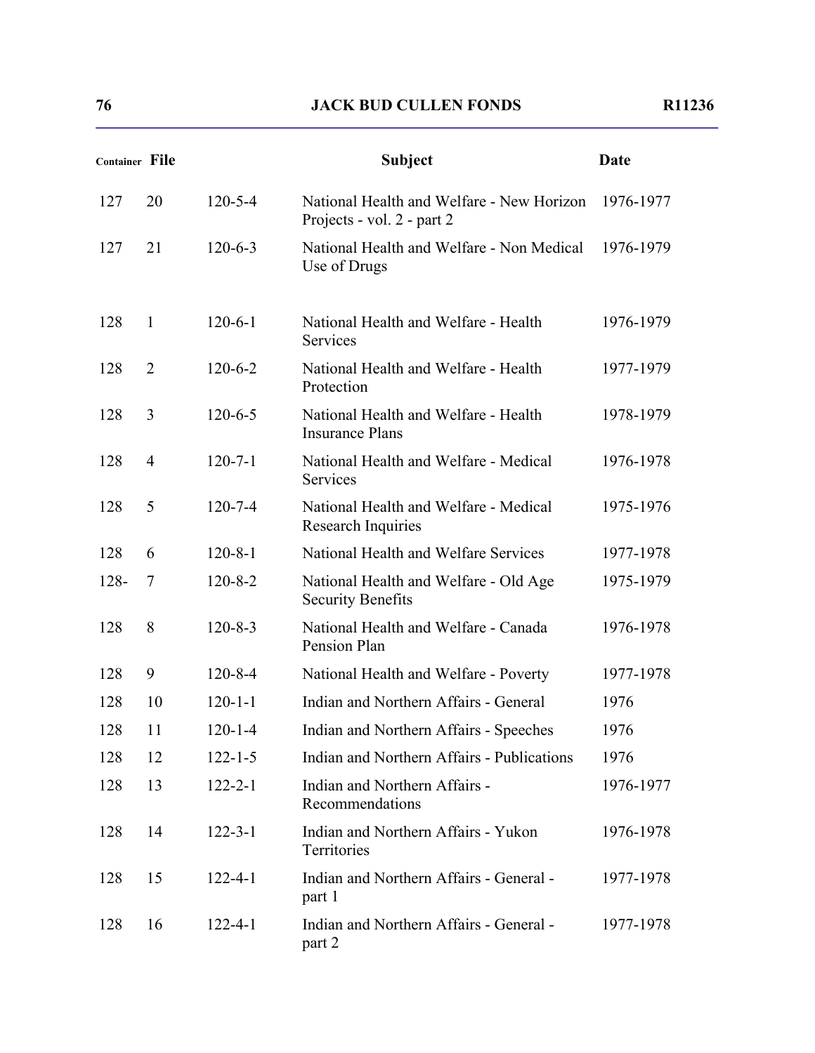| Container | File | | Subject | Date |
|---|---|---|---|---|
| 127 | 20 | 120-5-4 | National Health and Welfare - New Horizon Projects - vol. 2 - part 2 | 1976-1977 |
| 127 | 21 | 120-6-3 | National Health and Welfare - Non Medical Use of Drugs | 1976-1979 |
| 128 | 1 | 120-6-1 | National Health and Welfare - Health Services | 1976-1979 |
| 128 | 2 | 120-6-2 | National Health and Welfare - Health Protection | 1977-1979 |
| 128 | 3 | 120-6-5 | National Health and Welfare - Health Insurance Plans | 1978-1979 |
| 128 | 4 | 120-7-1 | National Health and Welfare - Medical Services | 1976-1978 |
| 128 | 5 | 120-7-4 | National Health and Welfare - Medical Research Inquiries | 1975-1976 |
| 128 | 6 | 120-8-1 | National Health and Welfare Services | 1977-1978 |
| 128- | 7 | 120-8-2 | National Health and Welfare - Old Age Security Benefits | 1975-1979 |
| 128 | 8 | 120-8-3 | National Health and Welfare - Canada Pension Plan | 1976-1978 |
| 128 | 9 | 120-8-4 | National Health and Welfare - Poverty | 1977-1978 |
| 128 | 10 | 120-1-1 | Indian and Northern Affairs - General | 1976 |
| 128 | 11 | 120-1-4 | Indian and Northern Affairs - Speeches | 1976 |
| 128 | 12 | 122-1-5 | Indian and Northern Affairs - Publications | 1976 |
| 128 | 13 | 122-2-1 | Indian and Northern Affairs - Recommendations | 1976-1977 |
| 128 | 14 | 122-3-1 | Indian and Northern Affairs - Yukon Territories | 1976-1978 |
| 128 | 15 | 122-4-1 | Indian and Northern Affairs - General - part 1 | 1977-1978 |
| 128 | 16 | 122-4-1 | Indian and Northern Affairs - General - part 2 | 1977-1978 |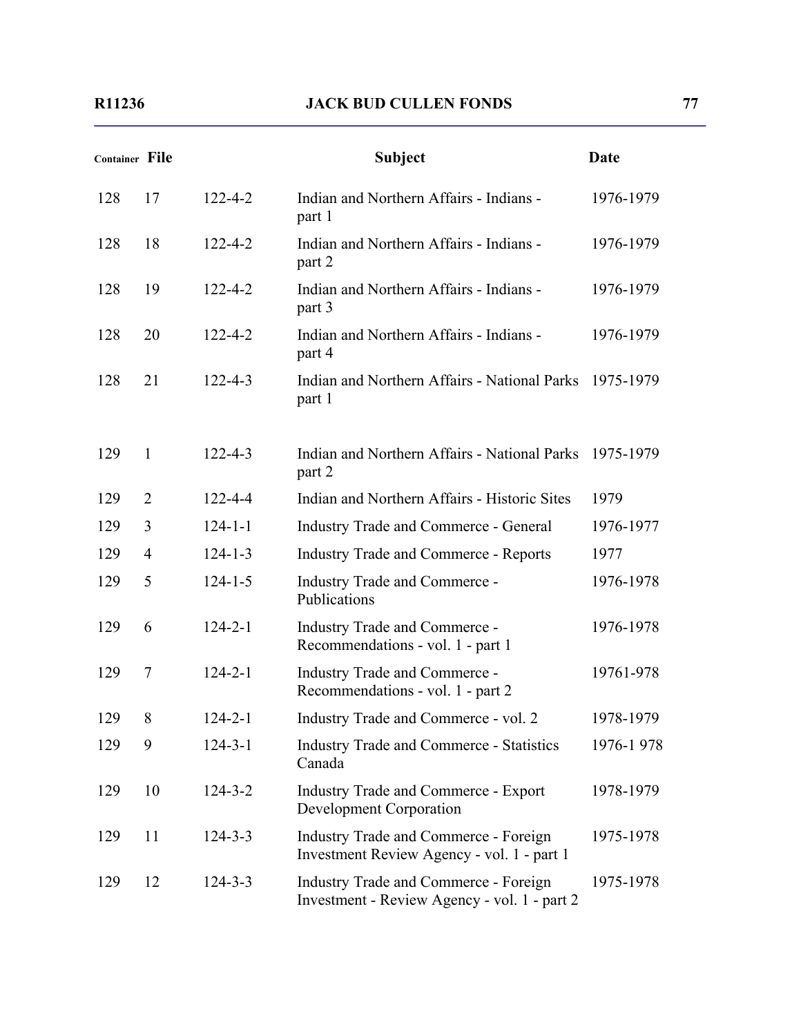| Container | File | | Subject | Date |
|---|---|---|---|---|
| 128 | 17 | 122-4-2 | Indian and Northern Affairs - Indians - part 1 | 1976-1979 |
| 128 | 18 | 122-4-2 | Indian and Northern Affairs - Indians - part 2 | 1976-1979 |
| 128 | 19 | 122-4-2 | Indian and Northern Affairs - Indians - part 3 | 1976-1979 |
| 128 | 20 | 122-4-2 | Indian and Northern Affairs - Indians - part 4 | 1976-1979 |
| 128 | 21 | 122-4-3 | Indian and Northern Affairs - National Parks part 1 | 1975-1979 |
| 129 | 1 | 122-4-3 | Indian and Northern Affairs - National Parks part 2 | 1975-1979 |
| 129 | 2 | 122-4-4 | Indian and Northern Affairs - Historic Sites | 1979 |
| 129 | 3 | 124-1-1 | Industry Trade and Commerce - General | 1976-1977 |
| 129 | 4 | 124-1-3 | Industry Trade and Commerce - Reports | 1977 |
| 129 | 5 | 124-1-5 | Industry Trade and Commerce - Publications | 1976-1978 |
| 129 | 6 | 124-2-1 | Industry Trade and Commerce - Recommendations - vol. 1 - part 1 | 1976-1978 |
| 129 | 7 | 124-2-1 | Industry Trade and Commerce - Recommendations - vol. 1 - part 2 | 19761-978 |
| 129 | 8 | 124-2-1 | Industry Trade and Commerce - vol. 2 | 1978-1979 |
| 129 | 9 | 124-3-1 | Industry Trade and Commerce - Statistics Canada | 1976-1 978 |
| 129 | 10 | 124-3-2 | Industry Trade and Commerce - Export Development Corporation | 1978-1979 |
| 129 | 11 | 124-3-3 | Industry Trade and Commerce - Foreign Investment Review Agency - vol. 1 - part 1 | 1975-1978 |
| 129 | 12 | 124-3-3 | Industry Trade and Commerce - Foreign Investment - Review Agency - vol. 1 - part 2 | 1975-1978 |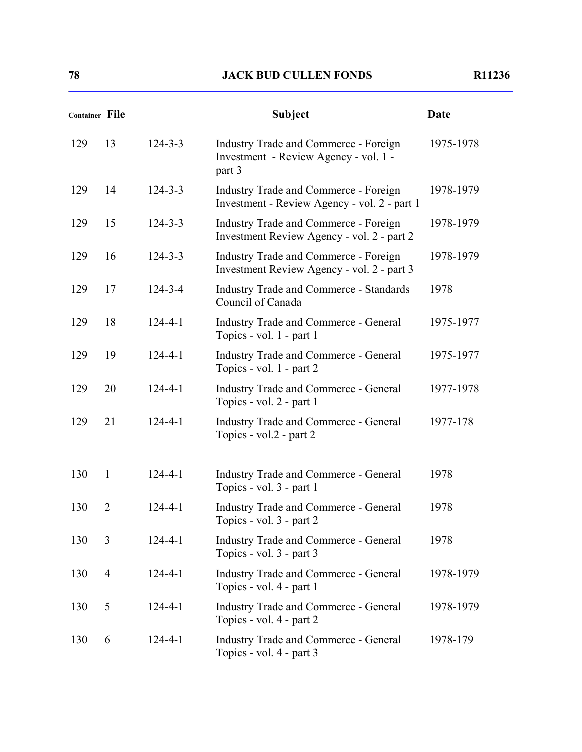| Container | File | | Subject | Date |
|---|---|---|---|---|
| 129 | 13 | 124-3-3 | Industry Trade and Commerce - Foreign Investment - Review Agency - vol. 1 - part 3 | 1975-1978 |
| 129 | 14 | 124-3-3 | Industry Trade and Commerce - Foreign Investment - Review Agency - vol. 2 - part 1 | 1978-1979 |
| 129 | 15 | 124-3-3 | Industry Trade and Commerce - Foreign Investment Review Agency - vol. 2 - part 2 | 1978-1979 |
| 129 | 16 | 124-3-3 | Industry Trade and Commerce - Foreign Investment Review Agency - vol. 2 - part 3 | 1978-1979 |
| 129 | 17 | 124-3-4 | Industry Trade and Commerce - Standards Council of Canada | 1978 |
| 129 | 18 | 124-4-1 | Industry Trade and Commerce - General Topics - vol. 1 - part 1 | 1975-1977 |
| 129 | 19 | 124-4-1 | Industry Trade and Commerce - General Topics - vol. 1 - part 2 | 1975-1977 |
| 129 | 20 | 124-4-1 | Industry Trade and Commerce - General Topics - vol. 2 - part 1 | 1977-1978 |
| 129 | 21 | 124-4-1 | Industry Trade and Commerce - General Topics - vol.2 - part 2 | 1977-178 |
| 130 | 1 | 124-4-1 | Industry Trade and Commerce - General Topics - vol. 3 - part 1 | 1978 |
| 130 | 2 | 124-4-1 | Industry Trade and Commerce - General Topics - vol. 3 - part 2 | 1978 |
| 130 | 3 | 124-4-1 | Industry Trade and Commerce - General Topics - vol. 3 - part 3 | 1978 |
| 130 | 4 | 124-4-1 | Industry Trade and Commerce - General Topics - vol. 4 - part 1 | 1978-1979 |
| 130 | 5 | 124-4-1 | Industry Trade and Commerce - General Topics - vol. 4 - part 2 | 1978-1979 |
| 130 | 6 | 124-4-1 | Industry Trade and Commerce - General Topics - vol. 4 - part 3 | 1978-179 |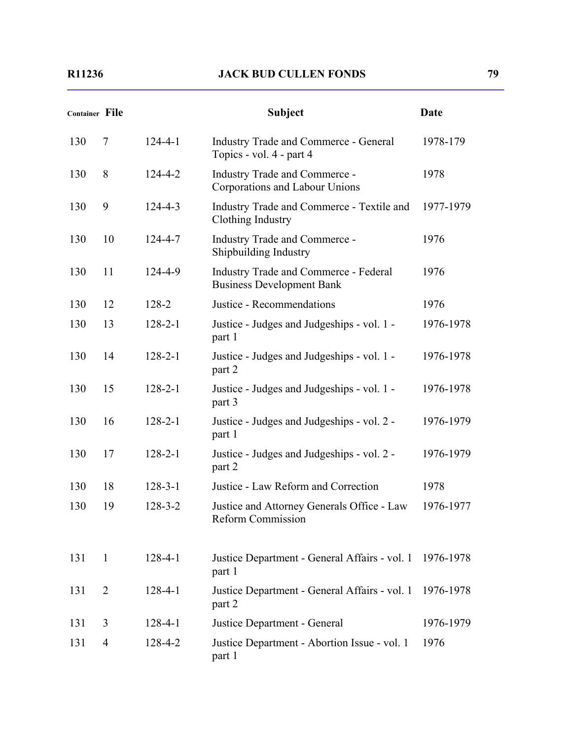| Container | File | | Subject | Date |
|---|---|---|---|---|
| 130 | 7 | 124-4-1 | Industry Trade and Commerce - General Topics - vol. 4 - part 4 | 1978-179 |
| 130 | 8 | 124-4-2 | Industry Trade and Commerce - Corporations and Labour Unions | 1978 |
| 130 | 9 | 124-4-3 | Industry Trade and Commerce - Textile and Clothing Industry | 1977-1979 |
| 130 | 10 | 124-4-7 | Industry Trade and Commerce - Shipbuilding Industry | 1976 |
| 130 | 11 | 124-4-9 | Industry Trade and Commerce - Federal Business Development Bank | 1976 |
| 130 | 12 | 128-2 | Justice - Recommendations | 1976 |
| 130 | 13 | 128-2-1 | Justice - Judges and Judgeships - vol. 1 - part 1 | 1976-1978 |
| 130 | 14 | 128-2-1 | Justice - Judges and Judgeships - vol. 1 - part 2 | 1976-1978 |
| 130 | 15 | 128-2-1 | Justice - Judges and Judgeships - vol. 1 - part 3 | 1976-1978 |
| 130 | 16 | 128-2-1 | Justice - Judges and Judgeships - vol. 2 - part 1 | 1976-1979 |
| 130 | 17 | 128-2-1 | Justice - Judges and Judgeships - vol. 2 - part 2 | 1976-1979 |
| 130 | 18 | 128-3-1 | Justice - Law Reform and Correction | 1978 |
| 130 | 19 | 128-3-2 | Justice and Attorney Generals Office - Law Reform Commission | 1976-1977 |
| 131 | 1 | 128-4-1 | Justice Department - General Affairs - vol. 1 part 1 | 1976-1978 |
| 131 | 2 | 128-4-1 | Justice Department - General Affairs - vol. 1 part 2 | 1976-1978 |
| 131 | 3 | 128-4-1 | Justice Department - General | 1976-1979 |
| 131 | 4 | 128-4-2 | Justice Department - Abortion Issue - vol. 1 part 1 | 1976 |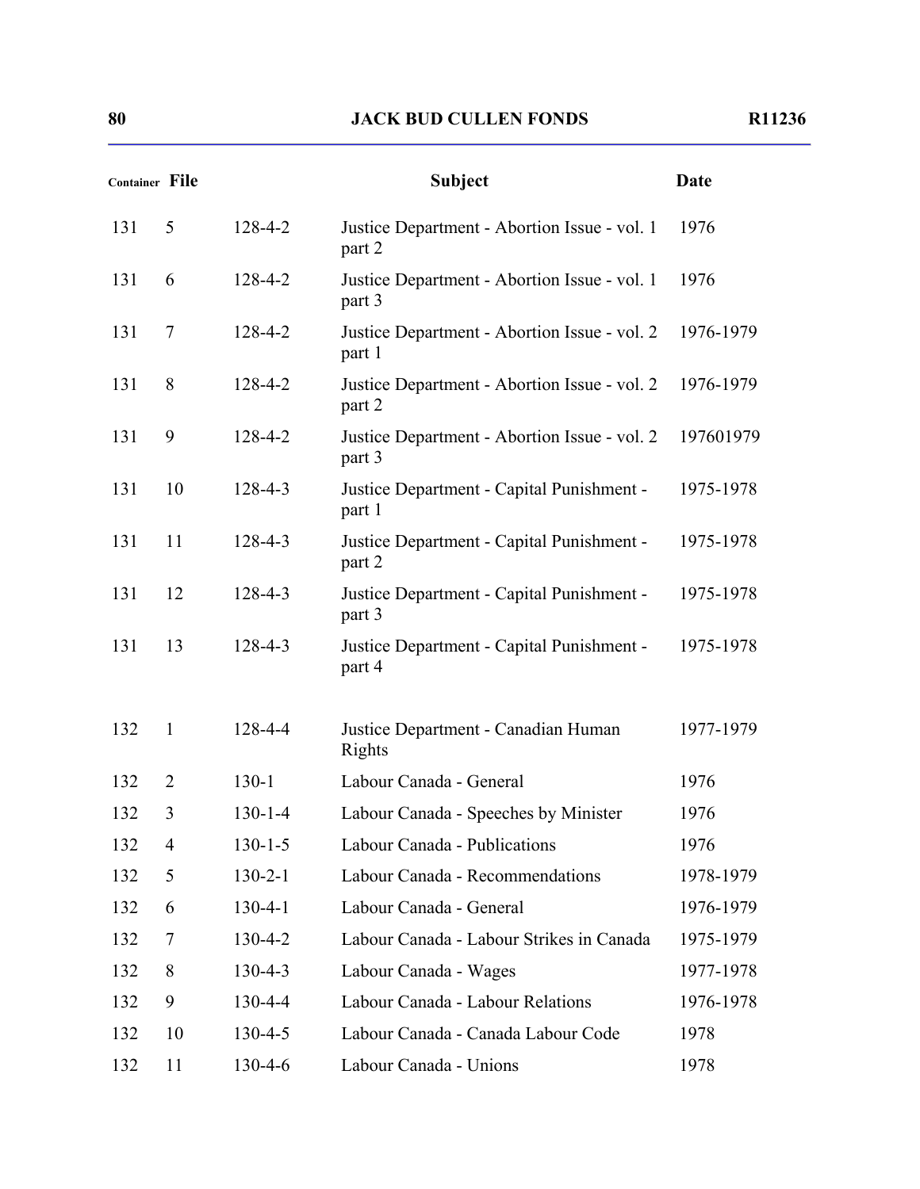| Container | File | | Subject | Date |
|---|---|---|---|---|
| 131 | 5 | 128-4-2 | Justice Department - Abortion Issue - vol. 1 part 2 | 1976 |
| 131 | 6 | 128-4-2 | Justice Department - Abortion Issue - vol. 1 part 3 | 1976 |
| 131 | 7 | 128-4-2 | Justice Department - Abortion Issue - vol. 2 part 1 | 1976-1979 |
| 131 | 8 | 128-4-2 | Justice Department - Abortion Issue - vol. 2 part 2 | 1976-1979 |
| 131 | 9 | 128-4-2 | Justice Department - Abortion Issue - vol. 2 part 3 | 197601979 |
| 131 | 10 | 128-4-3 | Justice Department - Capital Punishment - part 1 | 1975-1978 |
| 131 | 11 | 128-4-3 | Justice Department - Capital Punishment - part 2 | 1975-1978 |
| 131 | 12 | 128-4-3 | Justice Department - Capital Punishment - part 3 | 1975-1978 |
| 131 | 13 | 128-4-3 | Justice Department - Capital Punishment - part 4 | 1975-1978 |
| 132 | 1 | 128-4-4 | Justice Department - Canadian Human Rights | 1977-1979 |
| 132 | 2 | 130-1 | Labour Canada - General | 1976 |
| 132 | 3 | 130-1-4 | Labour Canada - Speeches by Minister | 1976 |
| 132 | 4 | 130-1-5 | Labour Canada - Publications | 1976 |
| 132 | 5 | 130-2-1 | Labour Canada - Recommendations | 1978-1979 |
| 132 | 6 | 130-4-1 | Labour Canada - General | 1976-1979 |
| 132 | 7 | 130-4-2 | Labour Canada - Labour Strikes in Canada | 1975-1979 |
| 132 | 8 | 130-4-3 | Labour Canada - Wages | 1977-1978 |
| 132 | 9 | 130-4-4 | Labour Canada - Labour Relations | 1976-1978 |
| 132 | 10 | 130-4-5 | Labour Canada - Canada Labour Code | 1978 |
| 132 | 11 | 130-4-6 | Labour Canada - Unions | 1978 |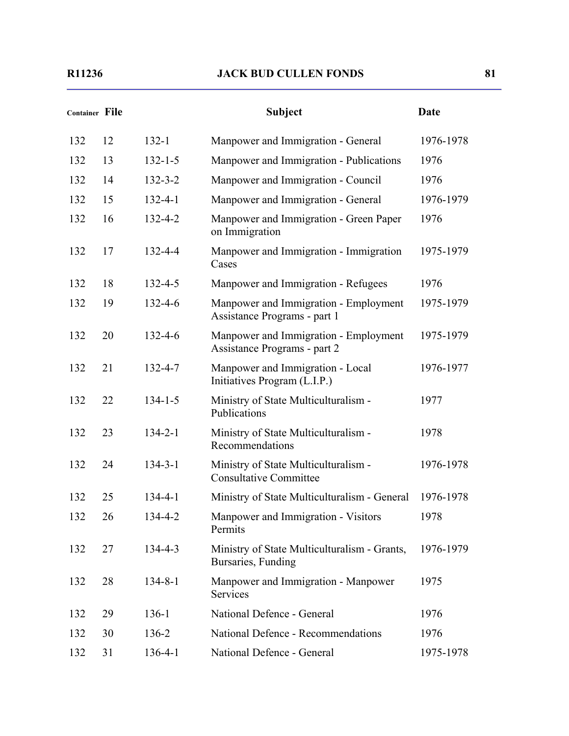| Container | File | | Subject | Date |
|---|---|---|---|---|
| 132 | 12 | 132-1 | Manpower and Immigration - General | 1976-1978 |
| 132 | 13 | 132-1-5 | Manpower and Immigration - Publications | 1976 |
| 132 | 14 | 132-3-2 | Manpower and Immigration - Council | 1976 |
| 132 | 15 | 132-4-1 | Manpower and Immigration - General | 1976-1979 |
| 132 | 16 | 132-4-2 | Manpower and Immigration - Green Paper on Immigration | 1976 |
| 132 | 17 | 132-4-4 | Manpower and Immigration - Immigration Cases | 1975-1979 |
| 132 | 18 | 132-4-5 | Manpower and Immigration - Refugees | 1976 |
| 132 | 19 | 132-4-6 | Manpower and Immigration - Employment Assistance Programs - part 1 | 1975-1979 |
| 132 | 20 | 132-4-6 | Manpower and Immigration - Employment Assistance Programs - part 2 | 1975-1979 |
| 132 | 21 | 132-4-7 | Manpower and Immigration - Local Initiatives Program (L.I.P.) | 1976-1977 |
| 132 | 22 | 134-1-5 | Ministry of State Multiculturalism - Publications | 1977 |
| 132 | 23 | 134-2-1 | Ministry of State Multiculturalism - Recommendations | 1978 |
| 132 | 24 | 134-3-1 | Ministry of State Multiculturalism - Consultative Committee | 1976-1978 |
| 132 | 25 | 134-4-1 | Ministry of State Multiculturalism - General | 1976-1978 |
| 132 | 26 | 134-4-2 | Manpower and Immigration - Visitors Permits | 1978 |
| 132 | 27 | 134-4-3 | Ministry of State Multiculturalism - Grants, Bursaries, Funding | 1976-1979 |
| 132 | 28 | 134-8-1 | Manpower and Immigration - Manpower Services | 1975 |
| 132 | 29 | 136-1 | National Defence - General | 1976 |
| 132 | 30 | 136-2 | National Defence - Recommendations | 1976 |
| 132 | 31 | 136-4-1 | National Defence - General | 1975-1978 |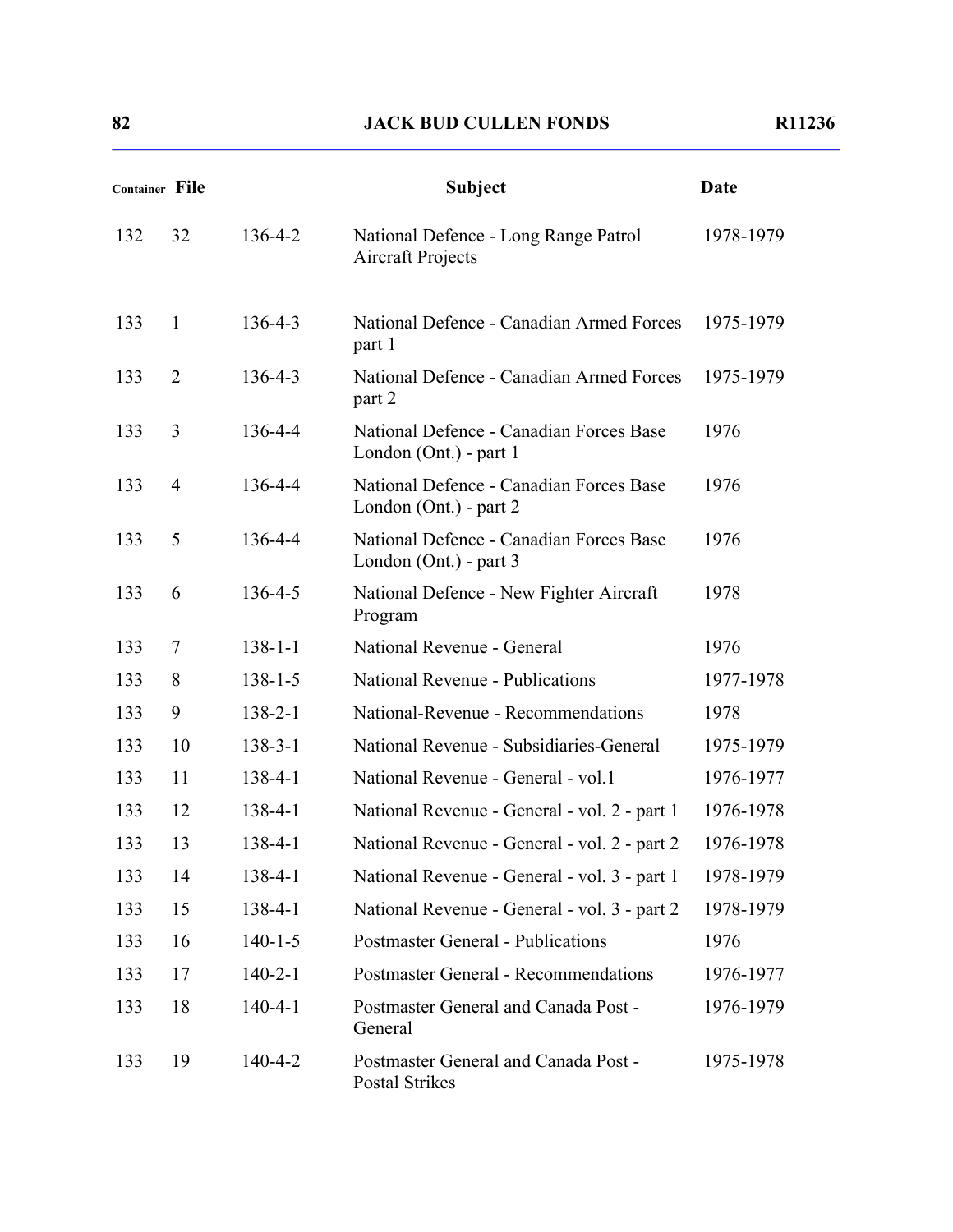| Container | File | | Subject | Date |
|---|---|---|---|---|
| 132 | 32 | 136-4-2 | National Defence - Long Range Patrol Aircraft Projects | 1978-1979 |
| 133 | 1 | 136-4-3 | National Defence - Canadian Armed Forces part 1 | 1975-1979 |
| 133 | 2 | 136-4-3 | National Defence - Canadian Armed Forces part 2 | 1975-1979 |
| 133 | 3 | 136-4-4 | National Defence - Canadian Forces Base London (Ont.) - part 1 | 1976 |
| 133 | 4 | 136-4-4 | National Defence - Canadian Forces Base London (Ont.) - part 2 | 1976 |
| 133 | 5 | 136-4-4 | National Defence - Canadian Forces Base London (Ont.) - part 3 | 1976 |
| 133 | 6 | 136-4-5 | National Defence - New Fighter Aircraft Program | 1978 |
| 133 | 7 | 138-1-1 | National Revenue - General | 1976 |
| 133 | 8 | 138-1-5 | National Revenue - Publications | 1977-1978 |
| 133 | 9 | 138-2-1 | National-Revenue - Recommendations | 1978 |
| 133 | 10 | 138-3-1 | National Revenue - Subsidiaries-General | 1975-1979 |
| 133 | 11 | 138-4-1 | National Revenue - General - vol.1 | 1976-1977 |
| 133 | 12 | 138-4-1 | National Revenue - General - vol. 2 - part 1 | 1976-1978 |
| 133 | 13 | 138-4-1 | National Revenue - General - vol. 2 - part 2 | 1976-1978 |
| 133 | 14 | 138-4-1 | National Revenue - General - vol. 3 - part 1 | 1978-1979 |
| 133 | 15 | 138-4-1 | National Revenue - General - vol. 3 - part 2 | 1978-1979 |
| 133 | 16 | 140-1-5 | Postmaster General - Publications | 1976 |
| 133 | 17 | 140-2-1 | Postmaster General - Recommendations | 1976-1977 |
| 133 | 18 | 140-4-1 | Postmaster General and Canada Post - General | 1976-1979 |
| 133 | 19 | 140-4-2 | Postmaster General and Canada Post - Postal Strikes | 1975-1978 |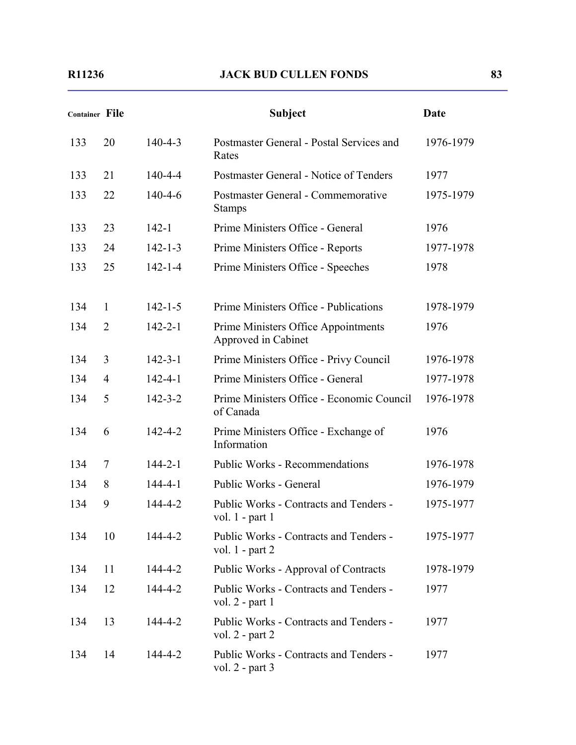| Container | File | | Subject | Date |
|---|---|---|---|---|
| 133 | 20 | 140-4-3 | Postmaster General - Postal Services and Rates | 1976-1979 |
| 133 | 21 | 140-4-4 | Postmaster General - Notice of Tenders | 1977 |
| 133 | 22 | 140-4-6 | Postmaster General - Commemorative Stamps | 1975-1979 |
| 133 | 23 | 142-1 | Prime Ministers Office - General | 1976 |
| 133 | 24 | 142-1-3 | Prime Ministers Office - Reports | 1977-1978 |
| 133 | 25 | 142-1-4 | Prime Ministers Office - Speeches | 1978 |
| 134 | 1 | 142-1-5 | Prime Ministers Office - Publications | 1978-1979 |
| 134 | 2 | 142-2-1 | Prime Ministers Office Appointments Approved in Cabinet | 1976 |
| 134 | 3 | 142-3-1 | Prime Ministers Office - Privy Council | 1976-1978 |
| 134 | 4 | 142-4-1 | Prime Ministers Office - General | 1977-1978 |
| 134 | 5 | 142-3-2 | Prime Ministers Office - Economic Council of Canada | 1976-1978 |
| 134 | 6 | 142-4-2 | Prime Ministers Office - Exchange of Information | 1976 |
| 134 | 7 | 144-2-1 | Public Works - Recommendations | 1976-1978 |
| 134 | 8 | 144-4-1 | Public Works - General | 1976-1979 |
| 134 | 9 | 144-4-2 | Public Works - Contracts and Tenders - vol. 1 - part 1 | 1975-1977 |
| 134 | 10 | 144-4-2 | Public Works - Contracts and Tenders - vol. 1 - part 2 | 1975-1977 |
| 134 | 11 | 144-4-2 | Public Works - Approval of Contracts | 1978-1979 |
| 134 | 12 | 144-4-2 | Public Works - Contracts and Tenders - vol. 2 - part 1 | 1977 |
| 134 | 13 | 144-4-2 | Public Works - Contracts and Tenders - vol. 2 - part 2 | 1977 |
| 134 | 14 | 144-4-2 | Public Works - Contracts and Tenders - vol. 2 - part 3 | 1977 |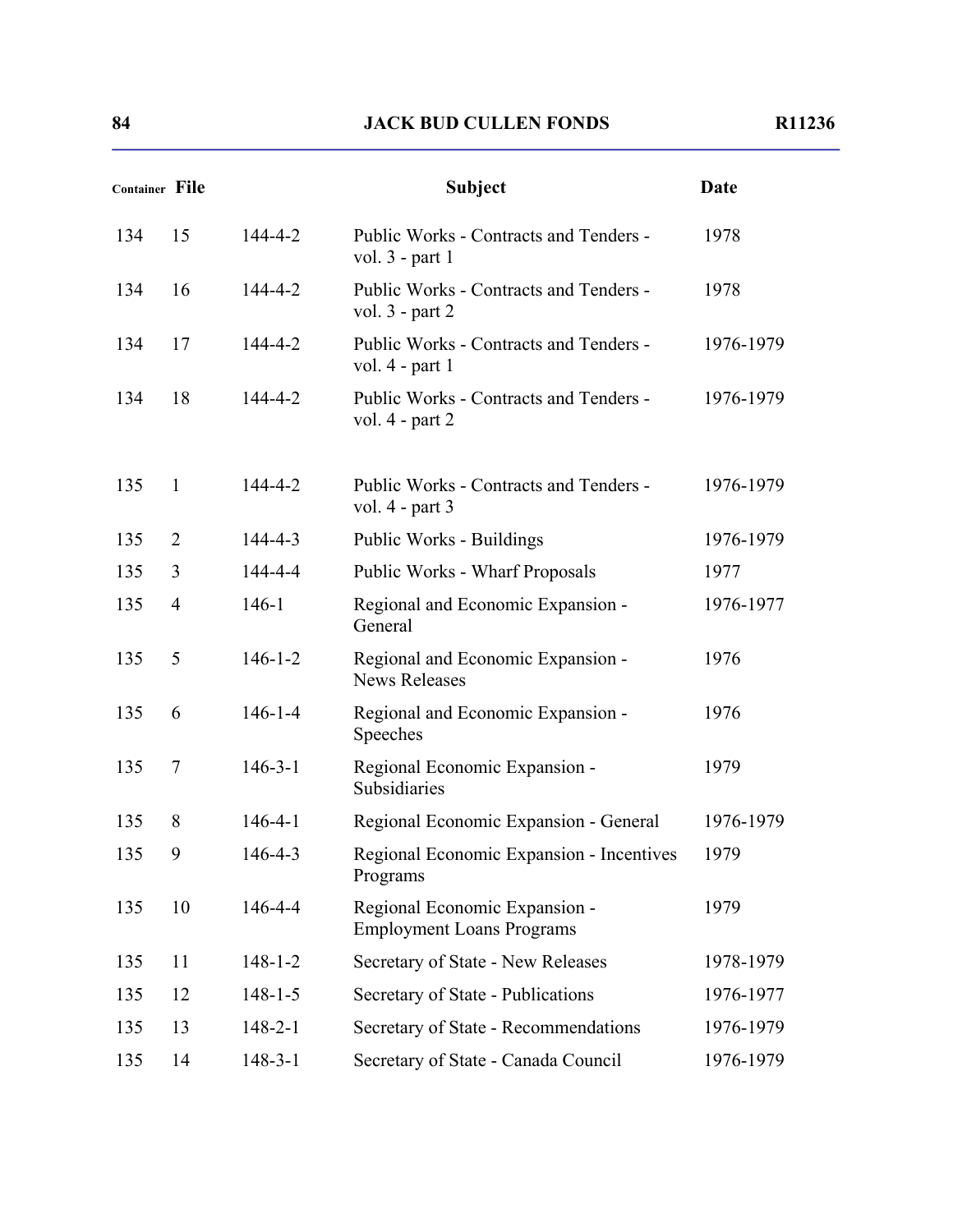| Container | File | | Subject | Date |
|---|---|---|---|---|
| 134 | 15 | 144-4-2 | Public Works - Contracts and Tenders - vol. 3 - part 1 | 1978 |
| 134 | 16 | 144-4-2 | Public Works - Contracts and Tenders - vol. 3 - part 2 | 1978 |
| 134 | 17 | 144-4-2 | Public Works - Contracts and Tenders - vol. 4 - part 1 | 1976-1979 |
| 134 | 18 | 144-4-2 | Public Works - Contracts and Tenders - vol. 4 - part 2 | 1976-1979 |
| 135 | 1 | 144-4-2 | Public Works - Contracts and Tenders - vol. 4 - part 3 | 1976-1979 |
| 135 | 2 | 144-4-3 | Public Works - Buildings | 1976-1979 |
| 135 | 3 | 144-4-4 | Public Works - Wharf Proposals | 1977 |
| 135 | 4 | 146-1 | Regional and Economic Expansion - General | 1976-1977 |
| 135 | 5 | 146-1-2 | Regional and Economic Expansion - News Releases | 1976 |
| 135 | 6 | 146-1-4 | Regional and Economic Expansion - Speeches | 1976 |
| 135 | 7 | 146-3-1 | Regional Economic Expansion - Subsidiaries | 1979 |
| 135 | 8 | 146-4-1 | Regional Economic Expansion - General | 1976-1979 |
| 135 | 9 | 146-4-3 | Regional Economic Expansion - Incentives Programs | 1979 |
| 135 | 10 | 146-4-4 | Regional Economic Expansion - Employment Loans Programs | 1979 |
| 135 | 11 | 148-1-2 | Secretary of State - New Releases | 1978-1979 |
| 135 | 12 | 148-1-5 | Secretary of State - Publications | 1976-1977 |
| 135 | 13 | 148-2-1 | Secretary of State - Recommendations | 1976-1979 |
| 135 | 14 | 148-3-1 | Secretary of State - Canada Council | 1976-1979 |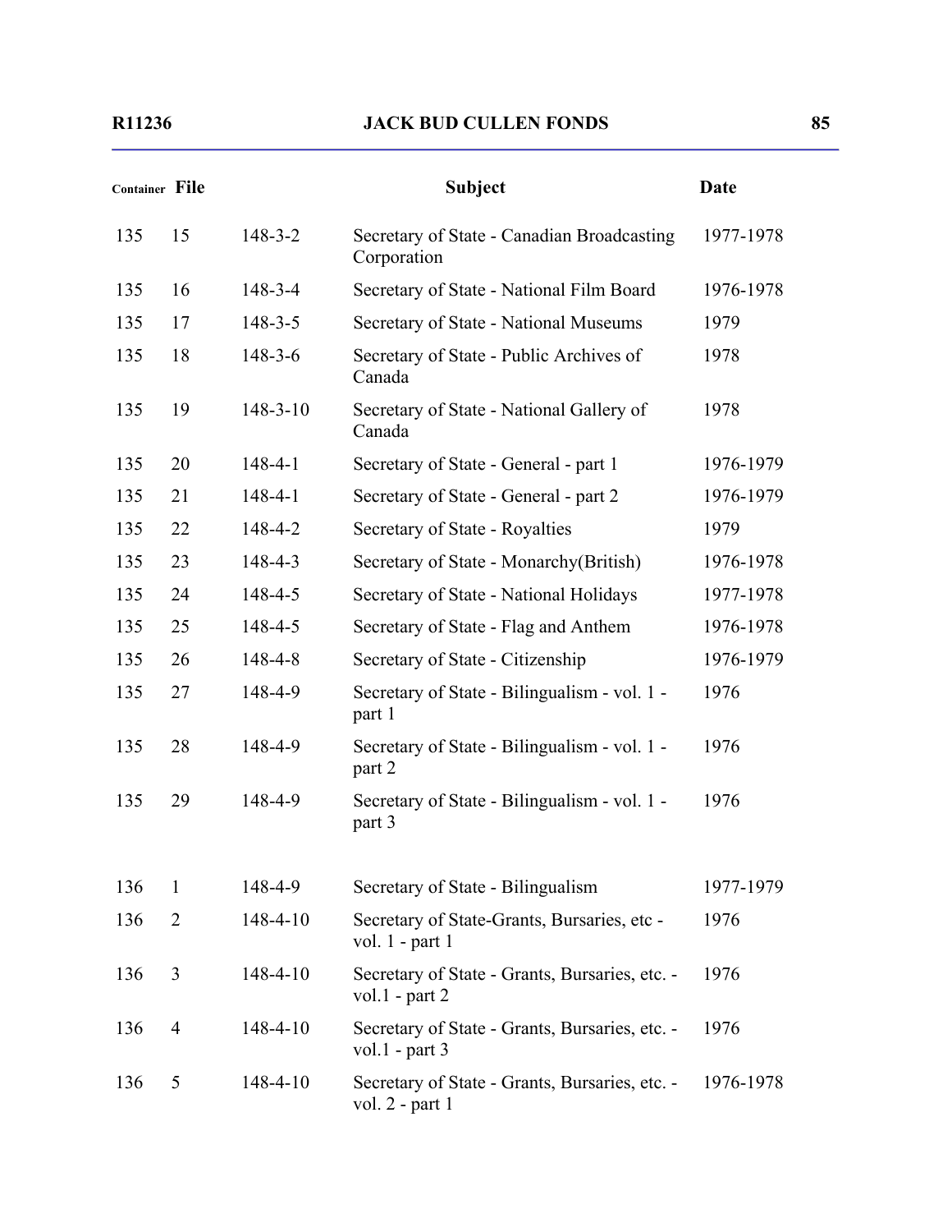| Container | File | | Subject | Date |
|---|---|---|---|---|
| 135 | 15 | 148-3-2 | Secretary of State - Canadian Broadcasting Corporation | 1977-1978 |
| 135 | 16 | 148-3-4 | Secretary of State - National Film Board | 1976-1978 |
| 135 | 17 | 148-3-5 | Secretary of State - National Museums | 1979 |
| 135 | 18 | 148-3-6 | Secretary of State - Public Archives of Canada | 1978 |
| 135 | 19 | 148-3-10 | Secretary of State - National Gallery of Canada | 1978 |
| 135 | 20 | 148-4-1 | Secretary of State - General - part 1 | 1976-1979 |
| 135 | 21 | 148-4-1 | Secretary of State - General - part 2 | 1976-1979 |
| 135 | 22 | 148-4-2 | Secretary of State - Royalties | 1979 |
| 135 | 23 | 148-4-3 | Secretary of State - Monarchy(British) | 1976-1978 |
| 135 | 24 | 148-4-5 | Secretary of State - National Holidays | 1977-1978 |
| 135 | 25 | 148-4-5 | Secretary of State - Flag and Anthem | 1976-1978 |
| 135 | 26 | 148-4-8 | Secretary of State - Citizenship | 1976-1979 |
| 135 | 27 | 148-4-9 | Secretary of State - Bilingualism - vol. 1 - part 1 | 1976 |
| 135 | 28 | 148-4-9 | Secretary of State - Bilingualism - vol. 1 - part 2 | 1976 |
| 135 | 29 | 148-4-9 | Secretary of State - Bilingualism - vol. 1 - part 3 | 1976 |
| 136 | 1 | 148-4-9 | Secretary of State - Bilingualism | 1977-1979 |
| 136 | 2 | 148-4-10 | Secretary of State-Grants, Bursaries, etc - vol. 1 - part 1 | 1976 |
| 136 | 3 | 148-4-10 | Secretary of State - Grants, Bursaries, etc. - vol.1 - part 2 | 1976 |
| 136 | 4 | 148-4-10 | Secretary of State - Grants, Bursaries, etc. - vol.1 - part 3 | 1976 |
| 136 | 5 | 148-4-10 | Secretary of State - Grants, Bursaries, etc. - vol. 2 - part 1 | 1976-1978 |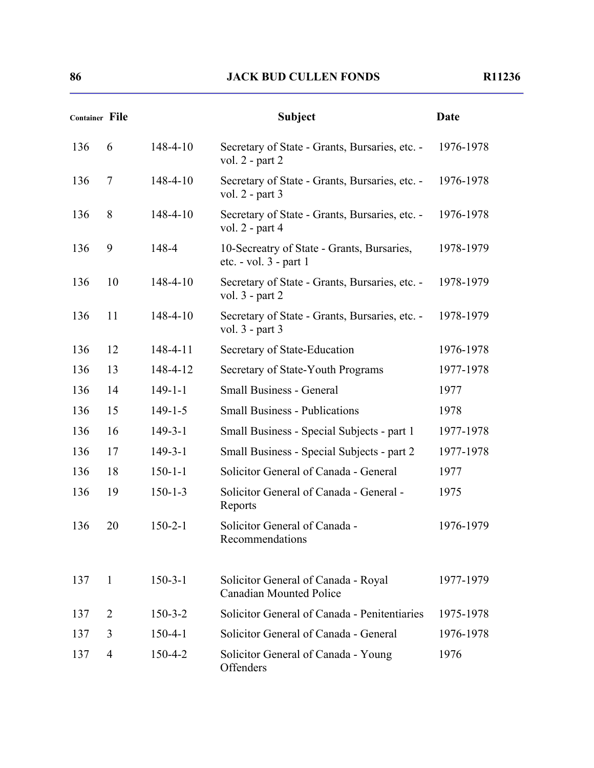| Container | File | | Subject | Date |
|---|---|---|---|---|
| 136 | 6 | 148-4-10 | Secretary of State - Grants, Bursaries, etc. - vol. 2 - part 2 | 1976-1978 |
| 136 | 7 | 148-4-10 | Secretary of State - Grants, Bursaries, etc. - vol. 2 - part 3 | 1976-1978 |
| 136 | 8 | 148-4-10 | Secretary of State - Grants, Bursaries, etc. - vol. 2 - part 4 | 1976-1978 |
| 136 | 9 | 148-4 | 10-Secreatry of State - Grants, Bursaries, etc. - vol. 3 - part 1 | 1978-1979 |
| 136 | 10 | 148-4-10 | Secretary of State - Grants, Bursaries, etc. - vol. 3 - part 2 | 1978-1979 |
| 136 | 11 | 148-4-10 | Secretary of State - Grants, Bursaries, etc. - vol. 3 - part 3 | 1978-1979 |
| 136 | 12 | 148-4-11 | Secretary of State-Education | 1976-1978 |
| 136 | 13 | 148-4-12 | Secretary of State-Youth Programs | 1977-1978 |
| 136 | 14 | 149-1-1 | Small Business - General | 1977 |
| 136 | 15 | 149-1-5 | Small Business - Publications | 1978 |
| 136 | 16 | 149-3-1 | Small Business - Special Subjects - part 1 | 1977-1978 |
| 136 | 17 | 149-3-1 | Small Business - Special Subjects - part 2 | 1977-1978 |
| 136 | 18 | 150-1-1 | Solicitor General of Canada - General | 1977 |
| 136 | 19 | 150-1-3 | Solicitor General of Canada - General - Reports | 1975 |
| 136 | 20 | 150-2-1 | Solicitor General of Canada - Recommendations | 1976-1979 |
| 137 | 1 | 150-3-1 | Solicitor General of Canada - Royal Canadian Mounted Police | 1977-1979 |
| 137 | 2 | 150-3-2 | Solicitor General of Canada - Penitentiaries | 1975-1978 |
| 137 | 3 | 150-4-1 | Solicitor General of Canada - General | 1976-1978 |
| 137 | 4 | 150-4-2 | Solicitor General of Canada - Young Offenders | 1976 |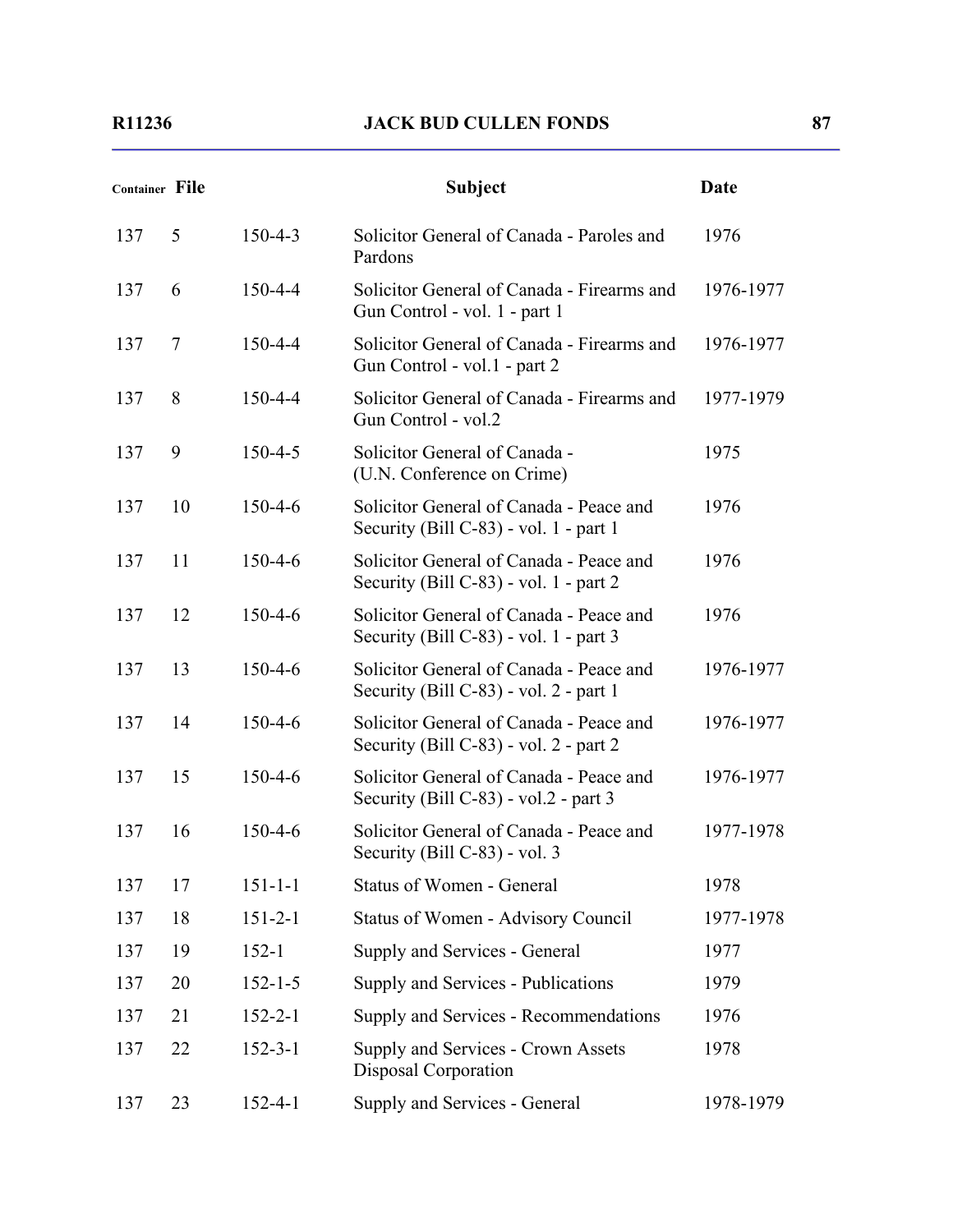| Container | File | | Subject | Date |
|---|---|---|---|---|
| 137 | 5 | 150-4-3 | Solicitor General of Canada - Paroles and Pardons | 1976 |
| 137 | 6 | 150-4-4 | Solicitor General of Canada - Firearms and Gun Control - vol. 1 - part 1 | 1976-1977 |
| 137 | 7 | 150-4-4 | Solicitor General of Canada - Firearms and Gun Control - vol.1 - part 2 | 1976-1977 |
| 137 | 8 | 150-4-4 | Solicitor General of Canada - Firearms and Gun Control - vol.2 | 1977-1979 |
| 137 | 9 | 150-4-5 | Solicitor General of Canada - (U.N. Conference on Crime) | 1975 |
| 137 | 10 | 150-4-6 | Solicitor General of Canada - Peace and Security (Bill C-83) - vol. 1 - part 1 | 1976 |
| 137 | 11 | 150-4-6 | Solicitor General of Canada - Peace and Security (Bill C-83) - vol. 1 - part 2 | 1976 |
| 137 | 12 | 150-4-6 | Solicitor General of Canada - Peace and Security (Bill C-83) - vol. 1 - part 3 | 1976 |
| 137 | 13 | 150-4-6 | Solicitor General of Canada - Peace and Security (Bill C-83) - vol. 2 - part 1 | 1976-1977 |
| 137 | 14 | 150-4-6 | Solicitor General of Canada - Peace and Security (Bill C-83) - vol. 2 - part 2 | 1976-1977 |
| 137 | 15 | 150-4-6 | Solicitor General of Canada - Peace and Security (Bill C-83) - vol.2 - part 3 | 1976-1977 |
| 137 | 16 | 150-4-6 | Solicitor General of Canada - Peace and Security (Bill C-83) - vol. 3 | 1977-1978 |
| 137 | 17 | 151-1-1 | Status of Women - General | 1978 |
| 137 | 18 | 151-2-1 | Status of Women - Advisory Council | 1977-1978 |
| 137 | 19 | 152-1 | Supply and Services - General | 1977 |
| 137 | 20 | 152-1-5 | Supply and Services - Publications | 1979 |
| 137 | 21 | 152-2-1 | Supply and Services - Recommendations | 1976 |
| 137 | 22 | 152-3-1 | Supply and Services - Crown Assets Disposal Corporation | 1978 |
| 137 | 23 | 152-4-1 | Supply and Services - General | 1978-1979 |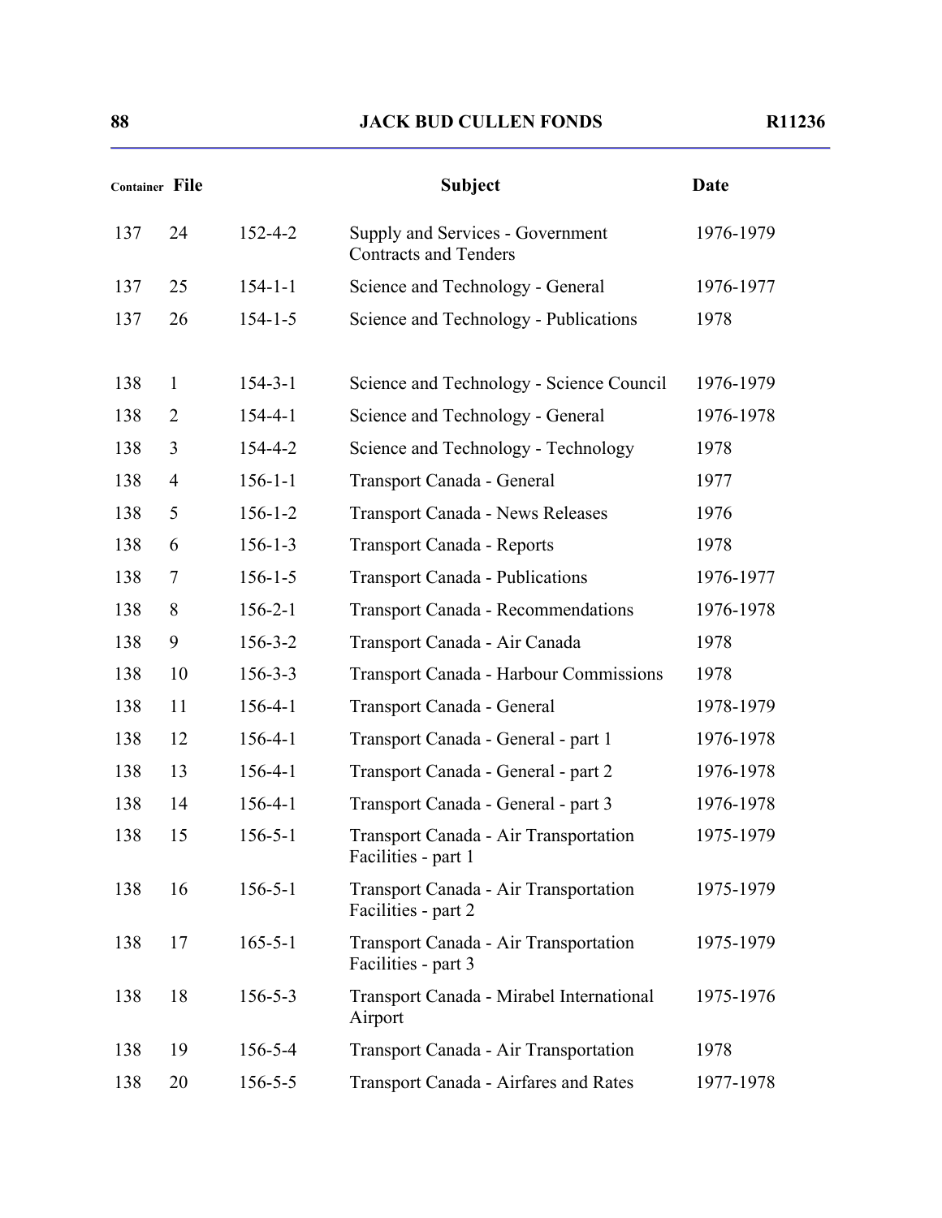| Container | File | | Subject | Date |
|---|---|---|---|---|
| 137 | 24 | 152-4-2 | Supply and Services - Government Contracts and Tenders | 1976-1979 |
| 137 | 25 | 154-1-1 | Science and Technology - General | 1976-1977 |
| 137 | 26 | 154-1-5 | Science and Technology - Publications | 1978 |
| 138 | 1 | 154-3-1 | Science and Technology - Science Council | 1976-1979 |
| 138 | 2 | 154-4-1 | Science and Technology - General | 1976-1978 |
| 138 | 3 | 154-4-2 | Science and Technology - Technology | 1978 |
| 138 | 4 | 156-1-1 | Transport Canada - General | 1977 |
| 138 | 5 | 156-1-2 | Transport Canada - News Releases | 1976 |
| 138 | 6 | 156-1-3 | Transport Canada - Reports | 1978 |
| 138 | 7 | 156-1-5 | Transport Canada - Publications | 1976-1977 |
| 138 | 8 | 156-2-1 | Transport Canada - Recommendations | 1976-1978 |
| 138 | 9 | 156-3-2 | Transport Canada - Air Canada | 1978 |
| 138 | 10 | 156-3-3 | Transport Canada - Harbour Commissions | 1978 |
| 138 | 11 | 156-4-1 | Transport Canada - General | 1978-1979 |
| 138 | 12 | 156-4-1 | Transport Canada - General - part 1 | 1976-1978 |
| 138 | 13 | 156-4-1 | Transport Canada - General - part 2 | 1976-1978 |
| 138 | 14 | 156-4-1 | Transport Canada - General - part 3 | 1976-1978 |
| 138 | 15 | 156-5-1 | Transport Canada - Air Transportation Facilities - part 1 | 1975-1979 |
| 138 | 16 | 156-5-1 | Transport Canada - Air Transportation Facilities - part 2 | 1975-1979 |
| 138 | 17 | 165-5-1 | Transport Canada - Air Transportation Facilities - part 3 | 1975-1979 |
| 138 | 18 | 156-5-3 | Transport Canada - Mirabel International Airport | 1975-1976 |
| 138 | 19 | 156-5-4 | Transport Canada - Air Transportation | 1978 |
| 138 | 20 | 156-5-5 | Transport Canada - Airfares and Rates | 1977-1978 |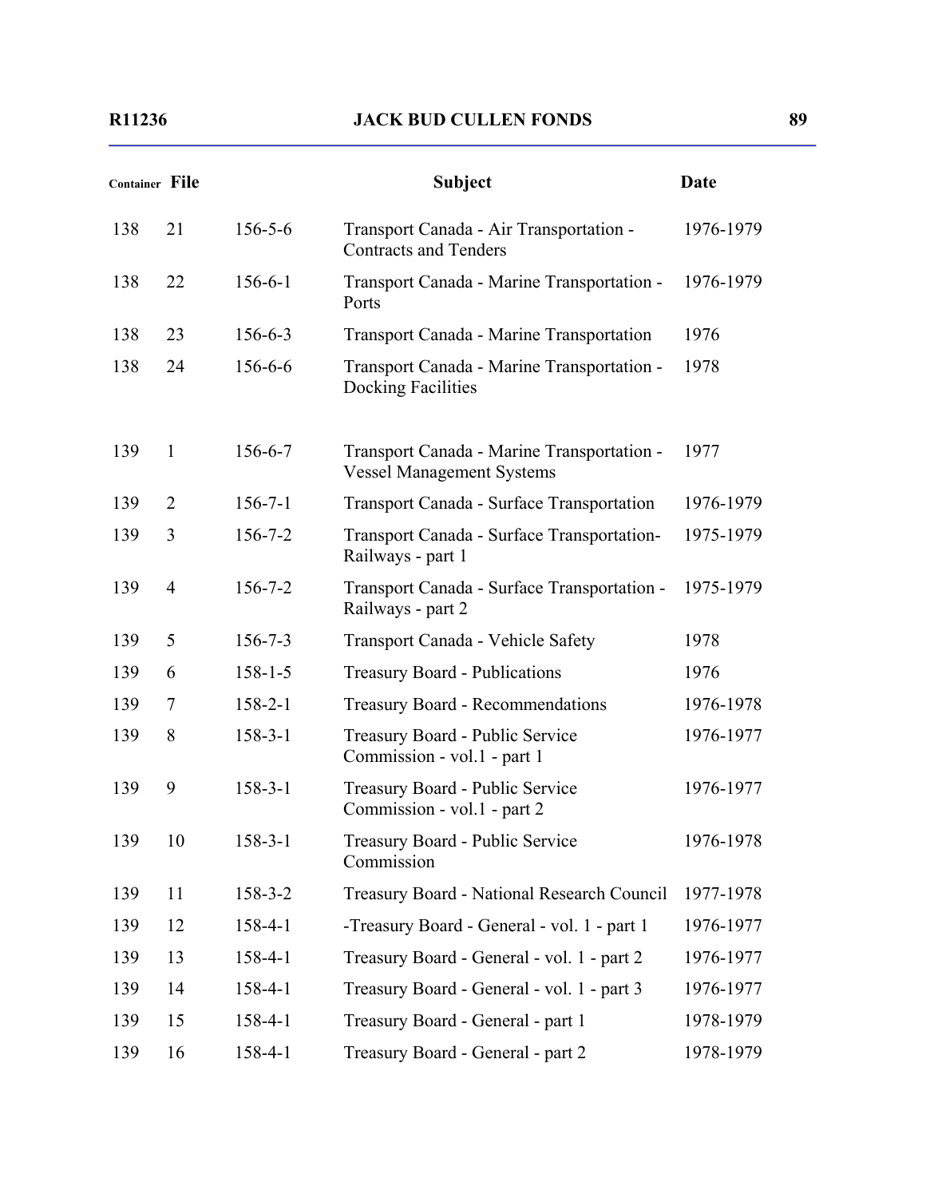| Container | File | | Subject | Date |
|---|---|---|---|---|
| 138 | 21 | 156-5-6 | Transport Canada - Air Transportation - Contracts and Tenders | 1976-1979 |
| 138 | 22 | 156-6-1 | Transport Canada - Marine Transportation - Ports | 1976-1979 |
| 138 | 23 | 156-6-3 | Transport Canada - Marine Transportation | 1976 |
| 138 | 24 | 156-6-6 | Transport Canada - Marine Transportation - Docking Facilities | 1978 |
| 139 | 1 | 156-6-7 | Transport Canada - Marine Transportation - Vessel Management Systems | 1977 |
| 139 | 2 | 156-7-1 | Transport Canada - Surface Transportation | 1976-1979 |
| 139 | 3 | 156-7-2 | Transport Canada - Surface Transportation- Railways - part 1 | 1975-1979 |
| 139 | 4 | 156-7-2 | Transport Canada - Surface Transportation - Railways - part 2 | 1975-1979 |
| 139 | 5 | 156-7-3 | Transport Canada - Vehicle Safety | 1978 |
| 139 | 6 | 158-1-5 | Treasury Board - Publications | 1976 |
| 139 | 7 | 158-2-1 | Treasury Board - Recommendations | 1976-1978 |
| 139 | 8 | 158-3-1 | Treasury Board - Public Service Commission - vol.1 - part 1 | 1976-1977 |
| 139 | 9 | 158-3-1 | Treasury Board - Public Service Commission - vol.1 - part 2 | 1976-1977 |
| 139 | 10 | 158-3-1 | Treasury Board - Public Service Commission | 1976-1978 |
| 139 | 11 | 158-3-2 | Treasury Board - National Research Council | 1977-1978 |
| 139 | 12 | 158-4-1 | -Treasury Board - General - vol. 1 - part 1 | 1976-1977 |
| 139 | 13 | 158-4-1 | Treasury Board - General - vol. 1 - part 2 | 1976-1977 |
| 139 | 14 | 158-4-1 | Treasury Board - General - vol. 1 - part 3 | 1976-1977 |
| 139 | 15 | 158-4-1 | Treasury Board - General - part 1 | 1978-1979 |
| 139 | 16 | 158-4-1 | Treasury Board - General - part 2 | 1978-1979 |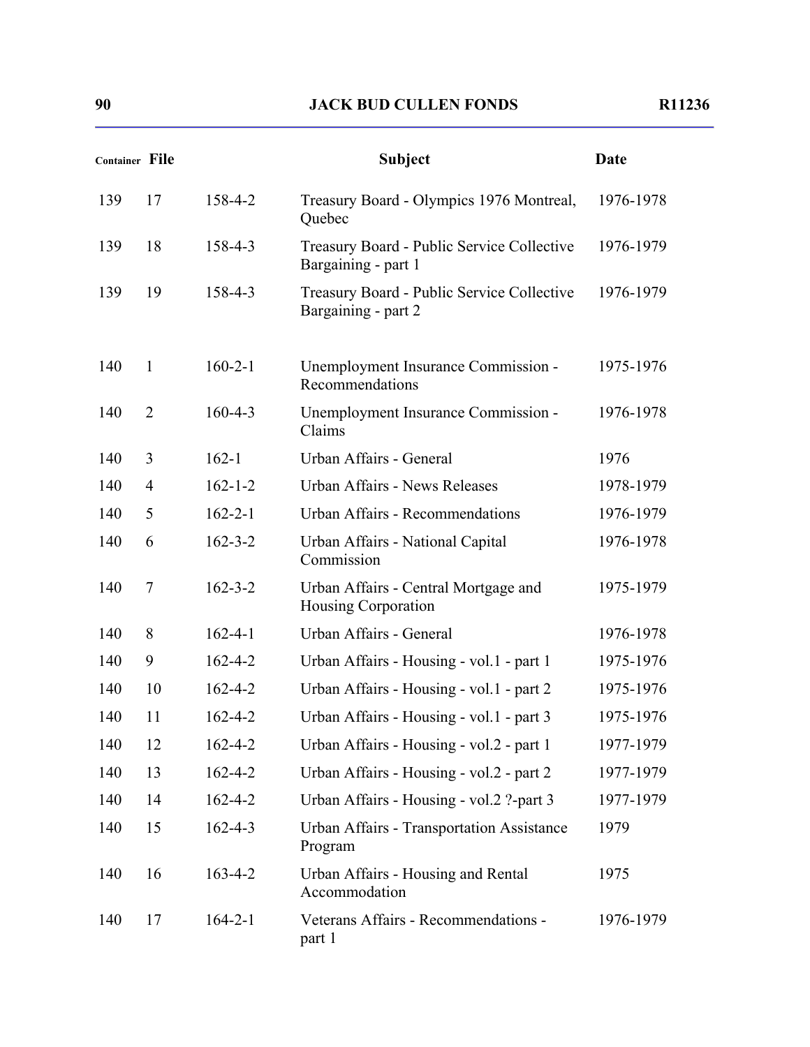| Container | File | | Subject | Date |
|---|---|---|---|---|
| 139 | 17 | 158-4-2 | Treasury Board - Olympics 1976 Montreal, Quebec | 1976-1978 |
| 139 | 18 | 158-4-3 | Treasury Board - Public Service Collective Bargaining - part 1 | 1976-1979 |
| 139 | 19 | 158-4-3 | Treasury Board - Public Service Collective Bargaining - part 2 | 1976-1979 |
| 140 | 1 | 160-2-1 | Unemployment Insurance Commission - Recommendations | 1975-1976 |
| 140 | 2 | 160-4-3 | Unemployment Insurance Commission - Claims | 1976-1978 |
| 140 | 3 | 162-1 | Urban Affairs - General | 1976 |
| 140 | 4 | 162-1-2 | Urban Affairs - News Releases | 1978-1979 |
| 140 | 5 | 162-2-1 | Urban Affairs - Recommendations | 1976-1979 |
| 140 | 6 | 162-3-2 | Urban Affairs - National Capital Commission | 1976-1978 |
| 140 | 7 | 162-3-2 | Urban Affairs - Central Mortgage and Housing Corporation | 1975-1979 |
| 140 | 8 | 162-4-1 | Urban Affairs - General | 1976-1978 |
| 140 | 9 | 162-4-2 | Urban Affairs - Housing - vol.1 - part 1 | 1975-1976 |
| 140 | 10 | 162-4-2 | Urban Affairs - Housing - vol.1 - part 2 | 1975-1976 |
| 140 | 11 | 162-4-2 | Urban Affairs - Housing - vol.1 - part 3 | 1975-1976 |
| 140 | 12 | 162-4-2 | Urban Affairs - Housing - vol.2 - part 1 | 1977-1979 |
| 140 | 13 | 162-4-2 | Urban Affairs - Housing - vol.2 - part 2 | 1977-1979 |
| 140 | 14 | 162-4-2 | Urban Affairs - Housing - vol.2 ?-part 3 | 1977-1979 |
| 140 | 15 | 162-4-3 | Urban Affairs - Transportation Assistance Program | 1979 |
| 140 | 16 | 163-4-2 | Urban Affairs - Housing and Rental Accommodation | 1975 |
| 140 | 17 | 164-2-1 | Veterans Affairs - Recommendations - part 1 | 1976-1979 |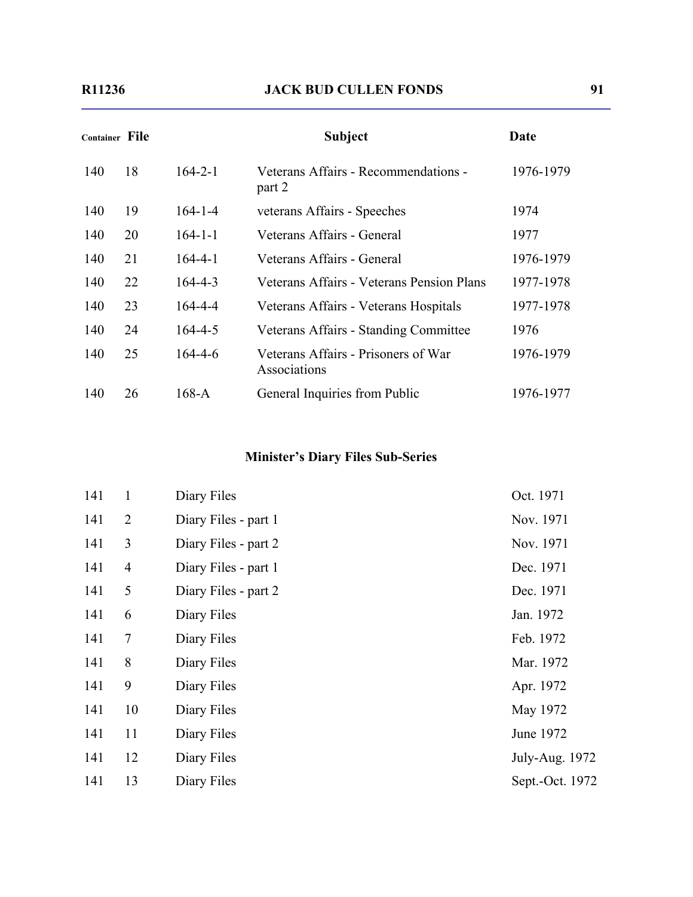| Container | File | | Subject | Date |
|---|---|---|---|---|
| 140 | 18 | 164-2-1 | Veterans Affairs - Recommendations - part 2 | 1976-1979 |
| 140 | 19 | 164-1-4 | veterans Affairs - Speeches | 1974 |
| 140 | 20 | 164-1-1 | Veterans Affairs - General | 1977 |
| 140 | 21 | 164-4-1 | Veterans Affairs - General | 1976-1979 |
| 140 | 22 | 164-4-3 | Veterans Affairs - Veterans Pension Plans | 1977-1978 |
| 140 | 23 | 164-4-4 | Veterans Affairs - Veterans Hospitals | 1977-1978 |
| 140 | 24 | 164-4-5 | Veterans Affairs - Standing Committee | 1976 |
| 140 | 25 | 164-4-6 | Veterans Affairs - Prisoners of War Associations | 1976-1979 |
| 140 | 26 | 168-A | General Inquiries from Public | 1976-1977 |

### Minister's Diary Files Sub-Series

| Container | File | Subject | Date |
|---|---|---|---|
| 141 | 1 | Diary Files | Oct. 1971 |
| 141 | 2 | Diary Files - part 1 | Nov. 1971 |
| 141 | 3 | Diary Files - part 2 | Nov. 1971 |
| 141 | 4 | Diary Files - part 1 | Dec. 1971 |
| 141 | 5 | Diary Files - part 2 | Dec. 1971 |
| 141 | 6 | Diary Files | Jan. 1972 |
| 141 | 7 | Diary Files | Feb. 1972 |
| 141 | 8 | Diary Files | Mar. 1972 |
| 141 | 9 | Diary Files | Apr. 1972 |
| 141 | 10 | Diary Files | May 1972 |
| 141 | 11 | Diary Files | June 1972 |
| 141 | 12 | Diary Files | July-Aug. 1972 |
| 141 | 13 | Diary Files | Sept.-Oct. 1972 |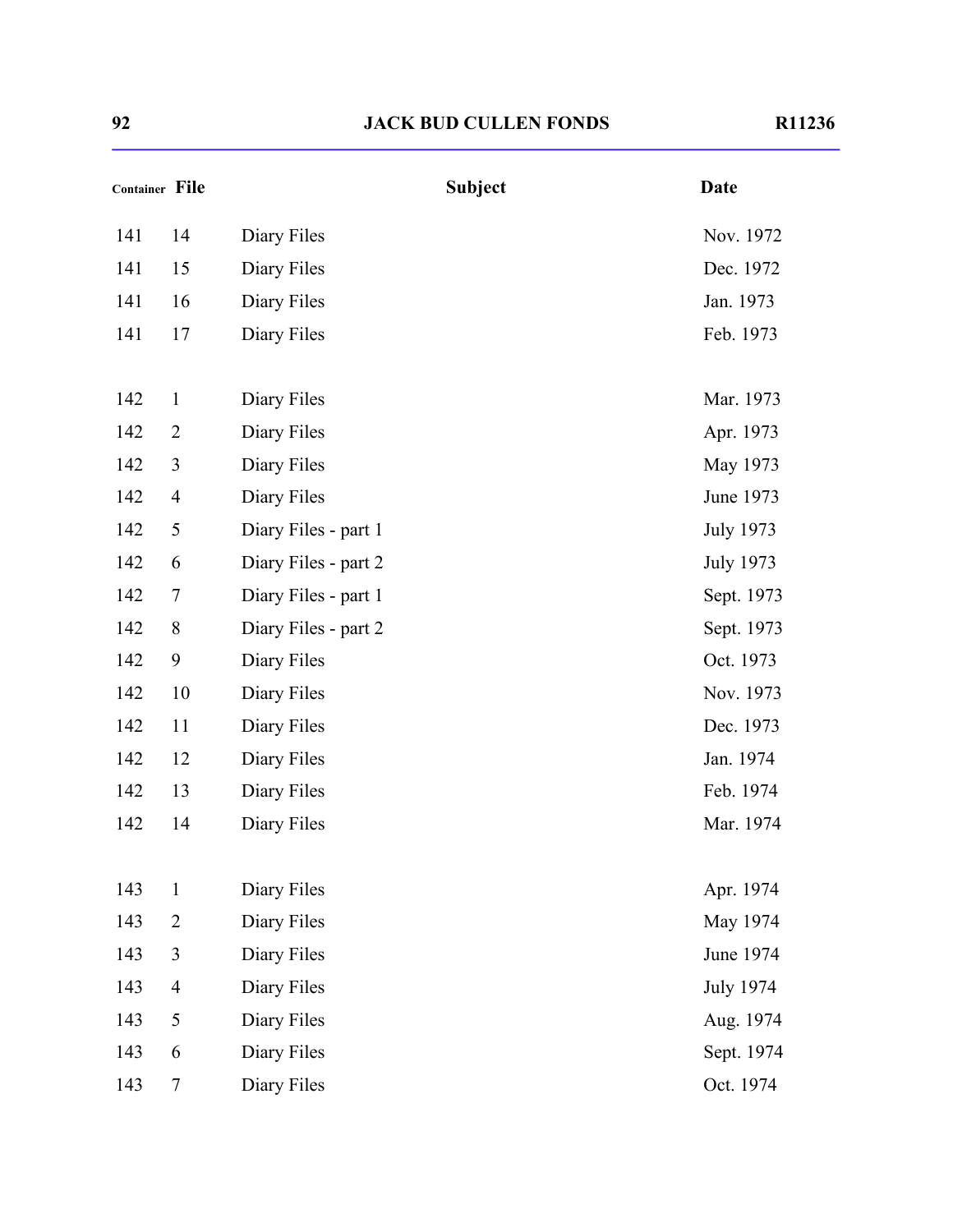| Container | File | Subject | Date |
|---|---|---|---|
| 141 | 14 | Diary Files | Nov. 1972 |
| 141 | 15 | Diary Files | Dec. 1972 |
| 141 | 16 | Diary Files | Jan. 1973 |
| 141 | 17 | Diary Files | Feb. 1973 |
| 142 | 1 | Diary Files | Mar. 1973 |
| 142 | 2 | Diary Files | Apr. 1973 |
| 142 | 3 | Diary Files | May 1973 |
| 142 | 4 | Diary Files | June 1973 |
| 142 | 5 | Diary Files - part 1 | July 1973 |
| 142 | 6 | Diary Files - part 2 | July 1973 |
| 142 | 7 | Diary Files - part 1 | Sept. 1973 |
| 142 | 8 | Diary Files - part 2 | Sept. 1973 |
| 142 | 9 | Diary Files | Oct. 1973 |
| 142 | 10 | Diary Files | Nov. 1973 |
| 142 | 11 | Diary Files | Dec. 1973 |
| 142 | 12 | Diary Files | Jan. 1974 |
| 142 | 13 | Diary Files | Feb. 1974 |
| 142 | 14 | Diary Files | Mar. 1974 |
| 143 | 1 | Diary Files | Apr. 1974 |
| 143 | 2 | Diary Files | May 1974 |
| 143 | 3 | Diary Files | June 1974 |
| 143 | 4 | Diary Files | July 1974 |
| 143 | 5 | Diary Files | Aug. 1974 |
| 143 | 6 | Diary Files | Sept. 1974 |
| 143 | 7 | Diary Files | Oct. 1974 |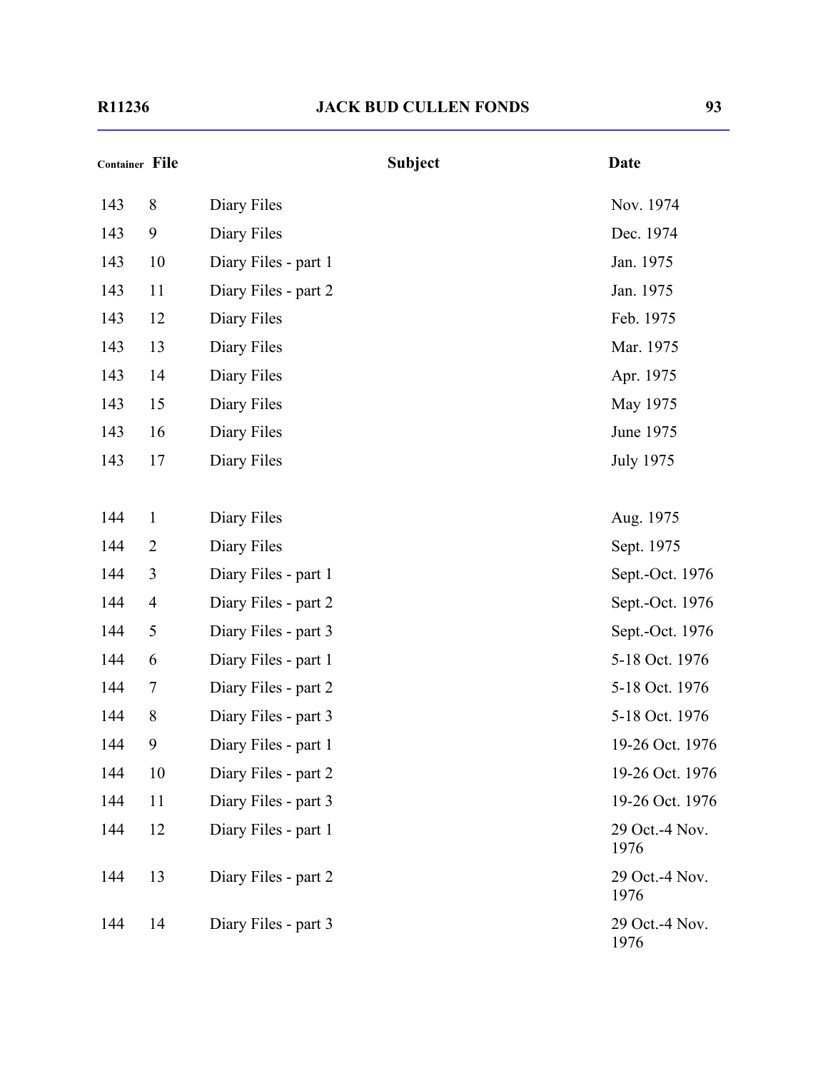| Container | File | Subject | Date |
|---|---|---|---|
| 143 | 8 | Diary Files | Nov. 1974 |
| 143 | 9 | Diary Files | Dec. 1974 |
| 143 | 10 | Diary Files - part 1 | Jan. 1975 |
| 143 | 11 | Diary Files - part 2 | Jan. 1975 |
| 143 | 12 | Diary Files | Feb. 1975 |
| 143 | 13 | Diary Files | Mar. 1975 |
| 143 | 14 | Diary Files | Apr. 1975 |
| 143 | 15 | Diary Files | May 1975 |
| 143 | 16 | Diary Files | June 1975 |
| 143 | 17 | Diary Files | July 1975 |
| 144 | 1 | Diary Files | Aug. 1975 |
| 144 | 2 | Diary Files | Sept. 1975 |
| 144 | 3 | Diary Files - part 1 | Sept.-Oct. 1976 |
| 144 | 4 | Diary Files - part 2 | Sept.-Oct. 1976 |
| 144 | 5 | Diary Files - part 3 | Sept.-Oct. 1976 |
| 144 | 6 | Diary Files - part 1 | 5-18 Oct. 1976 |
| 144 | 7 | Diary Files - part 2 | 5-18 Oct. 1976 |
| 144 | 8 | Diary Files - part 3 | 5-18 Oct. 1976 |
| 144 | 9 | Diary Files - part 1 | 19-26 Oct. 1976 |
| 144 | 10 | Diary Files - part 2 | 19-26 Oct. 1976 |
| 144 | 11 | Diary Files - part 3 | 19-26 Oct. 1976 |
| 144 | 12 | Diary Files - part 1 | 29 Oct.-4 Nov. 1976 |
| 144 | 13 | Diary Files - part 2 | 29 Oct.-4 Nov. 1976 |
| 144 | 14 | Diary Files - part 3 | 29 Oct.-4 Nov. 1976 |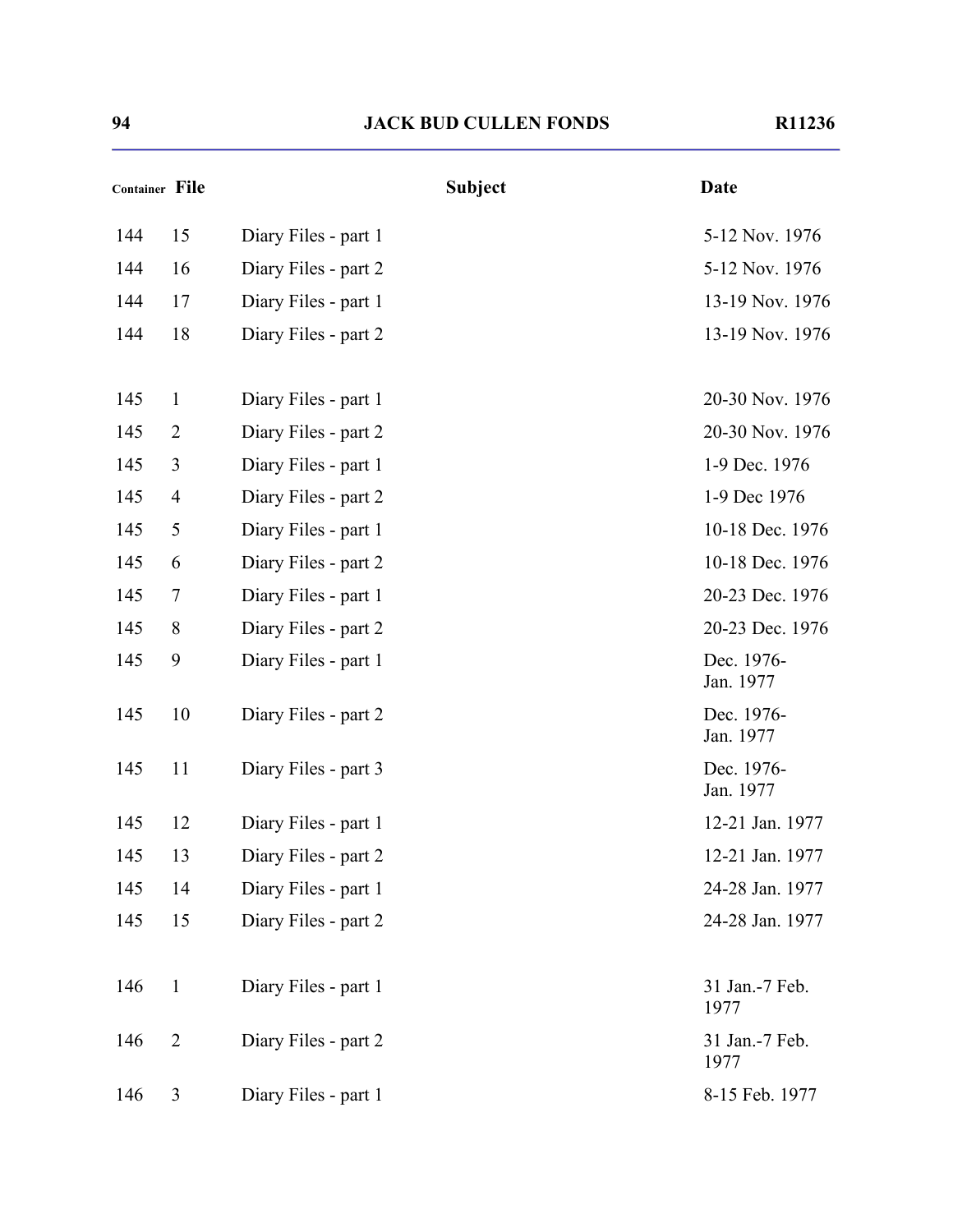| Container | File | Subject | Date |
|---|---|---|---|
| 144 | 15 | Diary Files - part 1 | 5-12 Nov. 1976 |
| 144 | 16 | Diary Files - part 2 | 5-12 Nov. 1976 |
| 144 | 17 | Diary Files - part 1 | 13-19 Nov. 1976 |
| 144 | 18 | Diary Files - part 2 | 13-19 Nov. 1976 |
| 145 | 1 | Diary Files - part 1 | 20-30 Nov. 1976 |
| 145 | 2 | Diary Files - part 2 | 20-30 Nov. 1976 |
| 145 | 3 | Diary Files - part 1 | 1-9 Dec. 1976 |
| 145 | 4 | Diary Files - part 2 | 1-9 Dec 1976 |
| 145 | 5 | Diary Files - part 1 | 10-18 Dec. 1976 |
| 145 | 6 | Diary Files - part 2 | 10-18 Dec. 1976 |
| 145 | 7 | Diary Files - part 1 | 20-23 Dec. 1976 |
| 145 | 8 | Diary Files - part 2 | 20-23 Dec. 1976 |
| 145 | 9 | Diary Files - part 1 | Dec. 1976-Jan. 1977 |
| 145 | 10 | Diary Files - part 2 | Dec. 1976-Jan. 1977 |
| 145 | 11 | Diary Files - part 3 | Dec. 1976-Jan. 1977 |
| 145 | 12 | Diary Files - part 1 | 12-21 Jan. 1977 |
| 145 | 13 | Diary Files - part 2 | 12-21 Jan. 1977 |
| 145 | 14 | Diary Files - part 1 | 24-28 Jan. 1977 |
| 145 | 15 | Diary Files - part 2 | 24-28 Jan. 1977 |
| 146 | 1 | Diary Files - part 1 | 31 Jan.-7 Feb. 1977 |
| 146 | 2 | Diary Files - part 2 | 31 Jan.-7 Feb. 1977 |
| 146 | 3 | Diary Files - part 1 | 8-15 Feb. 1977 |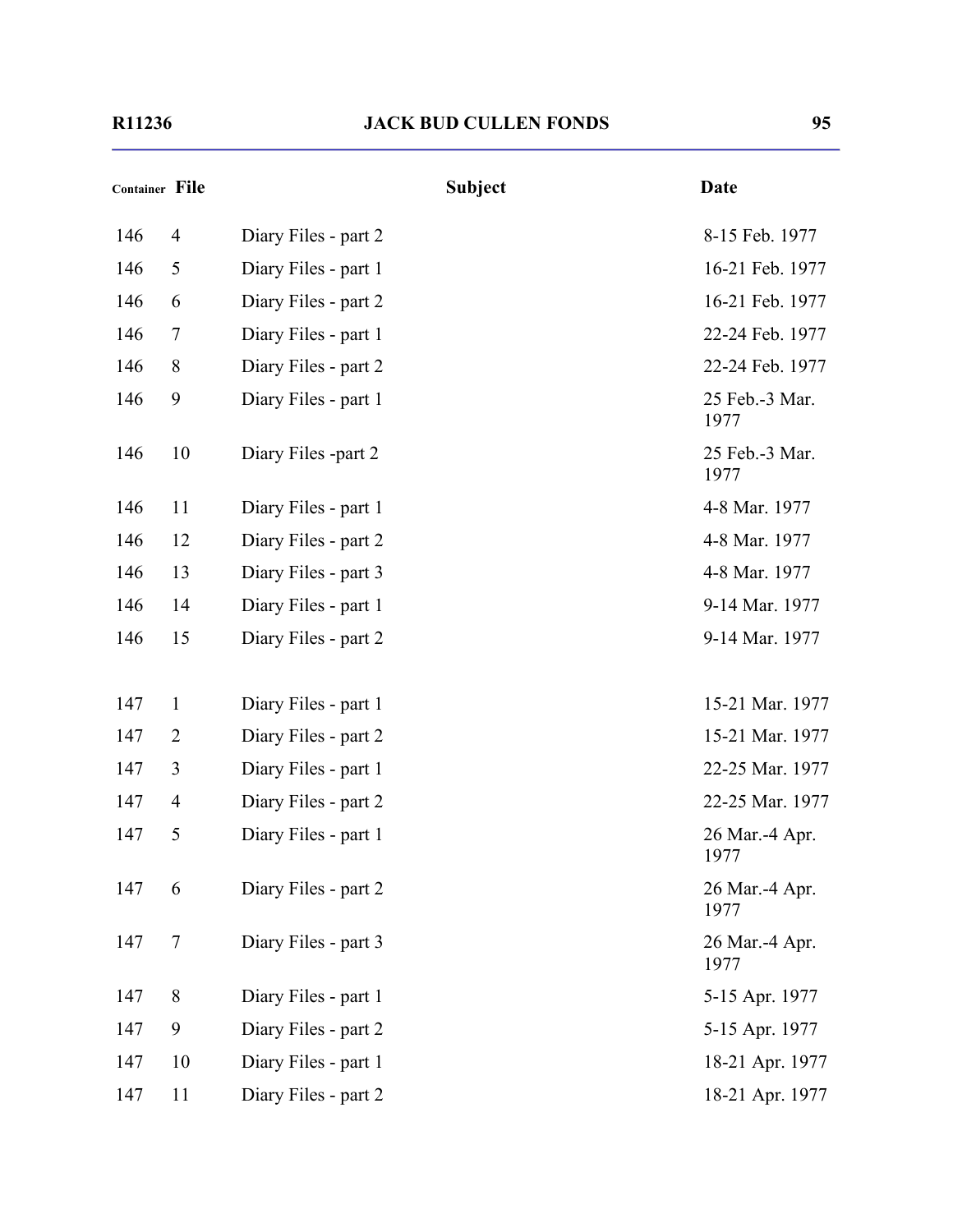| Container | File | Subject | Date |
|---|---|---|---|
| 146 | 4 | Diary Files - part 2 | 8-15 Feb. 1977 |
| 146 | 5 | Diary Files - part 1 | 16-21 Feb. 1977 |
| 146 | 6 | Diary Files - part 2 | 16-21 Feb. 1977 |
| 146 | 7 | Diary Files - part 1 | 22-24 Feb. 1977 |
| 146 | 8 | Diary Files - part 2 | 22-24 Feb. 1977 |
| 146 | 9 | Diary Files - part 1 | 25 Feb.-3 Mar. 1977 |
| 146 | 10 | Diary Files -part 2 | 25 Feb.-3 Mar. 1977 |
| 146 | 11 | Diary Files - part 1 | 4-8 Mar. 1977 |
| 146 | 12 | Diary Files - part 2 | 4-8 Mar. 1977 |
| 146 | 13 | Diary Files - part 3 | 4-8 Mar. 1977 |
| 146 | 14 | Diary Files - part 1 | 9-14 Mar. 1977 |
| 146 | 15 | Diary Files - part 2 | 9-14 Mar. 1977 |
| 147 | 1 | Diary Files - part 1 | 15-21 Mar. 1977 |
| 147 | 2 | Diary Files - part 2 | 15-21 Mar. 1977 |
| 147 | 3 | Diary Files - part 1 | 22-25 Mar. 1977 |
| 147 | 4 | Diary Files - part 2 | 22-25 Mar. 1977 |
| 147 | 5 | Diary Files - part 1 | 26 Mar.-4 Apr. 1977 |
| 147 | 6 | Diary Files - part 2 | 26 Mar.-4 Apr. 1977 |
| 147 | 7 | Diary Files - part 3 | 26 Mar.-4 Apr. 1977 |
| 147 | 8 | Diary Files - part 1 | 5-15 Apr. 1977 |
| 147 | 9 | Diary Files - part 2 | 5-15 Apr. 1977 |
| 147 | 10 | Diary Files - part 1 | 18-21 Apr. 1977 |
| 147 | 11 | Diary Files - part 2 | 18-21 Apr. 1977 |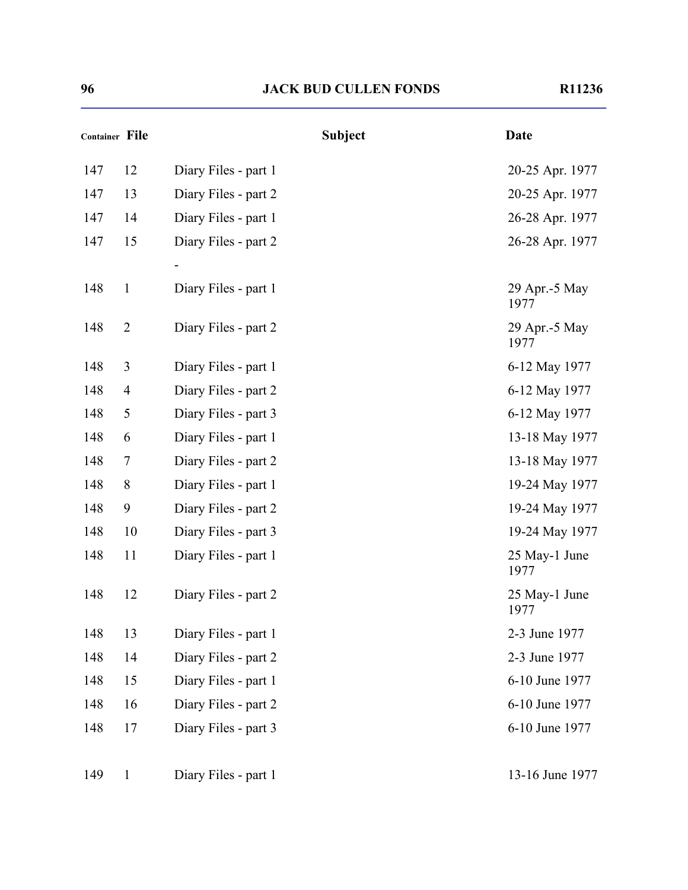| Container | File | Subject | Date |
|---|---|---|---|
| 147 | 12 | Diary Files - part 1 | 20-25 Apr. 1977 |
| 147 | 13 | Diary Files - part 2 | 20-25 Apr. 1977 |
| 147 | 14 | Diary Files - part 1 | 26-28 Apr. 1977 |
| 147 | 15 | Diary Files - part 2 | 26-28 Apr. 1977 |
| | | - | |
| 148 | 1 | Diary Files - part 1 | 29 Apr.-5 May 1977 |
| 148 | 2 | Diary Files - part 2 | 29 Apr.-5 May 1977 |
| 148 | 3 | Diary Files - part 1 | 6-12 May 1977 |
| 148 | 4 | Diary Files - part 2 | 6-12 May 1977 |
| 148 | 5 | Diary Files - part 3 | 6-12 May 1977 |
| 148 | 6 | Diary Files - part 1 | 13-18 May 1977 |
| 148 | 7 | Diary Files - part 2 | 13-18 May 1977 |
| 148 | 8 | Diary Files - part 1 | 19-24 May 1977 |
| 148 | 9 | Diary Files - part 2 | 19-24 May 1977 |
| 148 | 10 | Diary Files - part 3 | 19-24 May 1977 |
| 148 | 11 | Diary Files - part 1 | 25 May-1 June 1977 |
| 148 | 12 | Diary Files - part 2 | 25 May-1 June 1977 |
| 148 | 13 | Diary Files - part 1 | 2-3 June 1977 |
| 148 | 14 | Diary Files - part 2 | 2-3 June 1977 |
| 148 | 15 | Diary Files - part 1 | 6-10 June 1977 |
| 148 | 16 | Diary Files - part 2 | 6-10 June 1977 |
| 148 | 17 | Diary Files - part 3 | 6-10 June 1977 |
| 149 | 1 | Diary Files - part 1 | 13-16 June 1977 |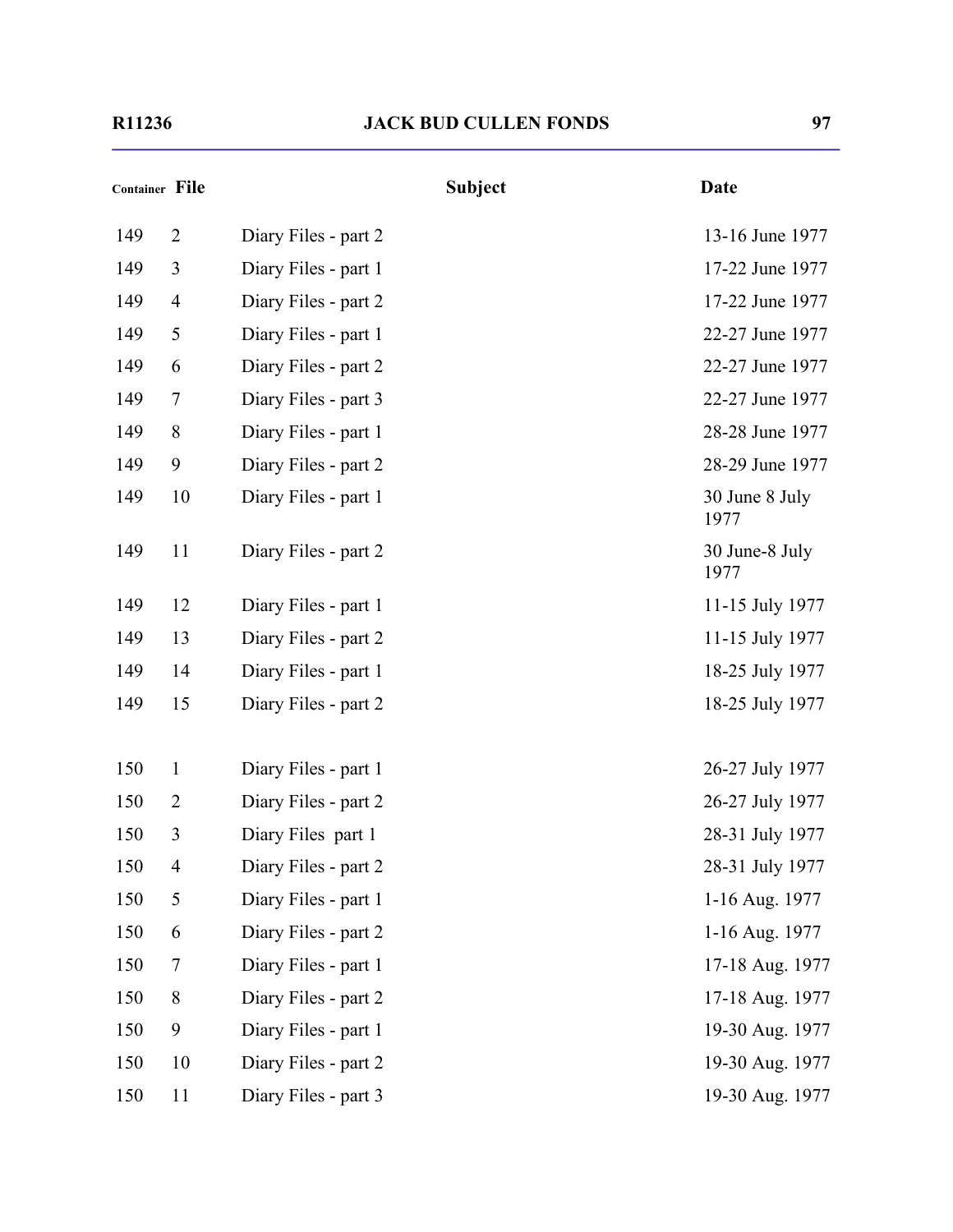| Container | File | Subject | Date |
|---|---|---|---|
| 149 | 2 | Diary Files - part 2 | 13-16 June 1977 |
| 149 | 3 | Diary Files - part 1 | 17-22 June 1977 |
| 149 | 4 | Diary Files - part 2 | 17-22 June 1977 |
| 149 | 5 | Diary Files - part 1 | 22-27 June 1977 |
| 149 | 6 | Diary Files - part 2 | 22-27 June 1977 |
| 149 | 7 | Diary Files - part 3 | 22-27 June 1977 |
| 149 | 8 | Diary Files - part 1 | 28-28 June 1977 |
| 149 | 9 | Diary Files - part 2 | 28-29 June 1977 |
| 149 | 10 | Diary Files - part 1 | 30 June 8 July 1977 |
| 149 | 11 | Diary Files - part 2 | 30 June-8 July 1977 |
| 149 | 12 | Diary Files - part 1 | 11-15 July 1977 |
| 149 | 13 | Diary Files - part 2 | 11-15 July 1977 |
| 149 | 14 | Diary Files - part 1 | 18-25 July 1977 |
| 149 | 15 | Diary Files - part 2 | 18-25 July 1977 |
| 150 | 1 | Diary Files - part 1 | 26-27 July 1977 |
| 150 | 2 | Diary Files - part 2 | 26-27 July 1977 |
| 150 | 3 | Diary Files part 1 | 28-31 July 1977 |
| 150 | 4 | Diary Files - part 2 | 28-31 July 1977 |
| 150 | 5 | Diary Files - part 1 | 1-16 Aug. 1977 |
| 150 | 6 | Diary Files - part 2 | 1-16 Aug. 1977 |
| 150 | 7 | Diary Files - part 1 | 17-18 Aug. 1977 |
| 150 | 8 | Diary Files - part 2 | 17-18 Aug. 1977 |
| 150 | 9 | Diary Files - part 1 | 19-30 Aug. 1977 |
| 150 | 10 | Diary Files - part 2 | 19-30 Aug. 1977 |
| 150 | 11 | Diary Files - part 3 | 19-30 Aug. 1977 |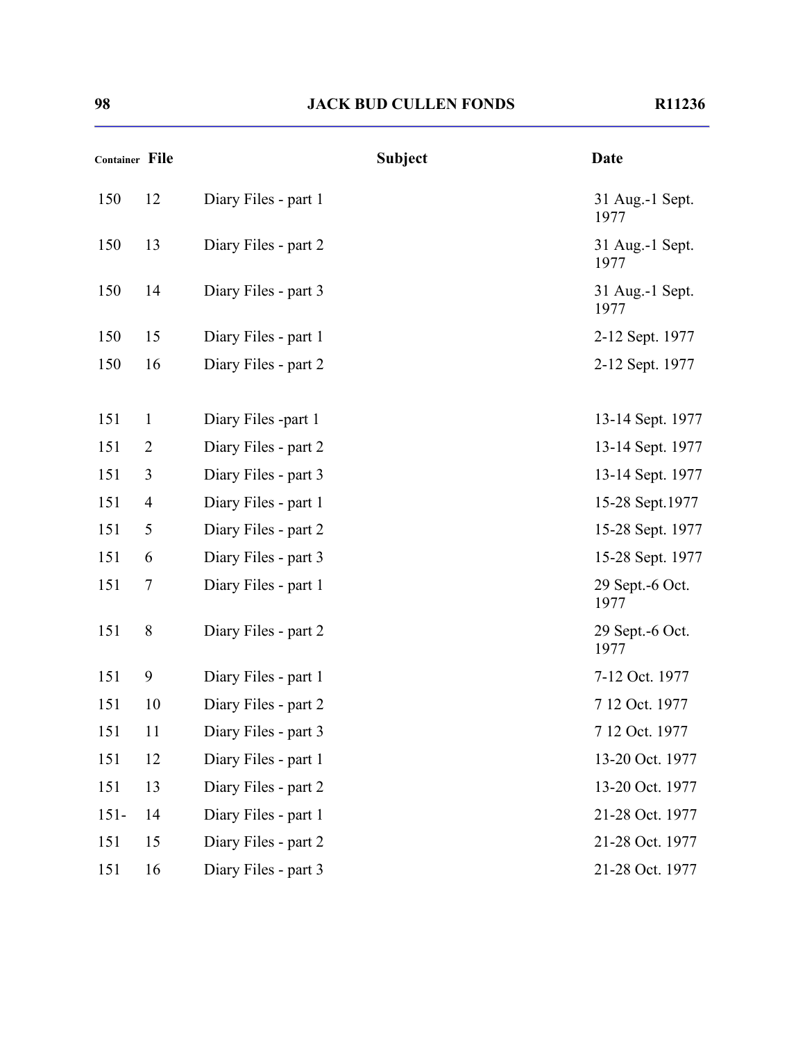| Container | File | Subject | Date |
|---|---|---|---|
| 150 | 12 | Diary Files - part 1 | 31 Aug.-1 Sept. 1977 |
| 150 | 13 | Diary Files - part 2 | 31 Aug.-1 Sept. 1977 |
| 150 | 14 | Diary Files - part 3 | 31 Aug.-1 Sept. 1977 |
| 150 | 15 | Diary Files - part 1 | 2-12 Sept. 1977 |
| 150 | 16 | Diary Files - part 2 | 2-12 Sept. 1977 |
| 151 | 1 | Diary Files -part 1 | 13-14 Sept. 1977 |
| 151 | 2 | Diary Files - part 2 | 13-14 Sept. 1977 |
| 151 | 3 | Diary Files - part 3 | 13-14 Sept. 1977 |
| 151 | 4 | Diary Files - part 1 | 15-28 Sept.1977 |
| 151 | 5 | Diary Files - part 2 | 15-28 Sept. 1977 |
| 151 | 6 | Diary Files - part 3 | 15-28 Sept. 1977 |
| 151 | 7 | Diary Files - part 1 | 29 Sept.-6 Oct. 1977 |
| 151 | 8 | Diary Files - part 2 | 29 Sept.-6 Oct. 1977 |
| 151 | 9 | Diary Files - part 1 | 7-12 Oct. 1977 |
| 151 | 10 | Diary Files - part 2 | 7 12 Oct. 1977 |
| 151 | 11 | Diary Files - part 3 | 7 12 Oct. 1977 |
| 151 | 12 | Diary Files - part 1 | 13-20 Oct. 1977 |
| 151 | 13 | Diary Files - part 2 | 13-20 Oct. 1977 |
| 151- | 14 | Diary Files - part 1 | 21-28 Oct. 1977 |
| 151 | 15 | Diary Files - part 2 | 21-28 Oct. 1977 |
| 151 | 16 | Diary Files - part 3 | 21-28 Oct. 1977 |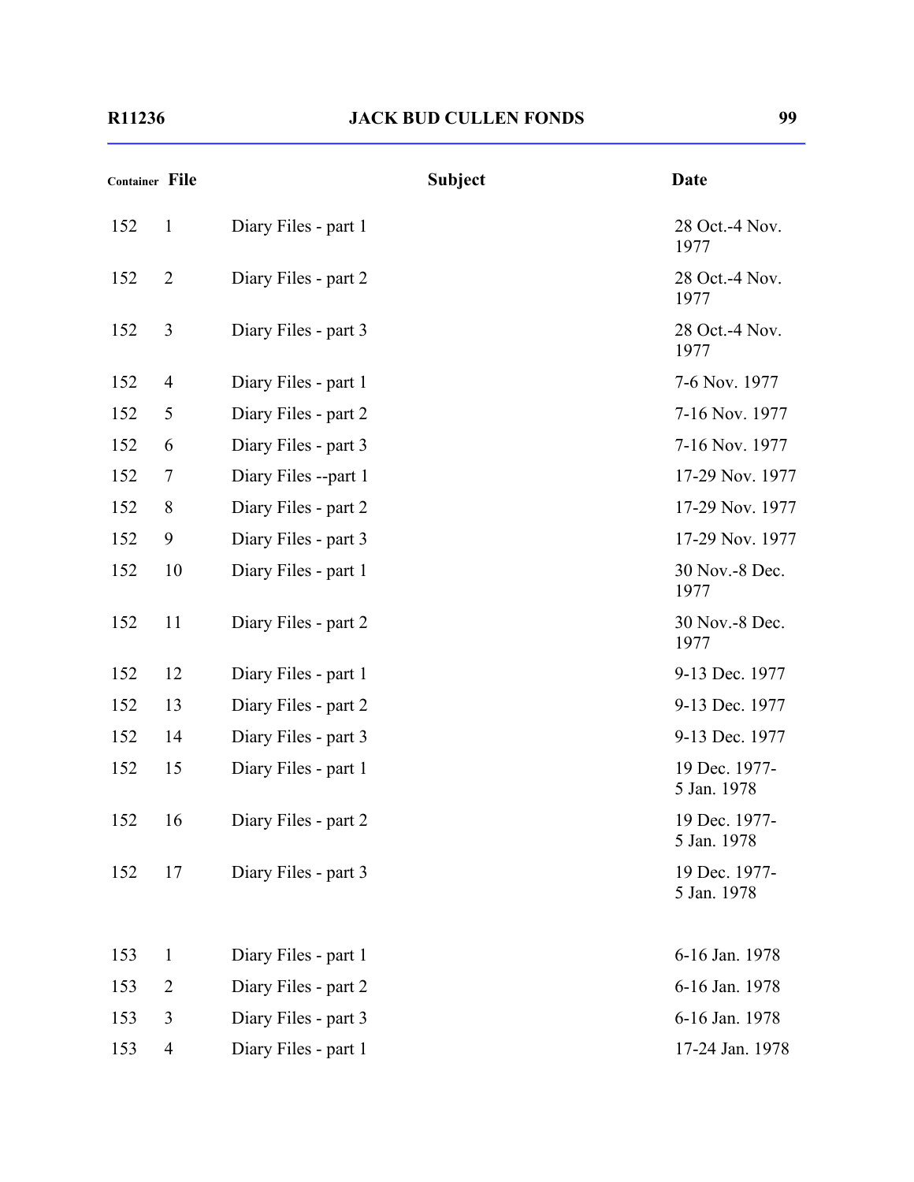| Container | File | Subject | Date |
|---|---|---|---|
| 152 | 1 | Diary Files - part 1 | 28 Oct.-4 Nov. 1977 |
| 152 | 2 | Diary Files - part 2 | 28 Oct.-4 Nov. 1977 |
| 152 | 3 | Diary Files - part 3 | 28 Oct.-4 Nov. 1977 |
| 152 | 4 | Diary Files - part 1 | 7-6 Nov. 1977 |
| 152 | 5 | Diary Files - part 2 | 7-16 Nov. 1977 |
| 152 | 6 | Diary Files - part 3 | 7-16 Nov. 1977 |
| 152 | 7 | Diary Files --part 1 | 17-29 Nov. 1977 |
| 152 | 8 | Diary Files - part 2 | 17-29 Nov. 1977 |
| 152 | 9 | Diary Files - part 3 | 17-29 Nov. 1977 |
| 152 | 10 | Diary Files - part 1 | 30 Nov.-8 Dec. 1977 |
| 152 | 11 | Diary Files - part 2 | 30 Nov.-8 Dec. 1977 |
| 152 | 12 | Diary Files - part 1 | 9-13 Dec. 1977 |
| 152 | 13 | Diary Files - part 2 | 9-13 Dec. 1977 |
| 152 | 14 | Diary Files - part 3 | 9-13 Dec. 1977 |
| 152 | 15 | Diary Files - part 1 | 19 Dec. 1977-5 Jan. 1978 |
| 152 | 16 | Diary Files - part 2 | 19 Dec. 1977-5 Jan. 1978 |
| 152 | 17 | Diary Files - part 3 | 19 Dec. 1977-5 Jan. 1978 |
| 153 | 1 | Diary Files - part 1 | 6-16 Jan. 1978 |
| 153 | 2 | Diary Files - part 2 | 6-16 Jan. 1978 |
| 153 | 3 | Diary Files - part 3 | 6-16 Jan. 1978 |
| 153 | 4 | Diary Files - part 1 | 17-24 Jan. 1978 |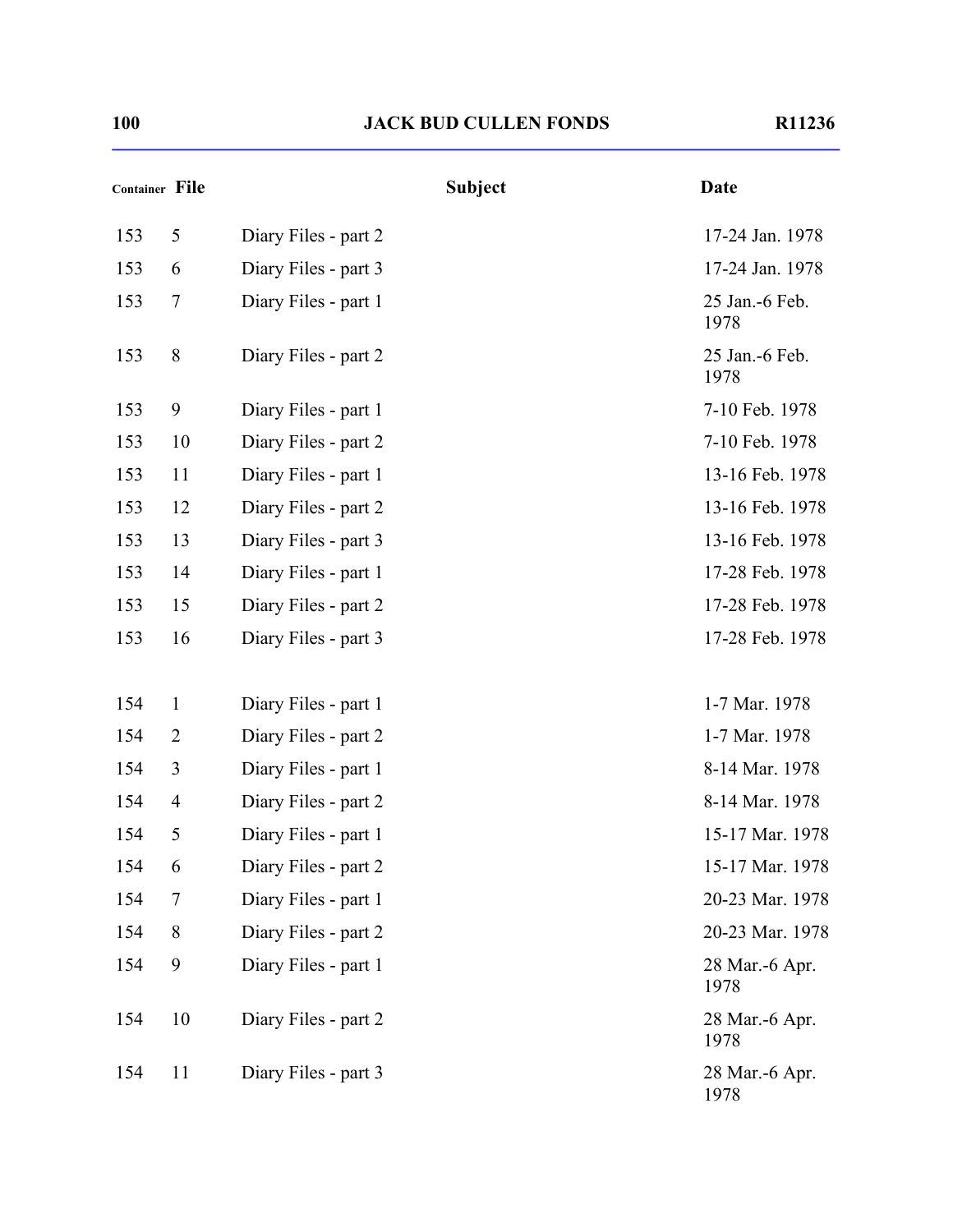| Container | File | Subject | Date |
|---|---|---|---|
| 153 | 5 | Diary Files - part 2 | 17-24 Jan. 1978 |
| 153 | 6 | Diary Files - part 3 | 17-24 Jan. 1978 |
| 153 | 7 | Diary Files - part 1 | 25 Jan.-6 Feb. 1978 |
| 153 | 8 | Diary Files - part 2 | 25 Jan.-6 Feb. 1978 |
| 153 | 9 | Diary Files - part 1 | 7-10 Feb. 1978 |
| 153 | 10 | Diary Files - part 2 | 7-10 Feb. 1978 |
| 153 | 11 | Diary Files - part 1 | 13-16 Feb. 1978 |
| 153 | 12 | Diary Files - part 2 | 13-16 Feb. 1978 |
| 153 | 13 | Diary Files - part 3 | 13-16 Feb. 1978 |
| 153 | 14 | Diary Files - part 1 | 17-28 Feb. 1978 |
| 153 | 15 | Diary Files - part 2 | 17-28 Feb. 1978 |
| 153 | 16 | Diary Files - part 3 | 17-28 Feb. 1978 |
| 154 | 1 | Diary Files - part 1 | 1-7 Mar. 1978 |
| 154 | 2 | Diary Files - part 2 | 1-7 Mar. 1978 |
| 154 | 3 | Diary Files - part 1 | 8-14 Mar. 1978 |
| 154 | 4 | Diary Files - part 2 | 8-14 Mar. 1978 |
| 154 | 5 | Diary Files - part 1 | 15-17 Mar. 1978 |
| 154 | 6 | Diary Files - part 2 | 15-17 Mar. 1978 |
| 154 | 7 | Diary Files - part 1 | 20-23 Mar. 1978 |
| 154 | 8 | Diary Files - part 2 | 20-23 Mar. 1978 |
| 154 | 9 | Diary Files - part 1 | 28 Mar.-6 Apr. 1978 |
| 154 | 10 | Diary Files - part 2 | 28 Mar.-6 Apr. 1978 |
| 154 | 11 | Diary Files - part 3 | 28 Mar.-6 Apr. 1978 |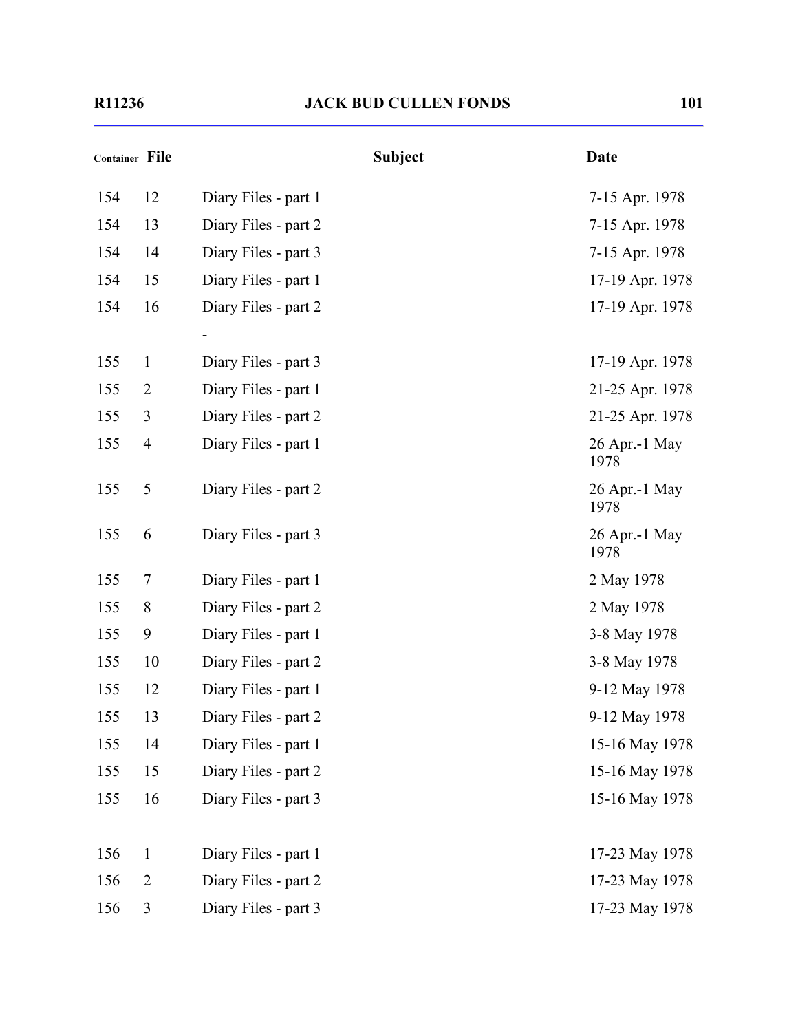| Container | File | Subject | Date |
|---|---|---|---|
| 154 | 12 | Diary Files - part 1 | 7-15 Apr. 1978 |
| 154 | 13 | Diary Files - part 2 | 7-15 Apr. 1978 |
| 154 | 14 | Diary Files - part 3 | 7-15 Apr. 1978 |
| 154 | 15 | Diary Files - part 1 | 17-19 Apr. 1978 |
| 154 | 16 | Diary Files - part 2 | 17-19 Apr. 1978 |
| | | - | |
| 155 | 1 | Diary Files - part 3 | 17-19 Apr. 1978 |
| 155 | 2 | Diary Files - part 1 | 21-25 Apr. 1978 |
| 155 | 3 | Diary Files - part 2 | 21-25 Apr. 1978 |
| 155 | 4 | Diary Files - part 1 | 26 Apr.-1 May 1978 |
| 155 | 5 | Diary Files - part 2 | 26 Apr.-1 May 1978 |
| 155 | 6 | Diary Files - part 3 | 26 Apr.-1 May 1978 |
| 155 | 7 | Diary Files - part 1 | 2 May 1978 |
| 155 | 8 | Diary Files - part 2 | 2 May 1978 |
| 155 | 9 | Diary Files - part 1 | 3-8 May 1978 |
| 155 | 10 | Diary Files - part 2 | 3-8 May 1978 |
| 155 | 12 | Diary Files - part 1 | 9-12 May 1978 |
| 155 | 13 | Diary Files - part 2 | 9-12 May 1978 |
| 155 | 14 | Diary Files - part 1 | 15-16 May 1978 |
| 155 | 15 | Diary Files - part 2 | 15-16 May 1978 |
| 155 | 16 | Diary Files - part 3 | 15-16 May 1978 |
| 156 | 1 | Diary Files - part 1 | 17-23 May 1978 |
| 156 | 2 | Diary Files - part 2 | 17-23 May 1978 |
| 156 | 3 | Diary Files - part 3 | 17-23 May 1978 |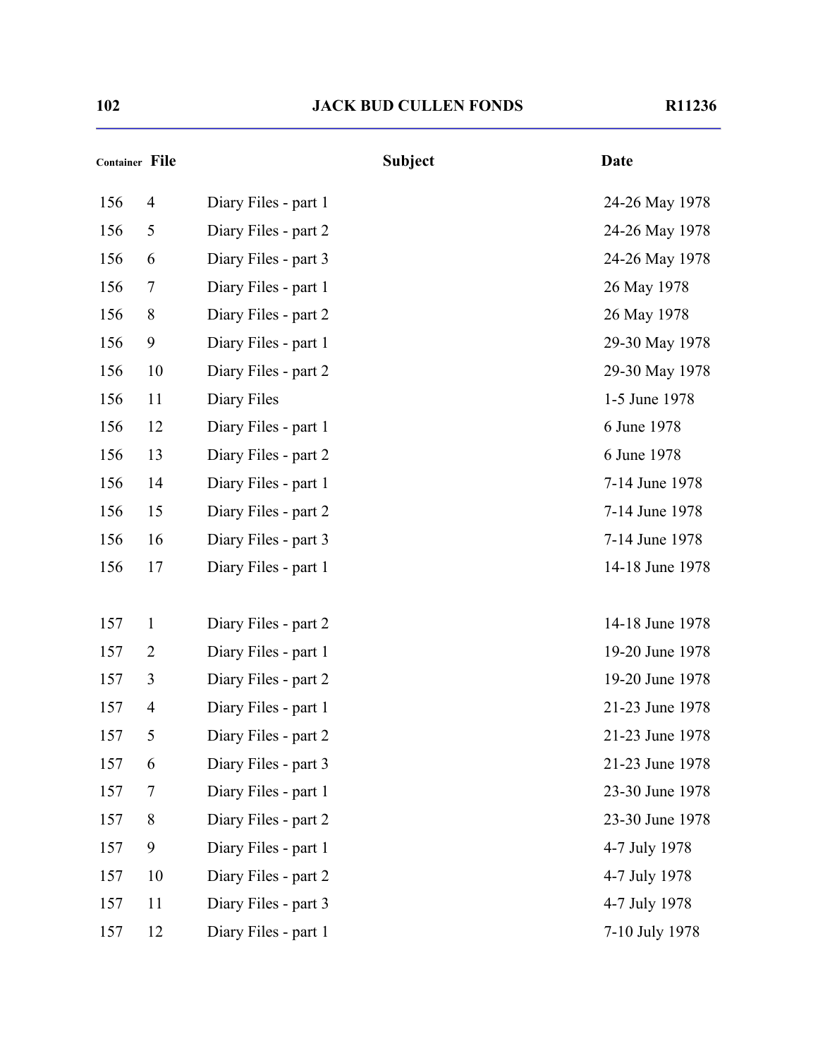| Container | File | Subject | Date |
|---|---|---|---|
| 156 | 4 | Diary Files - part 1 | 24-26 May 1978 |
| 156 | 5 | Diary Files - part 2 | 24-26 May 1978 |
| 156 | 6 | Diary Files - part 3 | 24-26 May 1978 |
| 156 | 7 | Diary Files - part 1 | 26 May 1978 |
| 156 | 8 | Diary Files - part 2 | 26 May 1978 |
| 156 | 9 | Diary Files - part 1 | 29-30 May 1978 |
| 156 | 10 | Diary Files - part 2 | 29-30 May 1978 |
| 156 | 11 | Diary Files | 1-5 June 1978 |
| 156 | 12 | Diary Files - part 1 | 6 June 1978 |
| 156 | 13 | Diary Files - part 2 | 6 June 1978 |
| 156 | 14 | Diary Files - part 1 | 7-14 June 1978 |
| 156 | 15 | Diary Files - part 2 | 7-14 June 1978 |
| 156 | 16 | Diary Files - part 3 | 7-14 June 1978 |
| 156 | 17 | Diary Files - part 1 | 14-18 June 1978 |
| 157 | 1 | Diary Files - part 2 | 14-18 June 1978 |
| 157 | 2 | Diary Files - part 1 | 19-20 June 1978 |
| 157 | 3 | Diary Files - part 2 | 19-20 June 1978 |
| 157 | 4 | Diary Files - part 1 | 21-23 June 1978 |
| 157 | 5 | Diary Files - part 2 | 21-23 June 1978 |
| 157 | 6 | Diary Files - part 3 | 21-23 June 1978 |
| 157 | 7 | Diary Files - part 1 | 23-30 June 1978 |
| 157 | 8 | Diary Files - part 2 | 23-30 June 1978 |
| 157 | 9 | Diary Files - part 1 | 4-7 July 1978 |
| 157 | 10 | Diary Files - part 2 | 4-7 July 1978 |
| 157 | 11 | Diary Files - part 3 | 4-7 July 1978 |
| 157 | 12 | Diary Files - part 1 | 7-10 July 1978 |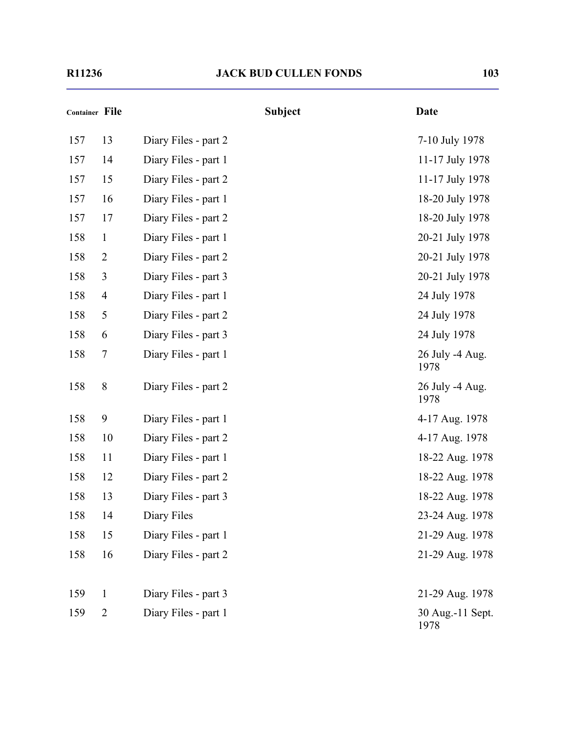| Container | File | Subject | Date |
| --- | --- | --- | --- |
| 157 | 13 | Diary Files - part 2 | 7-10 July 1978 |
| 157 | 14 | Diary Files - part 1 | 11-17 July 1978 |
| 157 | 15 | Diary Files - part 2 | 11-17 July 1978 |
| 157 | 16 | Diary Files - part 1 | 18-20 July 1978 |
| 157 | 17 | Diary Files - part 2 | 18-20 July 1978 |
| 158 | 1 | Diary Files - part 1 | 20-21 July 1978 |
| 158 | 2 | Diary Files - part 2 | 20-21 July 1978 |
| 158 | 3 | Diary Files - part 3 | 20-21 July 1978 |
| 158 | 4 | Diary Files - part 1 | 24 July 1978 |
| 158 | 5 | Diary Files - part 2 | 24 July 1978 |
| 158 | 6 | Diary Files - part 3 | 24 July 1978 |
| 158 | 7 | Diary Files - part 1 | 26 July -4 Aug. 1978 |
| 158 | 8 | Diary Files - part 2 | 26 July -4 Aug. 1978 |
| 158 | 9 | Diary Files - part 1 | 4-17 Aug. 1978 |
| 158 | 10 | Diary Files - part 2 | 4-17 Aug. 1978 |
| 158 | 11 | Diary Files - part 1 | 18-22 Aug. 1978 |
| 158 | 12 | Diary Files - part 2 | 18-22 Aug. 1978 |
| 158 | 13 | Diary Files - part 3 | 18-22 Aug. 1978 |
| 158 | 14 | Diary Files | 23-24 Aug. 1978 |
| 158 | 15 | Diary Files - part 1 | 21-29 Aug. 1978 |
| 158 | 16 | Diary Files - part 2 | 21-29 Aug. 1978 |
| 159 | 1 | Diary Files - part 3 | 21-29 Aug. 1978 |
| 159 | 2 | Diary Files - part 1 | 30 Aug.-11 Sept. 1978 |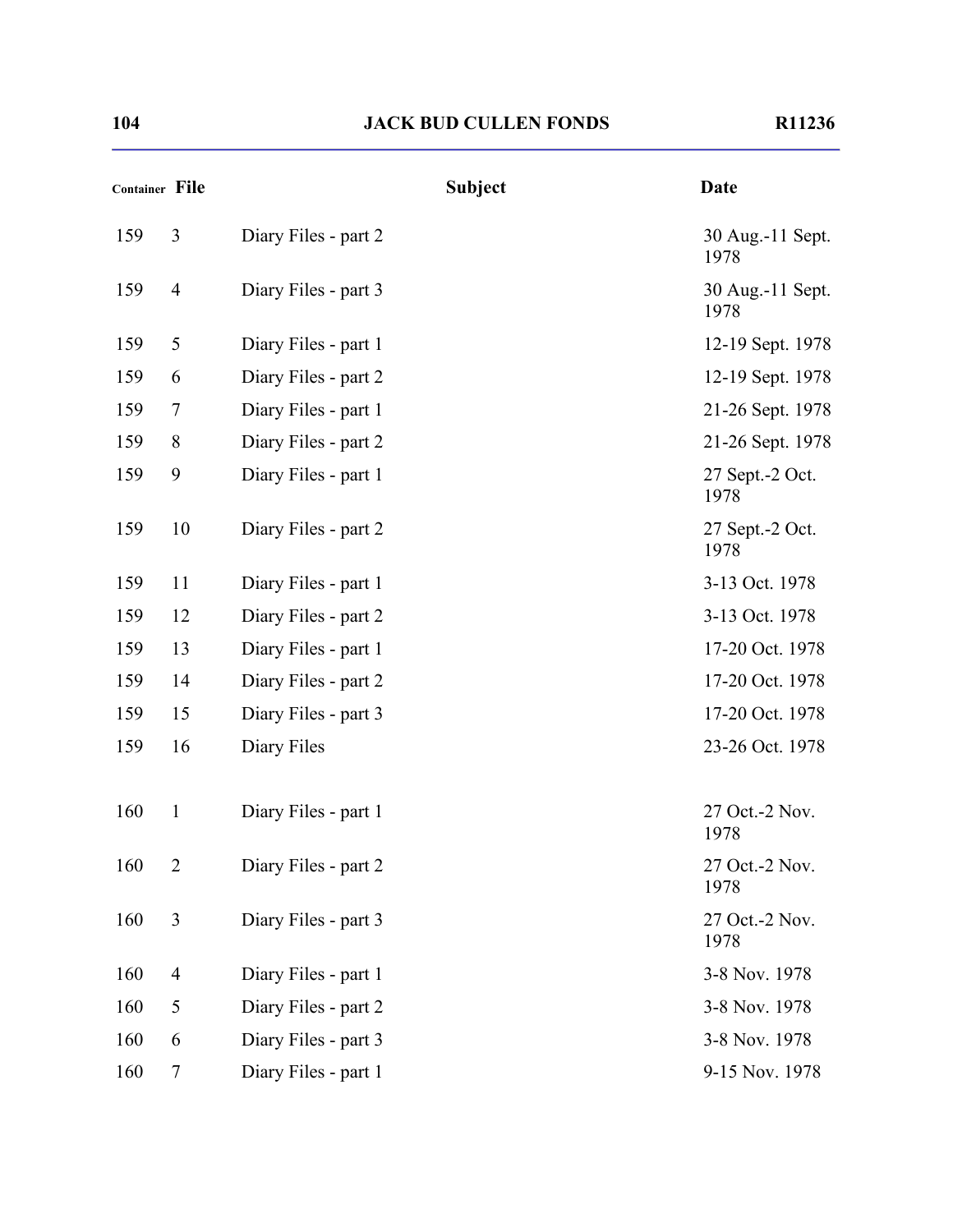| Container | File | Subject | Date |
|---|---|---|---|
| 159 | 3 | Diary Files - part 2 | 30 Aug.-11 Sept. 1978 |
| 159 | 4 | Diary Files - part 3 | 30 Aug.-11 Sept. 1978 |
| 159 | 5 | Diary Files - part 1 | 12-19 Sept. 1978 |
| 159 | 6 | Diary Files - part 2 | 12-19 Sept. 1978 |
| 159 | 7 | Diary Files - part 1 | 21-26 Sept. 1978 |
| 159 | 8 | Diary Files - part 2 | 21-26 Sept. 1978 |
| 159 | 9 | Diary Files - part 1 | 27 Sept.-2 Oct. 1978 |
| 159 | 10 | Diary Files - part 2 | 27 Sept.-2 Oct. 1978 |
| 159 | 11 | Diary Files - part 1 | 3-13 Oct. 1978 |
| 159 | 12 | Diary Files - part 2 | 3-13 Oct. 1978 |
| 159 | 13 | Diary Files - part 1 | 17-20 Oct. 1978 |
| 159 | 14 | Diary Files - part 2 | 17-20 Oct. 1978 |
| 159 | 15 | Diary Files - part 3 | 17-20 Oct. 1978 |
| 159 | 16 | Diary Files | 23-26 Oct. 1978 |
| 160 | 1 | Diary Files - part 1 | 27 Oct.-2 Nov. 1978 |
| 160 | 2 | Diary Files - part 2 | 27 Oct.-2 Nov. 1978 |
| 160 | 3 | Diary Files - part 3 | 27 Oct.-2 Nov. 1978 |
| 160 | 4 | Diary Files - part 1 | 3-8 Nov. 1978 |
| 160 | 5 | Diary Files - part 2 | 3-8 Nov. 1978 |
| 160 | 6 | Diary Files - part 3 | 3-8 Nov. 1978 |
| 160 | 7 | Diary Files - part 1 | 9-15 Nov. 1978 |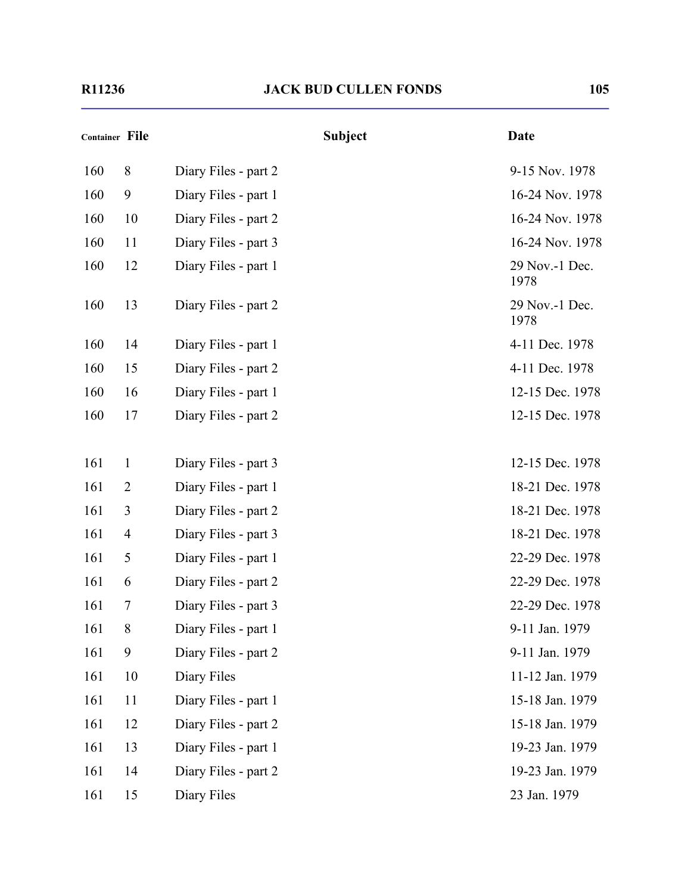| Container | File | Subject | Date |
|---|---|---|---|
| 160 | 8 | Diary Files - part 2 | 9-15 Nov. 1978 |
| 160 | 9 | Diary Files - part 1 | 16-24 Nov. 1978 |
| 160 | 10 | Diary Files - part 2 | 16-24 Nov. 1978 |
| 160 | 11 | Diary Files - part 3 | 16-24 Nov. 1978 |
| 160 | 12 | Diary Files - part 1 | 29 Nov.-1 Dec. 1978 |
| 160 | 13 | Diary Files - part 2 | 29 Nov.-1 Dec. 1978 |
| 160 | 14 | Diary Files - part 1 | 4-11 Dec. 1978 |
| 160 | 15 | Diary Files - part 2 | 4-11 Dec. 1978 |
| 160 | 16 | Diary Files - part 1 | 12-15 Dec. 1978 |
| 160 | 17 | Diary Files - part 2 | 12-15 Dec. 1978 |
| 161 | 1 | Diary Files - part 3 | 12-15 Dec. 1978 |
| 161 | 2 | Diary Files - part 1 | 18-21 Dec. 1978 |
| 161 | 3 | Diary Files - part 2 | 18-21 Dec. 1978 |
| 161 | 4 | Diary Files - part 3 | 18-21 Dec. 1978 |
| 161 | 5 | Diary Files - part 1 | 22-29 Dec. 1978 |
| 161 | 6 | Diary Files - part 2 | 22-29 Dec. 1978 |
| 161 | 7 | Diary Files - part 3 | 22-29 Dec. 1978 |
| 161 | 8 | Diary Files - part 1 | 9-11 Jan. 1979 |
| 161 | 9 | Diary Files - part 2 | 9-11 Jan. 1979 |
| 161 | 10 | Diary Files | 11-12 Jan. 1979 |
| 161 | 11 | Diary Files - part 1 | 15-18 Jan. 1979 |
| 161 | 12 | Diary Files - part 2 | 15-18 Jan. 1979 |
| 161 | 13 | Diary Files - part 1 | 19-23 Jan. 1979 |
| 161 | 14 | Diary Files - part 2 | 19-23 Jan. 1979 |
| 161 | 15 | Diary Files | 23 Jan. 1979 |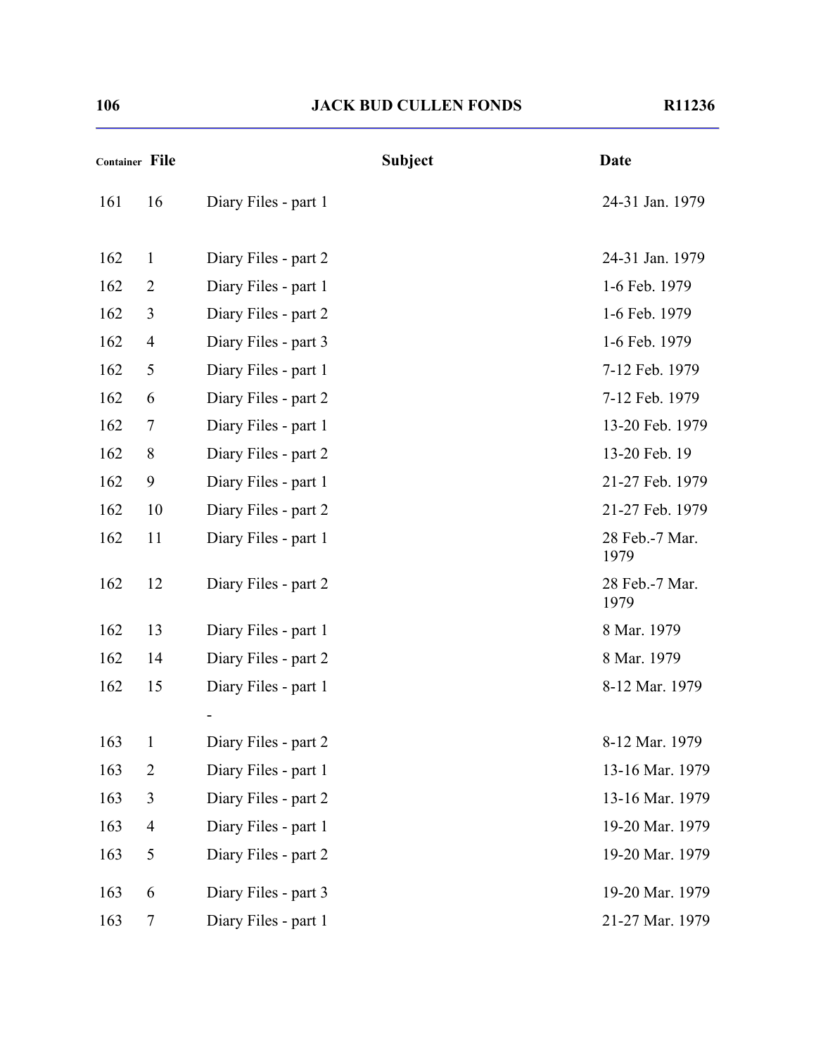| Container | File | Subject | Date |
|---|---|---|---|
| 161 | 16 | Diary Files - part 1 | 24-31 Jan. 1979 |
| 162 | 1 | Diary Files - part 2 | 24-31 Jan. 1979 |
| 162 | 2 | Diary Files - part 1 | 1-6 Feb. 1979 |
| 162 | 3 | Diary Files - part 2 | 1-6 Feb. 1979 |
| 162 | 4 | Diary Files - part 3 | 1-6 Feb. 1979 |
| 162 | 5 | Diary Files - part 1 | 7-12 Feb. 1979 |
| 162 | 6 | Diary Files - part 2 | 7-12 Feb. 1979 |
| 162 | 7 | Diary Files - part 1 | 13-20 Feb. 1979 |
| 162 | 8 | Diary Files - part 2 | 13-20 Feb. 19 |
| 162 | 9 | Diary Files - part 1 | 21-27 Feb. 1979 |
| 162 | 10 | Diary Files - part 2 | 21-27 Feb. 1979 |
| 162 | 11 | Diary Files - part 1 | 28 Feb.-7 Mar. 1979 |
| 162 | 12 | Diary Files - part 2 | 28 Feb.-7 Mar. 1979 |
| 162 | 13 | Diary Files - part 1 | 8 Mar. 1979 |
| 162 | 14 | Diary Files - part 2 | 8 Mar. 1979 |
| 162 | 15 | Diary Files - part 1 | 8-12 Mar. 1979 |
| | | - | |
| 163 | 1 | Diary Files - part 2 | 8-12 Mar. 1979 |
| 163 | 2 | Diary Files - part 1 | 13-16 Mar. 1979 |
| 163 | 3 | Diary Files - part 2 | 13-16 Mar. 1979 |
| 163 | 4 | Diary Files - part 1 | 19-20 Mar. 1979 |
| 163 | 5 | Diary Files - part 2 | 19-20 Mar. 1979 |
| 163 | 6 | Diary Files - part 3 | 19-20 Mar. 1979 |
| 163 | 7 | Diary Files - part 1 | 21-27 Mar. 1979 |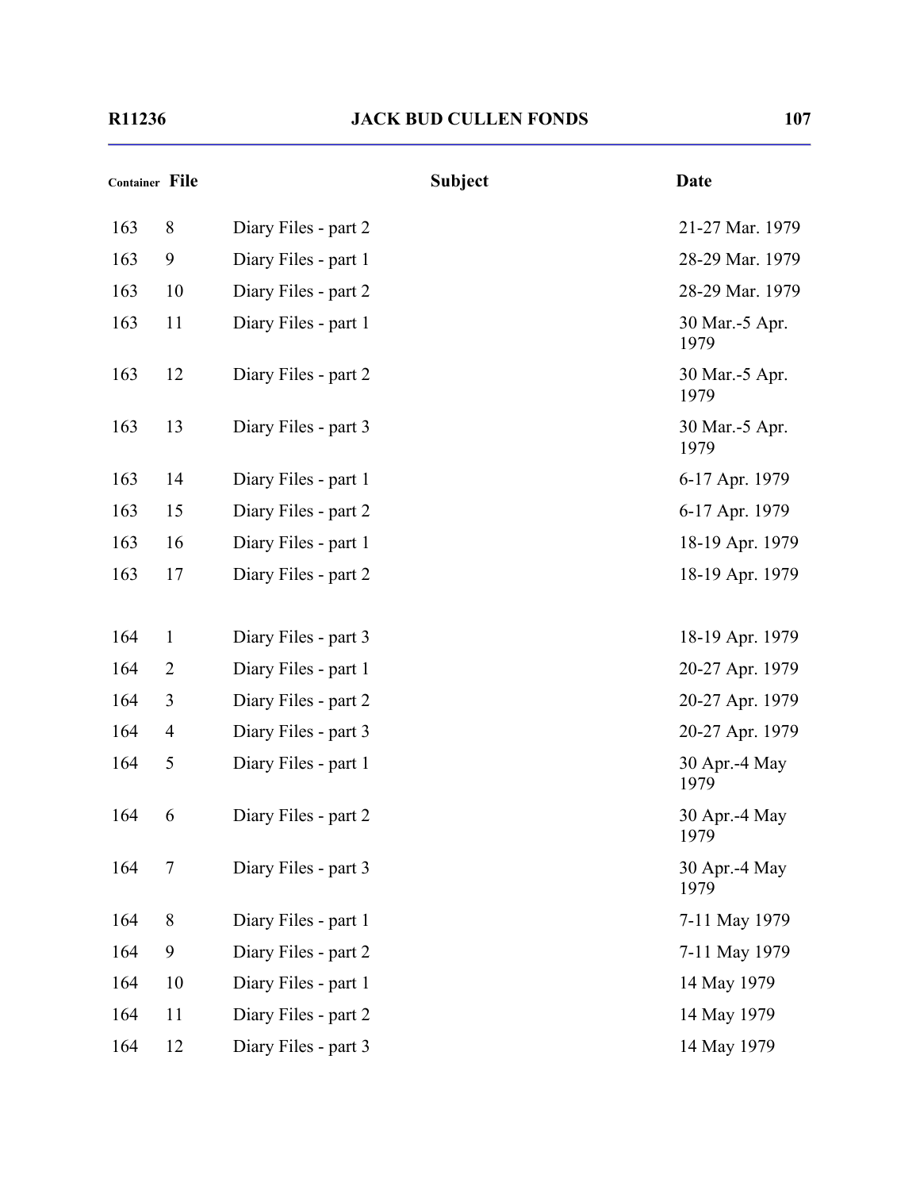| Container | File | Subject | Date |
|---|---|---|---|
| 163 | 8 | Diary Files - part 2 | 21-27 Mar. 1979 |
| 163 | 9 | Diary Files - part 1 | 28-29 Mar. 1979 |
| 163 | 10 | Diary Files - part 2 | 28-29 Mar. 1979 |
| 163 | 11 | Diary Files - part 1 | 30 Mar.-5 Apr. 1979 |
| 163 | 12 | Diary Files - part 2 | 30 Mar.-5 Apr. 1979 |
| 163 | 13 | Diary Files - part 3 | 30 Mar.-5 Apr. 1979 |
| 163 | 14 | Diary Files - part 1 | 6-17 Apr. 1979 |
| 163 | 15 | Diary Files - part 2 | 6-17 Apr. 1979 |
| 163 | 16 | Diary Files - part 1 | 18-19 Apr. 1979 |
| 163 | 17 | Diary Files - part 2 | 18-19 Apr. 1979 |
| 164 | 1 | Diary Files - part 3 | 18-19 Apr. 1979 |
| 164 | 2 | Diary Files - part 1 | 20-27 Apr. 1979 |
| 164 | 3 | Diary Files - part 2 | 20-27 Apr. 1979 |
| 164 | 4 | Diary Files - part 3 | 20-27 Apr. 1979 |
| 164 | 5 | Diary Files - part 1 | 30 Apr.-4 May 1979 |
| 164 | 6 | Diary Files - part 2 | 30 Apr.-4 May 1979 |
| 164 | 7 | Diary Files - part 3 | 30 Apr.-4 May 1979 |
| 164 | 8 | Diary Files - part 1 | 7-11 May 1979 |
| 164 | 9 | Diary Files - part 2 | 7-11 May 1979 |
| 164 | 10 | Diary Files - part 1 | 14 May 1979 |
| 164 | 11 | Diary Files - part 2 | 14 May 1979 |
| 164 | 12 | Diary Files - part 3 | 14 May 1979 |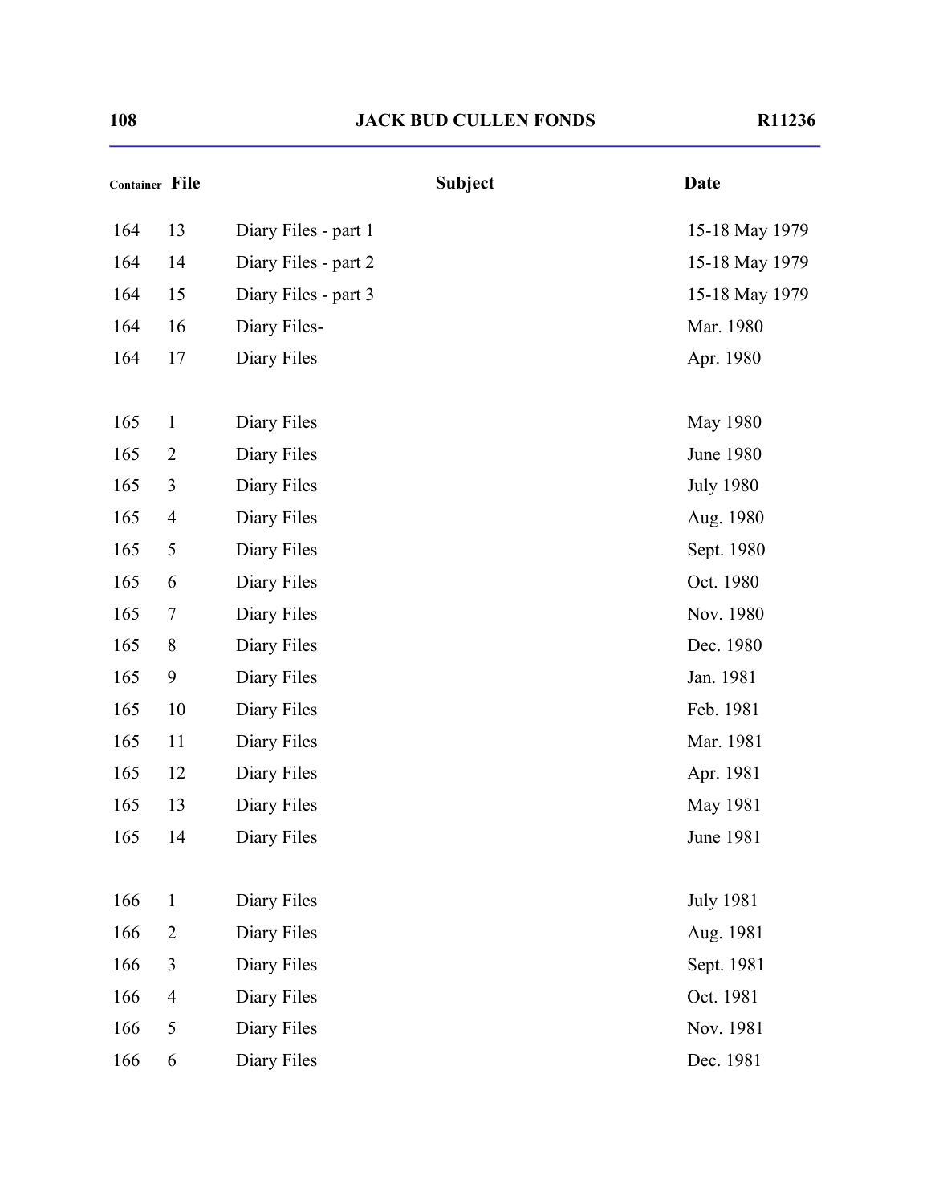| Container | File | Subject | Date |
|---|---|---|---|
| 164 | 13 | Diary Files - part 1 | 15-18 May 1979 |
| 164 | 14 | Diary Files - part 2 | 15-18 May 1979 |
| 164 | 15 | Diary Files - part 3 | 15-18 May 1979 |
| 164 | 16 | Diary Files- | Mar. 1980 |
| 164 | 17 | Diary Files | Apr. 1980 |
| 165 | 1 | Diary Files | May 1980 |
| 165 | 2 | Diary Files | June 1980 |
| 165 | 3 | Diary Files | July 1980 |
| 165 | 4 | Diary Files | Aug. 1980 |
| 165 | 5 | Diary Files | Sept. 1980 |
| 165 | 6 | Diary Files | Oct. 1980 |
| 165 | 7 | Diary Files | Nov. 1980 |
| 165 | 8 | Diary Files | Dec. 1980 |
| 165 | 9 | Diary Files | Jan. 1981 |
| 165 | 10 | Diary Files | Feb. 1981 |
| 165 | 11 | Diary Files | Mar. 1981 |
| 165 | 12 | Diary Files | Apr. 1981 |
| 165 | 13 | Diary Files | May 1981 |
| 165 | 14 | Diary Files | June 1981 |
| 166 | 1 | Diary Files | July 1981 |
| 166 | 2 | Diary Files | Aug. 1981 |
| 166 | 3 | Diary Files | Sept. 1981 |
| 166 | 4 | Diary Files | Oct. 1981 |
| 166 | 5 | Diary Files | Nov. 1981 |
| 166 | 6 | Diary Files | Dec. 1981 |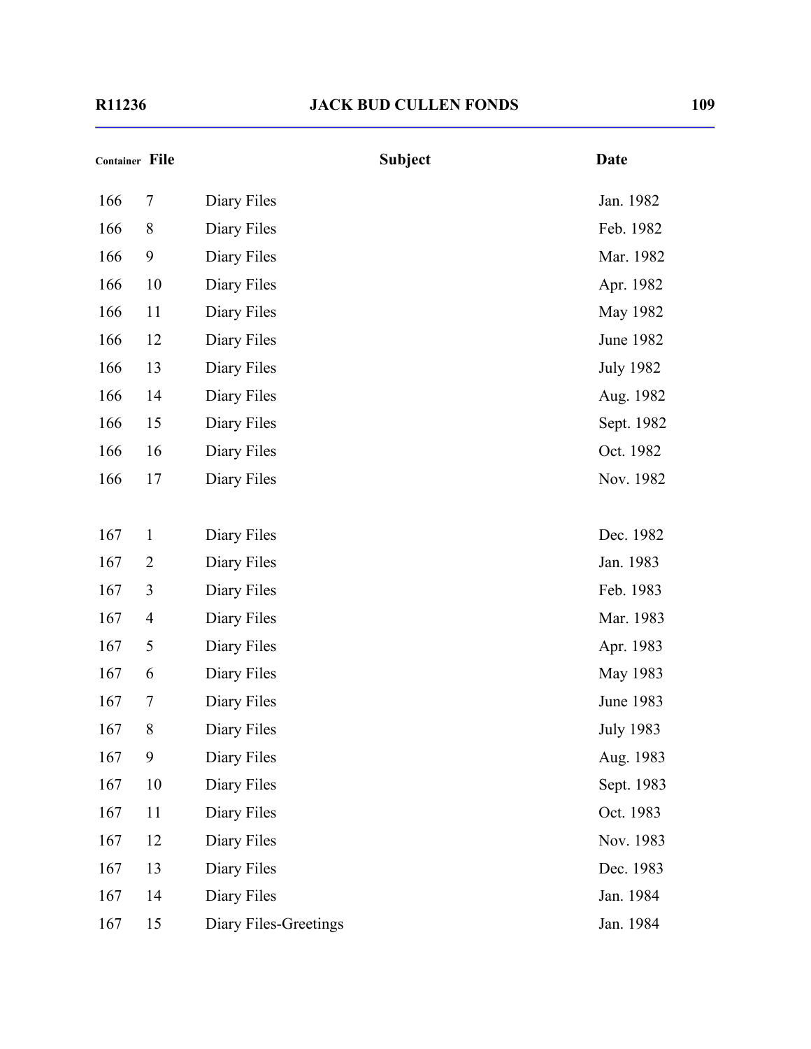| Container | File | Subject | Date |
|---|---|---|---|
| 166 | 7 | Diary Files | Jan. 1982 |
| 166 | 8 | Diary Files | Feb. 1982 |
| 166 | 9 | Diary Files | Mar. 1982 |
| 166 | 10 | Diary Files | Apr. 1982 |
| 166 | 11 | Diary Files | May 1982 |
| 166 | 12 | Diary Files | June 1982 |
| 166 | 13 | Diary Files | July 1982 |
| 166 | 14 | Diary Files | Aug. 1982 |
| 166 | 15 | Diary Files | Sept. 1982 |
| 166 | 16 | Diary Files | Oct. 1982 |
| 166 | 17 | Diary Files | Nov. 1982 |
| 167 | 1 | Diary Files | Dec. 1982 |
| 167 | 2 | Diary Files | Jan. 1983 |
| 167 | 3 | Diary Files | Feb. 1983 |
| 167 | 4 | Diary Files | Mar. 1983 |
| 167 | 5 | Diary Files | Apr. 1983 |
| 167 | 6 | Diary Files | May 1983 |
| 167 | 7 | Diary Files | June 1983 |
| 167 | 8 | Diary Files | July 1983 |
| 167 | 9 | Diary Files | Aug. 1983 |
| 167 | 10 | Diary Files | Sept. 1983 |
| 167 | 11 | Diary Files | Oct. 1983 |
| 167 | 12 | Diary Files | Nov. 1983 |
| 167 | 13 | Diary Files | Dec. 1983 |
| 167 | 14 | Diary Files | Jan. 1984 |
| 167 | 15 | Diary Files-Greetings | Jan. 1984 |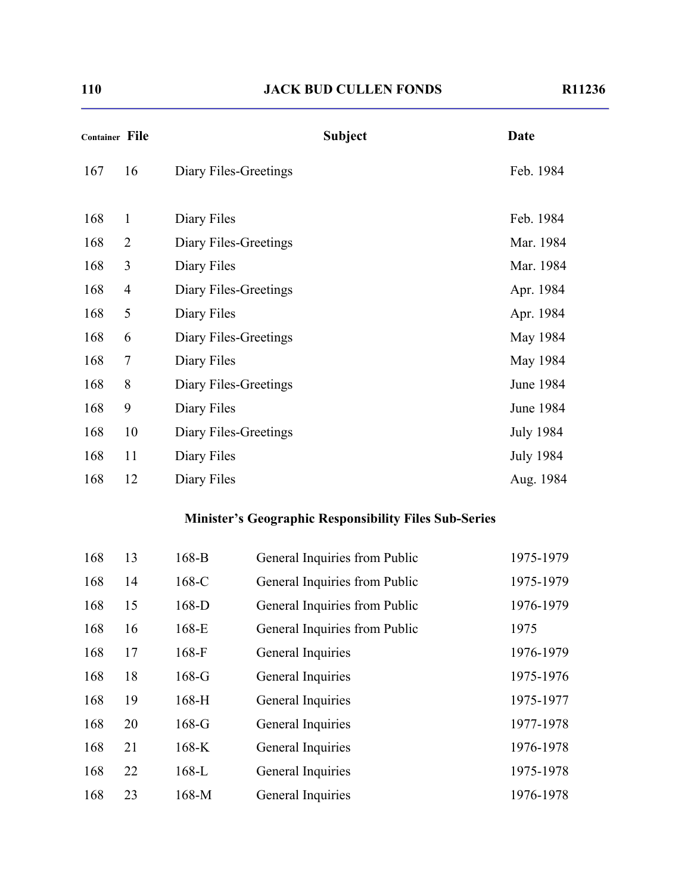| Container | File | Subject | Date |
|---|---|---|---|
| 167 | 16 | Diary Files-Greetings | Feb. 1984 |
| 168 | 1 | Diary Files | Feb. 1984 |
| 168 | 2 | Diary Files-Greetings | Mar. 1984 |
| 168 | 3 | Diary Files | Mar. 1984 |
| 168 | 4 | Diary Files-Greetings | Apr. 1984 |
| 168 | 5 | Diary Files | Apr. 1984 |
| 168 | 6 | Diary Files-Greetings | May 1984 |
| 168 | 7 | Diary Files | May 1984 |
| 168 | 8 | Diary Files-Greetings | June 1984 |
| 168 | 9 | Diary Files | June 1984 |
| 168 | 10 | Diary Files-Greetings | July 1984 |
| 168 | 11 | Diary Files | July 1984 |
| 168 | 12 | Diary Files | Aug. 1984 |

### Minister's Geographic Responsibility Files Sub-Series

| Container | File | | Subject | Date |
|---|---|---|---|---|
| 168 | 13 | 168-B | General Inquiries from Public | 1975-1979 |
| 168 | 14 | 168-C | General Inquiries from Public | 1975-1979 |
| 168 | 15 | 168-D | General Inquiries from Public | 1976-1979 |
| 168 | 16 | 168-E | General Inquiries from Public | 1975 |
| 168 | 17 | 168-F | General Inquiries | 1976-1979 |
| 168 | 18 | 168-G | General Inquiries | 1975-1976 |
| 168 | 19 | 168-H | General Inquiries | 1975-1977 |
| 168 | 20 | 168-G | General Inquiries | 1977-1978 |
| 168 | 21 | 168-K | General Inquiries | 1976-1978 |
| 168 | 22 | 168-L | General Inquiries | 1975-1978 |
| 168 | 23 | 168-M | General Inquiries | 1976-1978 |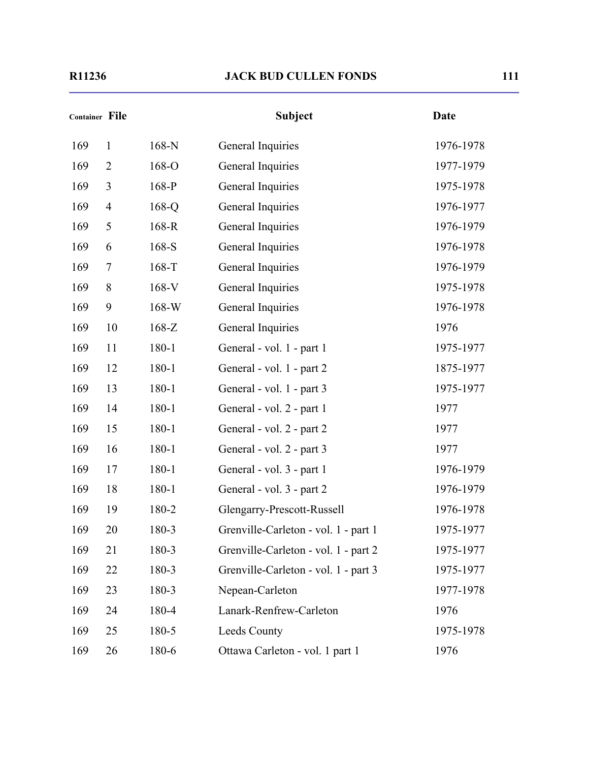| Container | File | | Subject | Date |
|---|---|---|---|---|
| 169 | 1 | 168-N | General Inquiries | 1976-1978 |
| 169 | 2 | 168-O | General Inquiries | 1977-1979 |
| 169 | 3 | 168-P | General Inquiries | 1975-1978 |
| 169 | 4 | 168-Q | General Inquiries | 1976-1977 |
| 169 | 5 | 168-R | General Inquiries | 1976-1979 |
| 169 | 6 | 168-S | General Inquiries | 1976-1978 |
| 169 | 7 | 168-T | General Inquiries | 1976-1979 |
| 169 | 8 | 168-V | General Inquiries | 1975-1978 |
| 169 | 9 | 168-W | General Inquiries | 1976-1978 |
| 169 | 10 | 168-Z | General Inquiries | 1976 |
| 169 | 11 | 180-1 | General - vol. 1 - part 1 | 1975-1977 |
| 169 | 12 | 180-1 | General - vol. 1 - part 2 | 1875-1977 |
| 169 | 13 | 180-1 | General - vol. 1 - part 3 | 1975-1977 |
| 169 | 14 | 180-1 | General - vol. 2 - part 1 | 1977 |
| 169 | 15 | 180-1 | General - vol. 2 - part 2 | 1977 |
| 169 | 16 | 180-1 | General - vol. 2 - part 3 | 1977 |
| 169 | 17 | 180-1 | General - vol. 3 - part 1 | 1976-1979 |
| 169 | 18 | 180-1 | General - vol. 3 - part 2 | 1976-1979 |
| 169 | 19 | 180-2 | Glengarry-Prescott-Russell | 1976-1978 |
| 169 | 20 | 180-3 | Grenville-Carleton - vol. 1 - part 1 | 1975-1977 |
| 169 | 21 | 180-3 | Grenville-Carleton - vol. 1 - part 2 | 1975-1977 |
| 169 | 22 | 180-3 | Grenville-Carleton - vol. 1 - part 3 | 1975-1977 |
| 169 | 23 | 180-3 | Nepean-Carleton | 1977-1978 |
| 169 | 24 | 180-4 | Lanark-Renfrew-Carleton | 1976 |
| 169 | 25 | 180-5 | Leeds County | 1975-1978 |
| 169 | 26 | 180-6 | Ottawa Carleton - vol. 1 part 1 | 1976 |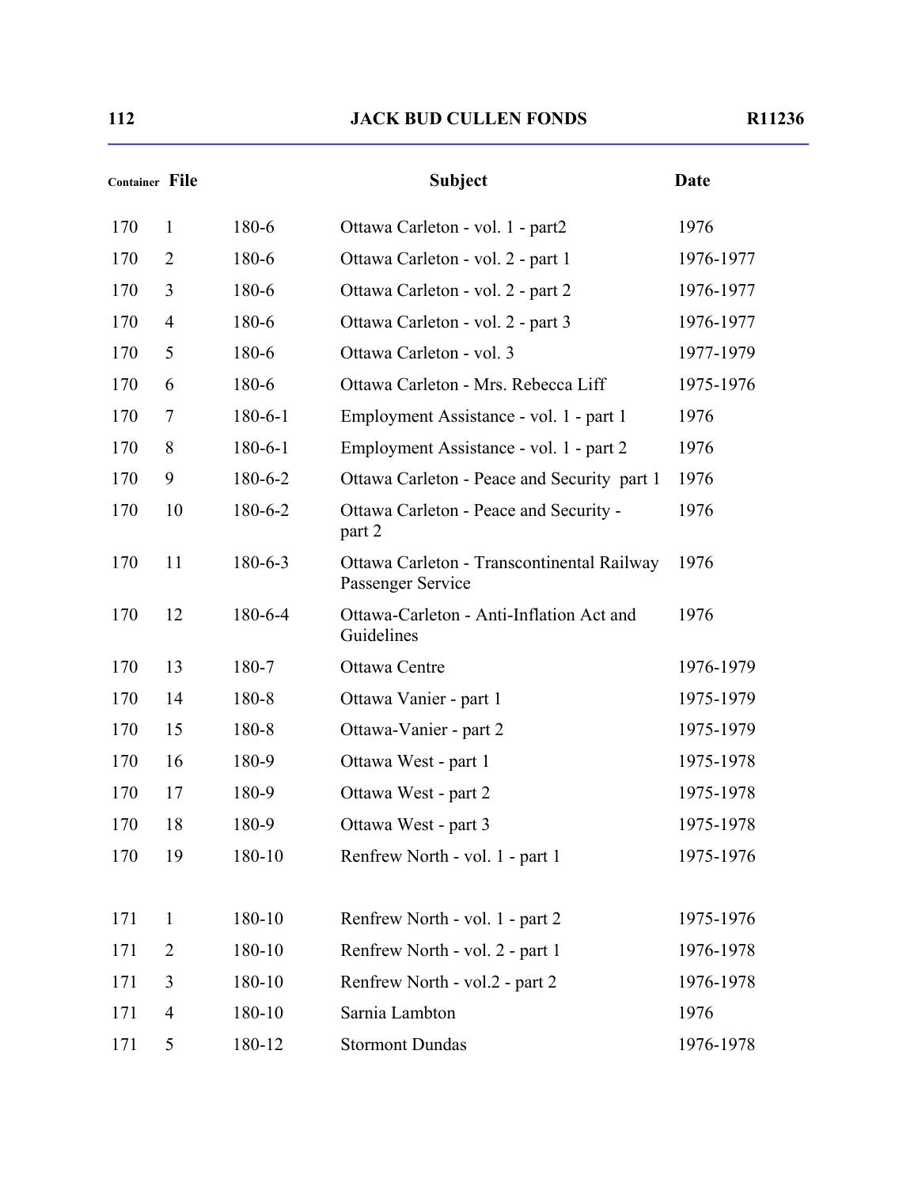| Container | File | | Subject | Date |
|---|---|---|---|---|
| 170 | 1 | 180-6 | Ottawa Carleton - vol. 1 - part2 | 1976 |
| 170 | 2 | 180-6 | Ottawa Carleton - vol. 2 - part 1 | 1976-1977 |
| 170 | 3 | 180-6 | Ottawa Carleton - vol. 2 - part 2 | 1976-1977 |
| 170 | 4 | 180-6 | Ottawa Carleton - vol. 2 - part 3 | 1976-1977 |
| 170 | 5 | 180-6 | Ottawa Carleton - vol. 3 | 1977-1979 |
| 170 | 6 | 180-6 | Ottawa Carleton - Mrs. Rebecca Liff | 1975-1976 |
| 170 | 7 | 180-6-1 | Employment Assistance - vol. 1 - part 1 | 1976 |
| 170 | 8 | 180-6-1 | Employment Assistance - vol. 1 - part 2 | 1976 |
| 170 | 9 | 180-6-2 | Ottawa Carleton - Peace and Security part 1 | 1976 |
| 170 | 10 | 180-6-2 | Ottawa Carleton - Peace and Security - part 2 | 1976 |
| 170 | 11 | 180-6-3 | Ottawa Carleton - Transcontinental Railway Passenger Service | 1976 |
| 170 | 12 | 180-6-4 | Ottawa-Carleton - Anti-Inflation Act and Guidelines | 1976 |
| 170 | 13 | 180-7 | Ottawa Centre | 1976-1979 |
| 170 | 14 | 180-8 | Ottawa Vanier - part 1 | 1975-1979 |
| 170 | 15 | 180-8 | Ottawa-Vanier - part 2 | 1975-1979 |
| 170 | 16 | 180-9 | Ottawa West - part 1 | 1975-1978 |
| 170 | 17 | 180-9 | Ottawa West - part 2 | 1975-1978 |
| 170 | 18 | 180-9 | Ottawa West - part 3 | 1975-1978 |
| 170 | 19 | 180-10 | Renfrew North - vol. 1 - part 1 | 1975-1976 |
| 171 | 1 | 180-10 | Renfrew North - vol. 1 - part 2 | 1975-1976 |
| 171 | 2 | 180-10 | Renfrew North - vol. 2 - part 1 | 1976-1978 |
| 171 | 3 | 180-10 | Renfrew North - vol.2 - part 2 | 1976-1978 |
| 171 | 4 | 180-10 | Sarnia Lambton | 1976 |
| 171 | 5 | 180-12 | Stormont Dundas | 1976-1978 |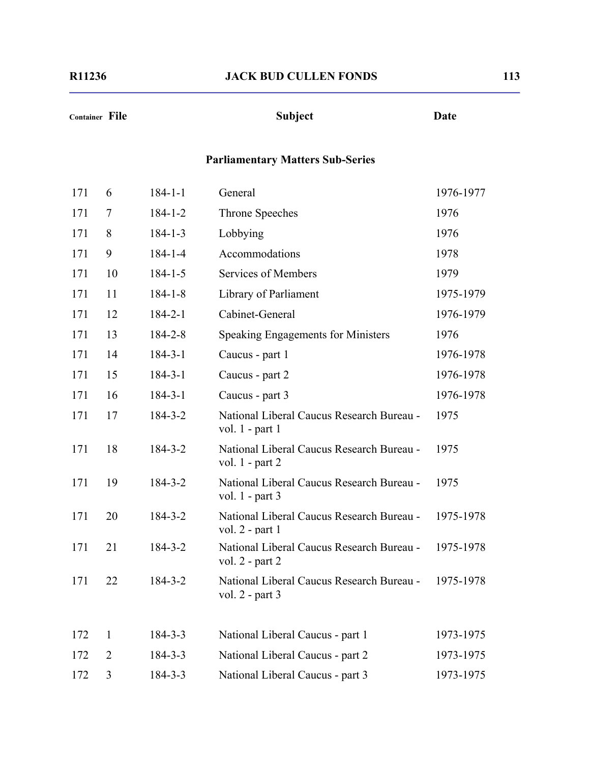| Container | File | | Subject | Date |
|---|---|---|---|---|

## Parliamentary Matters Sub-Series

| Container | File | | Subject | Date |
|---|---|---|---|---|
| 171 | 6 | 184-1-1 | General | 1976-1977 |
| 171 | 7 | 184-1-2 | Throne Speeches | 1976 |
| 171 | 8 | 184-1-3 | Lobbying | 1976 |
| 171 | 9 | 184-1-4 | Accommodations | 1978 |
| 171 | 10 | 184-1-5 | Services of Members | 1979 |
| 171 | 11 | 184-1-8 | Library of Parliament | 1975-1979 |
| 171 | 12 | 184-2-1 | Cabinet-General | 1976-1979 |
| 171 | 13 | 184-2-8 | Speaking Engagements for Ministers | 1976 |
| 171 | 14 | 184-3-1 | Caucus - part 1 | 1976-1978 |
| 171 | 15 | 184-3-1 | Caucus - part 2 | 1976-1978 |
| 171 | 16 | 184-3-1 | Caucus - part 3 | 1976-1978 |
| 171 | 17 | 184-3-2 | National Liberal Caucus Research Bureau - vol. 1 - part 1 | 1975 |
| 171 | 18 | 184-3-2 | National Liberal Caucus Research Bureau - vol. 1 - part 2 | 1975 |
| 171 | 19 | 184-3-2 | National Liberal Caucus Research Bureau - vol. 1 - part 3 | 1975 |
| 171 | 20 | 184-3-2 | National Liberal Caucus Research Bureau - vol. 2 - part 1 | 1975-1978 |
| 171 | 21 | 184-3-2 | National Liberal Caucus Research Bureau - vol. 2 - part 2 | 1975-1978 |
| 171 | 22 | 184-3-2 | National Liberal Caucus Research Bureau - vol. 2 - part 3 | 1975-1978 |
| 172 | 1 | 184-3-3 | National Liberal Caucus - part 1 | 1973-1975 |
| 172 | 2 | 184-3-3 | National Liberal Caucus - part 2 | 1973-1975 |
| 172 | 3 | 184-3-3 | National Liberal Caucus - part 3 | 1973-1975 |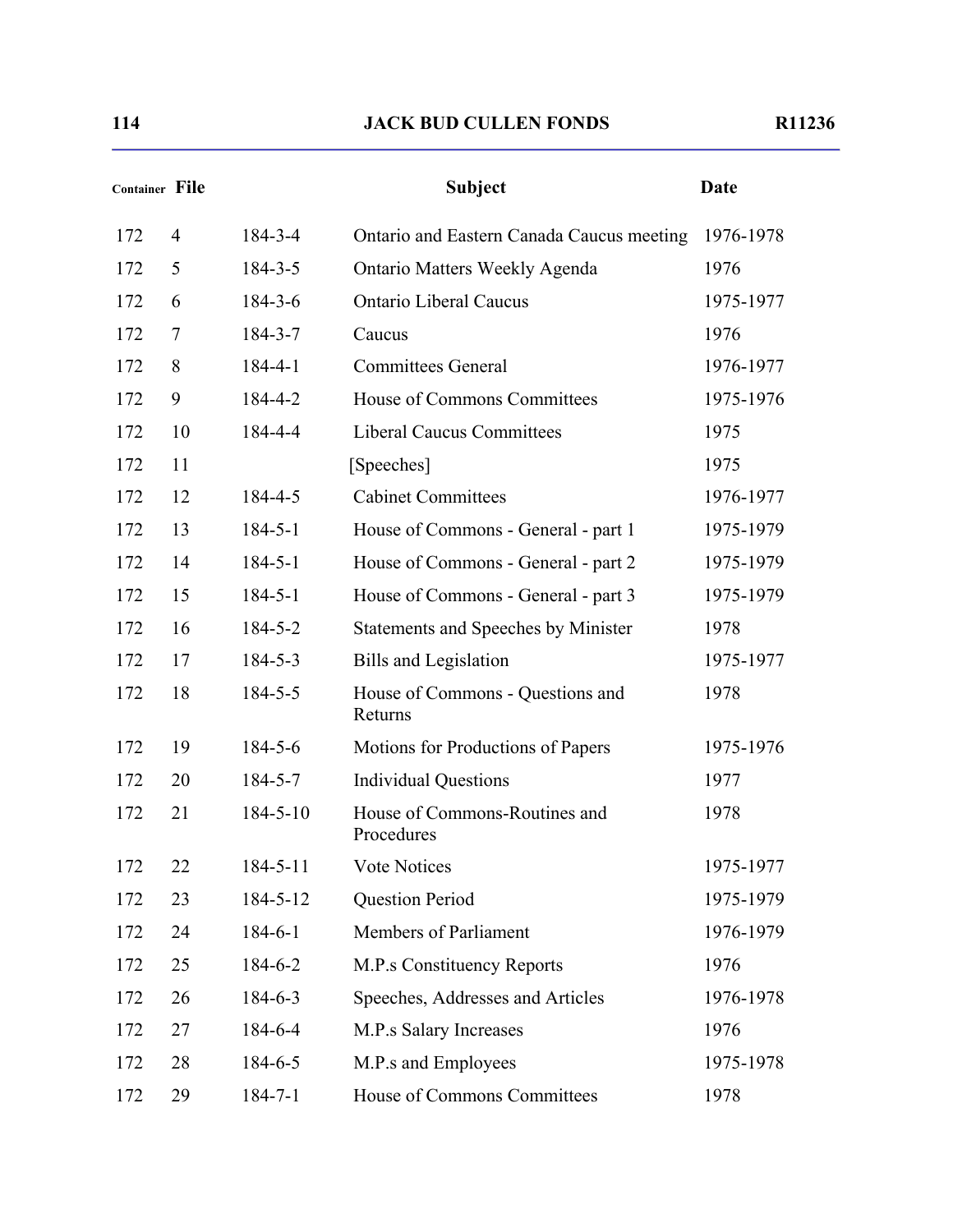| Container | File | | Subject | Date |
|---|---|---|---|---|
| 172 | 4 | 184-3-4 | Ontario and Eastern Canada Caucus meeting | 1976-1978 |
| 172 | 5 | 184-3-5 | Ontario Matters Weekly Agenda | 1976 |
| 172 | 6 | 184-3-6 | Ontario Liberal Caucus | 1975-1977 |
| 172 | 7 | 184-3-7 | Caucus | 1976 |
| 172 | 8 | 184-4-1 | Committees General | 1976-1977 |
| 172 | 9 | 184-4-2 | House of Commons Committees | 1975-1976 |
| 172 | 10 | 184-4-4 | Liberal Caucus Committees | 1975 |
| 172 | 11 | | [Speeches] | 1975 |
| 172 | 12 | 184-4-5 | Cabinet Committees | 1976-1977 |
| 172 | 13 | 184-5-1 | House of Commons - General - part 1 | 1975-1979 |
| 172 | 14 | 184-5-1 | House of Commons - General - part 2 | 1975-1979 |
| 172 | 15 | 184-5-1 | House of Commons - General - part 3 | 1975-1979 |
| 172 | 16 | 184-5-2 | Statements and Speeches by Minister | 1978 |
| 172 | 17 | 184-5-3 | Bills and Legislation | 1975-1977 |
| 172 | 18 | 184-5-5 | House of Commons - Questions and Returns | 1978 |
| 172 | 19 | 184-5-6 | Motions for Productions of Papers | 1975-1976 |
| 172 | 20 | 184-5-7 | Individual Questions | 1977 |
| 172 | 21 | 184-5-10 | House of Commons-Routines and Procedures | 1978 |
| 172 | 22 | 184-5-11 | Vote Notices | 1975-1977 |
| 172 | 23 | 184-5-12 | Question Period | 1975-1979 |
| 172 | 24 | 184-6-1 | Members of Parliament | 1976-1979 |
| 172 | 25 | 184-6-2 | M.P.s Constituency Reports | 1976 |
| 172 | 26 | 184-6-3 | Speeches, Addresses and Articles | 1976-1978 |
| 172 | 27 | 184-6-4 | M.P.s Salary Increases | 1976 |
| 172 | 28 | 184-6-5 | M.P.s and Employees | 1975-1978 |
| 172 | 29 | 184-7-1 | House of Commons Committees | 1978 |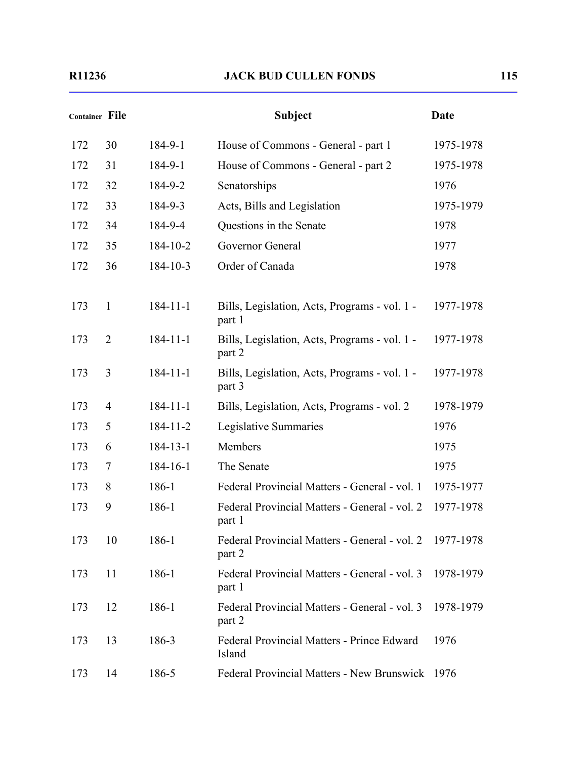| Container | File | | Subject | Date |
|---|---|---|---|---|
| 172 | 30 | 184-9-1 | House of Commons - General - part 1 | 1975-1978 |
| 172 | 31 | 184-9-1 | House of Commons - General - part 2 | 1975-1978 |
| 172 | 32 | 184-9-2 | Senatorships | 1976 |
| 172 | 33 | 184-9-3 | Acts, Bills and Legislation | 1975-1979 |
| 172 | 34 | 184-9-4 | Questions in the Senate | 1978 |
| 172 | 35 | 184-10-2 | Governor General | 1977 |
| 172 | 36 | 184-10-3 | Order of Canada | 1978 |
| 173 | 1 | 184-11-1 | Bills, Legislation, Acts, Programs - vol. 1 - part 1 | 1977-1978 |
| 173 | 2 | 184-11-1 | Bills, Legislation, Acts, Programs - vol. 1 - part 2 | 1977-1978 |
| 173 | 3 | 184-11-1 | Bills, Legislation, Acts, Programs - vol. 1 - part 3 | 1977-1978 |
| 173 | 4 | 184-11-1 | Bills, Legislation, Acts, Programs - vol. 2 | 1978-1979 |
| 173 | 5 | 184-11-2 | Legislative Summaries | 1976 |
| 173 | 6 | 184-13-1 | Members | 1975 |
| 173 | 7 | 184-16-1 | The Senate | 1975 |
| 173 | 8 | 186-1 | Federal Provincial Matters - General - vol. 1 | 1975-1977 |
| 173 | 9 | 186-1 | Federal Provincial Matters - General - vol. 2 part 1 | 1977-1978 |
| 173 | 10 | 186-1 | Federal Provincial Matters - General - vol. 2 part 2 | 1977-1978 |
| 173 | 11 | 186-1 | Federal Provincial Matters - General - vol. 3 part 1 | 1978-1979 |
| 173 | 12 | 186-1 | Federal Provincial Matters - General - vol. 3 part 2 | 1978-1979 |
| 173 | 13 | 186-3 | Federal Provincial Matters - Prince Edward Island | 1976 |
| 173 | 14 | 186-5 | Federal Provincial Matters - New Brunswick | 1976 |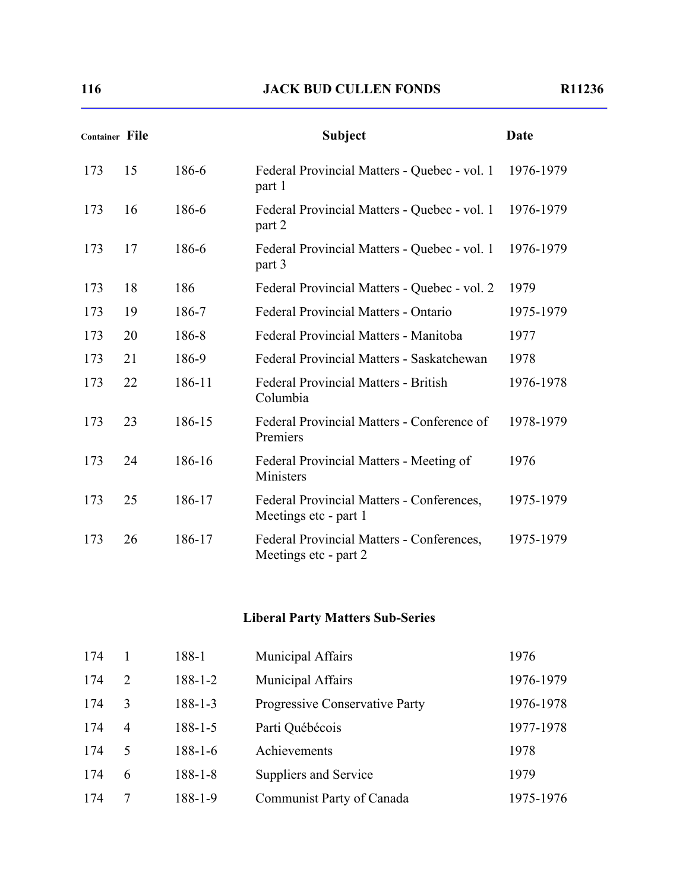| Container | File | | Subject | Date |
|---|---|---|---|---|
| 173 | 15 | 186-6 | Federal Provincial Matters - Quebec - vol. 1 part 1 | 1976-1979 |
| 173 | 16 | 186-6 | Federal Provincial Matters - Quebec - vol. 1 part 2 | 1976-1979 |
| 173 | 17 | 186-6 | Federal Provincial Matters - Quebec - vol. 1 part 3 | 1976-1979 |
| 173 | 18 | 186 | Federal Provincial Matters - Quebec - vol. 2 | 1979 |
| 173 | 19 | 186-7 | Federal Provincial Matters - Ontario | 1975-1979 |
| 173 | 20 | 186-8 | Federal Provincial Matters - Manitoba | 1977 |
| 173 | 21 | 186-9 | Federal Provincial Matters - Saskatchewan | 1978 |
| 173 | 22 | 186-11 | Federal Provincial Matters - British Columbia | 1976-1978 |
| 173 | 23 | 186-15 | Federal Provincial Matters - Conference of Premiers | 1978-1979 |
| 173 | 24 | 186-16 | Federal Provincial Matters - Meeting of Ministers | 1976 |
| 173 | 25 | 186-17 | Federal Provincial Matters - Conferences, Meetings etc - part 1 | 1975-1979 |
| 173 | 26 | 186-17 | Federal Provincial Matters - Conferences, Meetings etc - part 2 | 1975-1979 |

## Liberal Party Matters Sub-Series

| Container | File | | Subject | Date |
|---|---|---|---|---|
| 174 | 1 | 188-1 | Municipal Affairs | 1976 |
| 174 | 2 | 188-1-2 | Municipal Affairs | 1976-1979 |
| 174 | 3 | 188-1-3 | Progressive Conservative Party | 1976-1978 |
| 174 | 4 | 188-1-5 | Parti Québécois | 1977-1978 |
| 174 | 5 | 188-1-6 | Achievements | 1978 |
| 174 | 6 | 188-1-8 | Suppliers and Service | 1979 |
| 174 | 7 | 188-1-9 | Communist Party of Canada | 1975-1976 |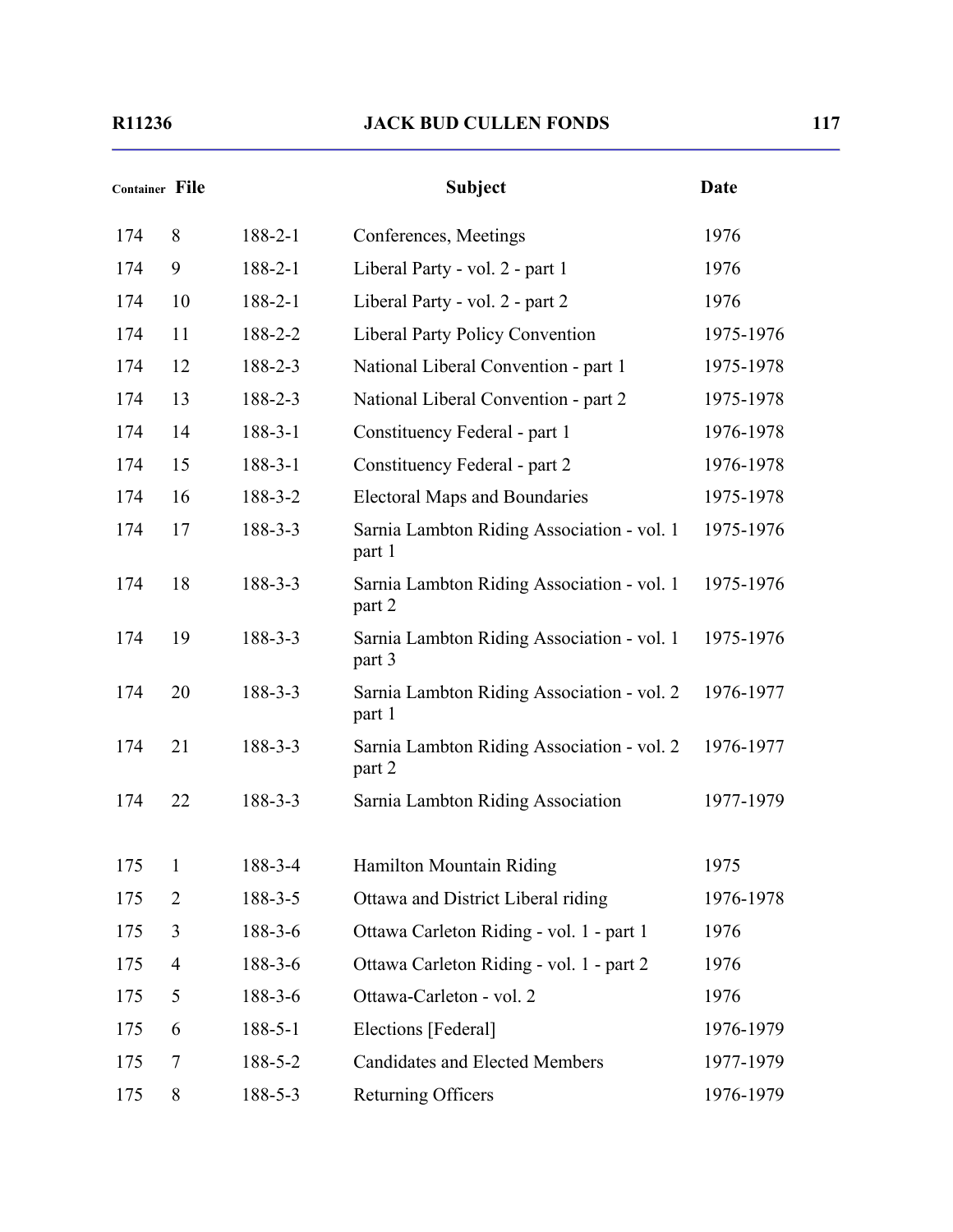| Container | File | | Subject | Date |
|---|---|---|---|---|
| 174 | 8 | 188-2-1 | Conferences, Meetings | 1976 |
| 174 | 9 | 188-2-1 | Liberal Party - vol. 2 - part 1 | 1976 |
| 174 | 10 | 188-2-1 | Liberal Party - vol. 2 - part 2 | 1976 |
| 174 | 11 | 188-2-2 | Liberal Party Policy Convention | 1975-1976 |
| 174 | 12 | 188-2-3 | National Liberal Convention - part 1 | 1975-1978 |
| 174 | 13 | 188-2-3 | National Liberal Convention - part 2 | 1975-1978 |
| 174 | 14 | 188-3-1 | Constituency Federal - part 1 | 1976-1978 |
| 174 | 15 | 188-3-1 | Constituency Federal - part 2 | 1976-1978 |
| 174 | 16 | 188-3-2 | Electoral Maps and Boundaries | 1975-1978 |
| 174 | 17 | 188-3-3 | Sarnia Lambton Riding Association - vol. 1 part 1 | 1975-1976 |
| 174 | 18 | 188-3-3 | Sarnia Lambton Riding Association - vol. 1 part 2 | 1975-1976 |
| 174 | 19 | 188-3-3 | Sarnia Lambton Riding Association - vol. 1 part 3 | 1975-1976 |
| 174 | 20 | 188-3-3 | Sarnia Lambton Riding Association - vol. 2 part 1 | 1976-1977 |
| 174 | 21 | 188-3-3 | Sarnia Lambton Riding Association - vol. 2 part 2 | 1976-1977 |
| 174 | 22 | 188-3-3 | Sarnia Lambton Riding Association | 1977-1979 |
| 175 | 1 | 188-3-4 | Hamilton Mountain Riding | 1975 |
| 175 | 2 | 188-3-5 | Ottawa and District Liberal riding | 1976-1978 |
| 175 | 3 | 188-3-6 | Ottawa Carleton Riding - vol. 1 - part 1 | 1976 |
| 175 | 4 | 188-3-6 | Ottawa Carleton Riding - vol. 1 - part 2 | 1976 |
| 175 | 5 | 188-3-6 | Ottawa-Carleton - vol. 2 | 1976 |
| 175 | 6 | 188-5-1 | Elections [Federal] | 1976-1979 |
| 175 | 7 | 188-5-2 | Candidates and Elected Members | 1977-1979 |
| 175 | 8 | 188-5-3 | Returning Officers | 1976-1979 |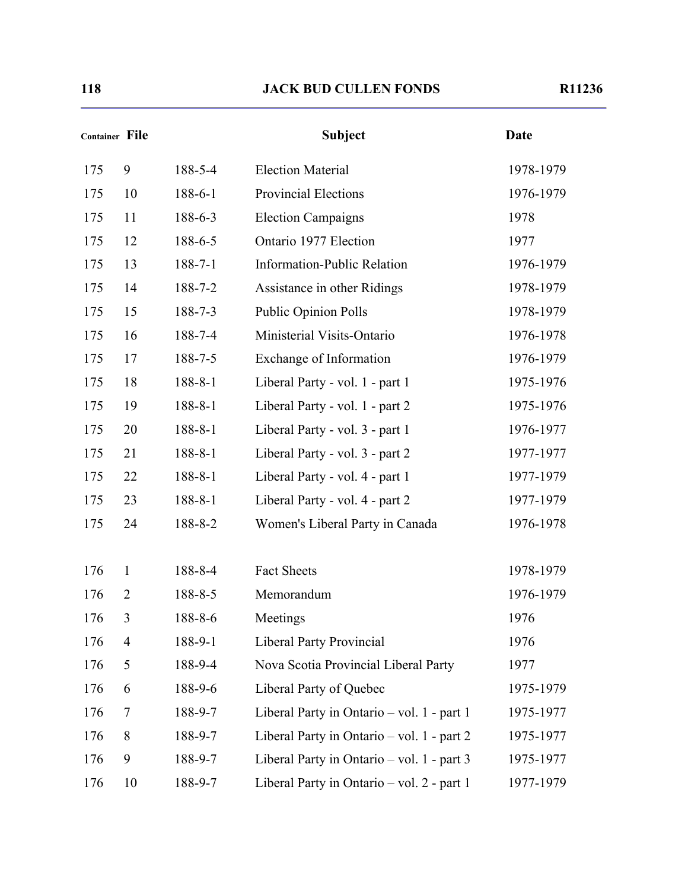| Container | File | | Subject | Date |
|---|---|---|---|---|
| 175 | 9 | 188-5-4 | Election Material | 1978-1979 |
| 175 | 10 | 188-6-1 | Provincial Elections | 1976-1979 |
| 175 | 11 | 188-6-3 | Election Campaigns | 1978 |
| 175 | 12 | 188-6-5 | Ontario 1977 Election | 1977 |
| 175 | 13 | 188-7-1 | Information-Public Relation | 1976-1979 |
| 175 | 14 | 188-7-2 | Assistance in other Ridings | 1978-1979 |
| 175 | 15 | 188-7-3 | Public Opinion Polls | 1978-1979 |
| 175 | 16 | 188-7-4 | Ministerial Visits-Ontario | 1976-1978 |
| 175 | 17 | 188-7-5 | Exchange of Information | 1976-1979 |
| 175 | 18 | 188-8-1 | Liberal Party - vol. 1 - part 1 | 1975-1976 |
| 175 | 19 | 188-8-1 | Liberal Party - vol. 1 - part 2 | 1975-1976 |
| 175 | 20 | 188-8-1 | Liberal Party - vol. 3 - part 1 | 1976-1977 |
| 175 | 21 | 188-8-1 | Liberal Party - vol. 3 - part 2 | 1977-1977 |
| 175 | 22 | 188-8-1 | Liberal Party - vol. 4 - part 1 | 1977-1979 |
| 175 | 23 | 188-8-1 | Liberal Party - vol. 4 - part 2 | 1977-1979 |
| 175 | 24 | 188-8-2 | Women's Liberal Party in Canada | 1976-1978 |
| 176 | 1 | 188-8-4 | Fact Sheets | 1978-1979 |
| 176 | 2 | 188-8-5 | Memorandum | 1976-1979 |
| 176 | 3 | 188-8-6 | Meetings | 1976 |
| 176 | 4 | 188-9-1 | Liberal Party Provincial | 1976 |
| 176 | 5 | 188-9-4 | Nova Scotia Provincial Liberal Party | 1977 |
| 176 | 6 | 188-9-6 | Liberal Party of Quebec | 1975-1979 |
| 176 | 7 | 188-9-7 | Liberal Party in Ontario – vol. 1 - part 1 | 1975-1977 |
| 176 | 8 | 188-9-7 | Liberal Party in Ontario – vol. 1 - part 2 | 1975-1977 |
| 176 | 9 | 188-9-7 | Liberal Party in Ontario – vol. 1 - part 3 | 1975-1977 |
| 176 | 10 | 188-9-7 | Liberal Party in Ontario – vol. 2 - part 1 | 1977-1979 |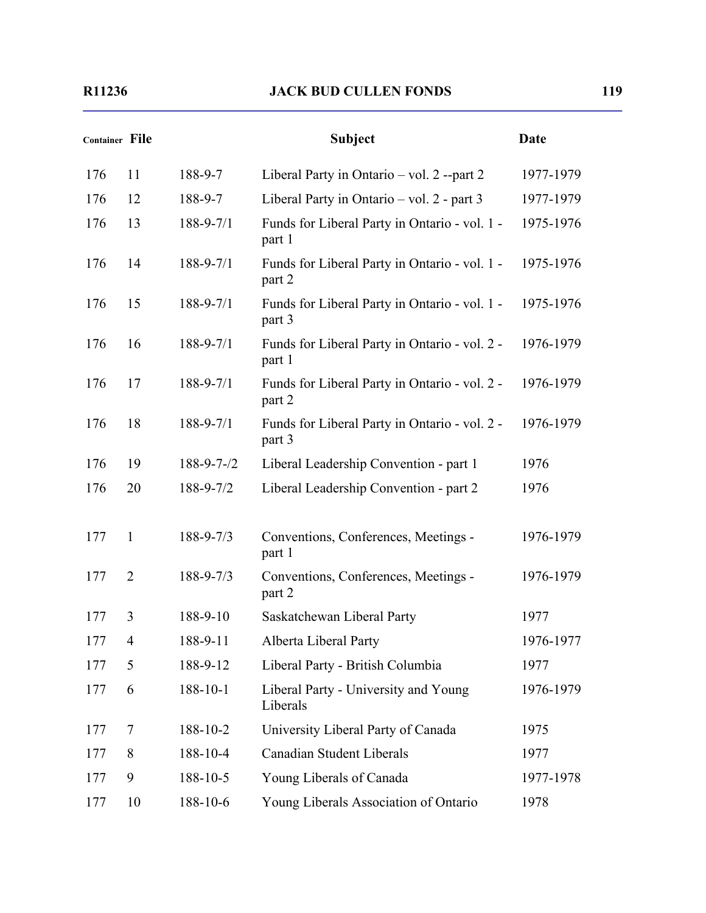| Container | File | | Subject | Date |
|---|---|---|---|---|
| 176 | 11 | 188-9-7 | Liberal Party in Ontario – vol. 2 --part 2 | 1977-1979 |
| 176 | 12 | 188-9-7 | Liberal Party in Ontario – vol. 2 - part 3 | 1977-1979 |
| 176 | 13 | 188-9-7/1 | Funds for Liberal Party in Ontario - vol. 1 - part 1 | 1975-1976 |
| 176 | 14 | 188-9-7/1 | Funds for Liberal Party in Ontario - vol. 1 - part 2 | 1975-1976 |
| 176 | 15 | 188-9-7/1 | Funds for Liberal Party in Ontario - vol. 1 - part 3 | 1975-1976 |
| 176 | 16 | 188-9-7/1 | Funds for Liberal Party in Ontario - vol. 2 - part 1 | 1976-1979 |
| 176 | 17 | 188-9-7/1 | Funds for Liberal Party in Ontario - vol. 2 - part 2 | 1976-1979 |
| 176 | 18 | 188-9-7/1 | Funds for Liberal Party in Ontario - vol. 2 - part 3 | 1976-1979 |
| 176 | 19 | 188-9-7-/2 | Liberal Leadership Convention - part 1 | 1976 |
| 176 | 20 | 188-9-7/2 | Liberal Leadership Convention - part 2 | 1976 |
| 177 | 1 | 188-9-7/3 | Conventions, Conferences, Meetings - part 1 | 1976-1979 |
| 177 | 2 | 188-9-7/3 | Conventions, Conferences, Meetings - part 2 | 1976-1979 |
| 177 | 3 | 188-9-10 | Saskatchewan Liberal Party | 1977 |
| 177 | 4 | 188-9-11 | Alberta Liberal Party | 1976-1977 |
| 177 | 5 | 188-9-12 | Liberal Party - British Columbia | 1977 |
| 177 | 6 | 188-10-1 | Liberal Party - University and Young Liberals | 1976-1979 |
| 177 | 7 | 188-10-2 | University Liberal Party of Canada | 1975 |
| 177 | 8 | 188-10-4 | Canadian Student Liberals | 1977 |
| 177 | 9 | 188-10-5 | Young Liberals of Canada | 1977-1978 |
| 177 | 10 | 188-10-6 | Young Liberals Association of Ontario | 1978 |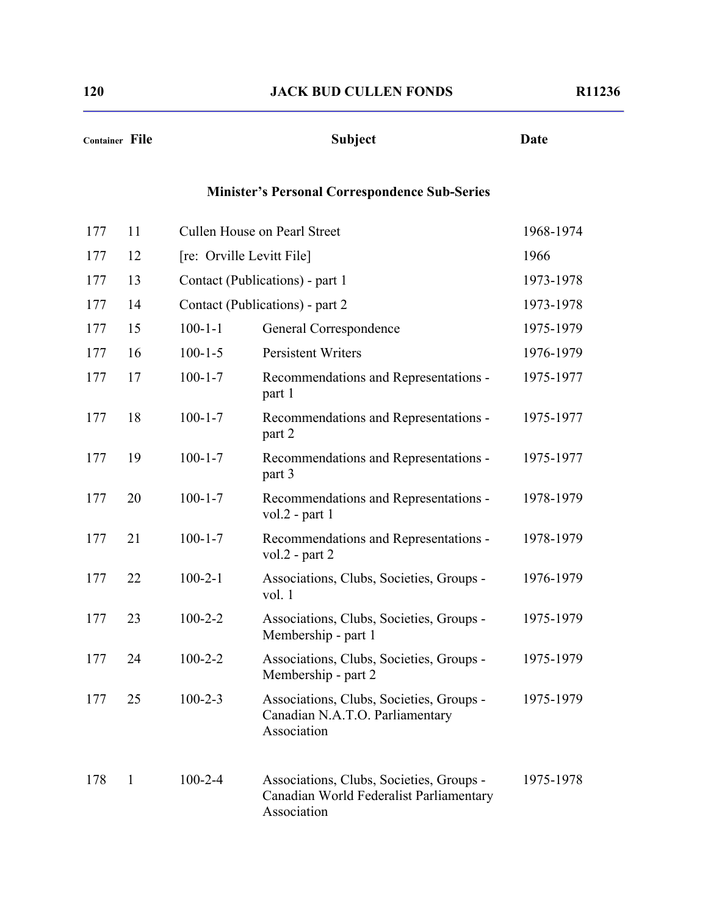| Container | File | Subject | | Date |
|---|---|---|---|---|

## Minister's Personal Correspondence Sub-Series

| Container | File | Subject | | Date |
|---|---|---|---|---|
| 177 | 11 | Cullen House on Pearl Street | | 1968-1974 |
| 177 | 12 | [re: Orville Levitt File] | | 1966 |
| 177 | 13 | Contact (Publications) - part 1 | | 1973-1978 |
| 177 | 14 | Contact (Publications) - part 2 | | 1973-1978 |
| 177 | 15 | 100-1-1 | General Correspondence | 1975-1979 |
| 177 | 16 | 100-1-5 | Persistent Writers | 1976-1979 |
| 177 | 17 | 100-1-7 | Recommendations and Representations - part 1 | 1975-1977 |
| 177 | 18 | 100-1-7 | Recommendations and Representations - part 2 | 1975-1977 |
| 177 | 19 | 100-1-7 | Recommendations and Representations - part 3 | 1975-1977 |
| 177 | 20 | 100-1-7 | Recommendations and Representations - vol.2 - part 1 | 1978-1979 |
| 177 | 21 | 100-1-7 | Recommendations and Representations - vol.2 - part 2 | 1978-1979 |
| 177 | 22 | 100-2-1 | Associations, Clubs, Societies, Groups - vol. 1 | 1976-1979 |
| 177 | 23 | 100-2-2 | Associations, Clubs, Societies, Groups - Membership - part 1 | 1975-1979 |
| 177 | 24 | 100-2-2 | Associations, Clubs, Societies, Groups - Membership - part 2 | 1975-1979 |
| 177 | 25 | 100-2-3 | Associations, Clubs, Societies, Groups - Canadian N.A.T.O. Parliamentary Association | 1975-1979 |
| 178 | 1 | 100-2-4 | Associations, Clubs, Societies, Groups - Canadian World Federalist Parliamentary Association | 1975-1978 |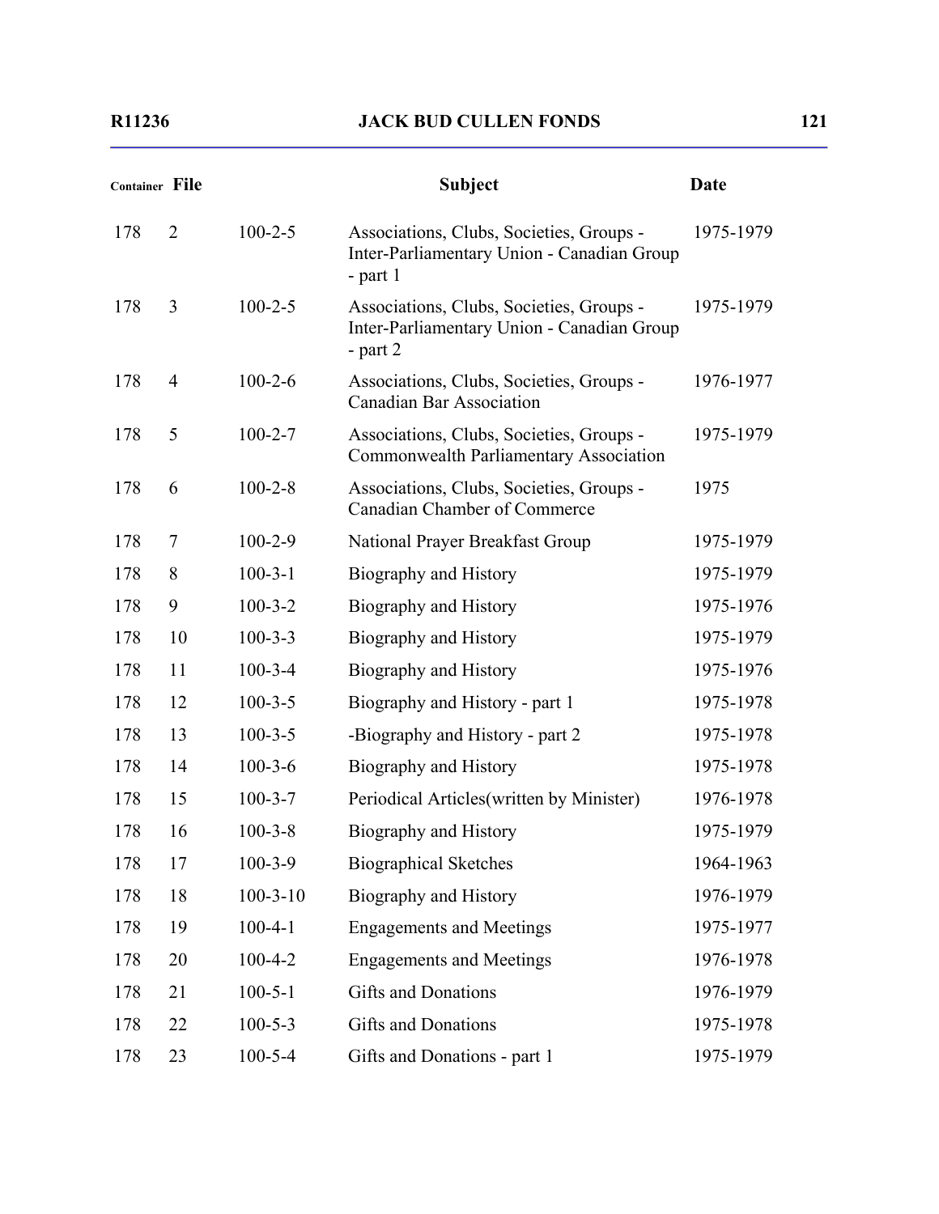| Container | File | | Subject | Date |
|---|---|---|---|---|
| 178 | 2 | 100-2-5 | Associations, Clubs, Societies, Groups - Inter-Parliamentary Union - Canadian Group - part 1 | 1975-1979 |
| 178 | 3 | 100-2-5 | Associations, Clubs, Societies, Groups - Inter-Parliamentary Union - Canadian Group - part 2 | 1975-1979 |
| 178 | 4 | 100-2-6 | Associations, Clubs, Societies, Groups - Canadian Bar Association | 1976-1977 |
| 178 | 5 | 100-2-7 | Associations, Clubs, Societies, Groups - Commonwealth Parliamentary Association | 1975-1979 |
| 178 | 6 | 100-2-8 | Associations, Clubs, Societies, Groups - Canadian Chamber of Commerce | 1975 |
| 178 | 7 | 100-2-9 | National Prayer Breakfast Group | 1975-1979 |
| 178 | 8 | 100-3-1 | Biography and History | 1975-1979 |
| 178 | 9 | 100-3-2 | Biography and History | 1975-1976 |
| 178 | 10 | 100-3-3 | Biography and History | 1975-1979 |
| 178 | 11 | 100-3-4 | Biography and History | 1975-1976 |
| 178 | 12 | 100-3-5 | Biography and History - part 1 | 1975-1978 |
| 178 | 13 | 100-3-5 | -Biography and History - part 2 | 1975-1978 |
| 178 | 14 | 100-3-6 | Biography and History | 1975-1978 |
| 178 | 15 | 100-3-7 | Periodical Articles(written by Minister) | 1976-1978 |
| 178 | 16 | 100-3-8 | Biography and History | 1975-1979 |
| 178 | 17 | 100-3-9 | Biographical Sketches | 1964-1963 |
| 178 | 18 | 100-3-10 | Biography and History | 1976-1979 |
| 178 | 19 | 100-4-1 | Engagements and Meetings | 1975-1977 |
| 178 | 20 | 100-4-2 | Engagements and Meetings | 1976-1978 |
| 178 | 21 | 100-5-1 | Gifts and Donations | 1976-1979 |
| 178 | 22 | 100-5-3 | Gifts and Donations | 1975-1978 |
| 178 | 23 | 100-5-4 | Gifts and Donations - part 1 | 1975-1979 |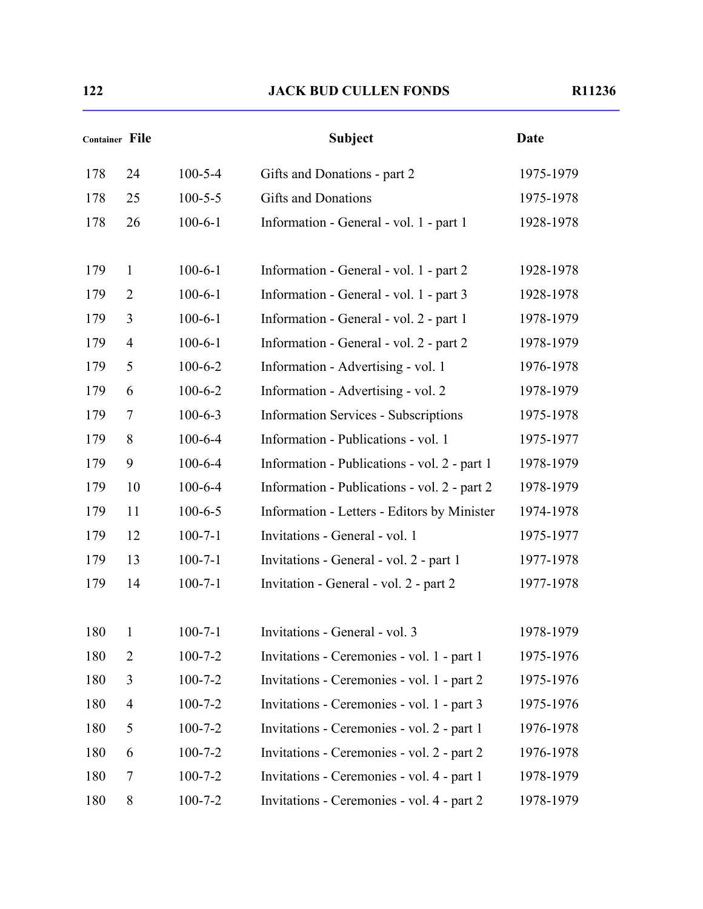| Container | File | | Subject | Date |
|---|---|---|---|---|
| 178 | 24 | 100-5-4 | Gifts and Donations - part 2 | 1975-1979 |
| 178 | 25 | 100-5-5 | Gifts and Donations | 1975-1978 |
| 178 | 26 | 100-6-1 | Information - General - vol. 1 - part 1 | 1928-1978 |
| 179 | 1 | 100-6-1 | Information - General - vol. 1 - part 2 | 1928-1978 |
| 179 | 2 | 100-6-1 | Information - General - vol. 1 - part 3 | 1928-1978 |
| 179 | 3 | 100-6-1 | Information - General - vol. 2 - part 1 | 1978-1979 |
| 179 | 4 | 100-6-1 | Information - General - vol. 2 - part 2 | 1978-1979 |
| 179 | 5 | 100-6-2 | Information - Advertising - vol. 1 | 1976-1978 |
| 179 | 6 | 100-6-2 | Information - Advertising - vol. 2 | 1978-1979 |
| 179 | 7 | 100-6-3 | Information Services - Subscriptions | 1975-1978 |
| 179 | 8 | 100-6-4 | Information - Publications - vol. 1 | 1975-1977 |
| 179 | 9 | 100-6-4 | Information - Publications - vol. 2 - part 1 | 1978-1979 |
| 179 | 10 | 100-6-4 | Information - Publications - vol. 2 - part 2 | 1978-1979 |
| 179 | 11 | 100-6-5 | Information - Letters - Editors by Minister | 1974-1978 |
| 179 | 12 | 100-7-1 | Invitations - General - vol. 1 | 1975-1977 |
| 179 | 13 | 100-7-1 | Invitations - General - vol. 2 - part 1 | 1977-1978 |
| 179 | 14 | 100-7-1 | Invitation - General - vol. 2 - part 2 | 1977-1978 |
| 180 | 1 | 100-7-1 | Invitations - General - vol. 3 | 1978-1979 |
| 180 | 2 | 100-7-2 | Invitations - Ceremonies - vol. 1 - part 1 | 1975-1976 |
| 180 | 3 | 100-7-2 | Invitations - Ceremonies - vol. 1 - part 2 | 1975-1976 |
| 180 | 4 | 100-7-2 | Invitations - Ceremonies - vol. 1 - part 3 | 1975-1976 |
| 180 | 5 | 100-7-2 | Invitations - Ceremonies - vol. 2 - part 1 | 1976-1978 |
| 180 | 6 | 100-7-2 | Invitations - Ceremonies - vol. 2 - part 2 | 1976-1978 |
| 180 | 7 | 100-7-2 | Invitations - Ceremonies - vol. 4 - part 1 | 1978-1979 |
| 180 | 8 | 100-7-2 | Invitations - Ceremonies - vol. 4 - part 2 | 1978-1979 |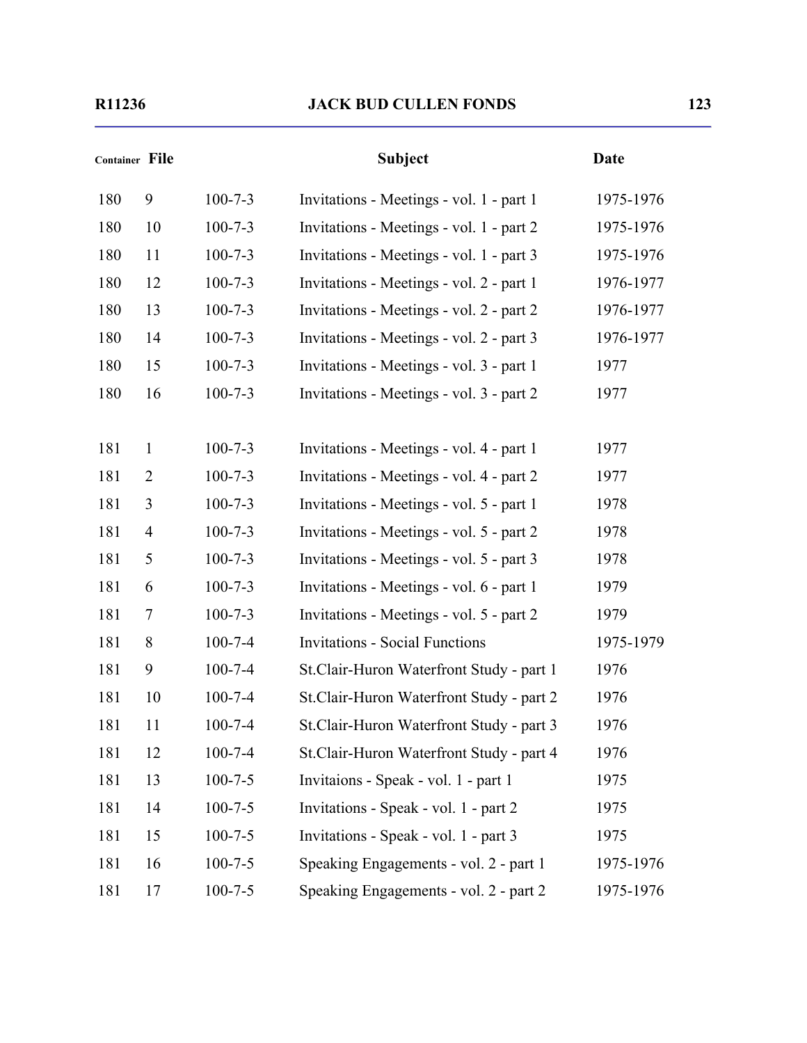| Container | File | | Subject | Date |
|---|---|---|---|---|
| 180 | 9 | 100-7-3 | Invitations - Meetings - vol. 1 - part 1 | 1975-1976 |
| 180 | 10 | 100-7-3 | Invitations - Meetings - vol. 1 - part 2 | 1975-1976 |
| 180 | 11 | 100-7-3 | Invitations - Meetings - vol. 1 - part 3 | 1975-1976 |
| 180 | 12 | 100-7-3 | Invitations - Meetings - vol. 2 - part 1 | 1976-1977 |
| 180 | 13 | 100-7-3 | Invitations - Meetings - vol. 2 - part 2 | 1976-1977 |
| 180 | 14 | 100-7-3 | Invitations - Meetings - vol. 2 - part 3 | 1976-1977 |
| 180 | 15 | 100-7-3 | Invitations - Meetings - vol. 3 - part 1 | 1977 |
| 180 | 16 | 100-7-3 | Invitations - Meetings - vol. 3 - part 2 | 1977 |
| 181 | 1 | 100-7-3 | Invitations - Meetings - vol. 4 - part 1 | 1977 |
| 181 | 2 | 100-7-3 | Invitations - Meetings - vol. 4 - part 2 | 1977 |
| 181 | 3 | 100-7-3 | Invitations - Meetings - vol. 5 - part 1 | 1978 |
| 181 | 4 | 100-7-3 | Invitations - Meetings - vol. 5 - part 2 | 1978 |
| 181 | 5 | 100-7-3 | Invitations - Meetings - vol. 5 - part 3 | 1978 |
| 181 | 6 | 100-7-3 | Invitations - Meetings - vol. 6 - part 1 | 1979 |
| 181 | 7 | 100-7-3 | Invitations - Meetings - vol. 5 - part 2 | 1979 |
| 181 | 8 | 100-7-4 | Invitations - Social Functions | 1975-1979 |
| 181 | 9 | 100-7-4 | St.Clair-Huron Waterfront Study - part 1 | 1976 |
| 181 | 10 | 100-7-4 | St.Clair-Huron Waterfront Study - part 2 | 1976 |
| 181 | 11 | 100-7-4 | St.Clair-Huron Waterfront Study - part 3 | 1976 |
| 181 | 12 | 100-7-4 | St.Clair-Huron Waterfront Study - part 4 | 1976 |
| 181 | 13 | 100-7-5 | Invitaions - Speak - vol. 1 - part 1 | 1975 |
| 181 | 14 | 100-7-5 | Invitations - Speak - vol. 1 - part 2 | 1975 |
| 181 | 15 | 100-7-5 | Invitations - Speak - vol. 1 - part 3 | 1975 |
| 181 | 16 | 100-7-5 | Speaking Engagements - vol. 2 - part 1 | 1975-1976 |
| 181 | 17 | 100-7-5 | Speaking Engagements - vol. 2 - part 2 | 1975-1976 |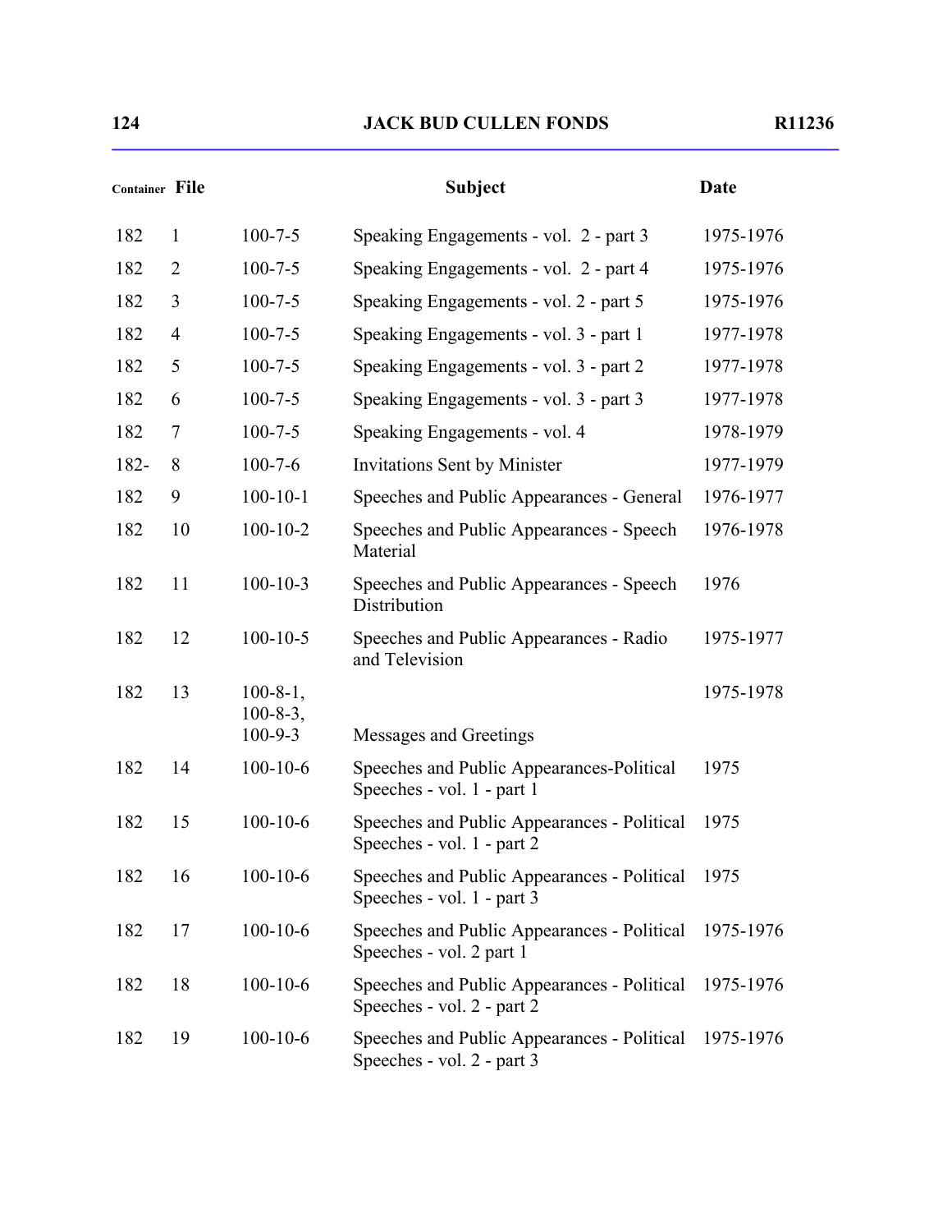| Container | File | | Subject | Date |
|---|---|---|---|---|
| 182 | 1 | 100-7-5 | Speaking Engagements - vol. 2 - part 3 | 1975-1976 |
| 182 | 2 | 100-7-5 | Speaking Engagements - vol. 2 - part 4 | 1975-1976 |
| 182 | 3 | 100-7-5 | Speaking Engagements - vol. 2 - part 5 | 1975-1976 |
| 182 | 4 | 100-7-5 | Speaking Engagements - vol. 3 - part 1 | 1977-1978 |
| 182 | 5 | 100-7-5 | Speaking Engagements - vol. 3 - part 2 | 1977-1978 |
| 182 | 6 | 100-7-5 | Speaking Engagements - vol. 3 - part 3 | 1977-1978 |
| 182 | 7 | 100-7-5 | Speaking Engagements - vol. 4 | 1978-1979 |
| 182- | 8 | 100-7-6 | Invitations Sent by Minister | 1977-1979 |
| 182 | 9 | 100-10-1 | Speeches and Public Appearances - General | 1976-1977 |
| 182 | 10 | 100-10-2 | Speeches and Public Appearances - Speech Material | 1976-1978 |
| 182 | 11 | 100-10-3 | Speeches and Public Appearances - Speech Distribution | 1976 |
| 182 | 12 | 100-10-5 | Speeches and Public Appearances - Radio and Television | 1975-1977 |
| 182 | 13 | 100-8-1, 100-8-3, 100-9-3 | Messages and Greetings | 1975-1978 |
| 182 | 14 | 100-10-6 | Speeches and Public Appearances-Political Speeches - vol. 1 - part 1 | 1975 |
| 182 | 15 | 100-10-6 | Speeches and Public Appearances - Political Speeches - vol. 1 - part 2 | 1975 |
| 182 | 16 | 100-10-6 | Speeches and Public Appearances - Political Speeches - vol. 1 - part 3 | 1975 |
| 182 | 17 | 100-10-6 | Speeches and Public Appearances - Political Speeches - vol. 2 part 1 | 1975-1976 |
| 182 | 18 | 100-10-6 | Speeches and Public Appearances - Political Speeches - vol. 2 - part 2 | 1975-1976 |
| 182 | 19 | 100-10-6 | Speeches and Public Appearances - Political Speeches - vol. 2 - part 3 | 1975-1976 |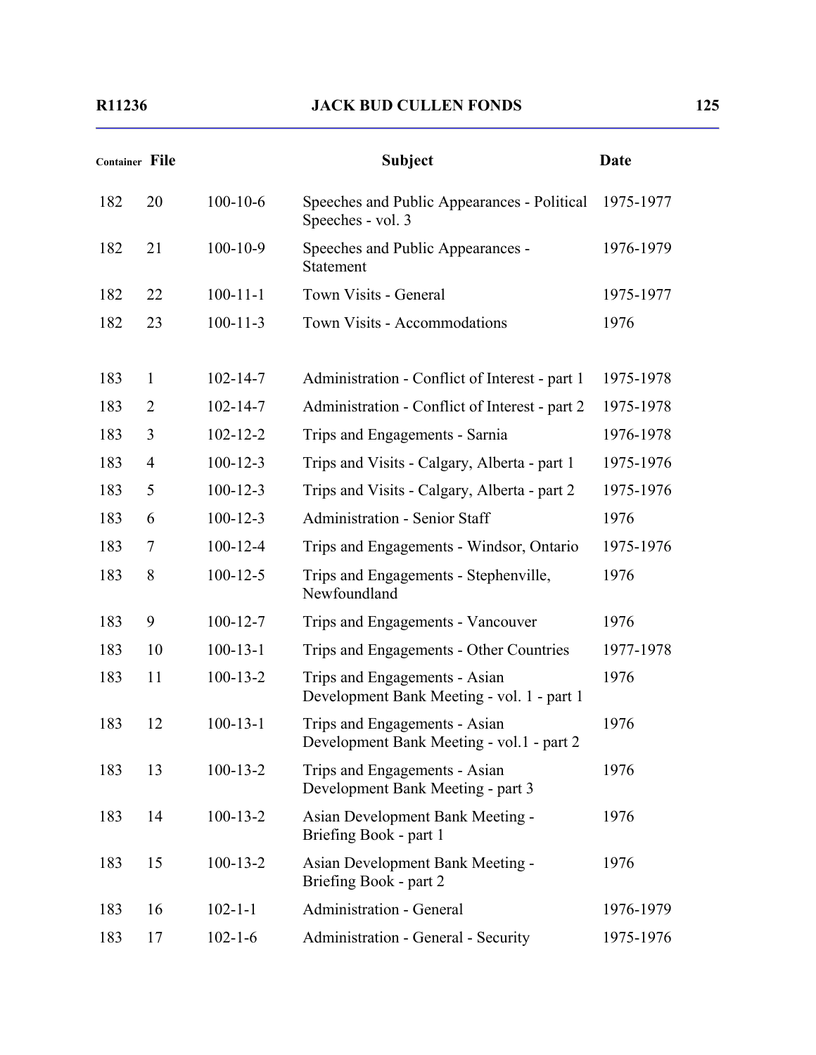| Container | File | | Subject | Date |
|---|---|---|---|---|
| 182 | 20 | 100-10-6 | Speeches and Public Appearances - Political Speeches - vol. 3 | 1975-1977 |
| 182 | 21 | 100-10-9 | Speeches and Public Appearances - Statement | 1976-1979 |
| 182 | 22 | 100-11-1 | Town Visits - General | 1975-1977 |
| 182 | 23 | 100-11-3 | Town Visits - Accommodations | 1976 |
| 183 | 1 | 102-14-7 | Administration - Conflict of Interest - part 1 | 1975-1978 |
| 183 | 2 | 102-14-7 | Administration - Conflict of Interest - part 2 | 1975-1978 |
| 183 | 3 | 102-12-2 | Trips and Engagements - Sarnia | 1976-1978 |
| 183 | 4 | 100-12-3 | Trips and Visits - Calgary, Alberta - part 1 | 1975-1976 |
| 183 | 5 | 100-12-3 | Trips and Visits - Calgary, Alberta - part 2 | 1975-1976 |
| 183 | 6 | 100-12-3 | Administration - Senior Staff | 1976 |
| 183 | 7 | 100-12-4 | Trips and Engagements - Windsor, Ontario | 1975-1976 |
| 183 | 8 | 100-12-5 | Trips and Engagements - Stephenville, Newfoundland | 1976 |
| 183 | 9 | 100-12-7 | Trips and Engagements - Vancouver | 1976 |
| 183 | 10 | 100-13-1 | Trips and Engagements - Other Countries | 1977-1978 |
| 183 | 11 | 100-13-2 | Trips and Engagements - Asian Development Bank Meeting - vol. 1 - part 1 | 1976 |
| 183 | 12 | 100-13-1 | Trips and Engagements - Asian Development Bank Meeting - vol.1 - part 2 | 1976 |
| 183 | 13 | 100-13-2 | Trips and Engagements - Asian Development Bank Meeting - part 3 | 1976 |
| 183 | 14 | 100-13-2 | Asian Development Bank Meeting - Briefing Book - part 1 | 1976 |
| 183 | 15 | 100-13-2 | Asian Development Bank Meeting - Briefing Book - part 2 | 1976 |
| 183 | 16 | 102-1-1 | Administration - General | 1976-1979 |
| 183 | 17 | 102-1-6 | Administration - General - Security | 1975-1976 |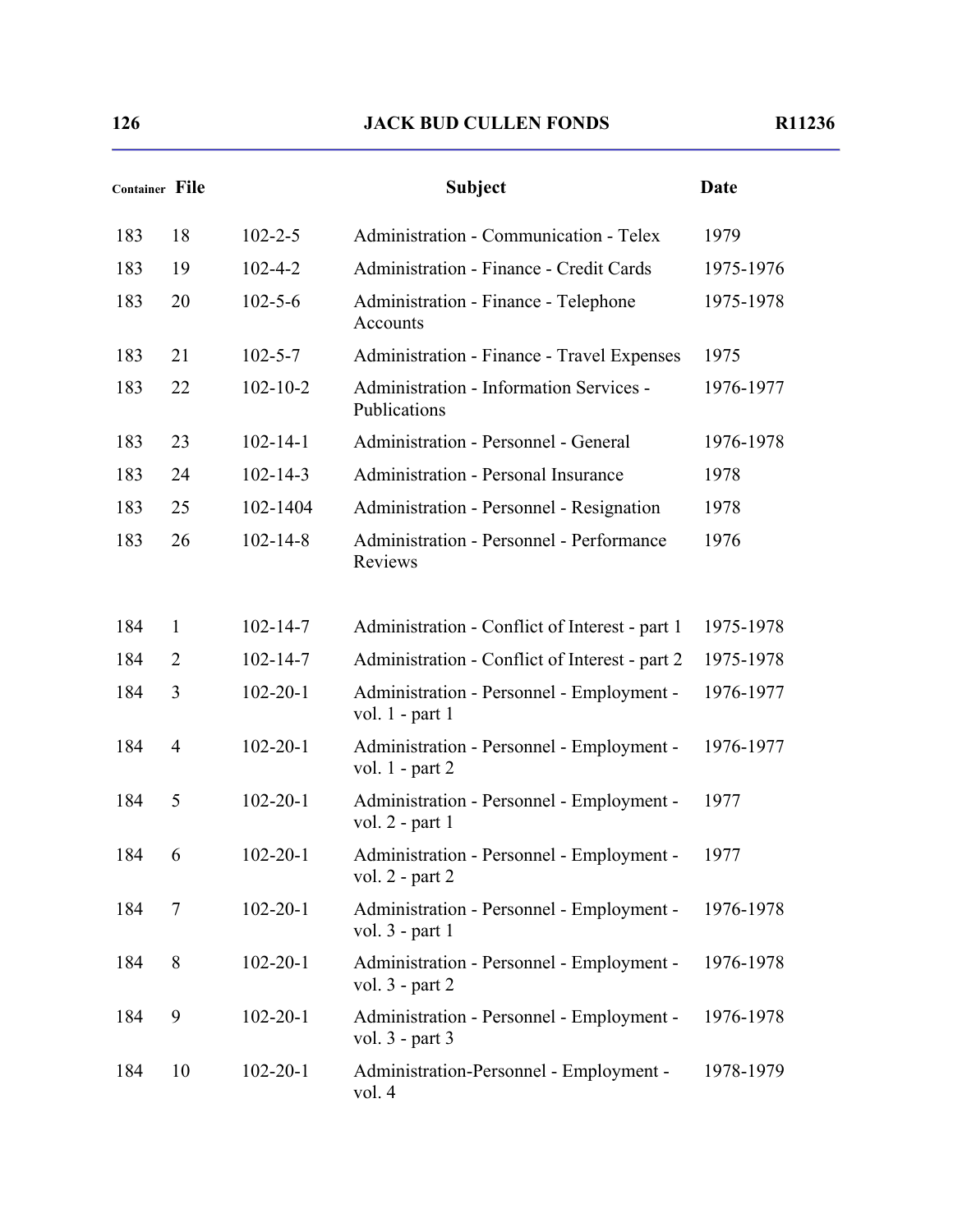| Container | File | | Subject | Date |
|---|---|---|---|---|
| 183 | 18 | 102-2-5 | Administration - Communication - Telex | 1979 |
| 183 | 19 | 102-4-2 | Administration - Finance - Credit Cards | 1975-1976 |
| 183 | 20 | 102-5-6 | Administration - Finance - Telephone Accounts | 1975-1978 |
| 183 | 21 | 102-5-7 | Administration - Finance - Travel Expenses | 1975 |
| 183 | 22 | 102-10-2 | Administration - Information Services - Publications | 1976-1977 |
| 183 | 23 | 102-14-1 | Administration - Personnel - General | 1976-1978 |
| 183 | 24 | 102-14-3 | Administration - Personal Insurance | 1978 |
| 183 | 25 | 102-1404 | Administration - Personnel - Resignation | 1978 |
| 183 | 26 | 102-14-8 | Administration - Personnel - Performance Reviews | 1976 |
| 184 | 1 | 102-14-7 | Administration - Conflict of Interest - part 1 | 1975-1978 |
| 184 | 2 | 102-14-7 | Administration - Conflict of Interest - part 2 | 1975-1978 |
| 184 | 3 | 102-20-1 | Administration - Personnel - Employment - vol. 1 - part 1 | 1976-1977 |
| 184 | 4 | 102-20-1 | Administration - Personnel - Employment - vol. 1 - part 2 | 1976-1977 |
| 184 | 5 | 102-20-1 | Administration - Personnel - Employment - vol. 2 - part 1 | 1977 |
| 184 | 6 | 102-20-1 | Administration - Personnel - Employment - vol. 2 - part 2 | 1977 |
| 184 | 7 | 102-20-1 | Administration - Personnel - Employment - vol. 3 - part 1 | 1976-1978 |
| 184 | 8 | 102-20-1 | Administration - Personnel - Employment - vol. 3 - part 2 | 1976-1978 |
| 184 | 9 | 102-20-1 | Administration - Personnel - Employment - vol. 3 - part 3 | 1976-1978 |
| 184 | 10 | 102-20-1 | Administration-Personnel - Employment - vol. 4 | 1978-1979 |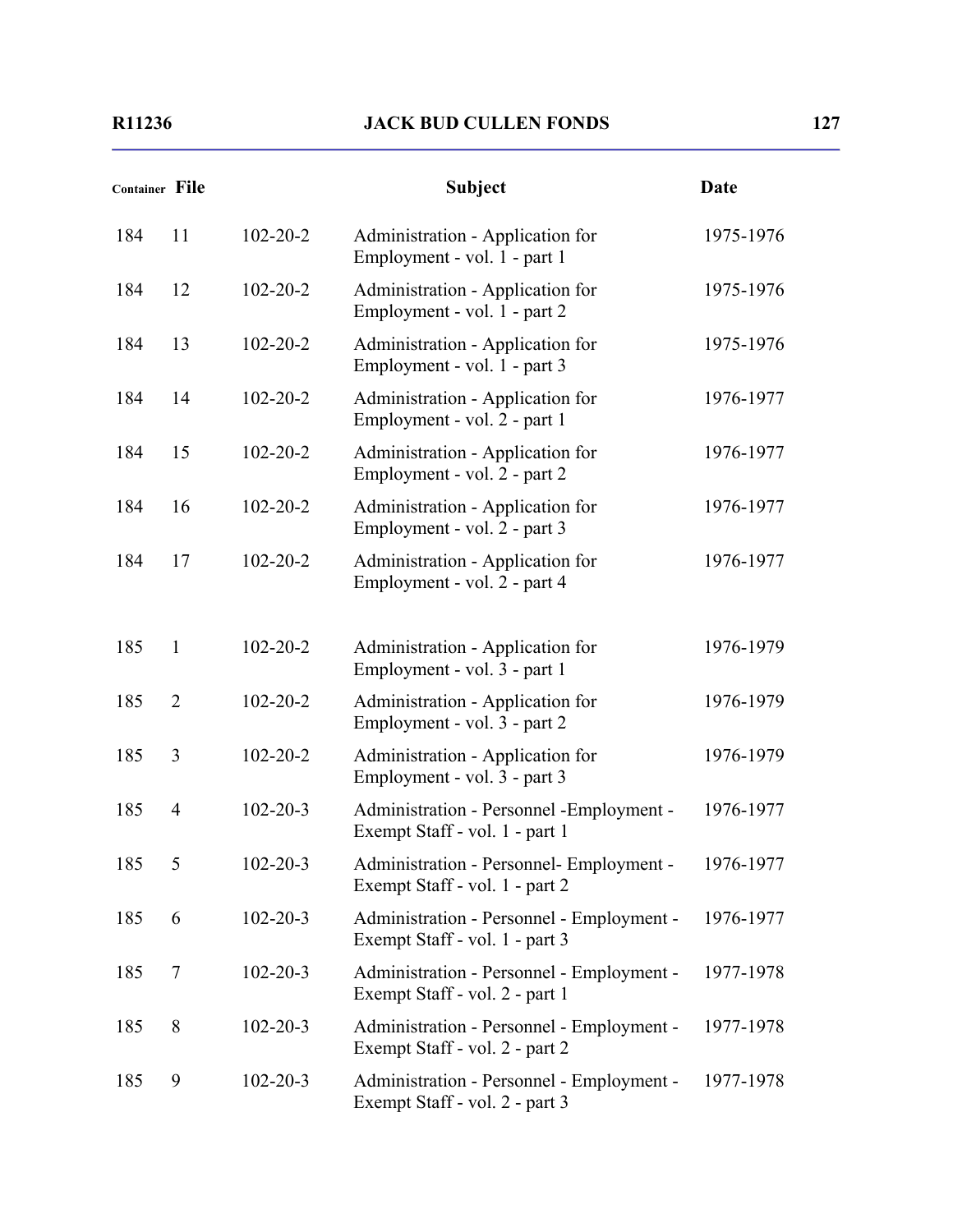| Container | File | | Subject | Date |
|---|---|---|---|---|
| 184 | 11 | 102-20-2 | Administration - Application for Employment - vol. 1 - part 1 | 1975-1976 |
| 184 | 12 | 102-20-2 | Administration - Application for Employment - vol. 1 - part 2 | 1975-1976 |
| 184 | 13 | 102-20-2 | Administration - Application for Employment - vol. 1 - part 3 | 1975-1976 |
| 184 | 14 | 102-20-2 | Administration - Application for Employment - vol. 2 - part 1 | 1976-1977 |
| 184 | 15 | 102-20-2 | Administration - Application for Employment - vol. 2 - part 2 | 1976-1977 |
| 184 | 16 | 102-20-2 | Administration - Application for Employment - vol. 2 - part 3 | 1976-1977 |
| 184 | 17 | 102-20-2 | Administration - Application for Employment - vol. 2 - part 4 | 1976-1977 |
| 185 | 1 | 102-20-2 | Administration - Application for Employment - vol. 3 - part 1 | 1976-1979 |
| 185 | 2 | 102-20-2 | Administration - Application for Employment - vol. 3 - part 2 | 1976-1979 |
| 185 | 3 | 102-20-2 | Administration - Application for Employment - vol. 3 - part 3 | 1976-1979 |
| 185 | 4 | 102-20-3 | Administration - Personnel -Employment - Exempt Staff - vol. 1 - part 1 | 1976-1977 |
| 185 | 5 | 102-20-3 | Administration - Personnel- Employment - Exempt Staff - vol. 1 - part 2 | 1976-1977 |
| 185 | 6 | 102-20-3 | Administration - Personnel - Employment - Exempt Staff - vol. 1 - part 3 | 1976-1977 |
| 185 | 7 | 102-20-3 | Administration - Personnel - Employment - Exempt Staff - vol. 2 - part 1 | 1977-1978 |
| 185 | 8 | 102-20-3 | Administration - Personnel - Employment - Exempt Staff - vol. 2 - part 2 | 1977-1978 |
| 185 | 9 | 102-20-3 | Administration - Personnel - Employment - Exempt Staff - vol. 2 - part 3 | 1977-1978 |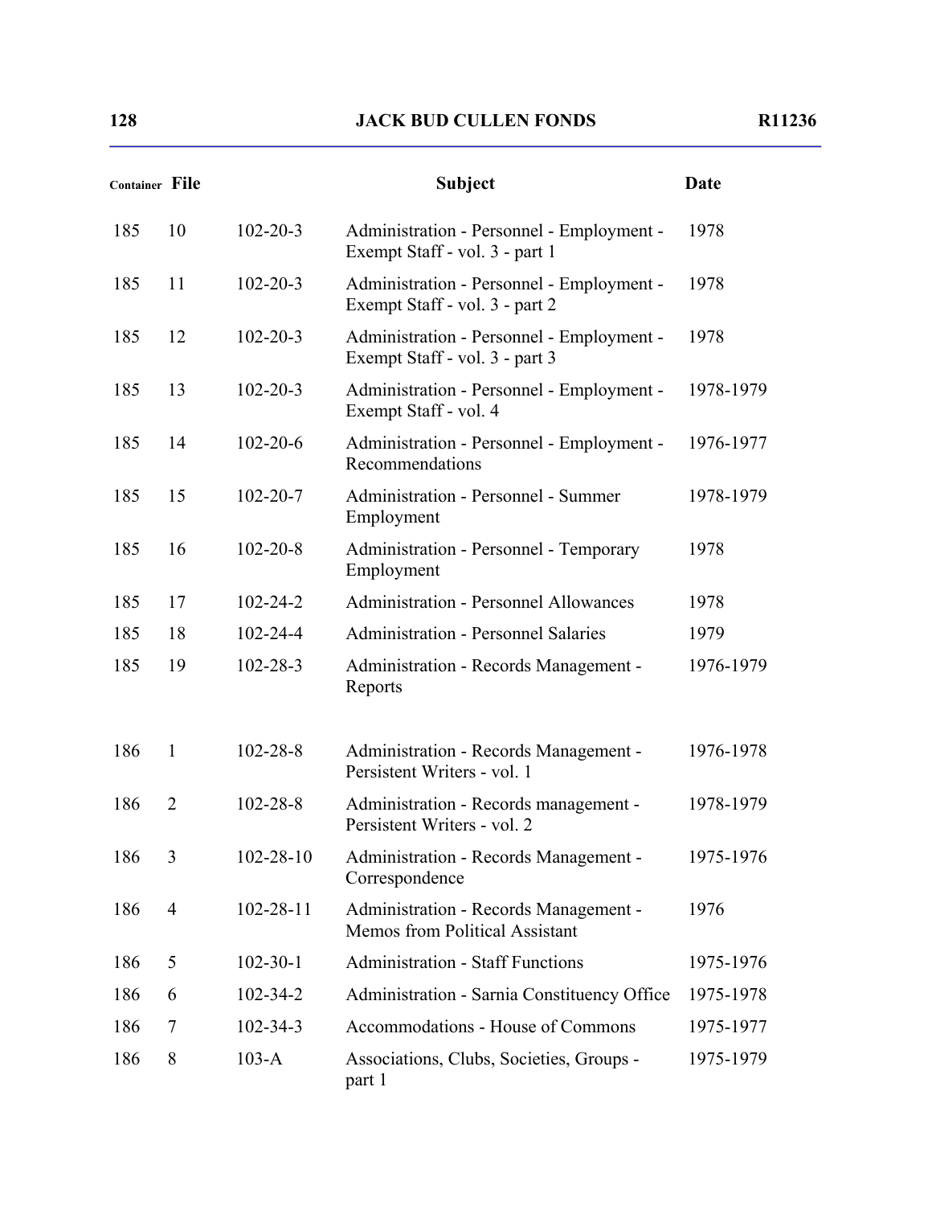| Container | File | | Subject | Date |
|---|---|---|---|---|
| 185 | 10 | 102-20-3 | Administration - Personnel - Employment - Exempt Staff - vol. 3 - part 1 | 1978 |
| 185 | 11 | 102-20-3 | Administration - Personnel - Employment - Exempt Staff - vol. 3 - part 2 | 1978 |
| 185 | 12 | 102-20-3 | Administration - Personnel - Employment - Exempt Staff - vol. 3 - part 3 | 1978 |
| 185 | 13 | 102-20-3 | Administration - Personnel - Employment - Exempt Staff - vol. 4 | 1978-1979 |
| 185 | 14 | 102-20-6 | Administration - Personnel - Employment - Recommendations | 1976-1977 |
| 185 | 15 | 102-20-7 | Administration - Personnel - Summer Employment | 1978-1979 |
| 185 | 16 | 102-20-8 | Administration - Personnel - Temporary Employment | 1978 |
| 185 | 17 | 102-24-2 | Administration - Personnel Allowances | 1978 |
| 185 | 18 | 102-24-4 | Administration - Personnel Salaries | 1979 |
| 185 | 19 | 102-28-3 | Administration - Records Management - Reports | 1976-1979 |
| 186 | 1 | 102-28-8 | Administration - Records Management - Persistent Writers - vol. 1 | 1976-1978 |
| 186 | 2 | 102-28-8 | Administration - Records management - Persistent Writers - vol. 2 | 1978-1979 |
| 186 | 3 | 102-28-10 | Administration - Records Management - Correspondence | 1975-1976 |
| 186 | 4 | 102-28-11 | Administration - Records Management - Memos from Political Assistant | 1976 |
| 186 | 5 | 102-30-1 | Administration - Staff Functions | 1975-1976 |
| 186 | 6 | 102-34-2 | Administration - Sarnia Constituency Office | 1975-1978 |
| 186 | 7 | 102-34-3 | Accommodations - House of Commons | 1975-1977 |
| 186 | 8 | 103-A | Associations, Clubs, Societies, Groups - part 1 | 1975-1979 |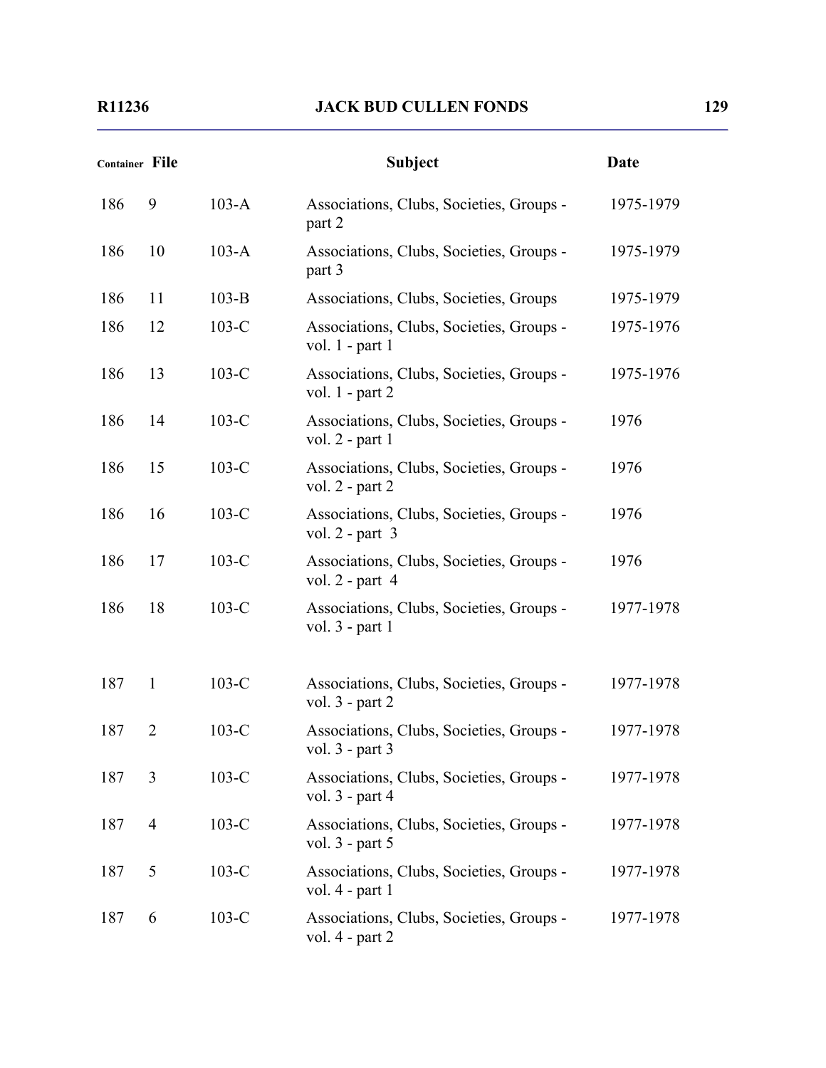| Container | File | | Subject | Date |
|---|---|---|---|---|
| 186 | 9 | 103-A | Associations, Clubs, Societies, Groups - part 2 | 1975-1979 |
| 186 | 10 | 103-A | Associations, Clubs, Societies, Groups - part 3 | 1975-1979 |
| 186 | 11 | 103-B | Associations, Clubs, Societies, Groups | 1975-1979 |
| 186 | 12 | 103-C | Associations, Clubs, Societies, Groups - vol. 1 - part 1 | 1975-1976 |
| 186 | 13 | 103-C | Associations, Clubs, Societies, Groups - vol. 1 - part 2 | 1975-1976 |
| 186 | 14 | 103-C | Associations, Clubs, Societies, Groups - vol. 2 - part 1 | 1976 |
| 186 | 15 | 103-C | Associations, Clubs, Societies, Groups - vol. 2 - part 2 | 1976 |
| 186 | 16 | 103-C | Associations, Clubs, Societies, Groups - vol. 2 - part 3 | 1976 |
| 186 | 17 | 103-C | Associations, Clubs, Societies, Groups - vol. 2 - part 4 | 1976 |
| 186 | 18 | 103-C | Associations, Clubs, Societies, Groups - vol. 3 - part 1 | 1977-1978 |
| 187 | 1 | 103-C | Associations, Clubs, Societies, Groups - vol. 3 - part 2 | 1977-1978 |
| 187 | 2 | 103-C | Associations, Clubs, Societies, Groups - vol. 3 - part 3 | 1977-1978 |
| 187 | 3 | 103-C | Associations, Clubs, Societies, Groups - vol. 3 - part 4 | 1977-1978 |
| 187 | 4 | 103-C | Associations, Clubs, Societies, Groups - vol. 3 - part 5 | 1977-1978 |
| 187 | 5 | 103-C | Associations, Clubs, Societies, Groups - vol. 4 - part 1 | 1977-1978 |
| 187 | 6 | 103-C | Associations, Clubs, Societies, Groups - vol. 4 - part 2 | 1977-1978 |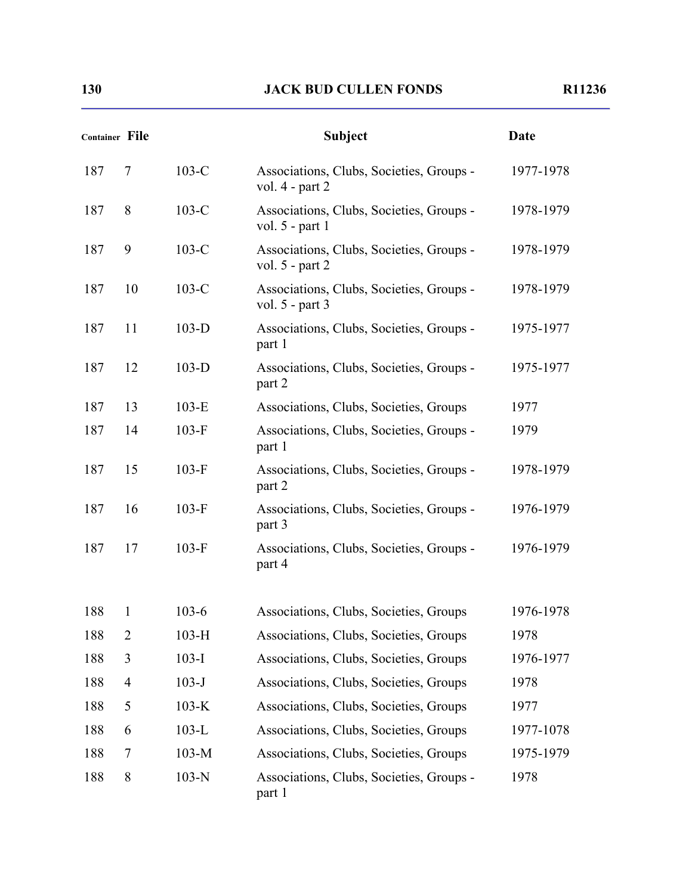| Container | File | | Subject | Date |
|---|---|---|---|---|
| 187 | 7 | 103-C | Associations, Clubs, Societies, Groups - vol. 4 - part 2 | 1977-1978 |
| 187 | 8 | 103-C | Associations, Clubs, Societies, Groups - vol. 5 - part 1 | 1978-1979 |
| 187 | 9 | 103-C | Associations, Clubs, Societies, Groups - vol. 5 - part 2 | 1978-1979 |
| 187 | 10 | 103-C | Associations, Clubs, Societies, Groups - vol. 5 - part 3 | 1978-1979 |
| 187 | 11 | 103-D | Associations, Clubs, Societies, Groups - part 1 | 1975-1977 |
| 187 | 12 | 103-D | Associations, Clubs, Societies, Groups - part 2 | 1975-1977 |
| 187 | 13 | 103-E | Associations, Clubs, Societies, Groups | 1977 |
| 187 | 14 | 103-F | Associations, Clubs, Societies, Groups - part 1 | 1979 |
| 187 | 15 | 103-F | Associations, Clubs, Societies, Groups - part 2 | 1978-1979 |
| 187 | 16 | 103-F | Associations, Clubs, Societies, Groups - part 3 | 1976-1979 |
| 187 | 17 | 103-F | Associations, Clubs, Societies, Groups - part 4 | 1976-1979 |
| 188 | 1 | 103-6 | Associations, Clubs, Societies, Groups | 1976-1978 |
| 188 | 2 | 103-H | Associations, Clubs, Societies, Groups | 1978 |
| 188 | 3 | 103-I | Associations, Clubs, Societies, Groups | 1976-1977 |
| 188 | 4 | 103-J | Associations, Clubs, Societies, Groups | 1978 |
| 188 | 5 | 103-K | Associations, Clubs, Societies, Groups | 1977 |
| 188 | 6 | 103-L | Associations, Clubs, Societies, Groups | 1977-1078 |
| 188 | 7 | 103-M | Associations, Clubs, Societies, Groups | 1975-1979 |
| 188 | 8 | 103-N | Associations, Clubs, Societies, Groups - part 1 | 1978 |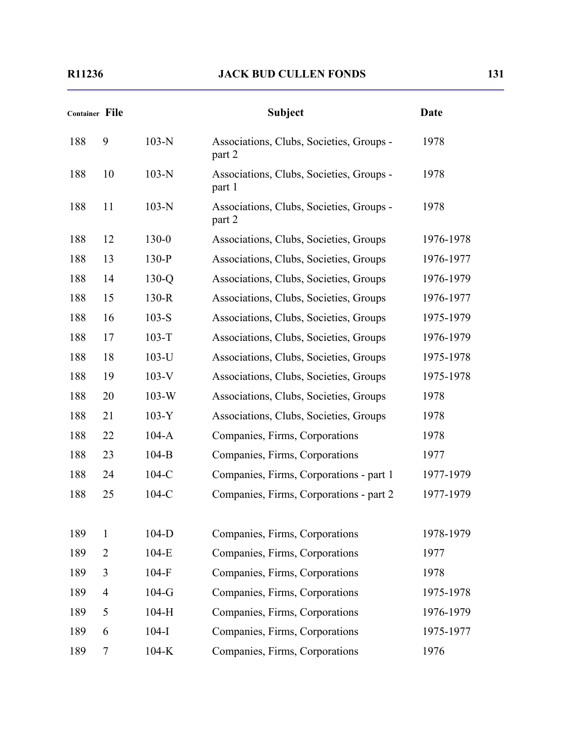| Container | File | | Subject | Date |
|---|---|---|---|---|
| 188 | 9 | 103-N | Associations, Clubs, Societies, Groups - part 2 | 1978 |
| 188 | 10 | 103-N | Associations, Clubs, Societies, Groups - part 1 | 1978 |
| 188 | 11 | 103-N | Associations, Clubs, Societies, Groups - part 2 | 1978 |
| 188 | 12 | 130-0 | Associations, Clubs, Societies, Groups | 1976-1978 |
| 188 | 13 | 130-P | Associations, Clubs, Societies, Groups | 1976-1977 |
| 188 | 14 | 130-Q | Associations, Clubs, Societies, Groups | 1976-1979 |
| 188 | 15 | 130-R | Associations, Clubs, Societies, Groups | 1976-1977 |
| 188 | 16 | 103-S | Associations, Clubs, Societies, Groups | 1975-1979 |
| 188 | 17 | 103-T | Associations, Clubs, Societies, Groups | 1976-1979 |
| 188 | 18 | 103-U | Associations, Clubs, Societies, Groups | 1975-1978 |
| 188 | 19 | 103-V | Associations, Clubs, Societies, Groups | 1975-1978 |
| 188 | 20 | 103-W | Associations, Clubs, Societies, Groups | 1978 |
| 188 | 21 | 103-Y | Associations, Clubs, Societies, Groups | 1978 |
| 188 | 22 | 104-A | Companies, Firms, Corporations | 1978 |
| 188 | 23 | 104-B | Companies, Firms, Corporations | 1977 |
| 188 | 24 | 104-C | Companies, Firms, Corporations - part 1 | 1977-1979 |
| 188 | 25 | 104-C | Companies, Firms, Corporations - part 2 | 1977-1979 |
| 189 | 1 | 104-D | Companies, Firms, Corporations | 1978-1979 |
| 189 | 2 | 104-E | Companies, Firms, Corporations | 1977 |
| 189 | 3 | 104-F | Companies, Firms, Corporations | 1978 |
| 189 | 4 | 104-G | Companies, Firms, Corporations | 1975-1978 |
| 189 | 5 | 104-H | Companies, Firms, Corporations | 1976-1979 |
| 189 | 6 | 104-I | Companies, Firms, Corporations | 1975-1977 |
| 189 | 7 | 104-K | Companies, Firms, Corporations | 1976 |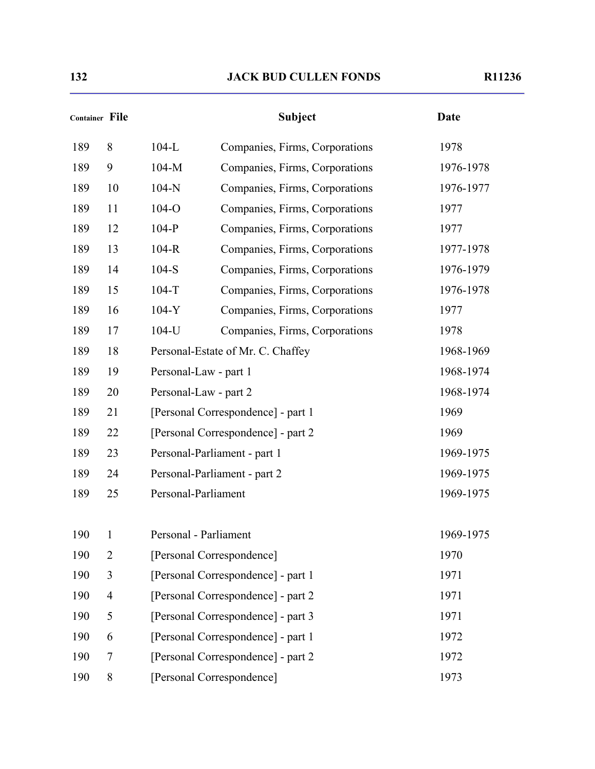| Container | File | Subject | | Date |
|---|---|---|---|---|
| 189 | 8 | 104-L | Companies, Firms, Corporations | 1978 |
| 189 | 9 | 104-M | Companies, Firms, Corporations | 1976-1978 |
| 189 | 10 | 104-N | Companies, Firms, Corporations | 1976-1977 |
| 189 | 11 | 104-O | Companies, Firms, Corporations | 1977 |
| 189 | 12 | 104-P | Companies, Firms, Corporations | 1977 |
| 189 | 13 | 104-R | Companies, Firms, Corporations | 1977-1978 |
| 189 | 14 | 104-S | Companies, Firms, Corporations | 1976-1979 |
| 189 | 15 | 104-T | Companies, Firms, Corporations | 1976-1978 |
| 189 | 16 | 104-Y | Companies, Firms, Corporations | 1977 |
| 189 | 17 | 104-U | Companies, Firms, Corporations | 1978 |
| 189 | 18 | Personal-Estate of Mr. C. Chaffey | | 1968-1969 |
| 189 | 19 | Personal-Law - part 1 | | 1968-1974 |
| 189 | 20 | Personal-Law - part 2 | | 1968-1974 |
| 189 | 21 | [Personal Correspondence] - part 1 | | 1969 |
| 189 | 22 | [Personal Correspondence] - part 2 | | 1969 |
| 189 | 23 | Personal-Parliament - part 1 | | 1969-1975 |
| 189 | 24 | Personal-Parliament - part 2 | | 1969-1975 |
| 189 | 25 | Personal-Parliament | | 1969-1975 |
| 190 | 1 | Personal - Parliament | | 1969-1975 |
| 190 | 2 | [Personal Correspondence] | | 1970 |
| 190 | 3 | [Personal Correspondence] - part 1 | | 1971 |
| 190 | 4 | [Personal Correspondence] - part 2 | | 1971 |
| 190 | 5 | [Personal Correspondence] - part 3 | | 1971 |
| 190 | 6 | [Personal Correspondence] - part 1 | | 1972 |
| 190 | 7 | [Personal Correspondence] - part 2 | | 1972 |
| 190 | 8 | [Personal Correspondence] | | 1973 |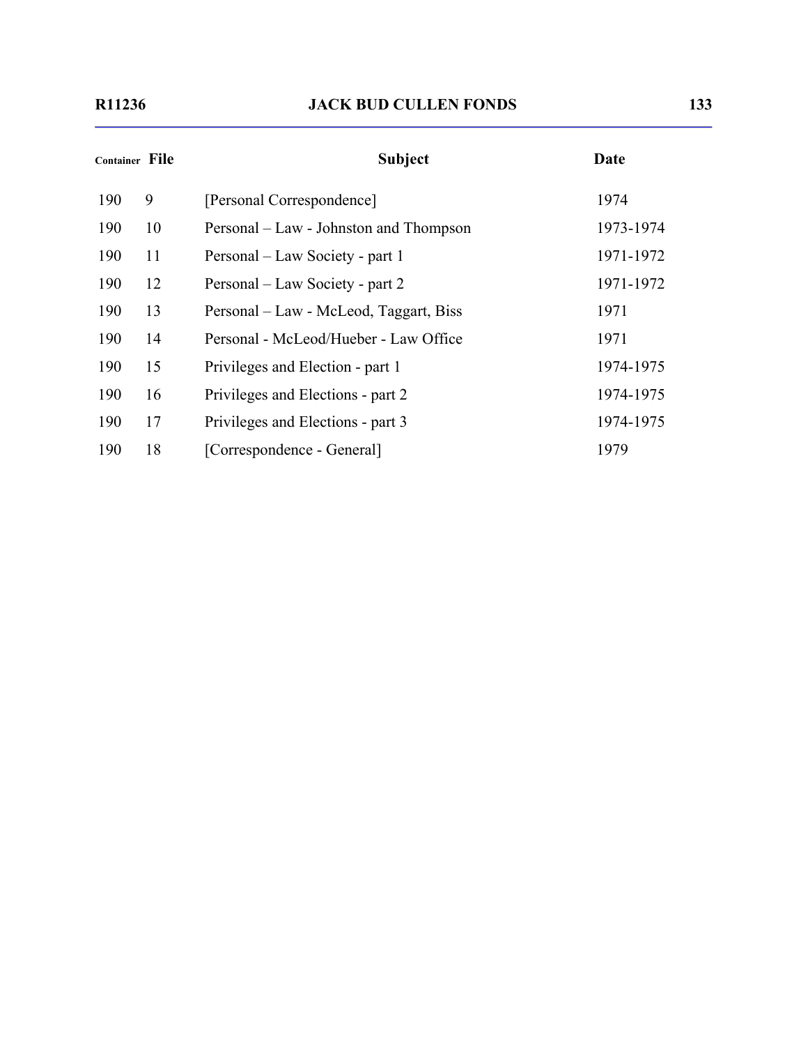| Container | File | Subject | Date |
|---|---|---|---|
| 190 | 9 | [Personal Correspondence] | 1974 |
| 190 | 10 | Personal – Law - Johnston and Thompson | 1973-1974 |
| 190 | 11 | Personal – Law Society - part 1 | 1971-1972 |
| 190 | 12 | Personal – Law Society - part 2 | 1971-1972 |
| 190 | 13 | Personal – Law - McLeod, Taggart, Biss | 1971 |
| 190 | 14 | Personal - McLeod/Hueber - Law Office | 1971 |
| 190 | 15 | Privileges and Election - part 1 | 1974-1975 |
| 190 | 16 | Privileges and Elections - part 2 | 1974-1975 |
| 190 | 17 | Privileges and Elections - part 3 | 1974-1975 |
| 190 | 18 | [Correspondence - General] | 1979 |